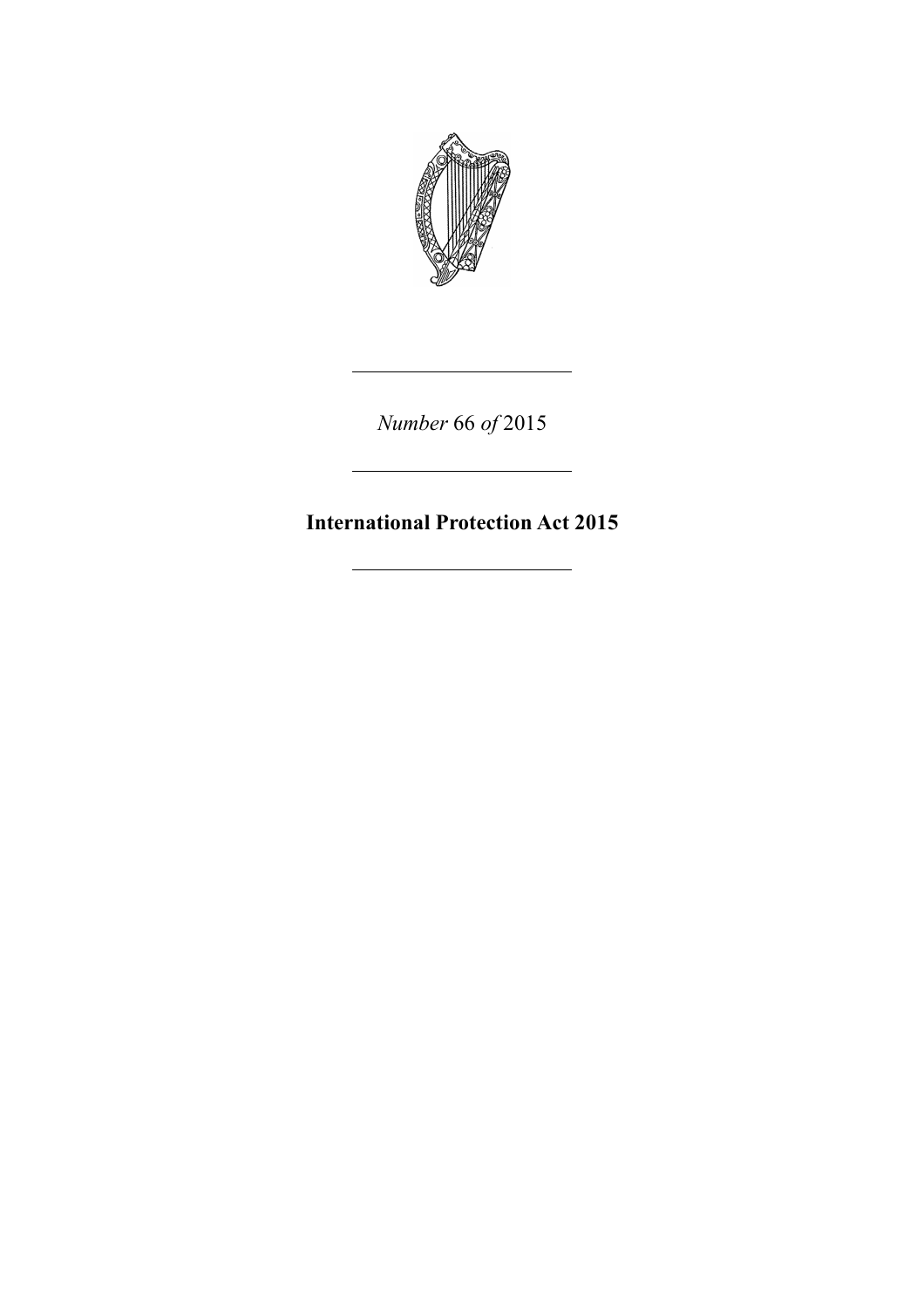*Number* 66 *of* 2015

---

# International Protection Act 2015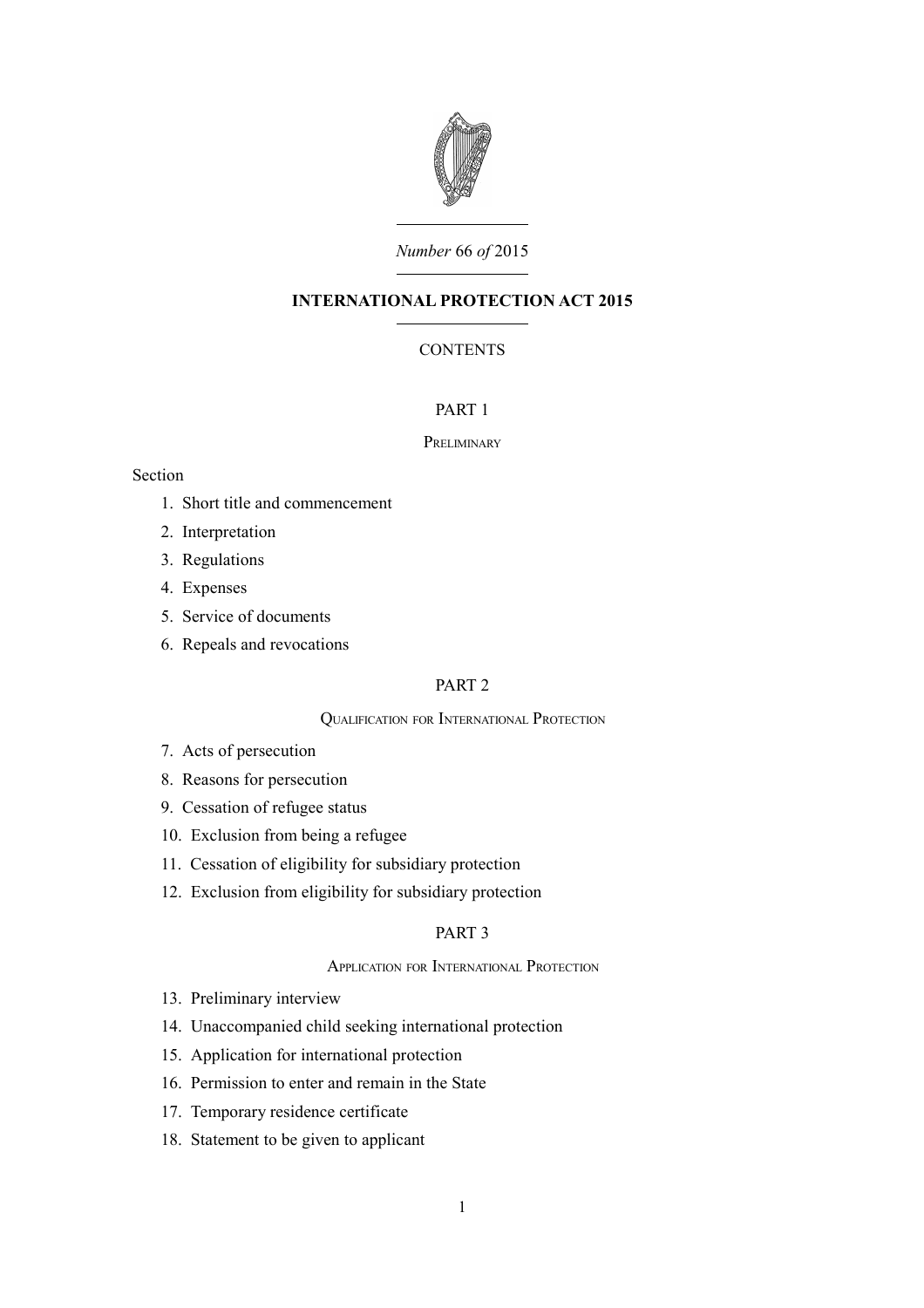*Number* 66 *of* 2015

# INTERNATIONAL PROTECTION ACT 2015

CONTENTS

## PART 1

### Preliminary

Section

1. Short title and commencement
2. Interpretation
3. Regulations
4. Expenses
5. Service of documents
6. Repeals and revocations

## PART 2

### Qualification for International Protection

7. Acts of persecution
8. Reasons for persecution
9. Cessation of refugee status
10. Exclusion from being a refugee
11. Cessation of eligibility for subsidiary protection
12. Exclusion from eligibility for subsidiary protection

## PART 3

### Application for International Protection

13. Preliminary interview
14. Unaccompanied child seeking international protection
15. Application for international protection
16. Permission to enter and remain in the State
17. Temporary residence certificate
18. Statement to be given to applicant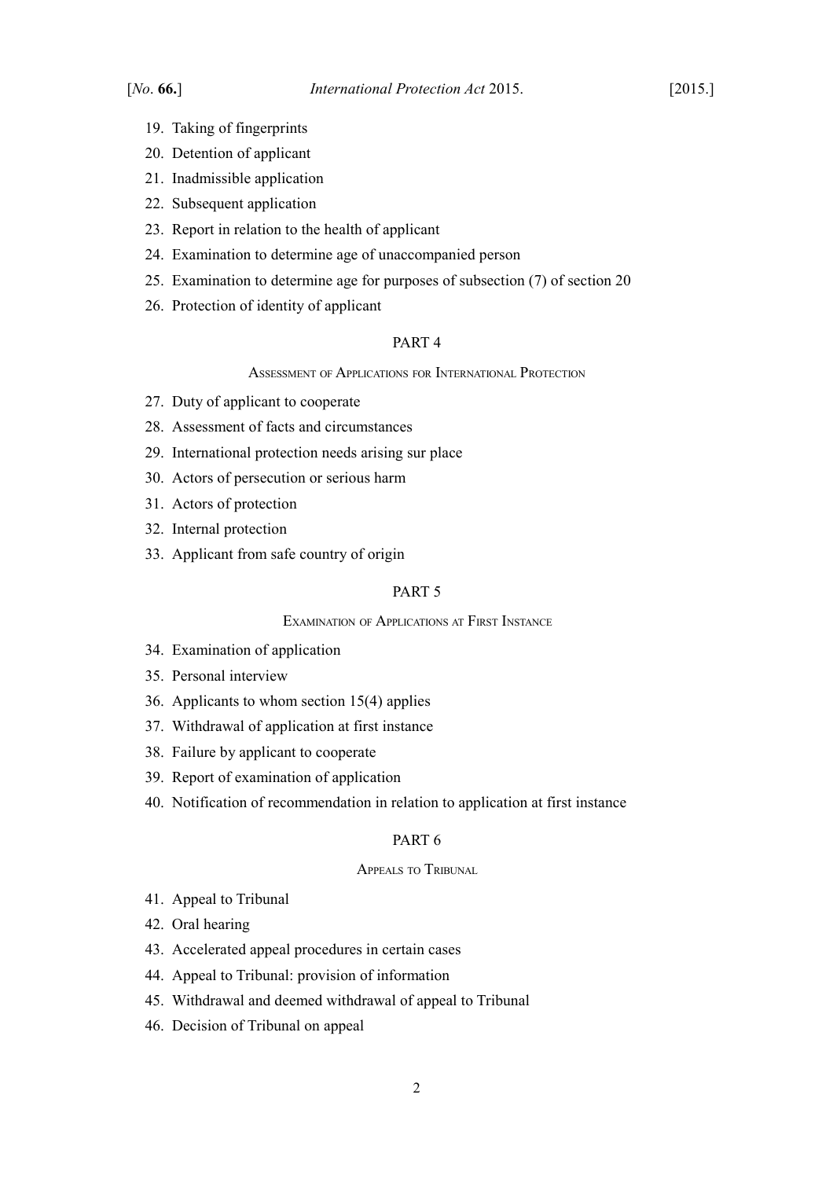19. Taking of fingerprints

20. Detention of applicant

21. Inadmissible application

22. Subsequent application

23. Report in relation to the health of applicant

24. Examination to determine age of unaccompanied person

25. Examination to determine age for purposes of subsection (7) of section 20

26. Protection of identity of applicant

## PART 4

### Assessment of Applications for International Protection

27. Duty of applicant to cooperate

28. Assessment of facts and circumstances

29. International protection needs arising sur place

30. Actors of persecution or serious harm

31. Actors of protection

32. Internal protection

33. Applicant from safe country of origin

## PART 5

### Examination of Applications at First Instance

34. Examination of application

35. Personal interview

36. Applicants to whom section 15(4) applies

37. Withdrawal of application at first instance

38. Failure by applicant to cooperate

39. Report of examination of application

40. Notification of recommendation in relation to application at first instance

## PART 6

### Appeals to Tribunal

41. Appeal to Tribunal

42. Oral hearing

43. Accelerated appeal procedures in certain cases

44. Appeal to Tribunal: provision of information

45. Withdrawal and deemed withdrawal of appeal to Tribunal

46. Decision of Tribunal on appeal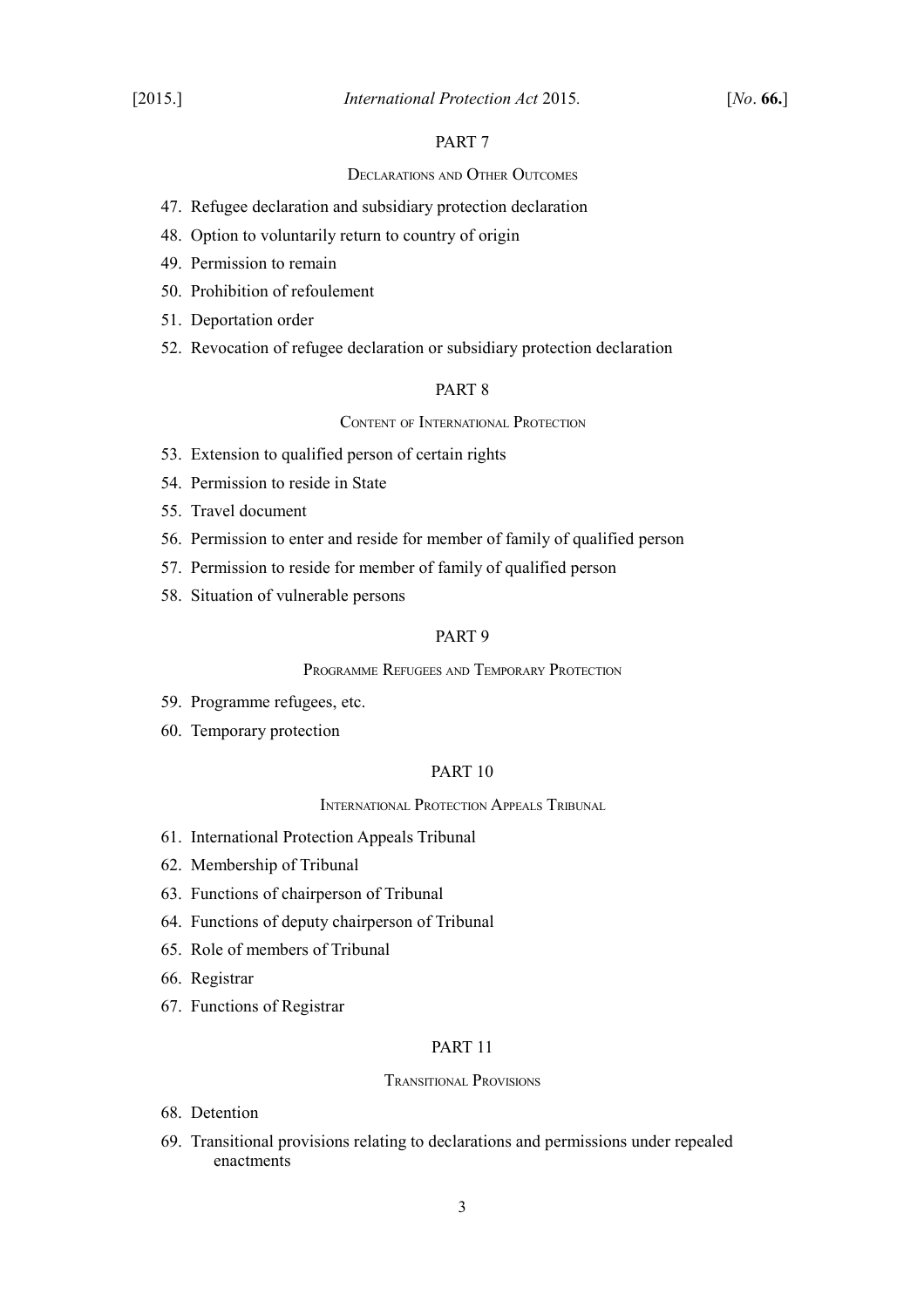PART 7

DECLARATIONS AND OTHER OUTCOMES

47. Refugee declaration and subsidiary protection declaration

48. Option to voluntarily return to country of origin

49. Permission to remain

50. Prohibition of refoulement

51. Deportation order

52. Revocation of refugee declaration or subsidiary protection declaration

PART 8

CONTENT OF INTERNATIONAL PROTECTION

53. Extension to qualified person of certain rights

54. Permission to reside in State

55. Travel document

56. Permission to enter and reside for member of family of qualified person

57. Permission to reside for member of family of qualified person

58. Situation of vulnerable persons

PART 9

PROGRAMME REFUGEES AND TEMPORARY PROTECTION

59. Programme refugees, etc.

60. Temporary protection

PART 10

INTERNATIONAL PROTECTION APPEALS TRIBUNAL

61. International Protection Appeals Tribunal

62. Membership of Tribunal

63. Functions of chairperson of Tribunal

64. Functions of deputy chairperson of Tribunal

65. Role of members of Tribunal

66. Registrar

67. Functions of Registrar

PART 11

TRANSITIONAL PROVISIONS

68. Detention

69. Transitional provisions relating to declarations and permissions under repealed enactments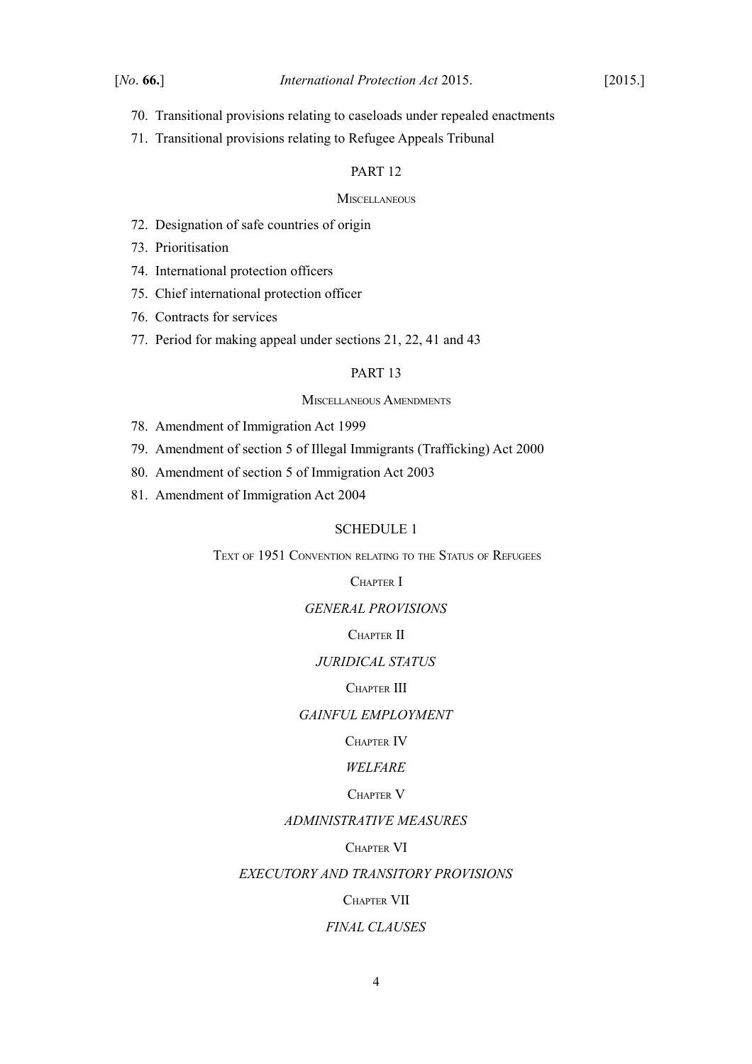70. Transitional provisions relating to caseloads under repealed enactments

71. Transitional provisions relating to Refugee Appeals Tribunal

## PART 12

### Miscellaneous

72. Designation of safe countries of origin

73. Prioritisation

74. International protection officers

75. Chief international protection officer

76. Contracts for services

77. Period for making appeal under sections 21, 22, 41 and 43

## PART 13

### Miscellaneous Amendments

78. Amendment of Immigration Act 1999

79. Amendment of section 5 of Illegal Immigrants (Trafficking) Act 2000

80. Amendment of section 5 of Immigration Act 2003

81. Amendment of Immigration Act 2004

## SCHEDULE 1

### Text of 1951 Convention relating to the Status of Refugees

Chapter I

*GENERAL PROVISIONS*

Chapter II

*JURIDICAL STATUS*

Chapter III

*GAINFUL EMPLOYMENT*

Chapter IV

*WELFARE*

Chapter V

*ADMINISTRATIVE MEASURES*

Chapter VI

*EXECUTORY AND TRANSITORY PROVISIONS*

Chapter VII

*FINAL CLAUSES*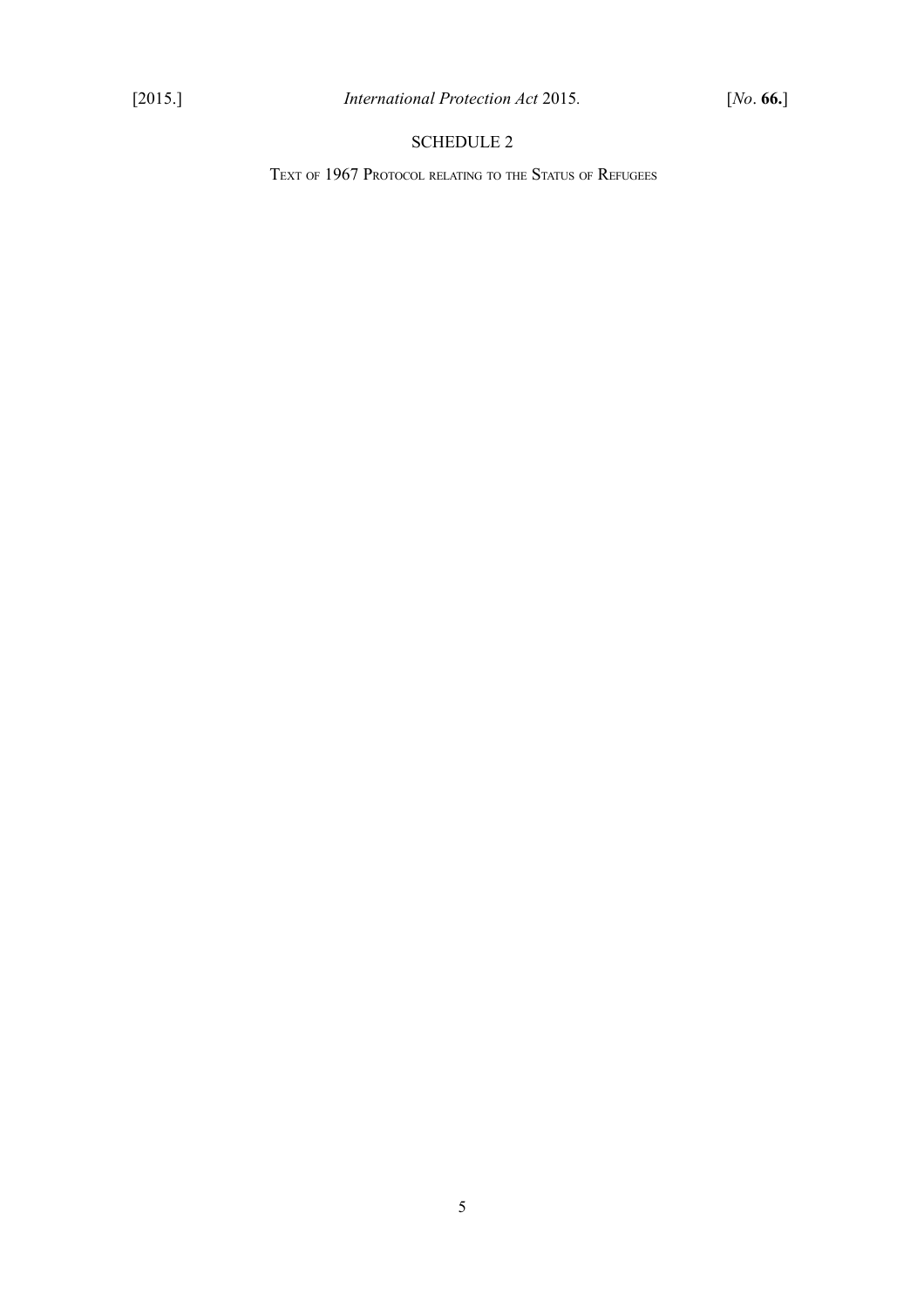## SCHEDULE 2

### Text of 1967 Protocol relating to the Status of Refugees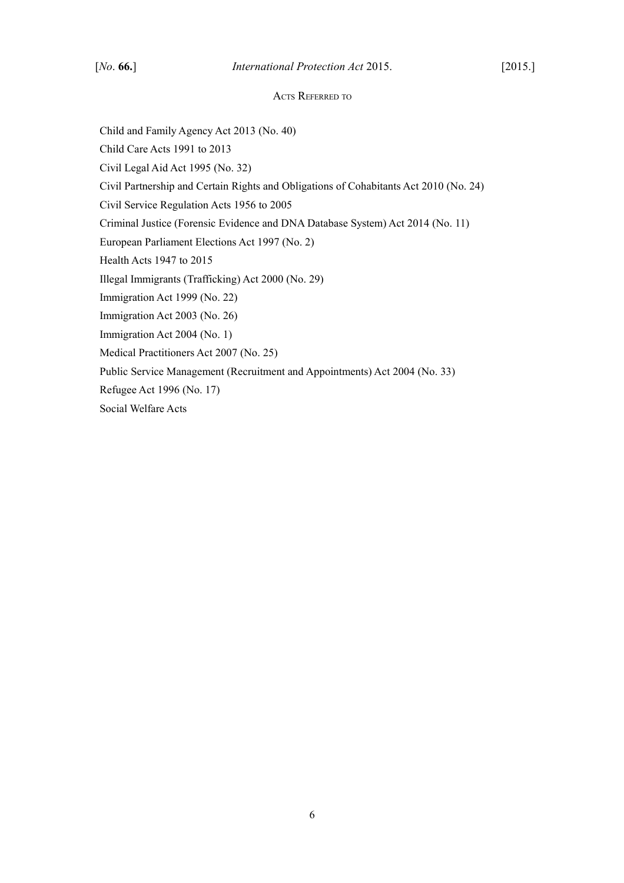## Acts Referred to

Child and Family Agency Act 2013 (No. 40)

Child Care Acts 1991 to 2013

Civil Legal Aid Act 1995 (No. 32)

Civil Partnership and Certain Rights and Obligations of Cohabitants Act 2010 (No. 24)

Civil Service Regulation Acts 1956 to 2005

Criminal Justice (Forensic Evidence and DNA Database System) Act 2014 (No. 11)

European Parliament Elections Act 1997 (No. 2)

Health Acts 1947 to 2015

Illegal Immigrants (Trafficking) Act 2000 (No. 29)

Immigration Act 1999 (No. 22)

Immigration Act 2003 (No. 26)

Immigration Act 2004 (No. 1)

Medical Practitioners Act 2007 (No. 25)

Public Service Management (Recruitment and Appointments) Act 2004 (No. 33)

Refugee Act 1996 (No. 17)

Social Welfare Acts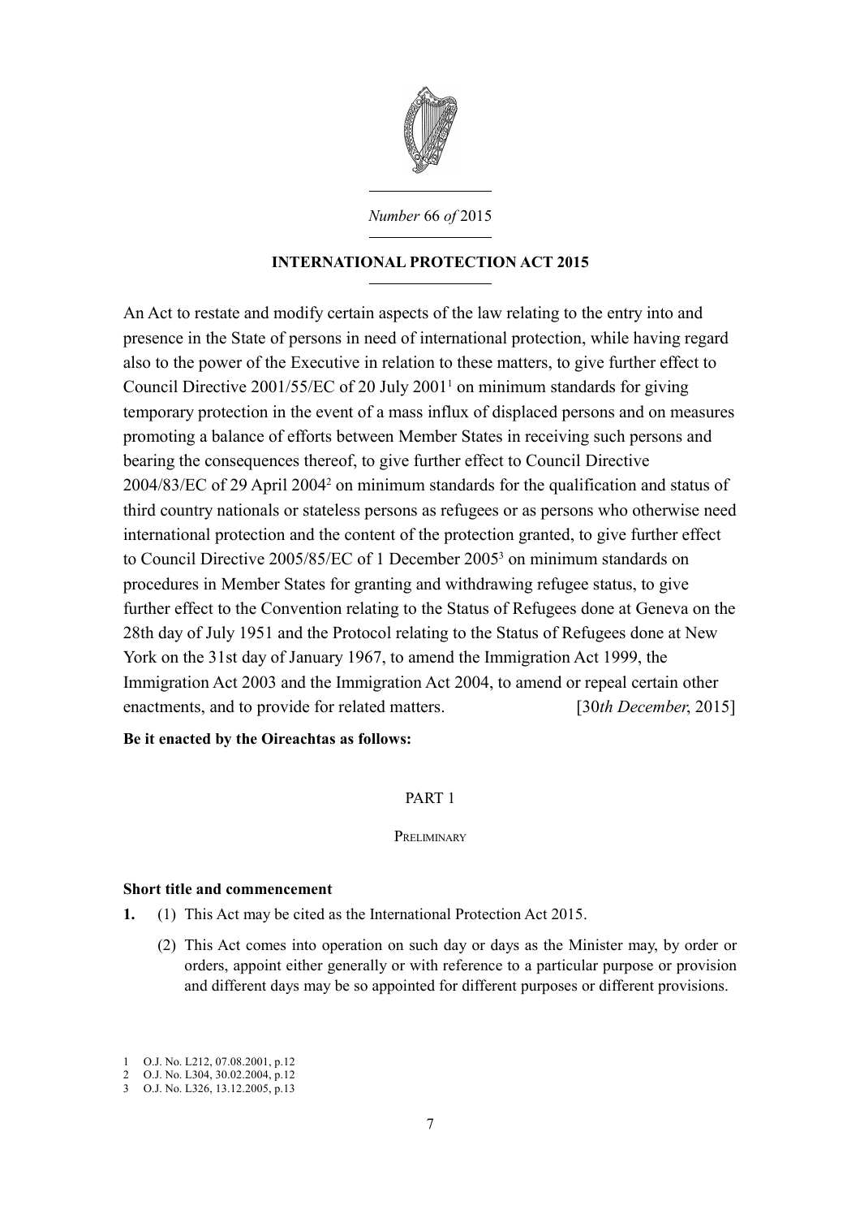*Number* 66 *of* 2015

# INTERNATIONAL PROTECTION ACT 2015

An Act to restate and modify certain aspects of the law relating to the entry into and presence in the State of persons in need of international protection, while having regard also to the power of the Executive in relation to these matters, to give further effect to Council Directive 2001/55/EC of 20 July 2001[1] on minimum standards for giving temporary protection in the event of a mass influx of displaced persons and on measures promoting a balance of efforts between Member States in receiving such persons and bearing the consequences thereof, to give further effect to Council Directive 2004/83/EC of 29 April 2004[2] on minimum standards for the qualification and status of third country nationals or stateless persons as refugees or as persons who otherwise need international protection and the content of the protection granted, to give further effect to Council Directive 2005/85/EC of 1 December 2005[3] on minimum standards on procedures in Member States for granting and withdrawing refugee status, to give further effect to the Convention relating to the Status of Refugees done at Geneva on the 28th day of July 1951 and the Protocol relating to the Status of Refugees done at New York on the 31st day of January 1967, to amend the Immigration Act 1999, the Immigration Act 2003 and the Immigration Act 2004, to amend or repeal certain other enactments, and to provide for related matters. [30*th December*, 2015]

**Be it enacted by the Oireachtas as follows:**

## PART 1

## PRELIMINARY

### Short title and commencement

**1.** (1) This Act may be cited as the International Protection Act 2015.

(2) This Act comes into operation on such day or days as the Minister may, by order or orders, appoint either generally or with reference to a particular purpose or provision and different days may be so appointed for different purposes or different provisions.

1 O.J. No. L212, 07.08.2001, p.12
2 O.J. No. L304, 30.02.2004, p.12
3 O.J. No. L326, 13.12.2005, p.13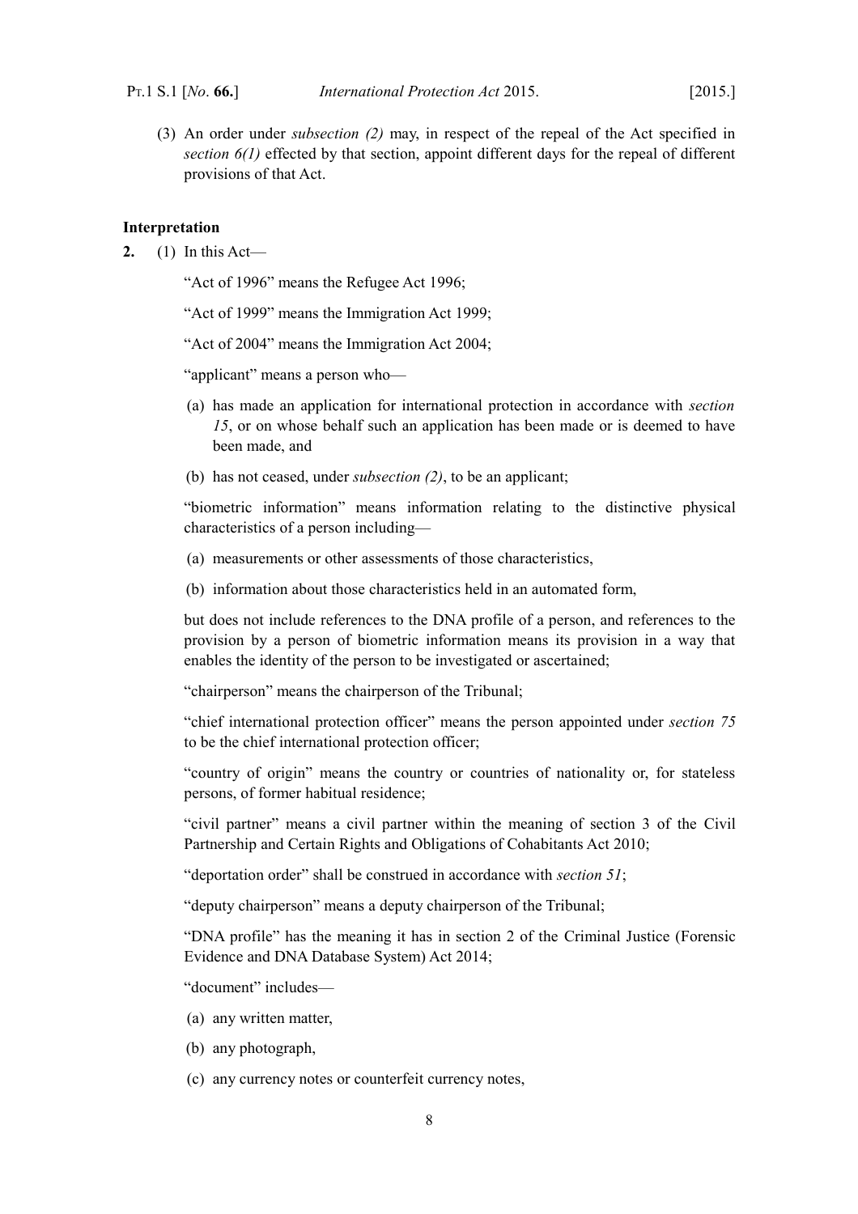(3) An order under *subsection (2)* may, in respect of the repeal of the Act specified in *section 6(1)* effected by that section, appoint different days for the repeal of different provisions of that Act.

**Interpretation**

**2.** (1) In this Act—

"Act of 1996" means the Refugee Act 1996;

"Act of 1999" means the Immigration Act 1999;

"Act of 2004" means the Immigration Act 2004;

"applicant" means a person who—

(a) has made an application for international protection in accordance with *section 15*, or on whose behalf such an application has been made or is deemed to have been made, and

(b) has not ceased, under *subsection (2)*, to be an applicant;

"biometric information" means information relating to the distinctive physical characteristics of a person including—

(a) measurements or other assessments of those characteristics,

(b) information about those characteristics held in an automated form,

but does not include references to the DNA profile of a person, and references to the provision by a person of biometric information means its provision in a way that enables the identity of the person to be investigated or ascertained;

"chairperson" means the chairperson of the Tribunal;

"chief international protection officer" means the person appointed under *section 75* to be the chief international protection officer;

"country of origin" means the country or countries of nationality or, for stateless persons, of former habitual residence;

"civil partner" means a civil partner within the meaning of section 3 of the Civil Partnership and Certain Rights and Obligations of Cohabitants Act 2010;

"deportation order" shall be construed in accordance with *section 51*;

"deputy chairperson" means a deputy chairperson of the Tribunal;

"DNA profile" has the meaning it has in section 2 of the Criminal Justice (Forensic Evidence and DNA Database System) Act 2014;

"document" includes—

(a) any written matter,

(b) any photograph,

(c) any currency notes or counterfeit currency notes,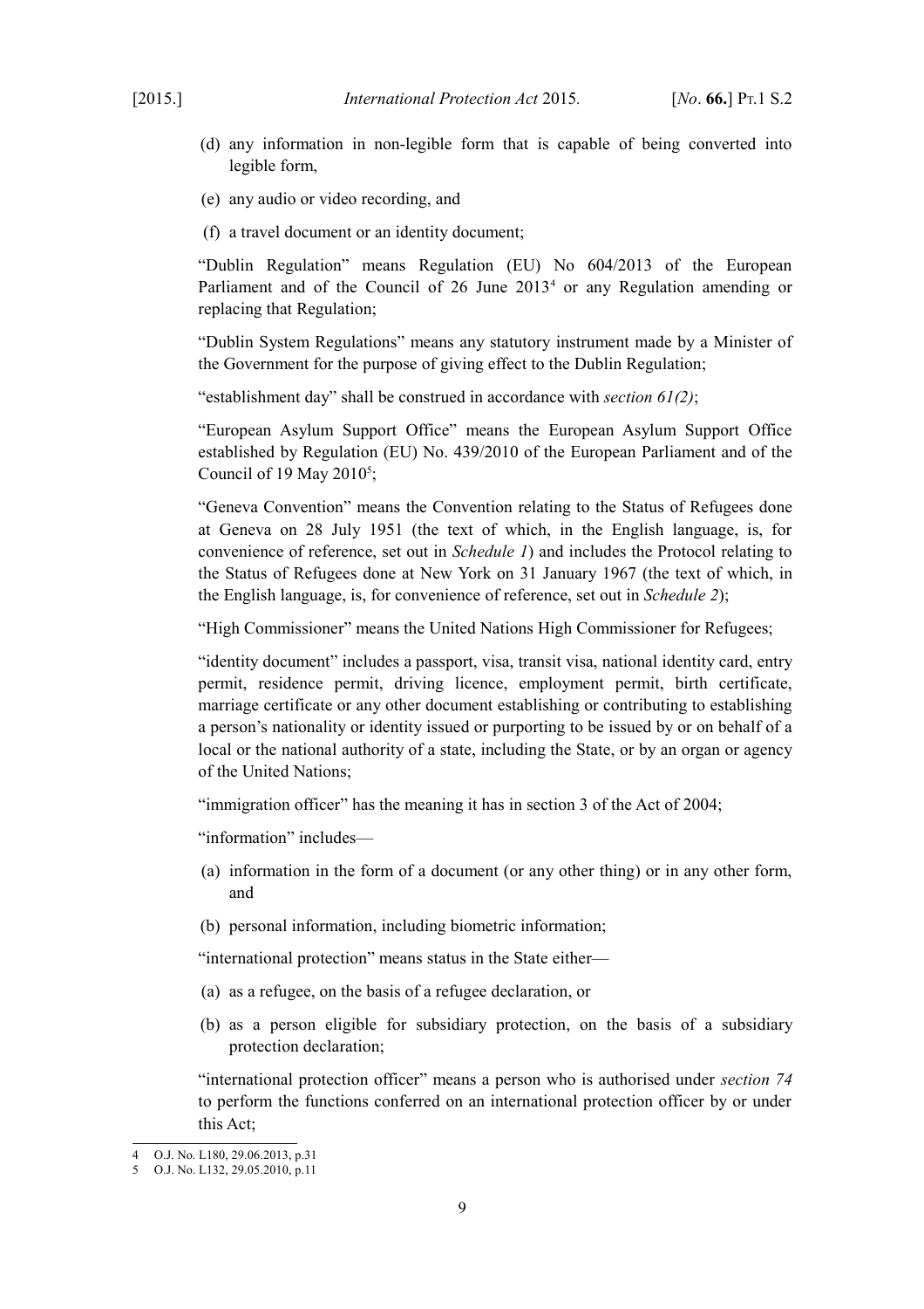(d) any information in non-legible form that is capable of being converted into legible form,

(e) any audio or video recording, and

(f) a travel document or an identity document;

"Dublin Regulation" means Regulation (EU) No 604/2013 of the European Parliament and of the Council of 26 June 2013[4] or any Regulation amending or replacing that Regulation;

"Dublin System Regulations" means any statutory instrument made by a Minister of the Government for the purpose of giving effect to the Dublin Regulation;

"establishment day" shall be construed in accordance with *section 61(2)*;

"European Asylum Support Office" means the European Asylum Support Office established by Regulation (EU) No. 439/2010 of the European Parliament and of the Council of 19 May 2010[5];

"Geneva Convention" means the Convention relating to the Status of Refugees done at Geneva on 28 July 1951 (the text of which, in the English language, is, for convenience of reference, set out in *Schedule 1*) and includes the Protocol relating to the Status of Refugees done at New York on 31 January 1967 (the text of which, in the English language, is, for convenience of reference, set out in *Schedule 2*);

"High Commissioner" means the United Nations High Commissioner for Refugees;

"identity document" includes a passport, visa, transit visa, national identity card, entry permit, residence permit, driving licence, employment permit, birth certificate, marriage certificate or any other document establishing or contributing to establishing a person's nationality or identity issued or purporting to be issued by or on behalf of a local or the national authority of a state, including the State, or by an organ or agency of the United Nations;

"immigration officer" has the meaning it has in section 3 of the Act of 2004;

"information" includes—

(a) information in the form of a document (or any other thing) or in any other form, and

(b) personal information, including biometric information;

"international protection" means status in the State either—

(a) as a refugee, on the basis of a refugee declaration, or

(b) as a person eligible for subsidiary protection, on the basis of a subsidiary protection declaration;

"international protection officer" means a person who is authorised under *section 74* to perform the functions conferred on an international protection officer by or under this Act;

---

4 O.J. No. L180, 29.06.2013, p.31

5 O.J. No. L132, 29.05.2010, p.11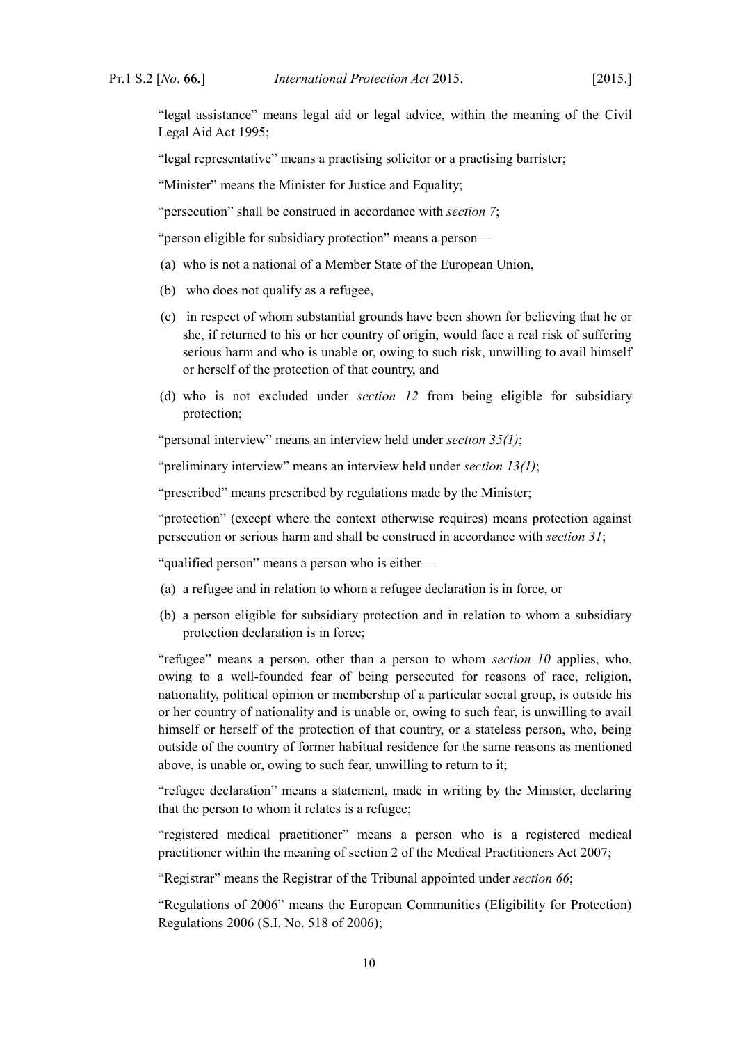"legal assistance" means legal aid or legal advice, within the meaning of the Civil Legal Aid Act 1995;

"legal representative" means a practising solicitor or a practising barrister;

"Minister" means the Minister for Justice and Equality;

"persecution" shall be construed in accordance with *section 7*;

"person eligible for subsidiary protection" means a person—

(a) who is not a national of a Member State of the European Union,

(b) who does not qualify as a refugee,

(c) in respect of whom substantial grounds have been shown for believing that he or she, if returned to his or her country of origin, would face a real risk of suffering serious harm and who is unable or, owing to such risk, unwilling to avail himself or herself of the protection of that country, and

(d) who is not excluded under *section 12* from being eligible for subsidiary protection;

"personal interview" means an interview held under *section 35(1)*;

"preliminary interview" means an interview held under *section 13(1)*;

"prescribed" means prescribed by regulations made by the Minister;

"protection" (except where the context otherwise requires) means protection against persecution or serious harm and shall be construed in accordance with *section 31*;

"qualified person" means a person who is either—

(a) a refugee and in relation to whom a refugee declaration is in force, or

(b) a person eligible for subsidiary protection and in relation to whom a subsidiary protection declaration is in force;

"refugee" means a person, other than a person to whom *section 10* applies, who, owing to a well-founded fear of being persecuted for reasons of race, religion, nationality, political opinion or membership of a particular social group, is outside his or her country of nationality and is unable or, owing to such fear, is unwilling to avail himself or herself of the protection of that country, or a stateless person, who, being outside of the country of former habitual residence for the same reasons as mentioned above, is unable or, owing to such fear, unwilling to return to it;

"refugee declaration" means a statement, made in writing by the Minister, declaring that the person to whom it relates is a refugee;

"registered medical practitioner" means a person who is a registered medical practitioner within the meaning of section 2 of the Medical Practitioners Act 2007;

"Registrar" means the Registrar of the Tribunal appointed under *section 66*;

"Regulations of 2006" means the European Communities (Eligibility for Protection) Regulations 2006 (S.I. No. 518 of 2006);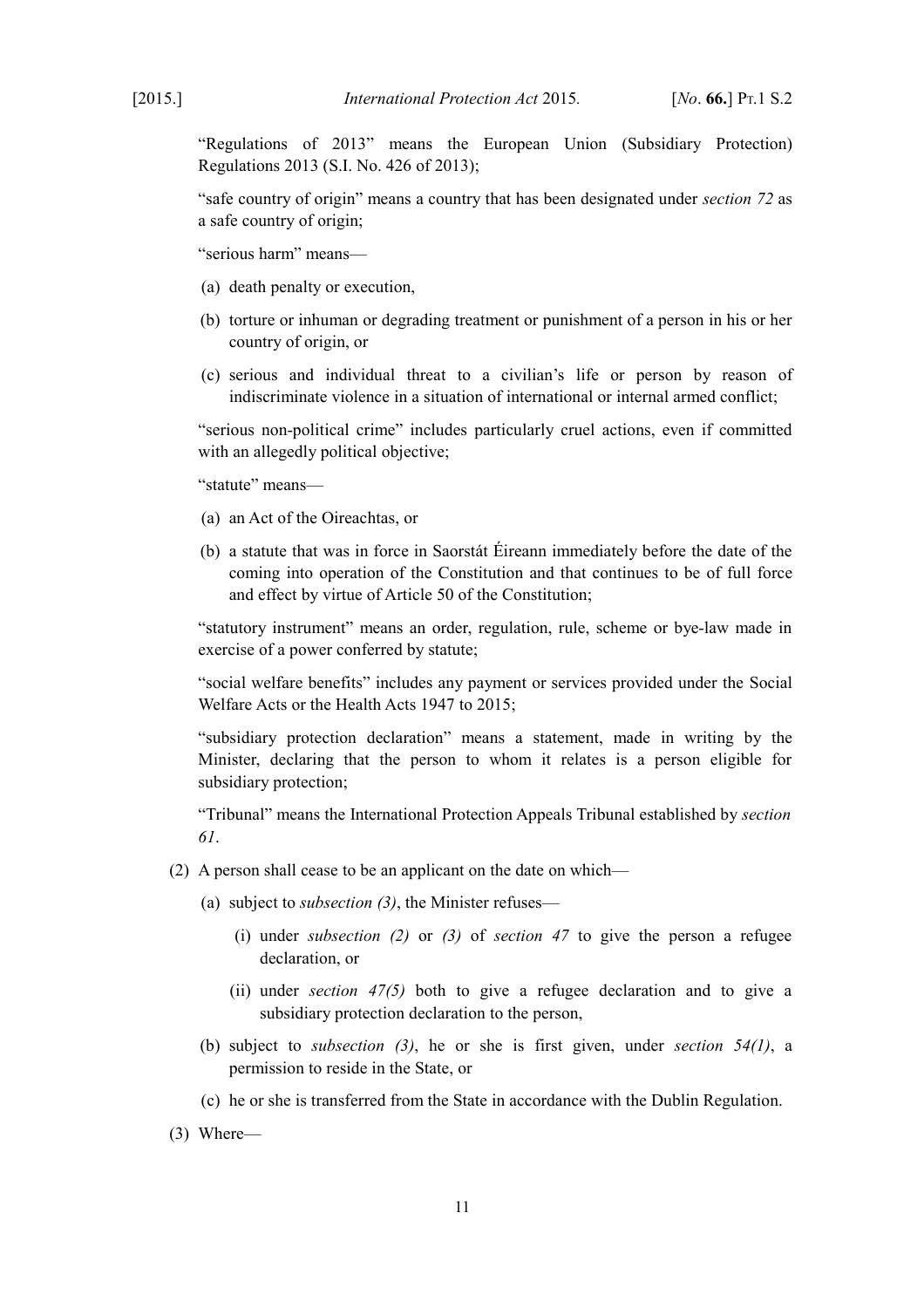"Regulations of 2013" means the European Union (Subsidiary Protection) Regulations 2013 (S.I. No. 426 of 2013);

"safe country of origin" means a country that has been designated under *section 72* as a safe country of origin;

"serious harm" means—

(a) death penalty or execution,

(b) torture or inhuman or degrading treatment or punishment of a person in his or her country of origin, or

(c) serious and individual threat to a civilian's life or person by reason of indiscriminate violence in a situation of international or internal armed conflict;

"serious non-political crime" includes particularly cruel actions, even if committed with an allegedly political objective;

"statute" means—

(a) an Act of the Oireachtas, or

(b) a statute that was in force in Saorstát Éireann immediately before the date of the coming into operation of the Constitution and that continues to be of full force and effect by virtue of Article 50 of the Constitution;

"statutory instrument" means an order, regulation, rule, scheme or bye-law made in exercise of a power conferred by statute;

"social welfare benefits" includes any payment or services provided under the Social Welfare Acts or the Health Acts 1947 to 2015;

"subsidiary protection declaration" means a statement, made in writing by the Minister, declaring that the person to whom it relates is a person eligible for subsidiary protection;

"Tribunal" means the International Protection Appeals Tribunal established by *section 61*.

(2) A person shall cease to be an applicant on the date on which—

(a) subject to *subsection (3)*, the Minister refuses—

(i) under *subsection (2)* or *(3)* of *section 47* to give the person a refugee declaration, or

(ii) under *section 47(5)* both to give a refugee declaration and to give a subsidiary protection declaration to the person,

(b) subject to *subsection (3)*, he or she is first given, under *section 54(1)*, a permission to reside in the State, or

(c) he or she is transferred from the State in accordance with the Dublin Regulation.

(3) Where—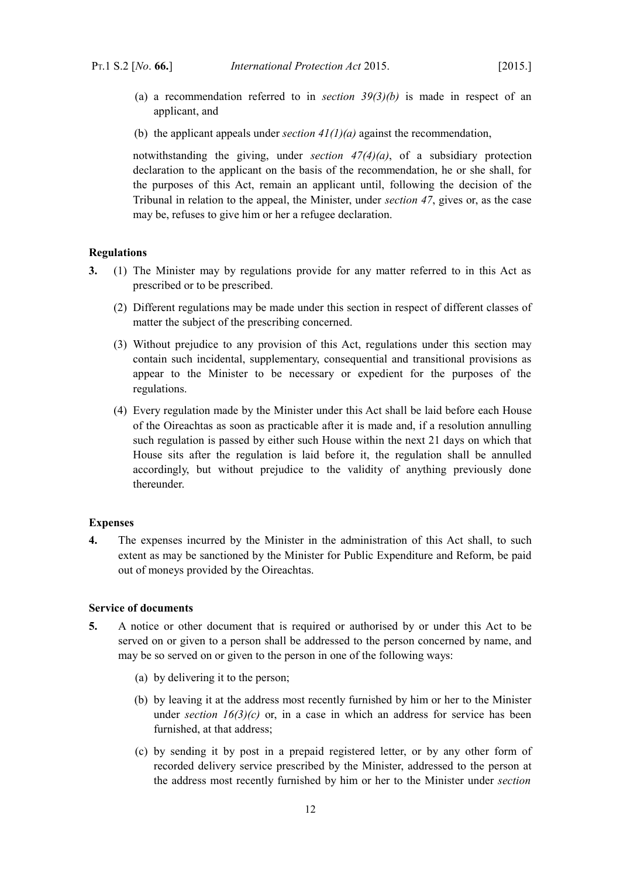(a) a recommendation referred to in *section 39(3)(b)* is made in respect of an applicant, and

(b) the applicant appeals under *section 41(1)(a)* against the recommendation,

notwithstanding the giving, under *section 47(4)(a)*, of a subsidiary protection declaration to the applicant on the basis of the recommendation, he or she shall, for the purposes of this Act, remain an applicant until, following the decision of the Tribunal in relation to the appeal, the Minister, under *section 47*, gives or, as the case may be, refuses to give him or her a refugee declaration.

**Regulations**

**3.** (1) The Minister may by regulations provide for any matter referred to in this Act as prescribed or to be prescribed.

(2) Different regulations may be made under this section in respect of different classes of matter the subject of the prescribing concerned.

(3) Without prejudice to any provision of this Act, regulations under this section may contain such incidental, supplementary, consequential and transitional provisions as appear to the Minister to be necessary or expedient for the purposes of the regulations.

(4) Every regulation made by the Minister under this Act shall be laid before each House of the Oireachtas as soon as practicable after it is made and, if a resolution annulling such regulation is passed by either such House within the next 21 days on which that House sits after the regulation is laid before it, the regulation shall be annulled accordingly, but without prejudice to the validity of anything previously done thereunder.

**Expenses**

**4.** The expenses incurred by the Minister in the administration of this Act shall, to such extent as may be sanctioned by the Minister for Public Expenditure and Reform, be paid out of moneys provided by the Oireachtas.

**Service of documents**

**5.** A notice or other document that is required or authorised by or under this Act to be served on or given to a person shall be addressed to the person concerned by name, and may be so served on or given to the person in one of the following ways:

(a) by delivering it to the person;

(b) by leaving it at the address most recently furnished by him or her to the Minister under *section 16(3)(c)* or, in a case in which an address for service has been furnished, at that address;

(c) by sending it by post in a prepaid registered letter, or by any other form of recorded delivery service prescribed by the Minister, addressed to the person at the address most recently furnished by him or her to the Minister under *section*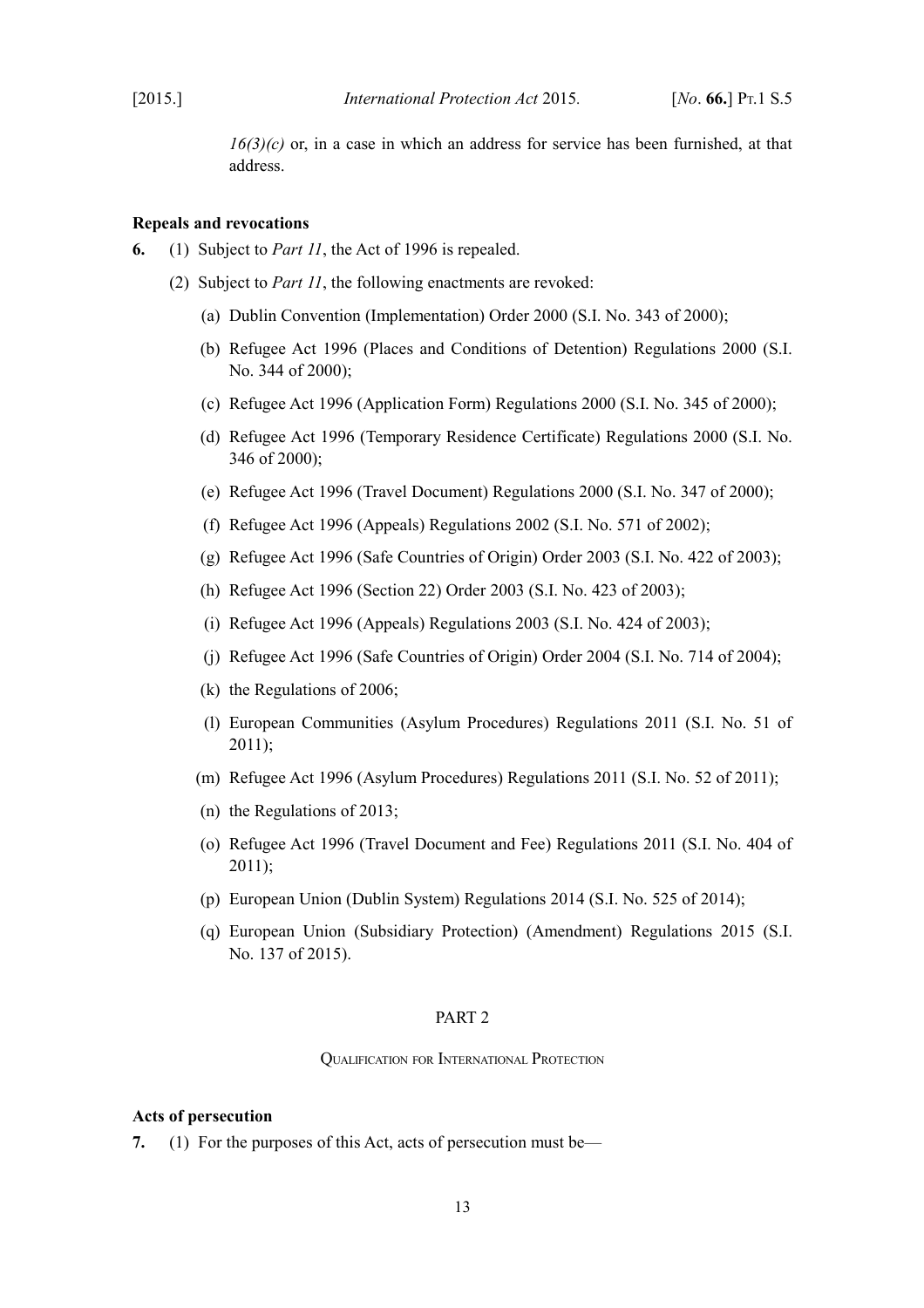*16(3)(c)* or, in a case in which an address for service has been furnished, at that address.

**Repeals and revocations**

**6.** (1) Subject to *Part 11*, the Act of 1996 is repealed.

(2) Subject to *Part 11*, the following enactments are revoked:

(a) Dublin Convention (Implementation) Order 2000 (S.I. No. 343 of 2000);

(b) Refugee Act 1996 (Places and Conditions of Detention) Regulations 2000 (S.I. No. 344 of 2000);

(c) Refugee Act 1996 (Application Form) Regulations 2000 (S.I. No. 345 of 2000);

(d) Refugee Act 1996 (Temporary Residence Certificate) Regulations 2000 (S.I. No. 346 of 2000);

(e) Refugee Act 1996 (Travel Document) Regulations 2000 (S.I. No. 347 of 2000);

(f) Refugee Act 1996 (Appeals) Regulations 2002 (S.I. No. 571 of 2002);

(g) Refugee Act 1996 (Safe Countries of Origin) Order 2003 (S.I. No. 422 of 2003);

(h) Refugee Act 1996 (Section 22) Order 2003 (S.I. No. 423 of 2003);

(i) Refugee Act 1996 (Appeals) Regulations 2003 (S.I. No. 424 of 2003);

(j) Refugee Act 1996 (Safe Countries of Origin) Order 2004 (S.I. No. 714 of 2004);

(k) the Regulations of 2006;

(l) European Communities (Asylum Procedures) Regulations 2011 (S.I. No. 51 of 2011);

(m) Refugee Act 1996 (Asylum Procedures) Regulations 2011 (S.I. No. 52 of 2011);

(n) the Regulations of 2013;

(o) Refugee Act 1996 (Travel Document and Fee) Regulations 2011 (S.I. No. 404 of 2011);

(p) European Union (Dublin System) Regulations 2014 (S.I. No. 525 of 2014);

(q) European Union (Subsidiary Protection) (Amendment) Regulations 2015 (S.I. No. 137 of 2015).

## PART 2

### QUALIFICATION FOR INTERNATIONAL PROTECTION

**Acts of persecution**

**7.** (1) For the purposes of this Act, acts of persecution must be—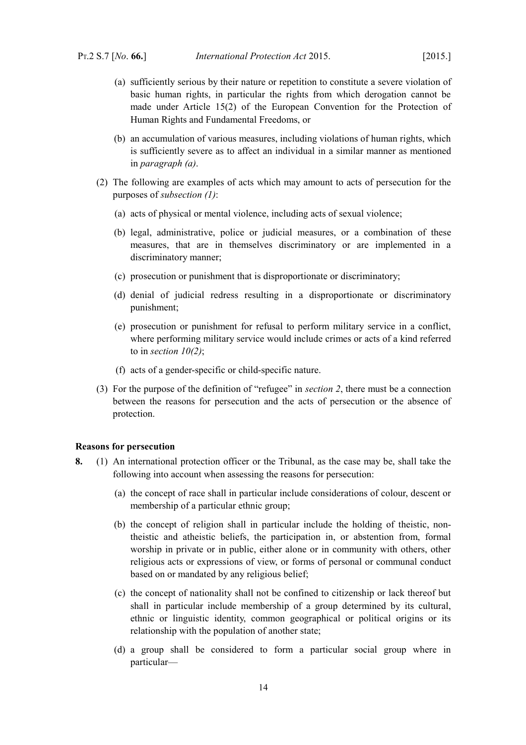(a) sufficiently serious by their nature or repetition to constitute a severe violation of basic human rights, in particular the rights from which derogation cannot be made under Article 15(2) of the European Convention for the Protection of Human Rights and Fundamental Freedoms, or

(b) an accumulation of various measures, including violations of human rights, which is sufficiently severe as to affect an individual in a similar manner as mentioned in *paragraph (a)*.

(2) The following are examples of acts which may amount to acts of persecution for the purposes of *subsection (1)*:

(a) acts of physical or mental violence, including acts of sexual violence;

(b) legal, administrative, police or judicial measures, or a combination of these measures, that are in themselves discriminatory or are implemented in a discriminatory manner;

(c) prosecution or punishment that is disproportionate or discriminatory;

(d) denial of judicial redress resulting in a disproportionate or discriminatory punishment;

(e) prosecution or punishment for refusal to perform military service in a conflict, where performing military service would include crimes or acts of a kind referred to in *section 10(2)*;

(f) acts of a gender-specific or child-specific nature.

(3) For the purpose of the definition of "refugee" in *section 2*, there must be a connection between the reasons for persecution and the acts of persecution or the absence of protection.

**Reasons for persecution**

**8.** (1) An international protection officer or the Tribunal, as the case may be, shall take the following into account when assessing the reasons for persecution:

(a) the concept of race shall in particular include considerations of colour, descent or membership of a particular ethnic group;

(b) the concept of religion shall in particular include the holding of theistic, non-theistic and atheistic beliefs, the participation in, or abstention from, formal worship in private or in public, either alone or in community with others, other religious acts or expressions of view, or forms of personal or communal conduct based on or mandated by any religious belief;

(c) the concept of nationality shall not be confined to citizenship or lack thereof but shall in particular include membership of a group determined by its cultural, ethnic or linguistic identity, common geographical or political origins or its relationship with the population of another state;

(d) a group shall be considered to form a particular social group where in particular—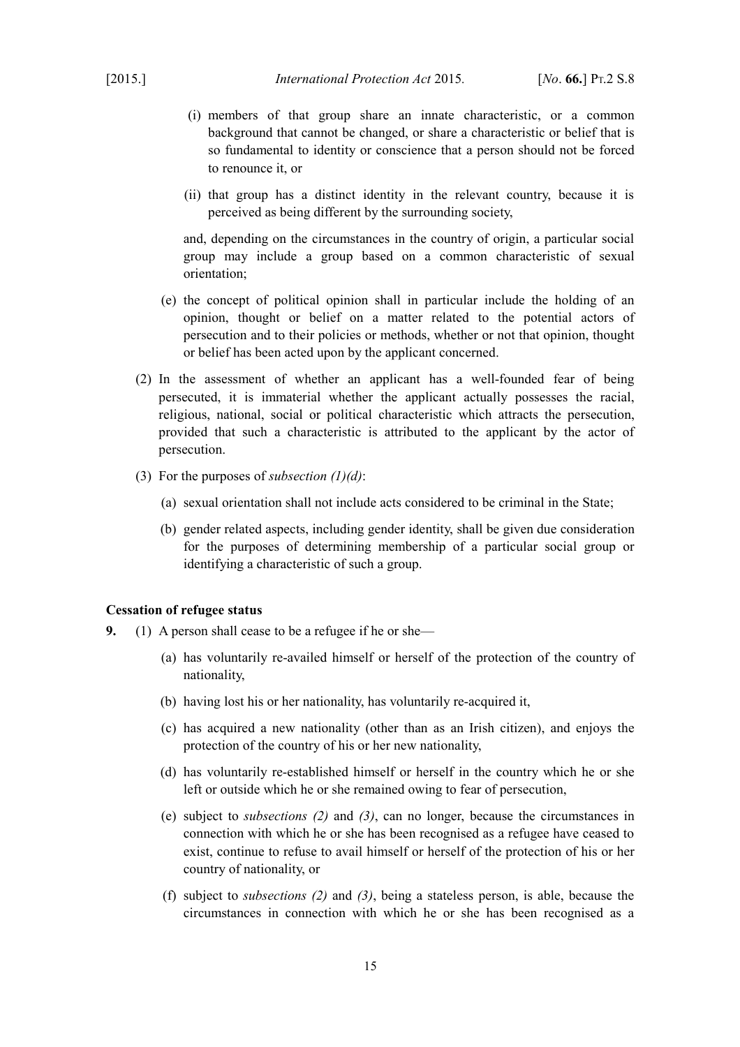(i) members of that group share an innate characteristic, or a common background that cannot be changed, or share a characteristic or belief that is so fundamental to identity or conscience that a person should not be forced to renounce it, or

(ii) that group has a distinct identity in the relevant country, because it is perceived as being different by the surrounding society,

and, depending on the circumstances in the country of origin, a particular social group may include a group based on a common characteristic of sexual orientation;

(e) the concept of political opinion shall in particular include the holding of an opinion, thought or belief on a matter related to the potential actors of persecution and to their policies or methods, whether or not that opinion, thought or belief has been acted upon by the applicant concerned.

(2) In the assessment of whether an applicant has a well-founded fear of being persecuted, it is immaterial whether the applicant actually possesses the racial, religious, national, social or political characteristic which attracts the persecution, provided that such a characteristic is attributed to the applicant by the actor of persecution.

(3) For the purposes of *subsection (1)(d)*:

(a) sexual orientation shall not include acts considered to be criminal in the State;

(b) gender related aspects, including gender identity, shall be given due consideration for the purposes of determining membership of a particular social group or identifying a characteristic of such a group.

**Cessation of refugee status**

**9.** (1) A person shall cease to be a refugee if he or she—

(a) has voluntarily re-availed himself or herself of the protection of the country of nationality,

(b) having lost his or her nationality, has voluntarily re-acquired it,

(c) has acquired a new nationality (other than as an Irish citizen), and enjoys the protection of the country of his or her new nationality,

(d) has voluntarily re-established himself or herself in the country which he or she left or outside which he or she remained owing to fear of persecution,

(e) subject to *subsections (2)* and *(3)*, can no longer, because the circumstances in connection with which he or she has been recognised as a refugee have ceased to exist, continue to refuse to avail himself or herself of the protection of his or her country of nationality, or

(f) subject to *subsections (2)* and *(3)*, being a stateless person, is able, because the circumstances in connection with which he or she has been recognised as a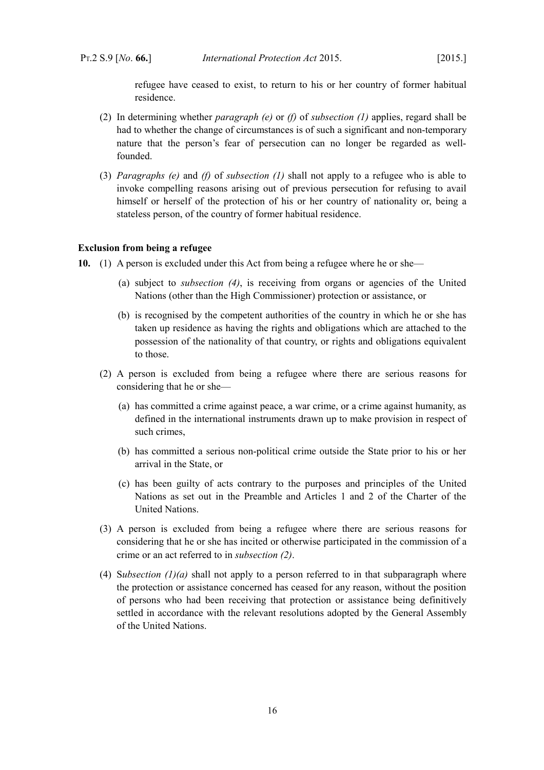refugee have ceased to exist, to return to his or her country of former habitual residence.

(2) In determining whether *paragraph (e)* or *(f)* of *subsection (1)* applies, regard shall be had to whether the change of circumstances is of such a significant and non-temporary nature that the person's fear of persecution can no longer be regarded as well-founded.

(3) *Paragraphs (e)* and *(f)* of *subsection (1)* shall not apply to a refugee who is able to invoke compelling reasons arising out of previous persecution for refusing to avail himself or herself of the protection of his or her country of nationality or, being a stateless person, of the country of former habitual residence.

**Exclusion from being a refugee**

**10.** (1) A person is excluded under this Act from being a refugee where he or she—

(a) subject to *subsection (4)*, is receiving from organs or agencies of the United Nations (other than the High Commissioner) protection or assistance, or

(b) is recognised by the competent authorities of the country in which he or she has taken up residence as having the rights and obligations which are attached to the possession of the nationality of that country, or rights and obligations equivalent to those.

(2) A person is excluded from being a refugee where there are serious reasons for considering that he or she—

(a) has committed a crime against peace, a war crime, or a crime against humanity, as defined in the international instruments drawn up to make provision in respect of such crimes,

(b) has committed a serious non-political crime outside the State prior to his or her arrival in the State, or

(c) has been guilty of acts contrary to the purposes and principles of the United Nations as set out in the Preamble and Articles 1 and 2 of the Charter of the United Nations.

(3) A person is excluded from being a refugee where there are serious reasons for considering that he or she has incited or otherwise participated in the commission of a crime or an act referred to in *subsection (2)*.

(4) S*ubsection (1)(a)* shall not apply to a person referred to in that subparagraph where the protection or assistance concerned has ceased for any reason, without the position of persons who had been receiving that protection or assistance being definitively settled in accordance with the relevant resolutions adopted by the General Assembly of the United Nations.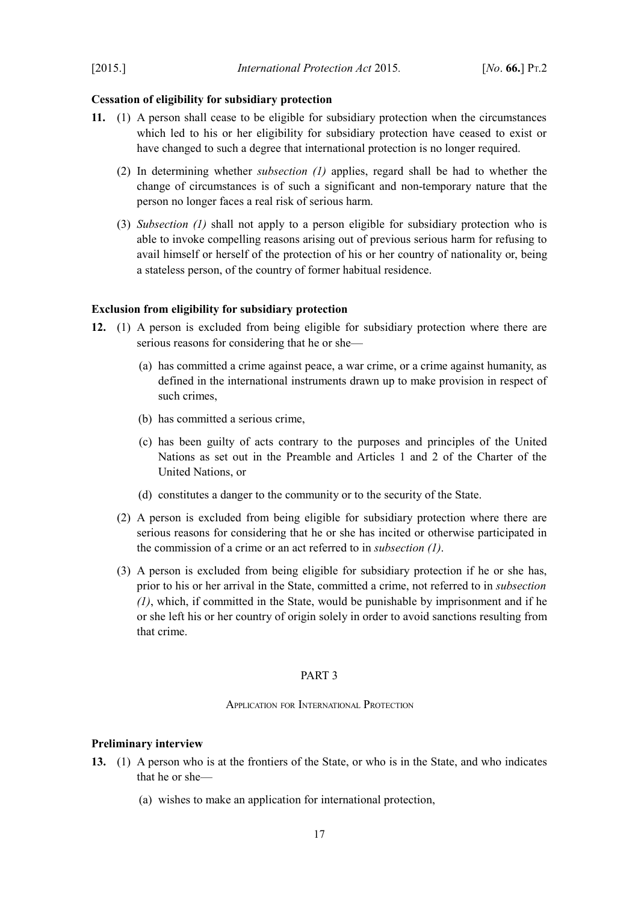**Cessation of eligibility for subsidiary protection**

**11.** (1) A person shall cease to be eligible for subsidiary protection when the circumstances which led to his or her eligibility for subsidiary protection have ceased to exist or have changed to such a degree that international protection is no longer required.

(2) In determining whether *subsection (1)* applies, regard shall be had to whether the change of circumstances is of such a significant and non-temporary nature that the person no longer faces a real risk of serious harm.

(3) *Subsection (1)* shall not apply to a person eligible for subsidiary protection who is able to invoke compelling reasons arising out of previous serious harm for refusing to avail himself or herself of the protection of his or her country of nationality or, being a stateless person, of the country of former habitual residence.

**Exclusion from eligibility for subsidiary protection**

**12.** (1) A person is excluded from being eligible for subsidiary protection where there are serious reasons for considering that he or she—

(a) has committed a crime against peace, a war crime, or a crime against humanity, as defined in the international instruments drawn up to make provision in respect of such crimes,

(b) has committed a serious crime,

(c) has been guilty of acts contrary to the purposes and principles of the United Nations as set out in the Preamble and Articles 1 and 2 of the Charter of the United Nations, or

(d) constitutes a danger to the community or to the security of the State.

(2) A person is excluded from being eligible for subsidiary protection where there are serious reasons for considering that he or she has incited or otherwise participated in the commission of a crime or an act referred to in *subsection (1)*.

(3) A person is excluded from being eligible for subsidiary protection if he or she has, prior to his or her arrival in the State, committed a crime, not referred to in *subsection (1)*, which, if committed in the State, would be punishable by imprisonment and if he or she left his or her country of origin solely in order to avoid sanctions resulting from that crime.

## PART 3

### Application for International Protection

**Preliminary interview**

**13.** (1) A person who is at the frontiers of the State, or who is in the State, and who indicates that he or she—

(a) wishes to make an application for international protection,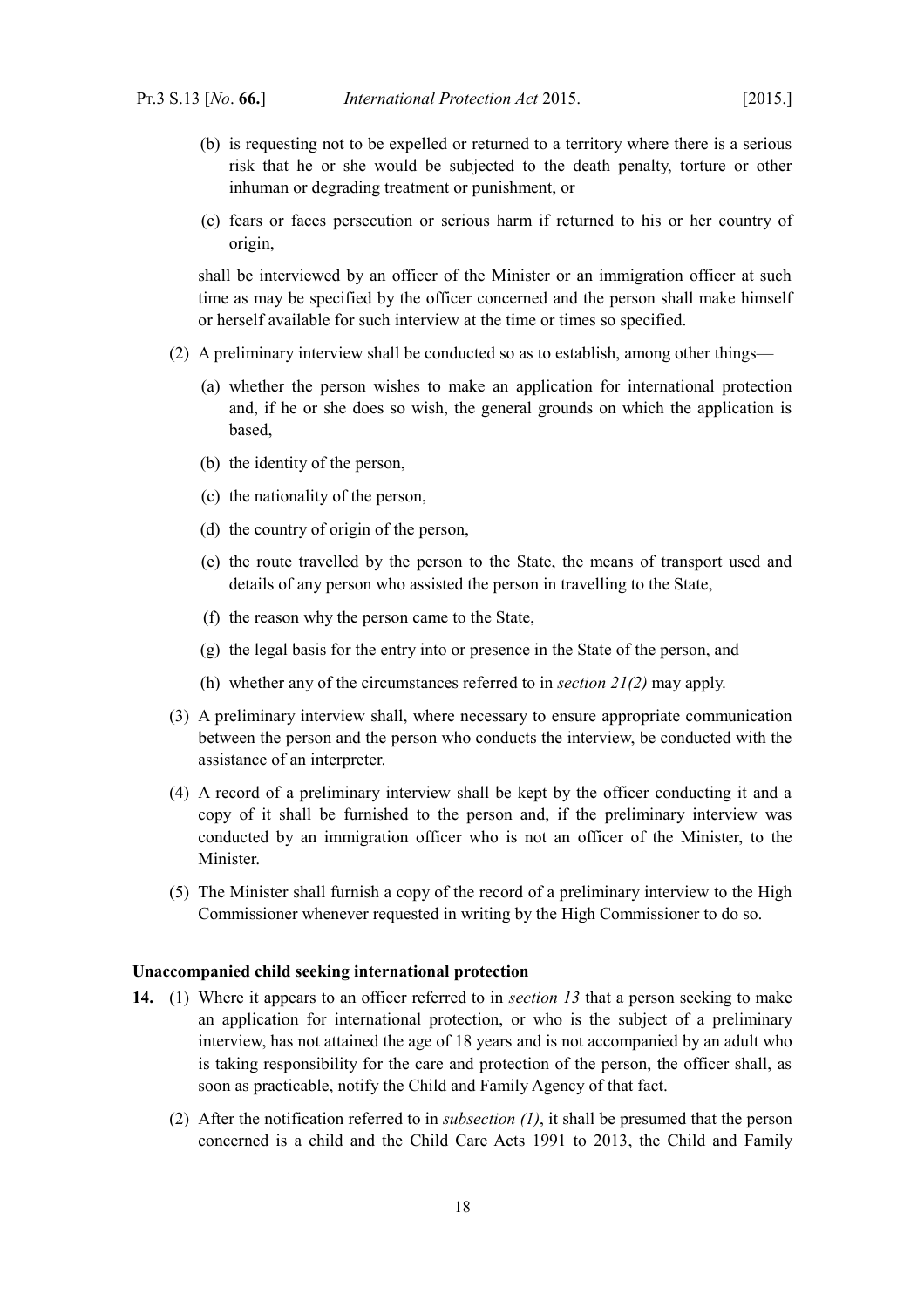(b) is requesting not to be expelled or returned to a territory where there is a serious risk that he or she would be subjected to the death penalty, torture or other inhuman or degrading treatment or punishment, or

(c) fears or faces persecution or serious harm if returned to his or her country of origin,

shall be interviewed by an officer of the Minister or an immigration officer at such time as may be specified by the officer concerned and the person shall make himself or herself available for such interview at the time or times so specified.

(2) A preliminary interview shall be conducted so as to establish, among other things—

(a) whether the person wishes to make an application for international protection and, if he or she does so wish, the general grounds on which the application is based,

(b) the identity of the person,

(c) the nationality of the person,

(d) the country of origin of the person,

(e) the route travelled by the person to the State, the means of transport used and details of any person who assisted the person in travelling to the State,

(f) the reason why the person came to the State,

(g) the legal basis for the entry into or presence in the State of the person, and

(h) whether any of the circumstances referred to in *section 21(2)* may apply.

(3) A preliminary interview shall, where necessary to ensure appropriate communication between the person and the person who conducts the interview, be conducted with the assistance of an interpreter.

(4) A record of a preliminary interview shall be kept by the officer conducting it and a copy of it shall be furnished to the person and, if the preliminary interview was conducted by an immigration officer who is not an officer of the Minister, to the Minister.

(5) The Minister shall furnish a copy of the record of a preliminary interview to the High Commissioner whenever requested in writing by the High Commissioner to do so.

**Unaccompanied child seeking international protection**

**14.** (1) Where it appears to an officer referred to in *section 13* that a person seeking to make an application for international protection, or who is the subject of a preliminary interview, has not attained the age of 18 years and is not accompanied by an adult who is taking responsibility for the care and protection of the person, the officer shall, as soon as practicable, notify the Child and Family Agency of that fact.

(2) After the notification referred to in *subsection (1)*, it shall be presumed that the person concerned is a child and the Child Care Acts 1991 to 2013, the Child and Family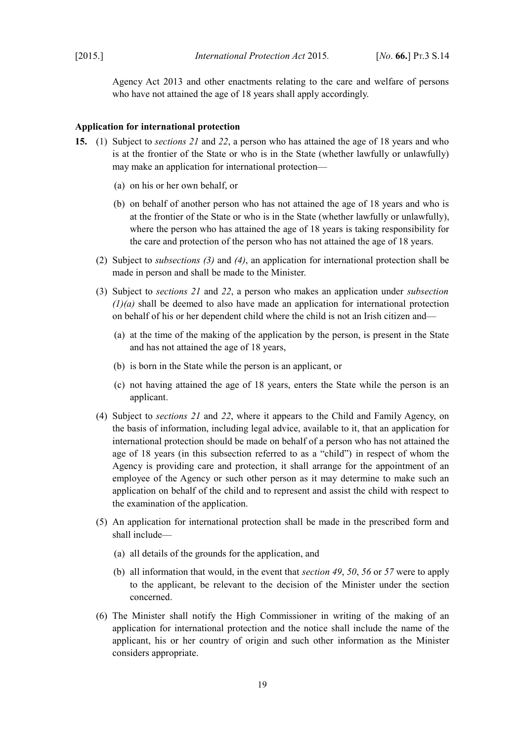Agency Act 2013 and other enactments relating to the care and welfare of persons who have not attained the age of 18 years shall apply accordingly.

**Application for international protection**

**15.** (1) Subject to *sections 21* and *22*, a person who has attained the age of 18 years and who is at the frontier of the State or who is in the State (whether lawfully or unlawfully) may make an application for international protection—

(a) on his or her own behalf, or

(b) on behalf of another person who has not attained the age of 18 years and who is at the frontier of the State or who is in the State (whether lawfully or unlawfully), where the person who has attained the age of 18 years is taking responsibility for the care and protection of the person who has not attained the age of 18 years.

(2) Subject to *subsections (3)* and *(4)*, an application for international protection shall be made in person and shall be made to the Minister.

(3) Subject to *sections 21* and *22*, a person who makes an application under *subsection (1)(a)* shall be deemed to also have made an application for international protection on behalf of his or her dependent child where the child is not an Irish citizen and—

(a) at the time of the making of the application by the person, is present in the State and has not attained the age of 18 years,

(b) is born in the State while the person is an applicant, or

(c) not having attained the age of 18 years, enters the State while the person is an applicant.

(4) Subject to *sections 21* and *22*, where it appears to the Child and Family Agency, on the basis of information, including legal advice, available to it, that an application for international protection should be made on behalf of a person who has not attained the age of 18 years (in this subsection referred to as a "child") in respect of whom the Agency is providing care and protection, it shall arrange for the appointment of an employee of the Agency or such other person as it may determine to make such an application on behalf of the child and to represent and assist the child with respect to the examination of the application.

(5) An application for international protection shall be made in the prescribed form and shall include—

(a) all details of the grounds for the application, and

(b) all information that would, in the event that *section 49*, *50*, *56* or *57* were to apply to the applicant, be relevant to the decision of the Minister under the section concerned.

(6) The Minister shall notify the High Commissioner in writing of the making of an application for international protection and the notice shall include the name of the applicant, his or her country of origin and such other information as the Minister considers appropriate.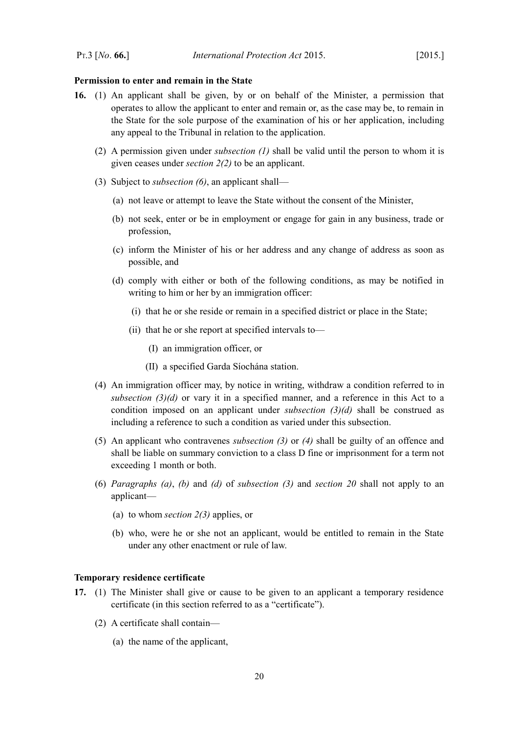**Permission to enter and remain in the State**

**16.** (1) An applicant shall be given, by or on behalf of the Minister, a permission that operates to allow the applicant to enter and remain or, as the case may be, to remain in the State for the sole purpose of the examination of his or her application, including any appeal to the Tribunal in relation to the application.

(2) A permission given under *subsection (1)* shall be valid until the person to whom it is given ceases under *section 2(2)* to be an applicant.

(3) Subject to *subsection (6)*, an applicant shall—

(a) not leave or attempt to leave the State without the consent of the Minister,

(b) not seek, enter or be in employment or engage for gain in any business, trade or profession,

(c) inform the Minister of his or her address and any change of address as soon as possible, and

(d) comply with either or both of the following conditions, as may be notified in writing to him or her by an immigration officer:

(i) that he or she reside or remain in a specified district or place in the State;

(ii) that he or she report at specified intervals to—

(I) an immigration officer, or

(II) a specified Garda Síochána station.

(4) An immigration officer may, by notice in writing, withdraw a condition referred to in *subsection (3)(d)* or vary it in a specified manner, and a reference in this Act to a condition imposed on an applicant under *subsection (3)(d)* shall be construed as including a reference to such a condition as varied under this subsection.

(5) An applicant who contravenes *subsection (3)* or *(4)* shall be guilty of an offence and shall be liable on summary conviction to a class D fine or imprisonment for a term not exceeding 1 month or both.

(6) *Paragraphs (a)*, *(b)* and *(d)* of *subsection (3)* and *section 20* shall not apply to an applicant—

(a) to whom *section 2(3)* applies, or

(b) who, were he or she not an applicant, would be entitled to remain in the State under any other enactment or rule of law.

**Temporary residence certificate**

**17.** (1) The Minister shall give or cause to be given to an applicant a temporary residence certificate (in this section referred to as a "certificate").

(2) A certificate shall contain—

(a) the name of the applicant,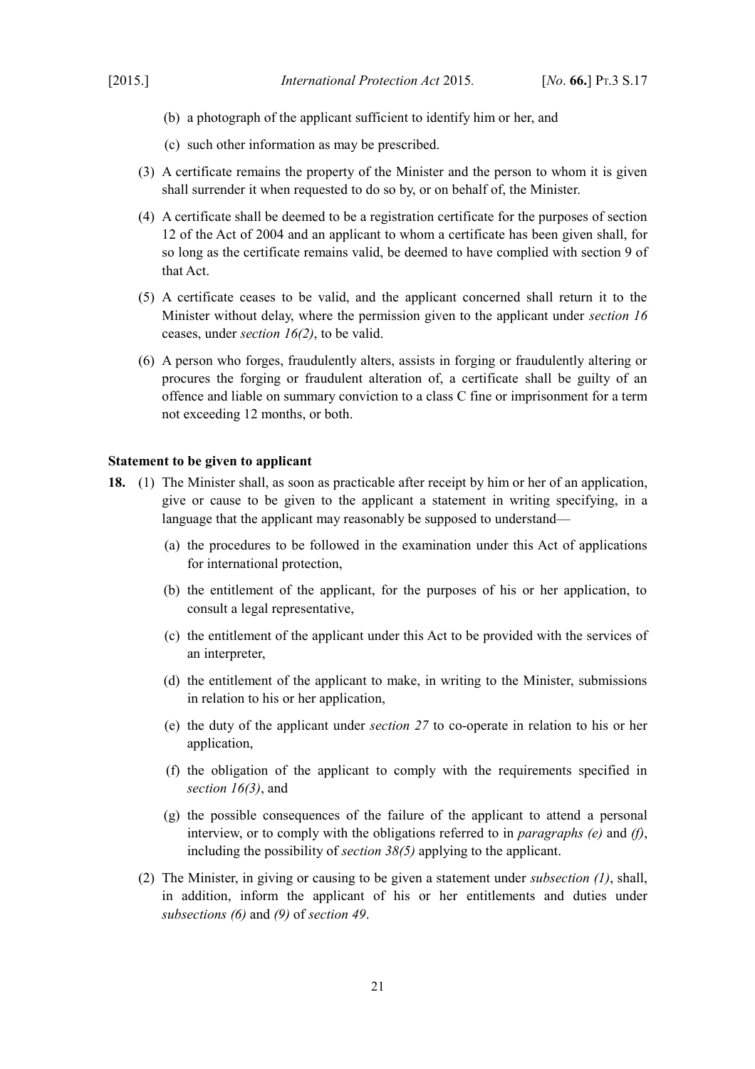(b) a photograph of the applicant sufficient to identify him or her, and

(c) such other information as may be prescribed.

(3) A certificate remains the property of the Minister and the person to whom it is given shall surrender it when requested to do so by, or on behalf of, the Minister.

(4) A certificate shall be deemed to be a registration certificate for the purposes of section 12 of the Act of 2004 and an applicant to whom a certificate has been given shall, for so long as the certificate remains valid, be deemed to have complied with section 9 of that Act.

(5) A certificate ceases to be valid, and the applicant concerned shall return it to the Minister without delay, where the permission given to the applicant under *section 16* ceases, under *section 16(2)*, to be valid.

(6) A person who forges, fraudulently alters, assists in forging or fraudulently altering or procures the forging or fraudulent alteration of, a certificate shall be guilty of an offence and liable on summary conviction to a class C fine or imprisonment for a term not exceeding 12 months, or both.

**Statement to be given to applicant**

**18.** (1) The Minister shall, as soon as practicable after receipt by him or her of an application, give or cause to be given to the applicant a statement in writing specifying, in a language that the applicant may reasonably be supposed to understand—

(a) the procedures to be followed in the examination under this Act of applications for international protection,

(b) the entitlement of the applicant, for the purposes of his or her application, to consult a legal representative,

(c) the entitlement of the applicant under this Act to be provided with the services of an interpreter,

(d) the entitlement of the applicant to make, in writing to the Minister, submissions in relation to his or her application,

(e) the duty of the applicant under *section 27* to co-operate in relation to his or her application,

(f) the obligation of the applicant to comply with the requirements specified in *section 16(3)*, and

(g) the possible consequences of the failure of the applicant to attend a personal interview, or to comply with the obligations referred to in *paragraphs (e)* and *(f)*, including the possibility of *section 38(5)* applying to the applicant.

(2) The Minister, in giving or causing to be given a statement under *subsection (1)*, shall, in addition, inform the applicant of his or her entitlements and duties under *subsections (6)* and *(9)* of *section 49*.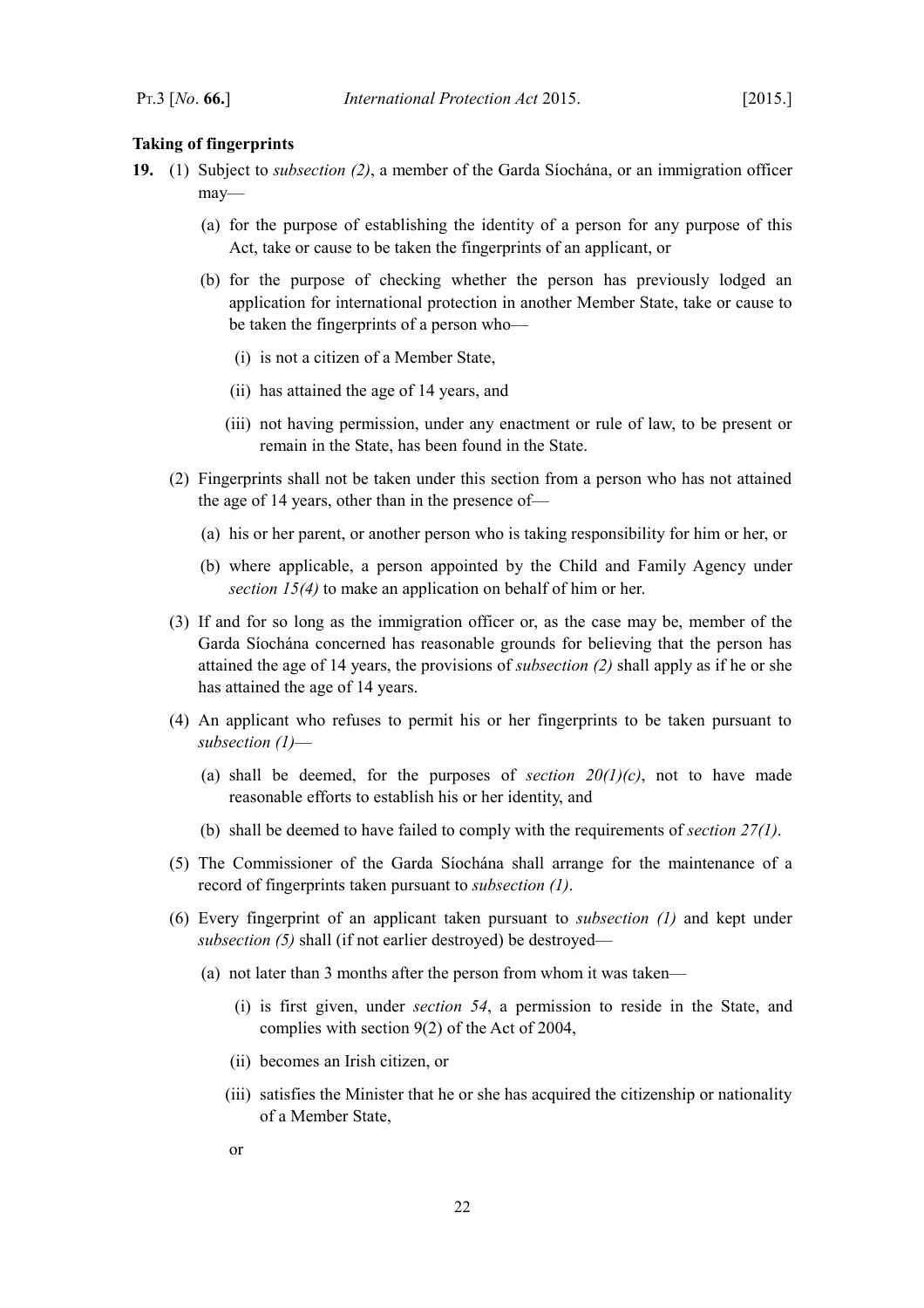**Taking of fingerprints**

**19.** (1) Subject to *subsection (2)*, a member of the Garda Síochána, or an immigration officer may—

(a) for the purpose of establishing the identity of a person for any purpose of this Act, take or cause to be taken the fingerprints of an applicant, or

(b) for the purpose of checking whether the person has previously lodged an application for international protection in another Member State, take or cause to be taken the fingerprints of a person who—

(i) is not a citizen of a Member State,

(ii) has attained the age of 14 years, and

(iii) not having permission, under any enactment or rule of law, to be present or remain in the State, has been found in the State.

(2) Fingerprints shall not be taken under this section from a person who has not attained the age of 14 years, other than in the presence of—

(a) his or her parent, or another person who is taking responsibility for him or her, or

(b) where applicable, a person appointed by the Child and Family Agency under *section 15(4)* to make an application on behalf of him or her.

(3) If and for so long as the immigration officer or, as the case may be, member of the Garda Síochána concerned has reasonable grounds for believing that the person has attained the age of 14 years, the provisions of *subsection (2)* shall apply as if he or she has attained the age of 14 years.

(4) An applicant who refuses to permit his or her fingerprints to be taken pursuant to *subsection (1)*—

(a) shall be deemed, for the purposes of *section 20(1)(c)*, not to have made reasonable efforts to establish his or her identity, and

(b) shall be deemed to have failed to comply with the requirements of *section 27(1)*.

(5) The Commissioner of the Garda Síochána shall arrange for the maintenance of a record of fingerprints taken pursuant to *subsection (1)*.

(6) Every fingerprint of an applicant taken pursuant to *subsection (1)* and kept under *subsection (5)* shall (if not earlier destroyed) be destroyed—

(a) not later than 3 months after the person from whom it was taken—

(i) is first given, under *section 54*, a permission to reside in the State, and complies with section 9(2) of the Act of 2004,

(ii) becomes an Irish citizen, or

(iii) satisfies the Minister that he or she has acquired the citizenship or nationality of a Member State,

or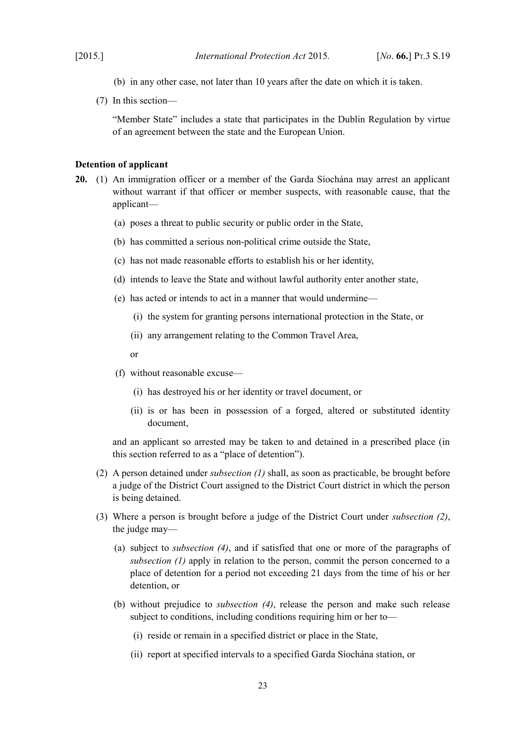(b) in any other case, not later than 10 years after the date on which it is taken.

(7) In this section—

"Member State" includes a state that participates in the Dublin Regulation by virtue of an agreement between the state and the European Union.

**Detention of applicant**

**20.** (1) An immigration officer or a member of the Garda Síochána may arrest an applicant without warrant if that officer or member suspects, with reasonable cause, that the applicant—

(a) poses a threat to public security or public order in the State,

(b) has committed a serious non-political crime outside the State,

(c) has not made reasonable efforts to establish his or her identity,

(d) intends to leave the State and without lawful authority enter another state,

(e) has acted or intends to act in a manner that would undermine—

(i) the system for granting persons international protection in the State, or

(ii) any arrangement relating to the Common Travel Area,

or

(f) without reasonable excuse—

(i) has destroyed his or her identity or travel document, or

(ii) is or has been in possession of a forged, altered or substituted identity document,

and an applicant so arrested may be taken to and detained in a prescribed place (in this section referred to as a "place of detention").

(2) A person detained under *subsection (1)* shall, as soon as practicable, be brought before a judge of the District Court assigned to the District Court district in which the person is being detained.

(3) Where a person is brought before a judge of the District Court under *subsection (2)*, the judge may—

(a) subject to *subsection (4)*, and if satisfied that one or more of the paragraphs of *subsection (1)* apply in relation to the person, commit the person concerned to a place of detention for a period not exceeding 21 days from the time of his or her detention, or

(b) without prejudice to *subsection (4)*, release the person and make such release subject to conditions, including conditions requiring him or her to—

(i) reside or remain in a specified district or place in the State,

(ii) report at specified intervals to a specified Garda Síochána station, or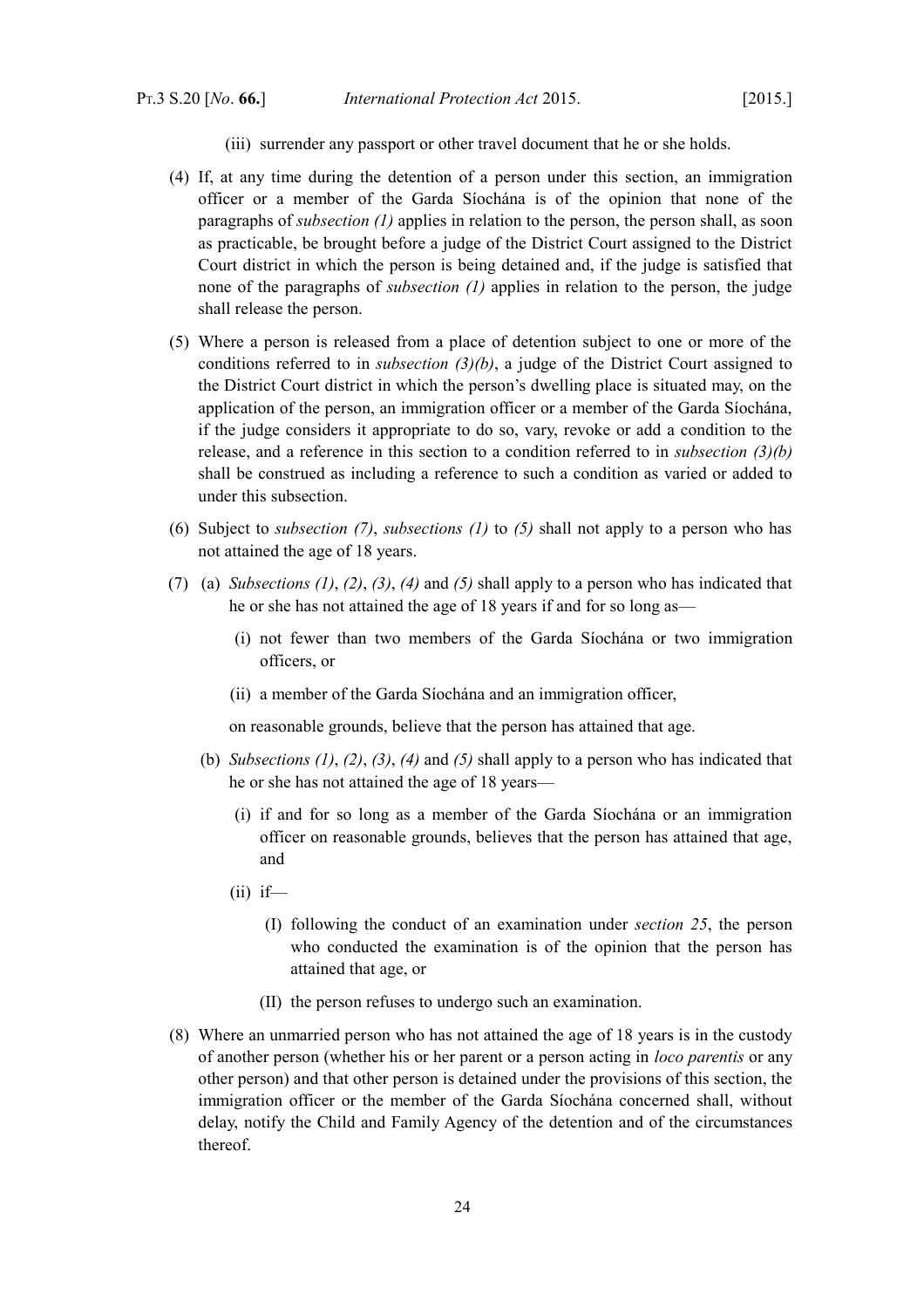(iii) surrender any passport or other travel document that he or she holds.

(4) If, at any time during the detention of a person under this section, an immigration officer or a member of the Garda Síochána is of the opinion that none of the paragraphs of *subsection (1)* applies in relation to the person, the person shall, as soon as practicable, be brought before a judge of the District Court assigned to the District Court district in which the person is being detained and, if the judge is satisfied that none of the paragraphs of *subsection (1)* applies in relation to the person, the judge shall release the person.

(5) Where a person is released from a place of detention subject to one or more of the conditions referred to in *subsection (3)(b)*, a judge of the District Court assigned to the District Court district in which the person's dwelling place is situated may, on the application of the person, an immigration officer or a member of the Garda Síochána, if the judge considers it appropriate to do so, vary, revoke or add a condition to the release, and a reference in this section to a condition referred to in *subsection (3)(b)* shall be construed as including a reference to such a condition as varied or added to under this subsection.

(6) Subject to *subsection (7)*, *subsections (1)* to *(5)* shall not apply to a person who has not attained the age of 18 years.

(7) (a) *Subsections (1)*, *(2)*, *(3)*, *(4)* and *(5)* shall apply to a person who has indicated that he or she has not attained the age of 18 years if and for so long as—

(i) not fewer than two members of the Garda Síochána or two immigration officers, or

(ii) a member of the Garda Síochána and an immigration officer,

on reasonable grounds, believe that the person has attained that age.

(b) *Subsections (1)*, *(2)*, *(3)*, *(4)* and *(5)* shall apply to a person who has indicated that he or she has not attained the age of 18 years—

(i) if and for so long as a member of the Garda Síochána or an immigration officer on reasonable grounds, believes that the person has attained that age, and

(ii) if—

(I) following the conduct of an examination under *section 25*, the person who conducted the examination is of the opinion that the person has attained that age, or

(II) the person refuses to undergo such an examination.

(8) Where an unmarried person who has not attained the age of 18 years is in the custody of another person (whether his or her parent or a person acting in *loco parentis* or any other person) and that other person is detained under the provisions of this section, the immigration officer or the member of the Garda Síochána concerned shall, without delay, notify the Child and Family Agency of the detention and of the circumstances thereof.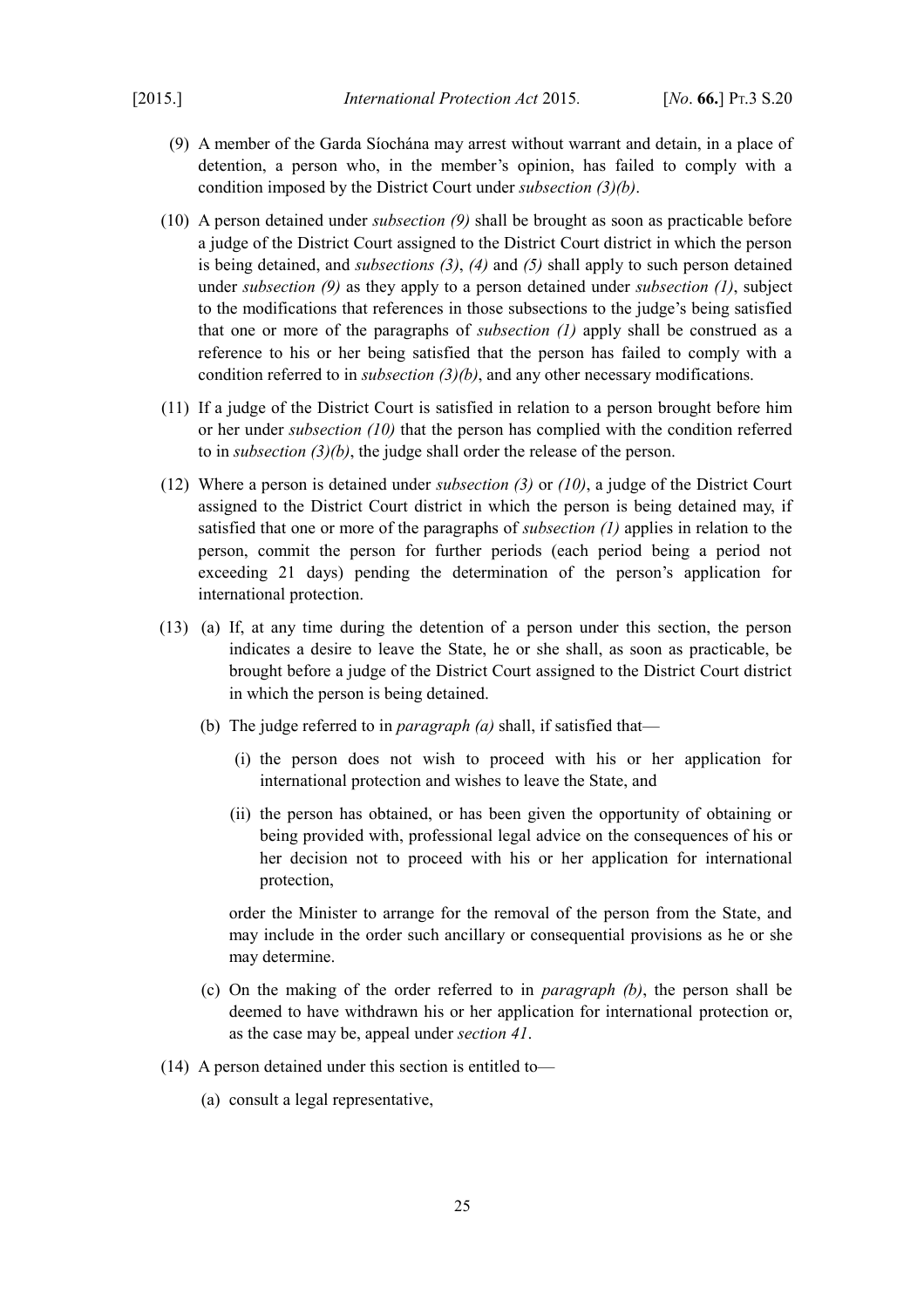(9) A member of the Garda Síochána may arrest without warrant and detain, in a place of detention, a person who, in the member's opinion, has failed to comply with a condition imposed by the District Court under *subsection (3)(b)*.

(10) A person detained under *subsection (9)* shall be brought as soon as practicable before a judge of the District Court assigned to the District Court district in which the person is being detained, and *subsections (3)*, *(4)* and *(5)* shall apply to such person detained under *subsection (9)* as they apply to a person detained under *subsection (1)*, subject to the modifications that references in those subsections to the judge's being satisfied that one or more of the paragraphs of *subsection (1)* apply shall be construed as a reference to his or her being satisfied that the person has failed to comply with a condition referred to in *subsection (3)(b)*, and any other necessary modifications.

(11) If a judge of the District Court is satisfied in relation to a person brought before him or her under *subsection (10)* that the person has complied with the condition referred to in *subsection (3)(b)*, the judge shall order the release of the person.

(12) Where a person is detained under *subsection (3)* or *(10)*, a judge of the District Court assigned to the District Court district in which the person is being detained may, if satisfied that one or more of the paragraphs of *subsection (1)* applies in relation to the person, commit the person for further periods (each period being a period not exceeding 21 days) pending the determination of the person's application for international protection.

(13) (a) If, at any time during the detention of a person under this section, the person indicates a desire to leave the State, he or she shall, as soon as practicable, be brought before a judge of the District Court assigned to the District Court district in which the person is being detained.

(b) The judge referred to in *paragraph (a)* shall, if satisfied that—

(i) the person does not wish to proceed with his or her application for international protection and wishes to leave the State, and

(ii) the person has obtained, or has been given the opportunity of obtaining or being provided with, professional legal advice on the consequences of his or her decision not to proceed with his or her application for international protection,

order the Minister to arrange for the removal of the person from the State, and may include in the order such ancillary or consequential provisions as he or she may determine.

(c) On the making of the order referred to in *paragraph (b)*, the person shall be deemed to have withdrawn his or her application for international protection or, as the case may be, appeal under *section 41*.

(14) A person detained under this section is entitled to—

(a) consult a legal representative,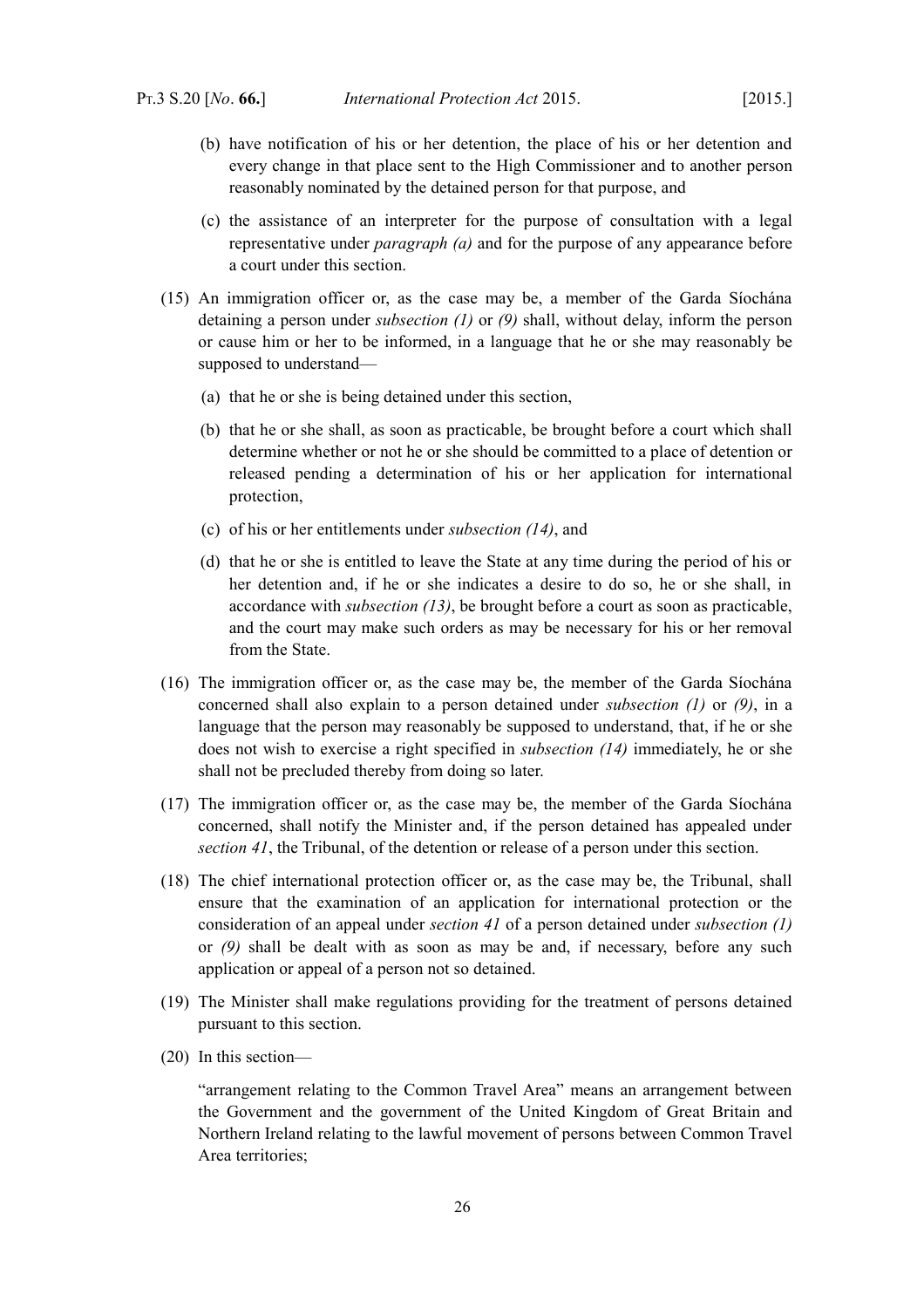(b) have notification of his or her detention, the place of his or her detention and every change in that place sent to the High Commissioner and to another person reasonably nominated by the detained person for that purpose, and

(c) the assistance of an interpreter for the purpose of consultation with a legal representative under *paragraph (a)* and for the purpose of any appearance before a court under this section.

(15) An immigration officer or, as the case may be, a member of the Garda Síochána detaining a person under *subsection (1)* or *(9)* shall, without delay, inform the person or cause him or her to be informed, in a language that he or she may reasonably be supposed to understand—

(a) that he or she is being detained under this section,

(b) that he or she shall, as soon as practicable, be brought before a court which shall determine whether or not he or she should be committed to a place of detention or released pending a determination of his or her application for international protection,

(c) of his or her entitlements under *subsection (14)*, and

(d) that he or she is entitled to leave the State at any time during the period of his or her detention and, if he or she indicates a desire to do so, he or she shall, in accordance with *subsection (13)*, be brought before a court as soon as practicable, and the court may make such orders as may be necessary for his or her removal from the State.

(16) The immigration officer or, as the case may be, the member of the Garda Síochána concerned shall also explain to a person detained under *subsection (1)* or *(9)*, in a language that the person may reasonably be supposed to understand, that, if he or she does not wish to exercise a right specified in *subsection (14)* immediately, he or she shall not be precluded thereby from doing so later.

(17) The immigration officer or, as the case may be, the member of the Garda Síochána concerned, shall notify the Minister and, if the person detained has appealed under *section 41*, the Tribunal, of the detention or release of a person under this section.

(18) The chief international protection officer or, as the case may be, the Tribunal, shall ensure that the examination of an application for international protection or the consideration of an appeal under *section 41* of a person detained under *subsection (1)* or *(9)* shall be dealt with as soon as may be and, if necessary, before any such application or appeal of a person not so detained.

(19) The Minister shall make regulations providing for the treatment of persons detained pursuant to this section.

(20) In this section—

"arrangement relating to the Common Travel Area" means an arrangement between the Government and the government of the United Kingdom of Great Britain and Northern Ireland relating to the lawful movement of persons between Common Travel Area territories;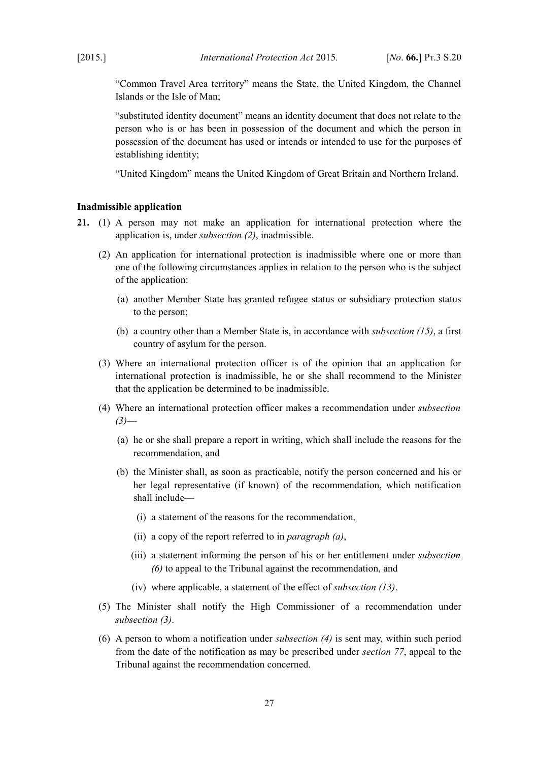"Common Travel Area territory" means the State, the United Kingdom, the Channel Islands or the Isle of Man;

"substituted identity document" means an identity document that does not relate to the person who is or has been in possession of the document and which the person in possession of the document has used or intends or intended to use for the purposes of establishing identity;

"United Kingdom" means the United Kingdom of Great Britain and Northern Ireland.

**Inadmissible application**

**21.** (1) A person may not make an application for international protection where the application is, under *subsection (2)*, inadmissible.

(2) An application for international protection is inadmissible where one or more than one of the following circumstances applies in relation to the person who is the subject of the application:

(a) another Member State has granted refugee status or subsidiary protection status to the person;

(b) a country other than a Member State is, in accordance with *subsection (15)*, a first country of asylum for the person.

(3) Where an international protection officer is of the opinion that an application for international protection is inadmissible, he or she shall recommend to the Minister that the application be determined to be inadmissible.

(4) Where an international protection officer makes a recommendation under *subsection (3)*—

(a) he or she shall prepare a report in writing, which shall include the reasons for the recommendation, and

(b) the Minister shall, as soon as practicable, notify the person concerned and his or her legal representative (if known) of the recommendation, which notification shall include—

(i) a statement of the reasons for the recommendation,

(ii) a copy of the report referred to in *paragraph (a)*,

(iii) a statement informing the person of his or her entitlement under *subsection (6)* to appeal to the Tribunal against the recommendation, and

(iv) where applicable, a statement of the effect of *subsection (13)*.

(5) The Minister shall notify the High Commissioner of a recommendation under *subsection (3)*.

(6) A person to whom a notification under *subsection (4)* is sent may, within such period from the date of the notification as may be prescribed under *section 77*, appeal to the Tribunal against the recommendation concerned.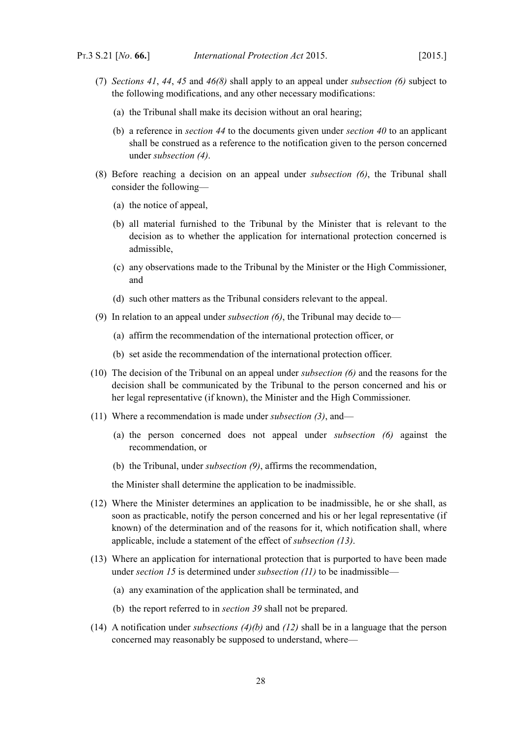(7) *Sections 41*, *44*, *45* and *46(8)* shall apply to an appeal under *subsection (6)* subject to the following modifications, and any other necessary modifications:

(a) the Tribunal shall make its decision without an oral hearing;

(b) a reference in *section 44* to the documents given under *section 40* to an applicant shall be construed as a reference to the notification given to the person concerned under *subsection (4)*.

(8) Before reaching a decision on an appeal under *subsection (6)*, the Tribunal shall consider the following—

(a) the notice of appeal,

(b) all material furnished to the Tribunal by the Minister that is relevant to the decision as to whether the application for international protection concerned is admissible,

(c) any observations made to the Tribunal by the Minister or the High Commissioner, and

(d) such other matters as the Tribunal considers relevant to the appeal.

(9) In relation to an appeal under *subsection (6)*, the Tribunal may decide to—

(a) affirm the recommendation of the international protection officer, or

(b) set aside the recommendation of the international protection officer.

(10) The decision of the Tribunal on an appeal under *subsection (6)* and the reasons for the decision shall be communicated by the Tribunal to the person concerned and his or her legal representative (if known), the Minister and the High Commissioner.

(11) Where a recommendation is made under *subsection (3)*, and—

(a) the person concerned does not appeal under *subsection (6)* against the recommendation, or

(b) the Tribunal, under *subsection (9)*, affirms the recommendation,

the Minister shall determine the application to be inadmissible.

(12) Where the Minister determines an application to be inadmissible, he or she shall, as soon as practicable, notify the person concerned and his or her legal representative (if known) of the determination and of the reasons for it, which notification shall, where applicable, include a statement of the effect of *subsection (13)*.

(13) Where an application for international protection that is purported to have been made under *section 15* is determined under *subsection (11)* to be inadmissible—

(a) any examination of the application shall be terminated, and

(b) the report referred to in *section 39* shall not be prepared.

(14) A notification under *subsections (4)(b)* and *(12)* shall be in a language that the person concerned may reasonably be supposed to understand, where—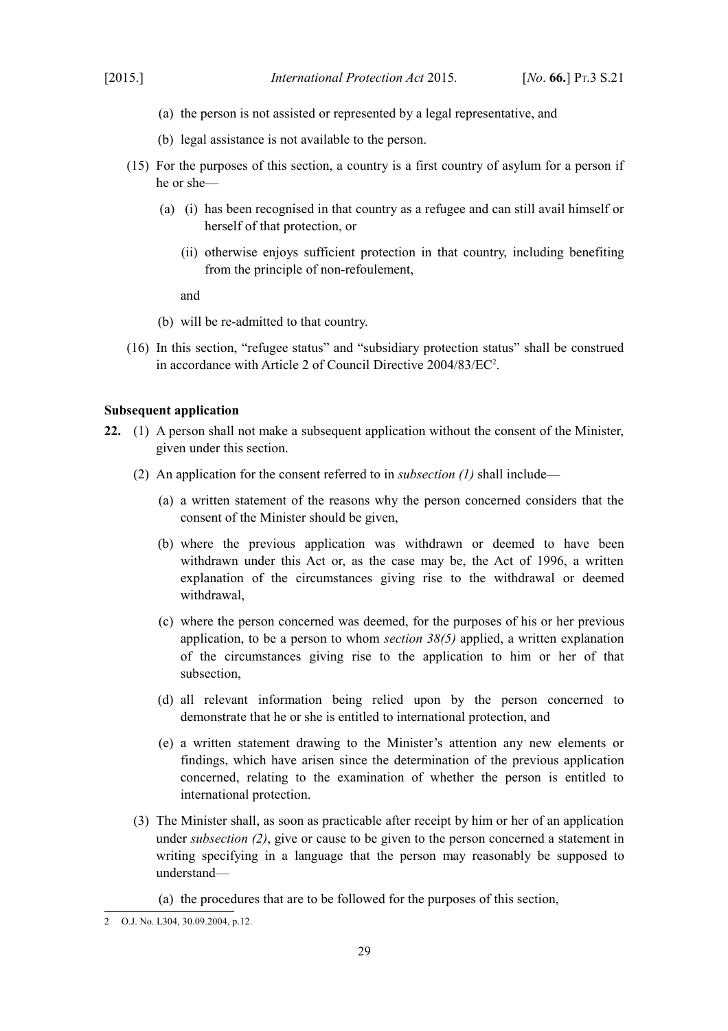(a) the person is not assisted or represented by a legal representative, and

(b) legal assistance is not available to the person.

(15) For the purposes of this section, a country is a first country of asylum for a person if he or she—

(a) (i) has been recognised in that country as a refugee and can still avail himself or herself of that protection, or

(ii) otherwise enjoys sufficient protection in that country, including benefiting from the principle of non-refoulement,

and

(b) will be re-admitted to that country.

(16) In this section, "refugee status" and "subsidiary protection status" shall be construed in accordance with Article 2 of Council Directive 2004/83/EC[2].

**Subsequent application**

**22.** (1) A person shall not make a subsequent application without the consent of the Minister, given under this section.

(2) An application for the consent referred to in *subsection (1)* shall include—

(a) a written statement of the reasons why the person concerned considers that the consent of the Minister should be given,

(b) where the previous application was withdrawn or deemed to have been withdrawn under this Act or, as the case may be, the Act of 1996, a written explanation of the circumstances giving rise to the withdrawal or deemed withdrawal,

(c) where the person concerned was deemed, for the purposes of his or her previous application, to be a person to whom *section 38(5)* applied, a written explanation of the circumstances giving rise to the application to him or her of that subsection,

(d) all relevant information being relied upon by the person concerned to demonstrate that he or she is entitled to international protection, and

(e) a written statement drawing to the Minister's attention any new elements or findings, which have arisen since the determination of the previous application concerned, relating to the examination of whether the person is entitled to international protection.

(3) The Minister shall, as soon as practicable after receipt by him or her of an application under *subsection (2)*, give or cause to be given to the person concerned a statement in writing specifying in a language that the person may reasonably be supposed to understand—

(a) the procedures that are to be followed for the purposes of this section,

---

2 O.J. No. L304, 30.09.2004, p.12.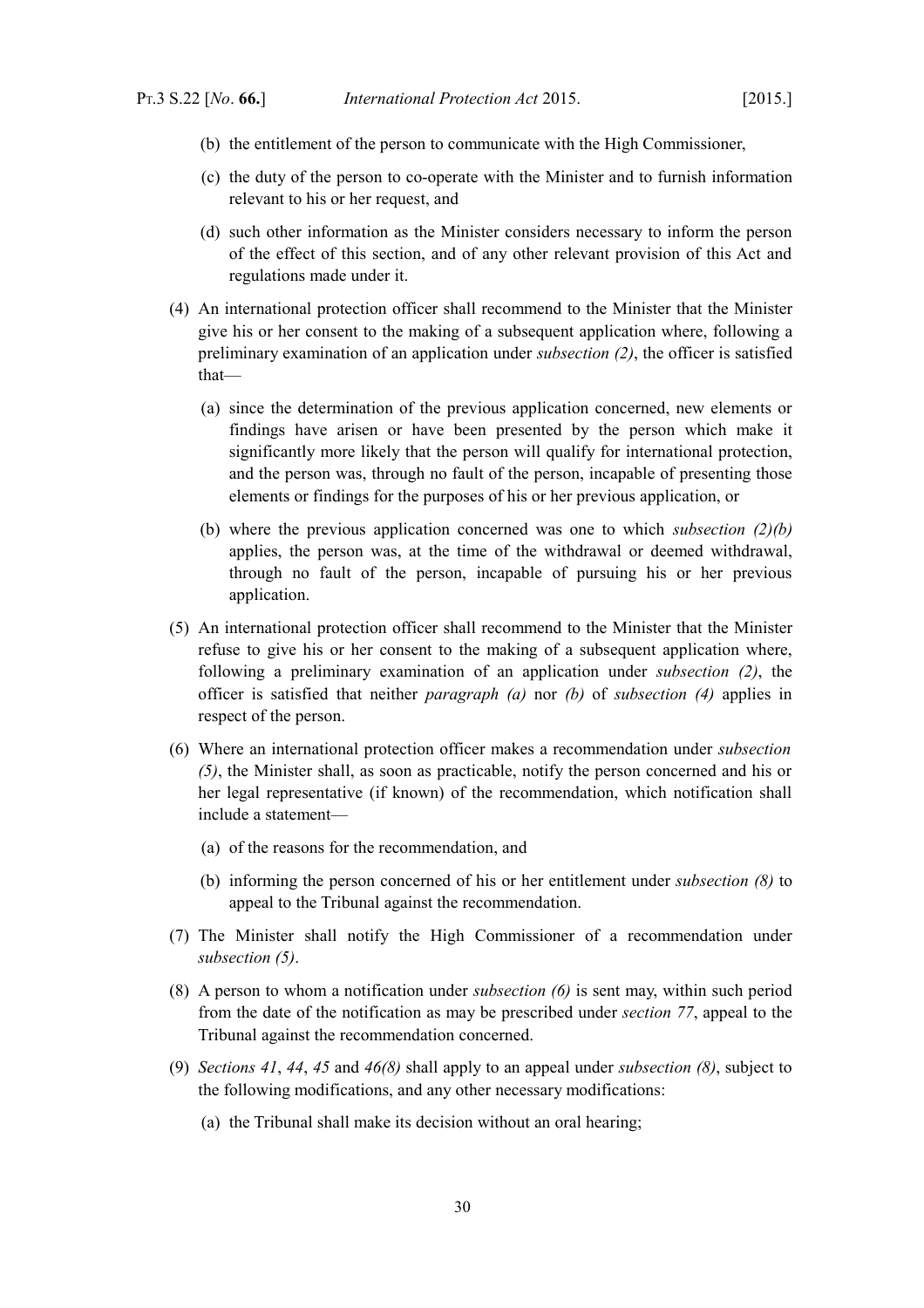(b) the entitlement of the person to communicate with the High Commissioner,

(c) the duty of the person to co-operate with the Minister and to furnish information relevant to his or her request, and

(d) such other information as the Minister considers necessary to inform the person of the effect of this section, and of any other relevant provision of this Act and regulations made under it.

(4) An international protection officer shall recommend to the Minister that the Minister give his or her consent to the making of a subsequent application where, following a preliminary examination of an application under *subsection (2)*, the officer is satisfied that—

(a) since the determination of the previous application concerned, new elements or findings have arisen or have been presented by the person which make it significantly more likely that the person will qualify for international protection, and the person was, through no fault of the person, incapable of presenting those elements or findings for the purposes of his or her previous application, or

(b) where the previous application concerned was one to which *subsection (2)(b)* applies, the person was, at the time of the withdrawal or deemed withdrawal, through no fault of the person, incapable of pursuing his or her previous application.

(5) An international protection officer shall recommend to the Minister that the Minister refuse to give his or her consent to the making of a subsequent application where, following a preliminary examination of an application under *subsection (2)*, the officer is satisfied that neither *paragraph (a)* nor *(b)* of *subsection (4)* applies in respect of the person.

(6) Where an international protection officer makes a recommendation under *subsection (5)*, the Minister shall, as soon as practicable, notify the person concerned and his or her legal representative (if known) of the recommendation, which notification shall include a statement—

(a) of the reasons for the recommendation, and

(b) informing the person concerned of his or her entitlement under *subsection (8)* to appeal to the Tribunal against the recommendation.

(7) The Minister shall notify the High Commissioner of a recommendation under *subsection (5)*.

(8) A person to whom a notification under *subsection (6)* is sent may, within such period from the date of the notification as may be prescribed under *section 77*, appeal to the Tribunal against the recommendation concerned.

(9) *Sections 41*, *44*, *45* and *46(8)* shall apply to an appeal under *subsection (8)*, subject to the following modifications, and any other necessary modifications:

(a) the Tribunal shall make its decision without an oral hearing;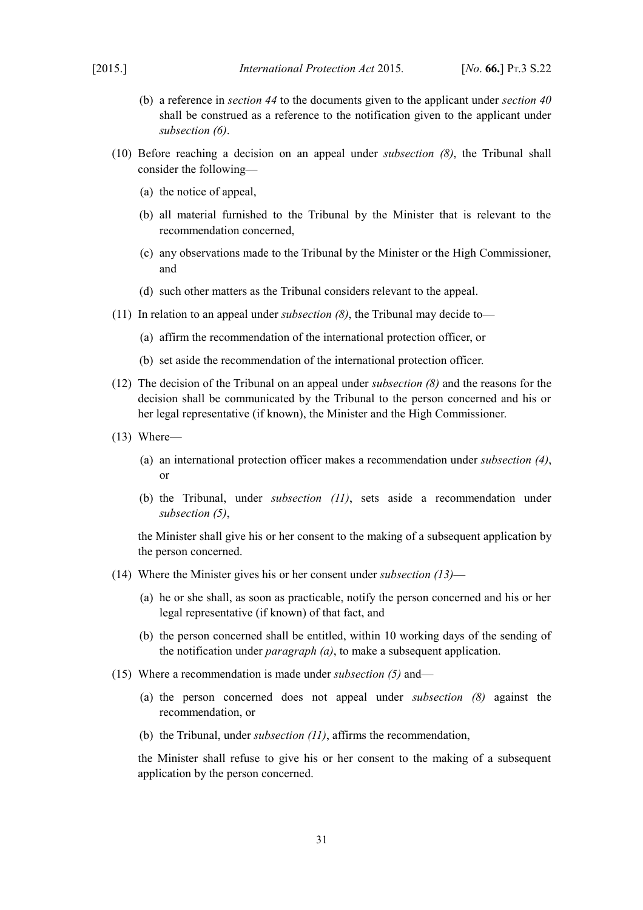(b) a reference in *section 44* to the documents given to the applicant under *section 40* shall be construed as a reference to the notification given to the applicant under *subsection (6)*.

(10) Before reaching a decision on an appeal under *subsection (8)*, the Tribunal shall consider the following—

(a) the notice of appeal,

(b) all material furnished to the Tribunal by the Minister that is relevant to the recommendation concerned,

(c) any observations made to the Tribunal by the Minister or the High Commissioner, and

(d) such other matters as the Tribunal considers relevant to the appeal.

(11) In relation to an appeal under *subsection (8)*, the Tribunal may decide to—

(a) affirm the recommendation of the international protection officer, or

(b) set aside the recommendation of the international protection officer.

(12) The decision of the Tribunal on an appeal under *subsection (8)* and the reasons for the decision shall be communicated by the Tribunal to the person concerned and his or her legal representative (if known), the Minister and the High Commissioner.

(13) Where—

(a) an international protection officer makes a recommendation under *subsection (4)*, or

(b) the Tribunal, under *subsection (11)*, sets aside a recommendation under *subsection (5)*,

the Minister shall give his or her consent to the making of a subsequent application by the person concerned.

(14) Where the Minister gives his or her consent under *subsection (13)*—

(a) he or she shall, as soon as practicable, notify the person concerned and his or her legal representative (if known) of that fact, and

(b) the person concerned shall be entitled, within 10 working days of the sending of the notification under *paragraph (a)*, to make a subsequent application.

(15) Where a recommendation is made under *subsection (5)* and—

(a) the person concerned does not appeal under *subsection (8)* against the recommendation, or

(b) the Tribunal, under *subsection (11)*, affirms the recommendation,

the Minister shall refuse to give his or her consent to the making of a subsequent application by the person concerned.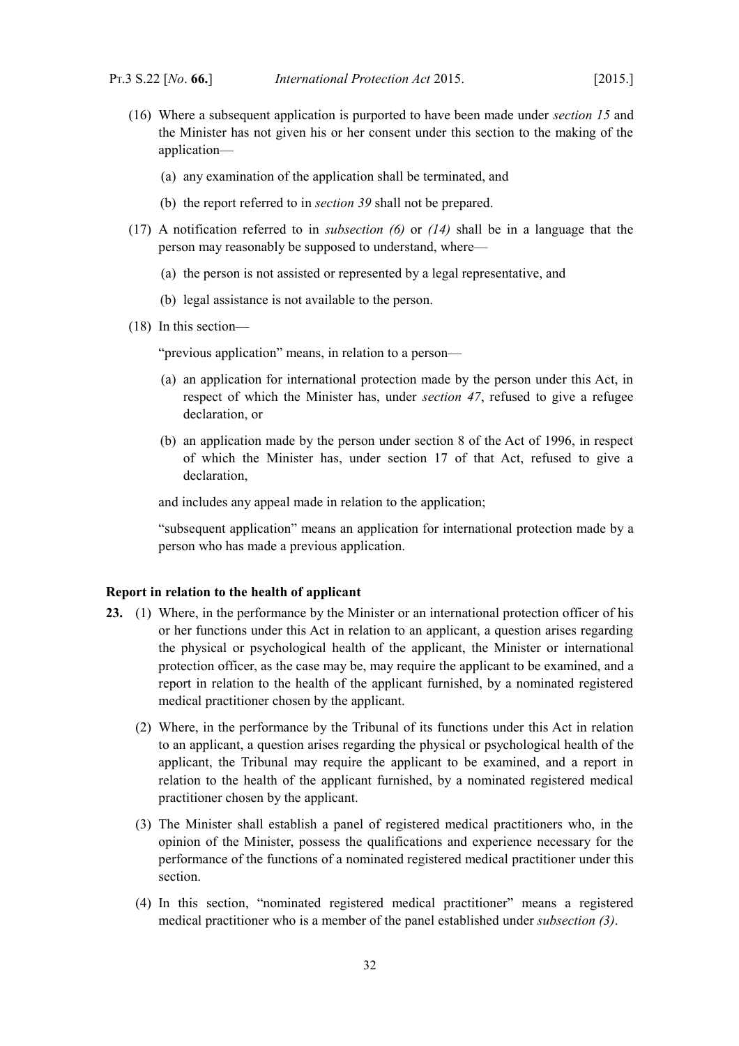(16) Where a subsequent application is purported to have been made under *section 15* and the Minister has not given his or her consent under this section to the making of the application—

(a) any examination of the application shall be terminated, and

(b) the report referred to in *section 39* shall not be prepared.

(17) A notification referred to in *subsection (6)* or *(14)* shall be in a language that the person may reasonably be supposed to understand, where—

(a) the person is not assisted or represented by a legal representative, and

(b) legal assistance is not available to the person.

(18) In this section—

"previous application" means, in relation to a person—

(a) an application for international protection made by the person under this Act, in respect of which the Minister has, under *section 47*, refused to give a refugee declaration, or

(b) an application made by the person under section 8 of the Act of 1996, in respect of which the Minister has, under section 17 of that Act, refused to give a declaration,

and includes any appeal made in relation to the application;

"subsequent application" means an application for international protection made by a person who has made a previous application.

**Report in relation to the health of applicant**

**23.** (1) Where, in the performance by the Minister or an international protection officer of his or her functions under this Act in relation to an applicant, a question arises regarding the physical or psychological health of the applicant, the Minister or international protection officer, as the case may be, may require the applicant to be examined, and a report in relation to the health of the applicant furnished, by a nominated registered medical practitioner chosen by the applicant.

(2) Where, in the performance by the Tribunal of its functions under this Act in relation to an applicant, a question arises regarding the physical or psychological health of the applicant, the Tribunal may require the applicant to be examined, and a report in relation to the health of the applicant furnished, by a nominated registered medical practitioner chosen by the applicant.

(3) The Minister shall establish a panel of registered medical practitioners who, in the opinion of the Minister, possess the qualifications and experience necessary for the performance of the functions of a nominated registered medical practitioner under this section.

(4) In this section, "nominated registered medical practitioner" means a registered medical practitioner who is a member of the panel established under *subsection (3)*.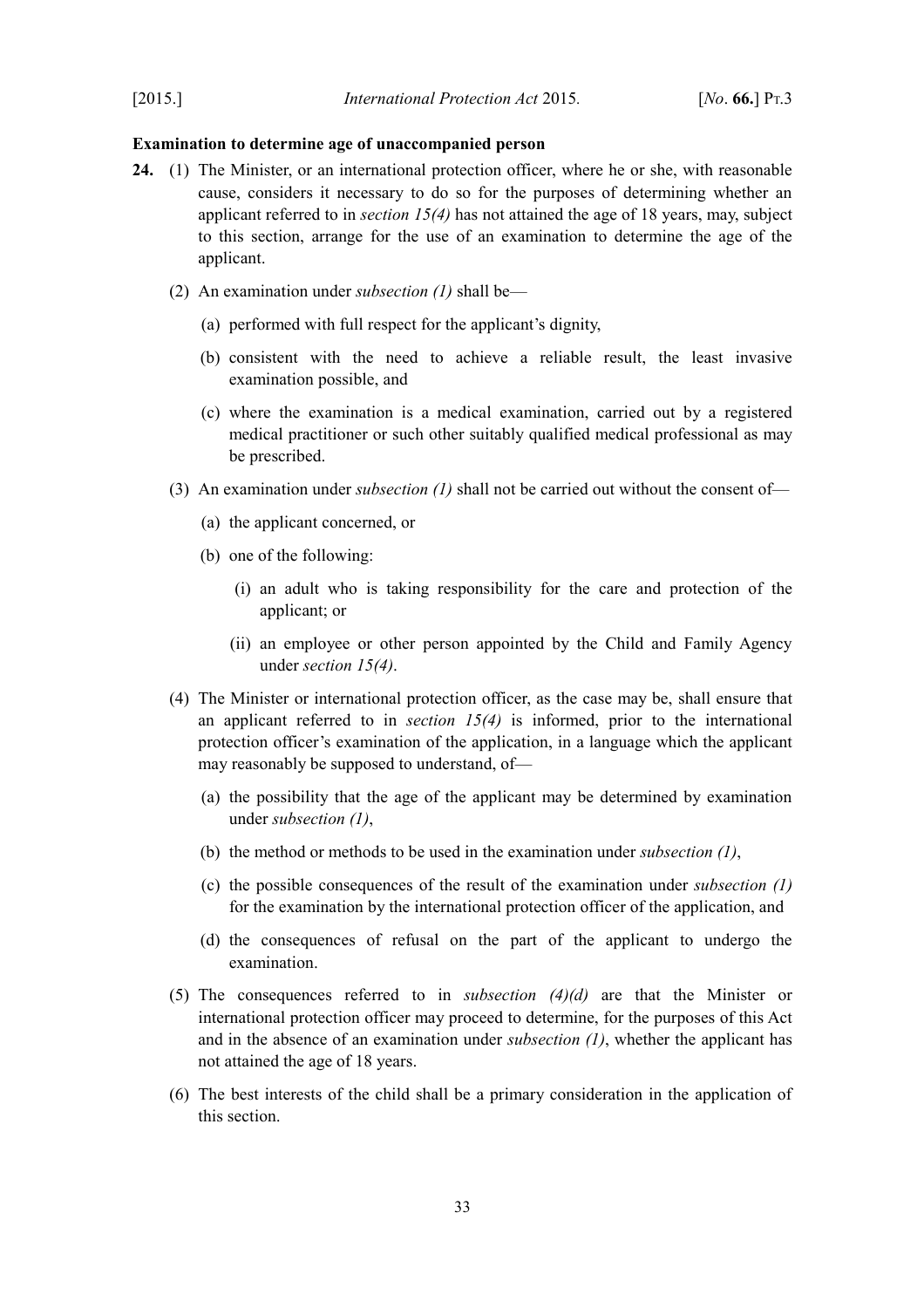**Examination to determine age of unaccompanied person**

**24.** (1) The Minister, or an international protection officer, where he or she, with reasonable cause, considers it necessary to do so for the purposes of determining whether an applicant referred to in *section 15(4)* has not attained the age of 18 years, may, subject to this section, arrange for the use of an examination to determine the age of the applicant.

(2) An examination under *subsection (1)* shall be—

(a) performed with full respect for the applicant's dignity,

(b) consistent with the need to achieve a reliable result, the least invasive examination possible, and

(c) where the examination is a medical examination, carried out by a registered medical practitioner or such other suitably qualified medical professional as may be prescribed.

(3) An examination under *subsection (1)* shall not be carried out without the consent of—

(a) the applicant concerned, or

(b) one of the following:

(i) an adult who is taking responsibility for the care and protection of the applicant; or

(ii) an employee or other person appointed by the Child and Family Agency under *section 15(4)*.

(4) The Minister or international protection officer, as the case may be, shall ensure that an applicant referred to in *section 15(4)* is informed, prior to the international protection officer's examination of the application, in a language which the applicant may reasonably be supposed to understand, of—

(a) the possibility that the age of the applicant may be determined by examination under *subsection (1)*,

(b) the method or methods to be used in the examination under *subsection (1)*,

(c) the possible consequences of the result of the examination under *subsection (1)* for the examination by the international protection officer of the application, and

(d) the consequences of refusal on the part of the applicant to undergo the examination.

(5) The consequences referred to in *subsection (4)(d)* are that the Minister or international protection officer may proceed to determine, for the purposes of this Act and in the absence of an examination under *subsection (1)*, whether the applicant has not attained the age of 18 years.

(6) The best interests of the child shall be a primary consideration in the application of this section.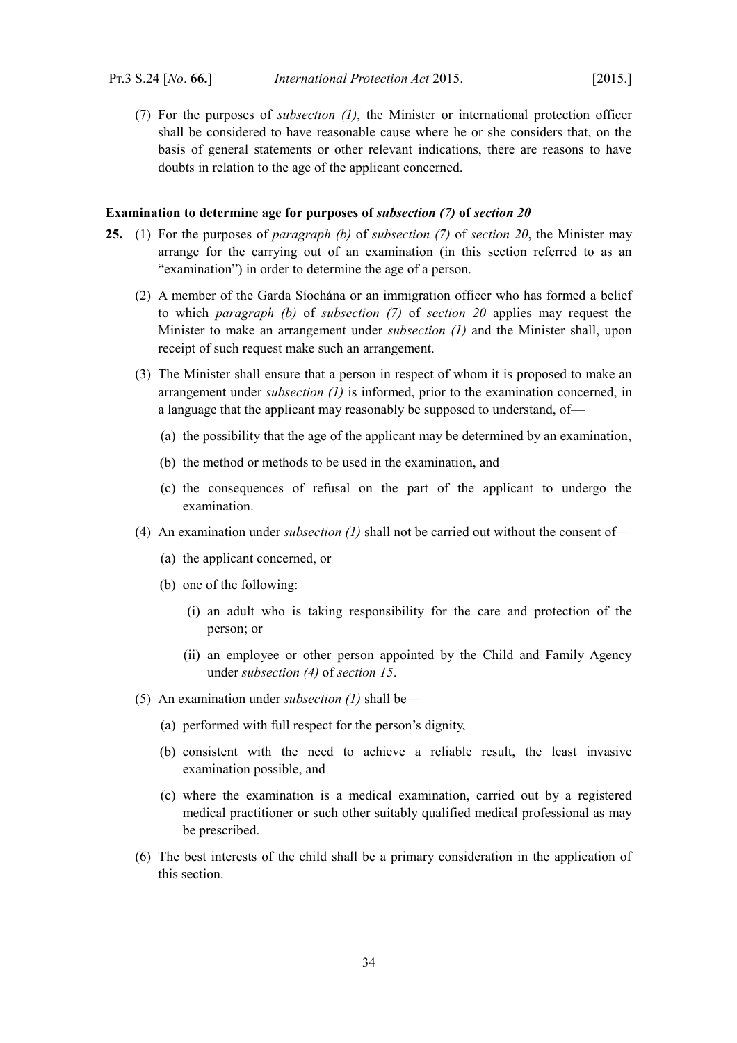(7) For the purposes of *subsection (1)*, the Minister or international protection officer shall be considered to have reasonable cause where he or she considers that, on the basis of general statements or other relevant indications, there are reasons to have doubts in relation to the age of the applicant concerned.

**Examination to determine age for purposes of *subsection (7)* of *section 20***

**25.** (1) For the purposes of *paragraph (b)* of *subsection (7)* of *section 20*, the Minister may arrange for the carrying out of an examination (in this section referred to as an "examination") in order to determine the age of a person.

(2) A member of the Garda Síochána or an immigration officer who has formed a belief to which *paragraph (b)* of *subsection (7)* of *section 20* applies may request the Minister to make an arrangement under *subsection (1)* and the Minister shall, upon receipt of such request make such an arrangement.

(3) The Minister shall ensure that a person in respect of whom it is proposed to make an arrangement under *subsection (1)* is informed, prior to the examination concerned, in a language that the applicant may reasonably be supposed to understand, of—

(a) the possibility that the age of the applicant may be determined by an examination,

(b) the method or methods to be used in the examination, and

(c) the consequences of refusal on the part of the applicant to undergo the examination.

(4) An examination under *subsection (1)* shall not be carried out without the consent of—

(a) the applicant concerned, or

(b) one of the following:

(i) an adult who is taking responsibility for the care and protection of the person; or

(ii) an employee or other person appointed by the Child and Family Agency under *subsection (4)* of *section 15*.

(5) An examination under *subsection (1)* shall be—

(a) performed with full respect for the person's dignity,

(b) consistent with the need to achieve a reliable result, the least invasive examination possible, and

(c) where the examination is a medical examination, carried out by a registered medical practitioner or such other suitably qualified medical professional as may be prescribed.

(6) The best interests of the child shall be a primary consideration in the application of this section.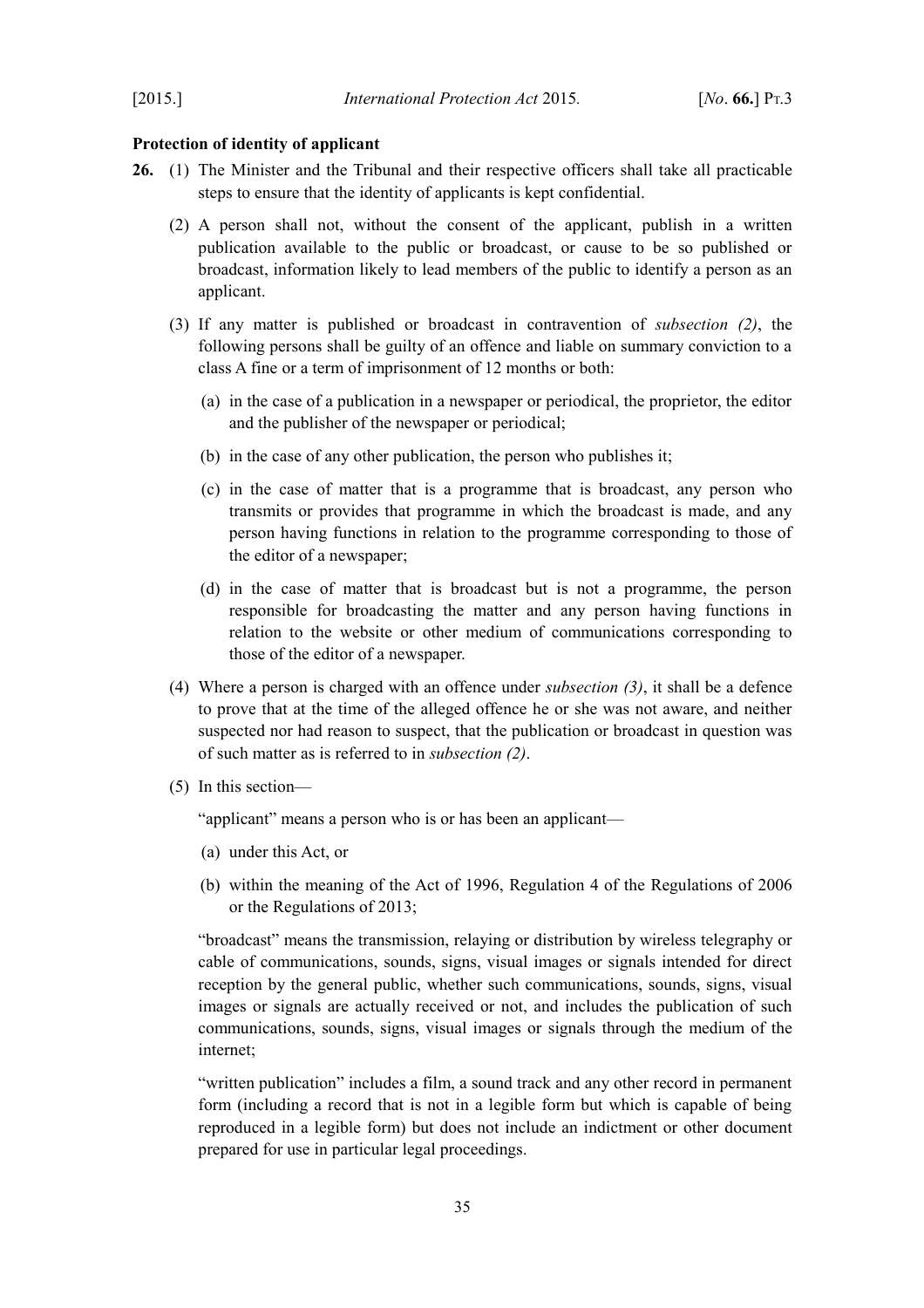**Protection of identity of applicant**

**26.** (1) The Minister and the Tribunal and their respective officers shall take all practicable steps to ensure that the identity of applicants is kept confidential.

(2) A person shall not, without the consent of the applicant, publish in a written publication available to the public or broadcast, or cause to be so published or broadcast, information likely to lead members of the public to identify a person as an applicant.

(3) If any matter is published or broadcast in contravention of *subsection (2)*, the following persons shall be guilty of an offence and liable on summary conviction to a class A fine or a term of imprisonment of 12 months or both:

(a) in the case of a publication in a newspaper or periodical, the proprietor, the editor and the publisher of the newspaper or periodical;

(b) in the case of any other publication, the person who publishes it;

(c) in the case of matter that is a programme that is broadcast, any person who transmits or provides that programme in which the broadcast is made, and any person having functions in relation to the programme corresponding to those of the editor of a newspaper;

(d) in the case of matter that is broadcast but is not a programme, the person responsible for broadcasting the matter and any person having functions in relation to the website or other medium of communications corresponding to those of the editor of a newspaper.

(4) Where a person is charged with an offence under *subsection (3)*, it shall be a defence to prove that at the time of the alleged offence he or she was not aware, and neither suspected nor had reason to suspect, that the publication or broadcast in question was of such matter as is referred to in *subsection (2)*.

(5) In this section—

"applicant" means a person who is or has been an applicant—

(a) under this Act, or

(b) within the meaning of the Act of 1996, Regulation 4 of the Regulations of 2006 or the Regulations of 2013;

"broadcast" means the transmission, relaying or distribution by wireless telegraphy or cable of communications, sounds, signs, visual images or signals intended for direct reception by the general public, whether such communications, sounds, signs, visual images or signals are actually received or not, and includes the publication of such communications, sounds, signs, visual images or signals through the medium of the internet;

"written publication" includes a film, a sound track and any other record in permanent form (including a record that is not in a legible form but which is capable of being reproduced in a legible form) but does not include an indictment or other document prepared for use in particular legal proceedings.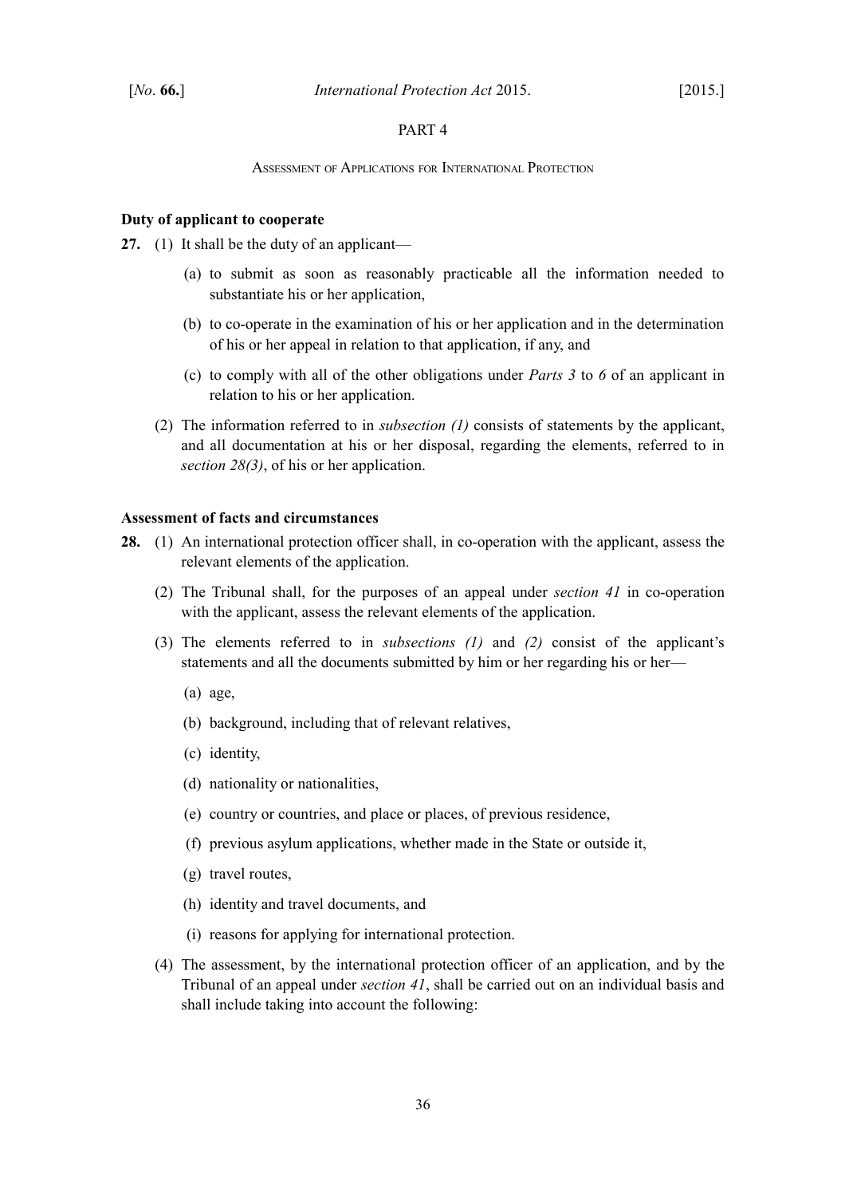PART 4

ASSESSMENT OF APPLICATIONS FOR INTERNATIONAL PROTECTION

**Duty of applicant to cooperate**

**27.** (1) It shall be the duty of an applicant—

(a) to submit as soon as reasonably practicable all the information needed to substantiate his or her application,

(b) to co-operate in the examination of his or her application and in the determination of his or her appeal in relation to that application, if any, and

(c) to comply with all of the other obligations under *Parts 3* to *6* of an applicant in relation to his or her application.

(2) The information referred to in *subsection (1)* consists of statements by the applicant, and all documentation at his or her disposal, regarding the elements, referred to in *section 28(3)*, of his or her application.

**Assessment of facts and circumstances**

**28.** (1) An international protection officer shall, in co-operation with the applicant, assess the relevant elements of the application.

(2) The Tribunal shall, for the purposes of an appeal under *section 41* in co-operation with the applicant, assess the relevant elements of the application.

(3) The elements referred to in *subsections (1)* and *(2)* consist of the applicant's statements and all the documents submitted by him or her regarding his or her—

(a) age,

(b) background, including that of relevant relatives,

(c) identity,

(d) nationality or nationalities,

(e) country or countries, and place or places, of previous residence,

(f) previous asylum applications, whether made in the State or outside it,

(g) travel routes,

(h) identity and travel documents, and

(i) reasons for applying for international protection.

(4) The assessment, by the international protection officer of an application, and by the Tribunal of an appeal under *section 41*, shall be carried out on an individual basis and shall include taking into account the following: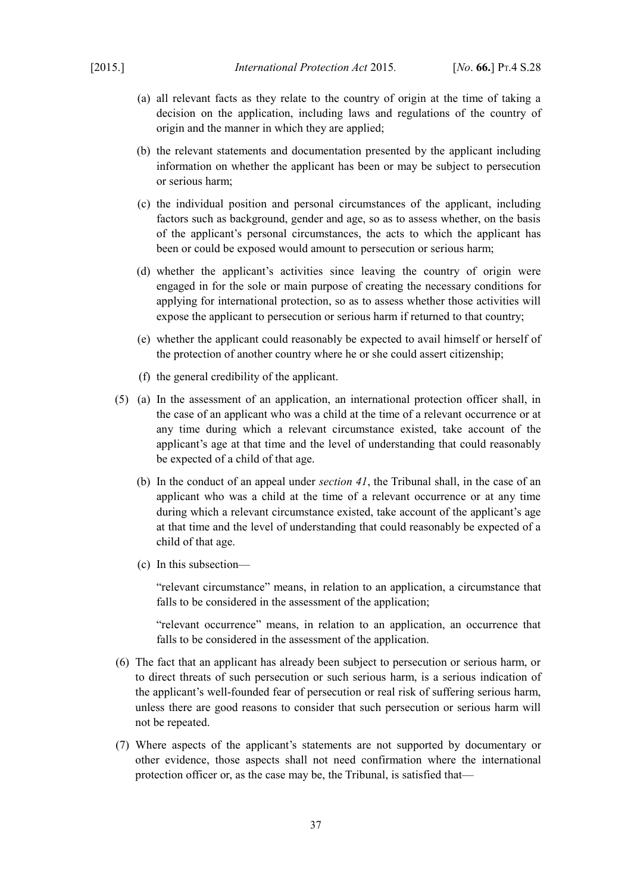(a) all relevant facts as they relate to the country of origin at the time of taking a decision on the application, including laws and regulations of the country of origin and the manner in which they are applied;

(b) the relevant statements and documentation presented by the applicant including information on whether the applicant has been or may be subject to persecution or serious harm;

(c) the individual position and personal circumstances of the applicant, including factors such as background, gender and age, so as to assess whether, on the basis of the applicant's personal circumstances, the acts to which the applicant has been or could be exposed would amount to persecution or serious harm;

(d) whether the applicant's activities since leaving the country of origin were engaged in for the sole or main purpose of creating the necessary conditions for applying for international protection, so as to assess whether those activities will expose the applicant to persecution or serious harm if returned to that country;

(e) whether the applicant could reasonably be expected to avail himself or herself of the protection of another country where he or she could assert citizenship;

(f) the general credibility of the applicant.

(5) (a) In the assessment of an application, an international protection officer shall, in the case of an applicant who was a child at the time of a relevant occurrence or at any time during which a relevant circumstance existed, take account of the applicant's age at that time and the level of understanding that could reasonably be expected of a child of that age.

(b) In the conduct of an appeal under *section 41*, the Tribunal shall, in the case of an applicant who was a child at the time of a relevant occurrence or at any time during which a relevant circumstance existed, take account of the applicant's age at that time and the level of understanding that could reasonably be expected of a child of that age.

(c) In this subsection—

"relevant circumstance" means, in relation to an application, a circumstance that falls to be considered in the assessment of the application;

"relevant occurrence" means, in relation to an application, an occurrence that falls to be considered in the assessment of the application.

(6) The fact that an applicant has already been subject to persecution or serious harm, or to direct threats of such persecution or such serious harm, is a serious indication of the applicant's well-founded fear of persecution or real risk of suffering serious harm, unless there are good reasons to consider that such persecution or serious harm will not be repeated.

(7) Where aspects of the applicant's statements are not supported by documentary or other evidence, those aspects shall not need confirmation where the international protection officer or, as the case may be, the Tribunal, is satisfied that—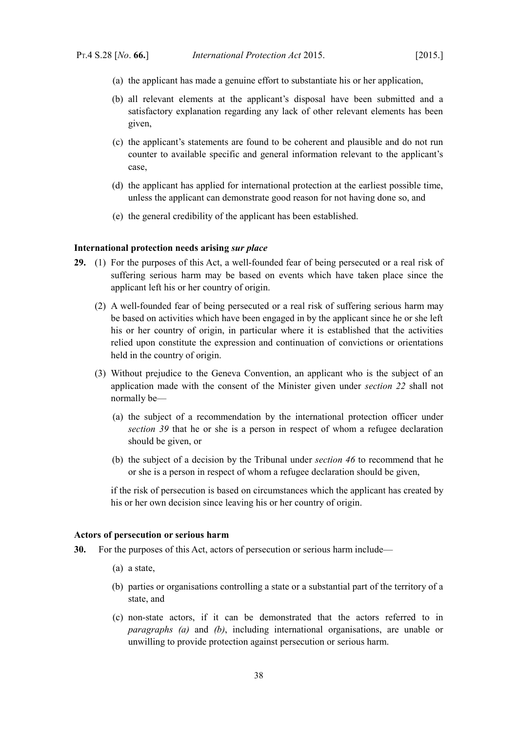(a) the applicant has made a genuine effort to substantiate his or her application,

(b) all relevant elements at the applicant's disposal have been submitted and a satisfactory explanation regarding any lack of other relevant elements has been given,

(c) the applicant's statements are found to be coherent and plausible and do not run counter to available specific and general information relevant to the applicant's case,

(d) the applicant has applied for international protection at the earliest possible time, unless the applicant can demonstrate good reason for not having done so, and

(e) the general credibility of the applicant has been established.

**International protection needs arising *sur place***

**29.** (1) For the purposes of this Act, a well-founded fear of being persecuted or a real risk of suffering serious harm may be based on events which have taken place since the applicant left his or her country of origin.

(2) A well-founded fear of being persecuted or a real risk of suffering serious harm may be based on activities which have been engaged in by the applicant since he or she left his or her country of origin, in particular where it is established that the activities relied upon constitute the expression and continuation of convictions or orientations held in the country of origin.

(3) Without prejudice to the Geneva Convention, an applicant who is the subject of an application made with the consent of the Minister given under *section 22* shall not normally be—

(a) the subject of a recommendation by the international protection officer under *section 39* that he or she is a person in respect of whom a refugee declaration should be given, or

(b) the subject of a decision by the Tribunal under *section 46* to recommend that he or she is a person in respect of whom a refugee declaration should be given,

if the risk of persecution is based on circumstances which the applicant has created by his or her own decision since leaving his or her country of origin.

**Actors of persecution or serious harm**

**30.** For the purposes of this Act, actors of persecution or serious harm include—

(a) a state,

(b) parties or organisations controlling a state or a substantial part of the territory of a state, and

(c) non-state actors, if it can be demonstrated that the actors referred to in *paragraphs (a)* and *(b)*, including international organisations, are unable or unwilling to provide protection against persecution or serious harm.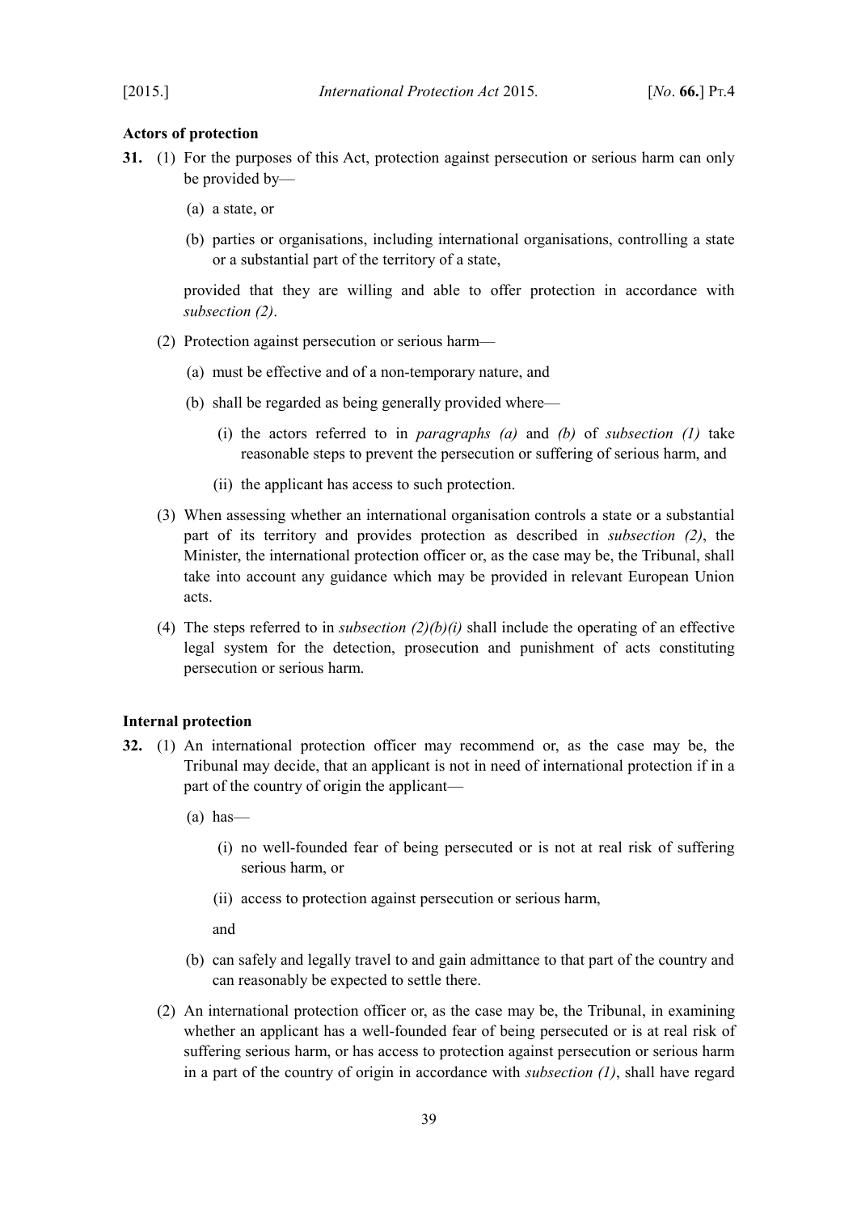**Actors of protection**

**31.** (1) For the purposes of this Act, protection against persecution or serious harm can only be provided by—

(a) a state, or

(b) parties or organisations, including international organisations, controlling a state or a substantial part of the territory of a state,

provided that they are willing and able to offer protection in accordance with *subsection (2)*.

(2) Protection against persecution or serious harm—

(a) must be effective and of a non-temporary nature, and

(b) shall be regarded as being generally provided where—

(i) the actors referred to in *paragraphs (a)* and *(b)* of *subsection (1)* take reasonable steps to prevent the persecution or suffering of serious harm, and

(ii) the applicant has access to such protection.

(3) When assessing whether an international organisation controls a state or a substantial part of its territory and provides protection as described in *subsection (2)*, the Minister, the international protection officer or, as the case may be, the Tribunal, shall take into account any guidance which may be provided in relevant European Union acts.

(4) The steps referred to in *subsection (2)(b)(i)* shall include the operating of an effective legal system for the detection, prosecution and punishment of acts constituting persecution or serious harm.

**Internal protection**

**32.** (1) An international protection officer may recommend or, as the case may be, the Tribunal may decide, that an applicant is not in need of international protection if in a part of the country of origin the applicant—

(a) has—

(i) no well-founded fear of being persecuted or is not at real risk of suffering serious harm, or

(ii) access to protection against persecution or serious harm,

and

(b) can safely and legally travel to and gain admittance to that part of the country and can reasonably be expected to settle there.

(2) An international protection officer or, as the case may be, the Tribunal, in examining whether an applicant has a well-founded fear of being persecuted or is at real risk of suffering serious harm, or has access to protection against persecution or serious harm in a part of the country of origin in accordance with *subsection (1)*, shall have regard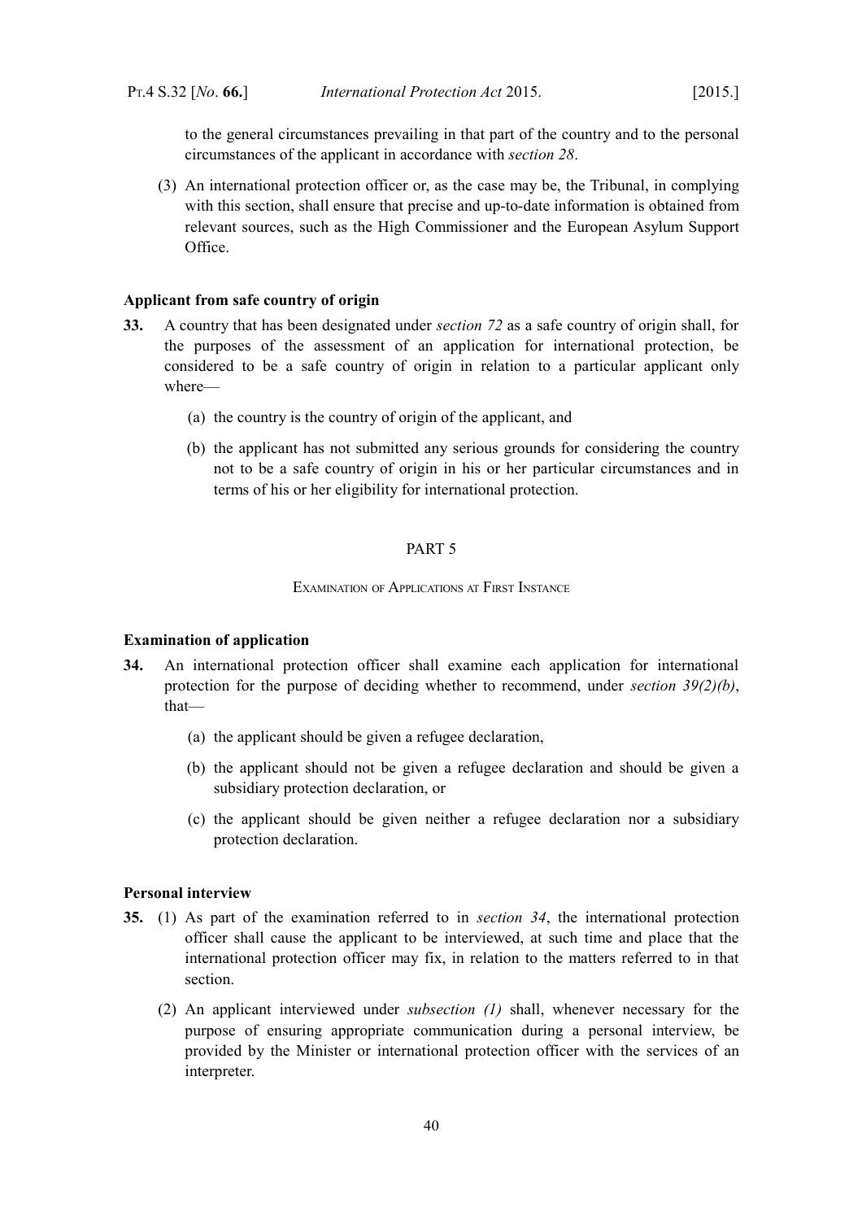to the general circumstances prevailing in that part of the country and to the personal circumstances of the applicant in accordance with *section 28*.

(3) An international protection officer or, as the case may be, the Tribunal, in complying with this section, shall ensure that precise and up-to-date information is obtained from relevant sources, such as the High Commissioner and the European Asylum Support Office.

**Applicant from safe country of origin**

**33.** A country that has been designated under *section 72* as a safe country of origin shall, for the purposes of the assessment of an application for international protection, be considered to be a safe country of origin in relation to a particular applicant only where—

(a) the country is the country of origin of the applicant, and

(b) the applicant has not submitted any serious grounds for considering the country not to be a safe country of origin in his or her particular circumstances and in terms of his or her eligibility for international protection.

PART 5

EXAMINATION OF APPLICATIONS AT FIRST INSTANCE

**Examination of application**

**34.** An international protection officer shall examine each application for international protection for the purpose of deciding whether to recommend, under *section 39(2)(b)*, that—

(a) the applicant should be given a refugee declaration,

(b) the applicant should not be given a refugee declaration and should be given a subsidiary protection declaration, or

(c) the applicant should be given neither a refugee declaration nor a subsidiary protection declaration.

**Personal interview**

**35.** (1) As part of the examination referred to in *section 34*, the international protection officer shall cause the applicant to be interviewed, at such time and place that the international protection officer may fix, in relation to the matters referred to in that section.

(2) An applicant interviewed under *subsection (1)* shall, whenever necessary for the purpose of ensuring appropriate communication during a personal interview, be provided by the Minister or international protection officer with the services of an interpreter.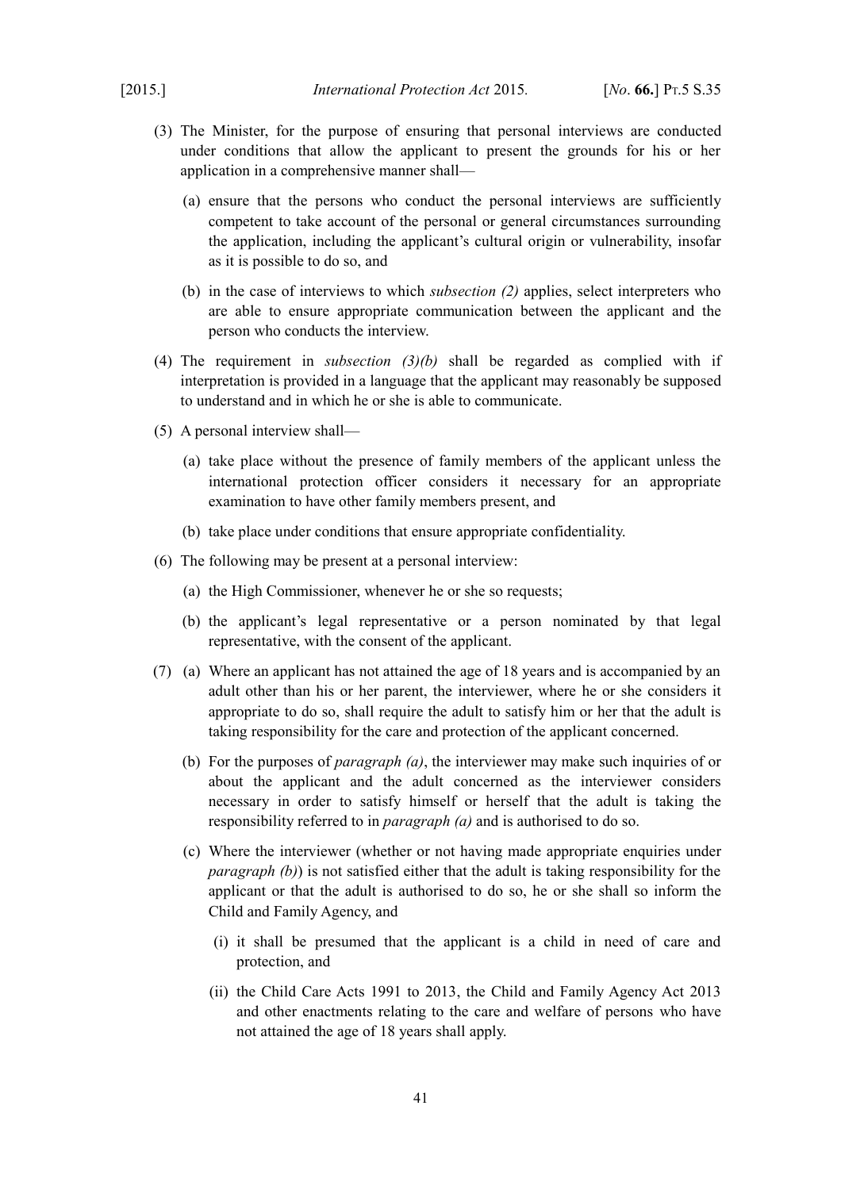(3) The Minister, for the purpose of ensuring that personal interviews are conducted under conditions that allow the applicant to present the grounds for his or her application in a comprehensive manner shall—

  (a) ensure that the persons who conduct the personal interviews are sufficiently competent to take account of the personal or general circumstances surrounding the application, including the applicant's cultural origin or vulnerability, insofar as it is possible to do so, and

  (b) in the case of interviews to which *subsection (2)* applies, select interpreters who are able to ensure appropriate communication between the applicant and the person who conducts the interview.

(4) The requirement in *subsection (3)(b)* shall be regarded as complied with if interpretation is provided in a language that the applicant may reasonably be supposed to understand and in which he or she is able to communicate.

(5) A personal interview shall—

  (a) take place without the presence of family members of the applicant unless the international protection officer considers it necessary for an appropriate examination to have other family members present, and

  (b) take place under conditions that ensure appropriate confidentiality.

(6) The following may be present at a personal interview:

  (a) the High Commissioner, whenever he or she so requests;

  (b) the applicant's legal representative or a person nominated by that legal representative, with the consent of the applicant.

(7) (a) Where an applicant has not attained the age of 18 years and is accompanied by an adult other than his or her parent, the interviewer, where he or she considers it appropriate to do so, shall require the adult to satisfy him or her that the adult is taking responsibility for the care and protection of the applicant concerned.

  (b) For the purposes of *paragraph (a)*, the interviewer may make such inquiries of or about the applicant and the adult concerned as the interviewer considers necessary in order to satisfy himself or herself that the adult is taking the responsibility referred to in *paragraph (a)* and is authorised to do so.

  (c) Where the interviewer (whether or not having made appropriate enquiries under *paragraph (b)*) is not satisfied either that the adult is taking responsibility for the applicant or that the adult is authorised to do so, he or she shall so inform the Child and Family Agency, and

    (i) it shall be presumed that the applicant is a child in need of care and protection, and

    (ii) the Child Care Acts 1991 to 2013, the Child and Family Agency Act 2013 and other enactments relating to the care and welfare of persons who have not attained the age of 18 years shall apply.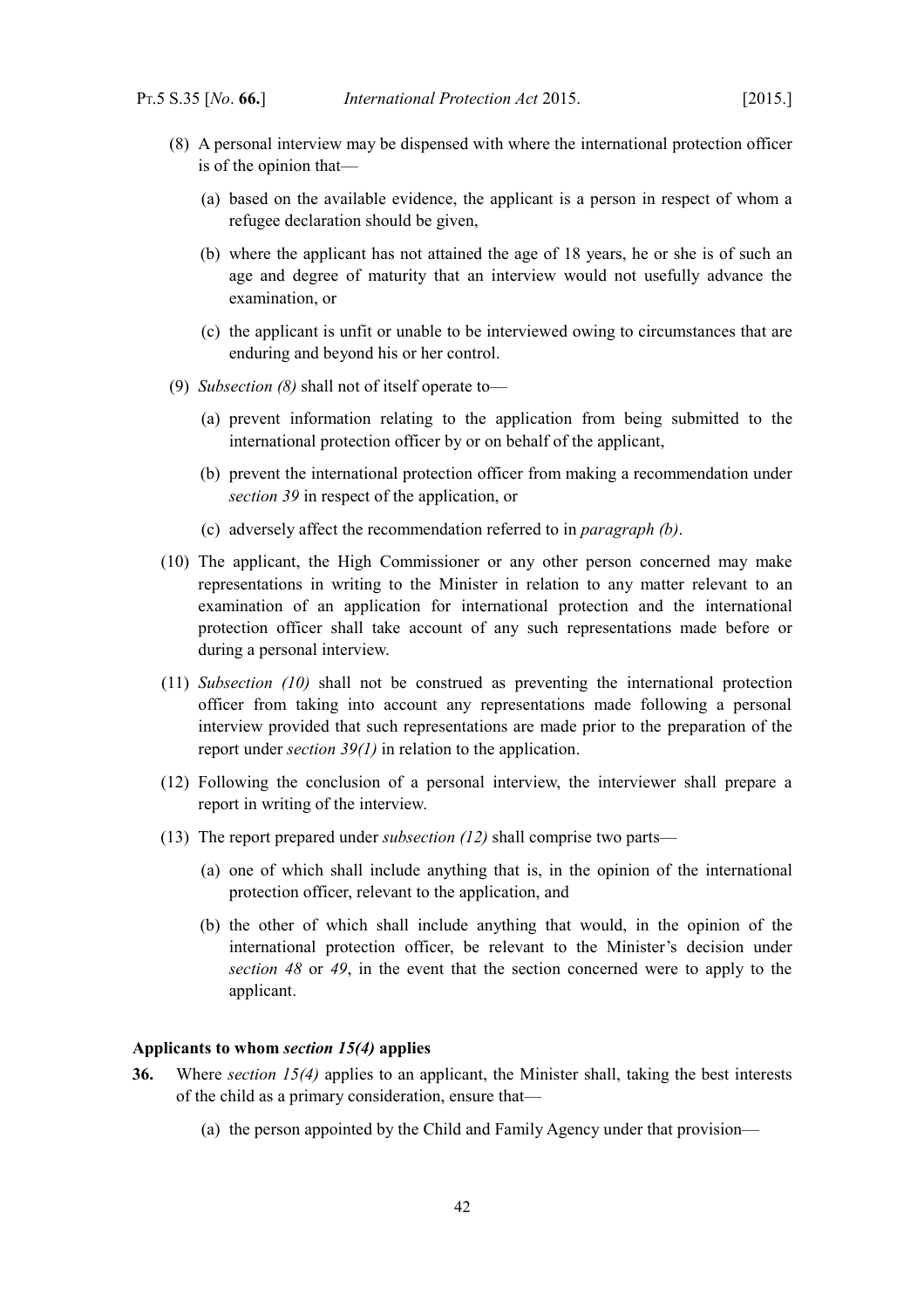(8) A personal interview may be dispensed with where the international protection officer is of the opinion that—

  (a) based on the available evidence, the applicant is a person in respect of whom a refugee declaration should be given,

  (b) where the applicant has not attained the age of 18 years, he or she is of such an age and degree of maturity that an interview would not usefully advance the examination, or

  (c) the applicant is unfit or unable to be interviewed owing to circumstances that are enduring and beyond his or her control.

(9) *Subsection (8)* shall not of itself operate to—

  (a) prevent information relating to the application from being submitted to the international protection officer by or on behalf of the applicant,

  (b) prevent the international protection officer from making a recommendation under *section 39* in respect of the application, or

  (c) adversely affect the recommendation referred to in *paragraph (b)*.

(10) The applicant, the High Commissioner or any other person concerned may make representations in writing to the Minister in relation to any matter relevant to an examination of an application for international protection and the international protection officer shall take account of any such representations made before or during a personal interview.

(11) *Subsection (10)* shall not be construed as preventing the international protection officer from taking into account any representations made following a personal interview provided that such representations are made prior to the preparation of the report under *section 39(1)* in relation to the application.

(12) Following the conclusion of a personal interview, the interviewer shall prepare a report in writing of the interview.

(13) The report prepared under *subsection (12)* shall comprise two parts—

  (a) one of which shall include anything that is, in the opinion of the international protection officer, relevant to the application, and

  (b) the other of which shall include anything that would, in the opinion of the international protection officer, be relevant to the Minister's decision under *section 48* or *49*, in the event that the section concerned were to apply to the applicant.

**Applicants to whom *section 15(4)* applies**

**36.** Where *section 15(4)* applies to an applicant, the Minister shall, taking the best interests of the child as a primary consideration, ensure that—

  (a) the person appointed by the Child and Family Agency under that provision—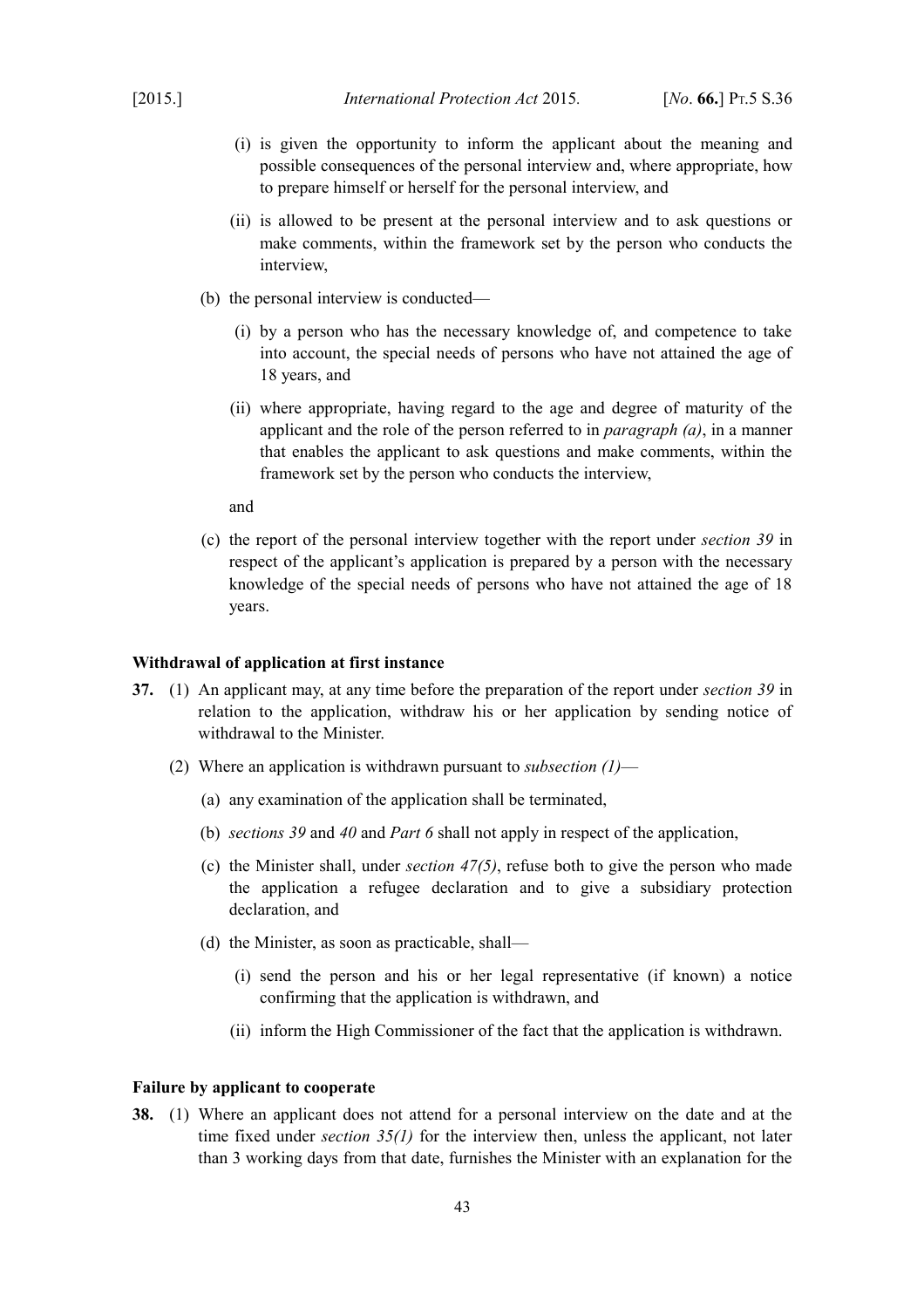(i) is given the opportunity to inform the applicant about the meaning and possible consequences of the personal interview and, where appropriate, how to prepare himself or herself for the personal interview, and

(ii) is allowed to be present at the personal interview and to ask questions or make comments, within the framework set by the person who conducts the interview,

(b) the personal interview is conducted—

(i) by a person who has the necessary knowledge of, and competence to take into account, the special needs of persons who have not attained the age of 18 years, and

(ii) where appropriate, having regard to the age and degree of maturity of the applicant and the role of the person referred to in *paragraph (a)*, in a manner that enables the applicant to ask questions and make comments, within the framework set by the person who conducts the interview,

and

(c) the report of the personal interview together with the report under *section 39* in respect of the applicant's application is prepared by a person with the necessary knowledge of the special needs of persons who have not attained the age of 18 years.

**Withdrawal of application at first instance**

**37.** (1) An applicant may, at any time before the preparation of the report under *section 39* in relation to the application, withdraw his or her application by sending notice of withdrawal to the Minister.

(2) Where an application is withdrawn pursuant to *subsection (1)*—

(a) any examination of the application shall be terminated,

(b) *sections 39* and *40* and *Part 6* shall not apply in respect of the application,

(c) the Minister shall, under *section 47(5)*, refuse both to give the person who made the application a refugee declaration and to give a subsidiary protection declaration, and

(d) the Minister, as soon as practicable, shall—

(i) send the person and his or her legal representative (if known) a notice confirming that the application is withdrawn, and

(ii) inform the High Commissioner of the fact that the application is withdrawn.

**Failure by applicant to cooperate**

**38.** (1) Where an applicant does not attend for a personal interview on the date and at the time fixed under *section 35(1)* for the interview then, unless the applicant, not later than 3 working days from that date, furnishes the Minister with an explanation for the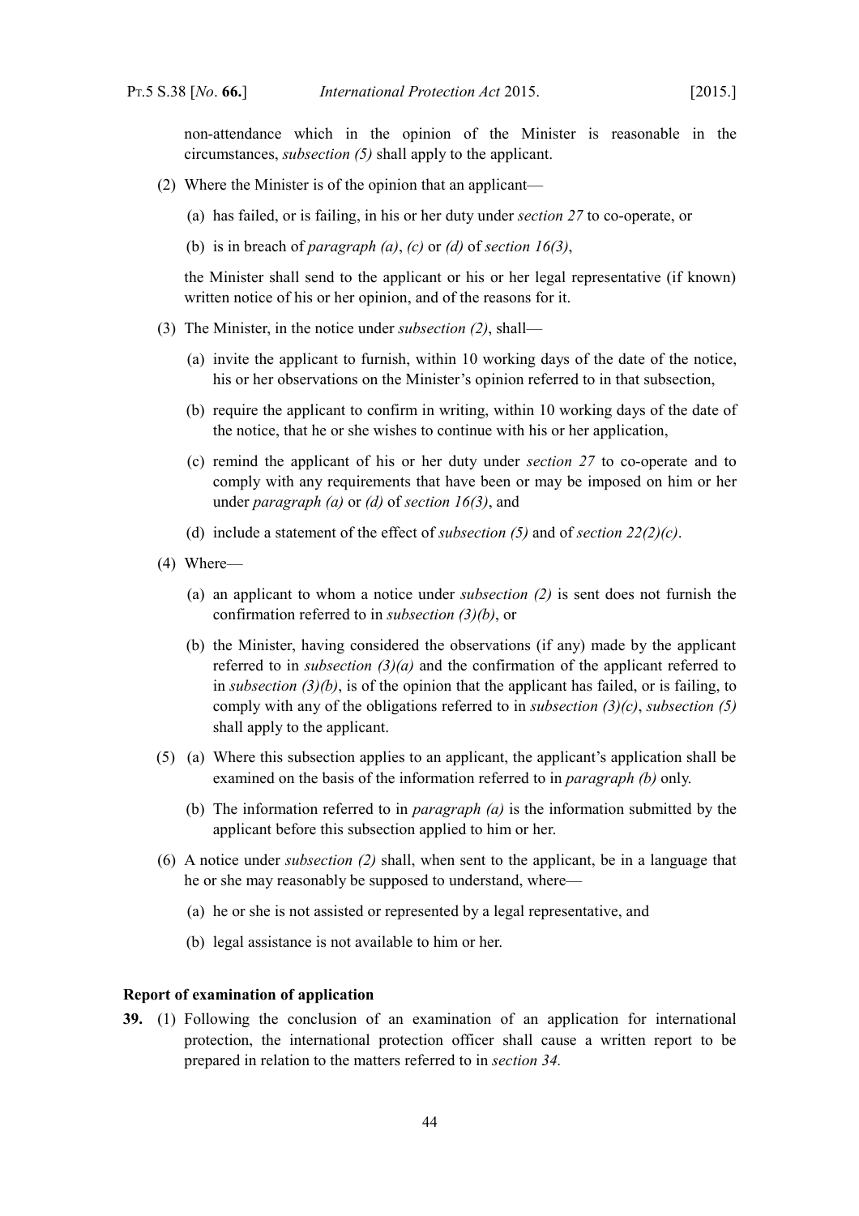non-attendance which in the opinion of the Minister is reasonable in the circumstances, *subsection (5)* shall apply to the applicant.

(2) Where the Minister is of the opinion that an applicant—

(a) has failed, or is failing, in his or her duty under *section 27* to co-operate, or

(b) is in breach of *paragraph (a)*, *(c)* or *(d)* of *section 16(3)*,

the Minister shall send to the applicant or his or her legal representative (if known) written notice of his or her opinion, and of the reasons for it.

(3) The Minister, in the notice under *subsection (2)*, shall—

(a) invite the applicant to furnish, within 10 working days of the date of the notice, his or her observations on the Minister's opinion referred to in that subsection,

(b) require the applicant to confirm in writing, within 10 working days of the date of the notice, that he or she wishes to continue with his or her application,

(c) remind the applicant of his or her duty under *section 27* to co-operate and to comply with any requirements that have been or may be imposed on him or her under *paragraph (a)* or *(d)* of *section 16(3)*, and

(d) include a statement of the effect of *subsection (5)* and of *section 22(2)(c)*.

(4) Where—

(a) an applicant to whom a notice under *subsection (2)* is sent does not furnish the confirmation referred to in *subsection (3)(b)*, or

(b) the Minister, having considered the observations (if any) made by the applicant referred to in *subsection (3)(a)* and the confirmation of the applicant referred to in *subsection (3)(b)*, is of the opinion that the applicant has failed, or is failing, to comply with any of the obligations referred to in *subsection (3)(c)*, *subsection (5)* shall apply to the applicant.

(5) (a) Where this subsection applies to an applicant, the applicant's application shall be examined on the basis of the information referred to in *paragraph (b)* only.

(b) The information referred to in *paragraph (a)* is the information submitted by the applicant before this subsection applied to him or her.

(6) A notice under *subsection (2)* shall, when sent to the applicant, be in a language that he or she may reasonably be supposed to understand, where—

(a) he or she is not assisted or represented by a legal representative, and

(b) legal assistance is not available to him or her.

**Report of examination of application**

**39.** (1) Following the conclusion of an examination of an application for international protection, the international protection officer shall cause a written report to be prepared in relation to the matters referred to in *section 34.*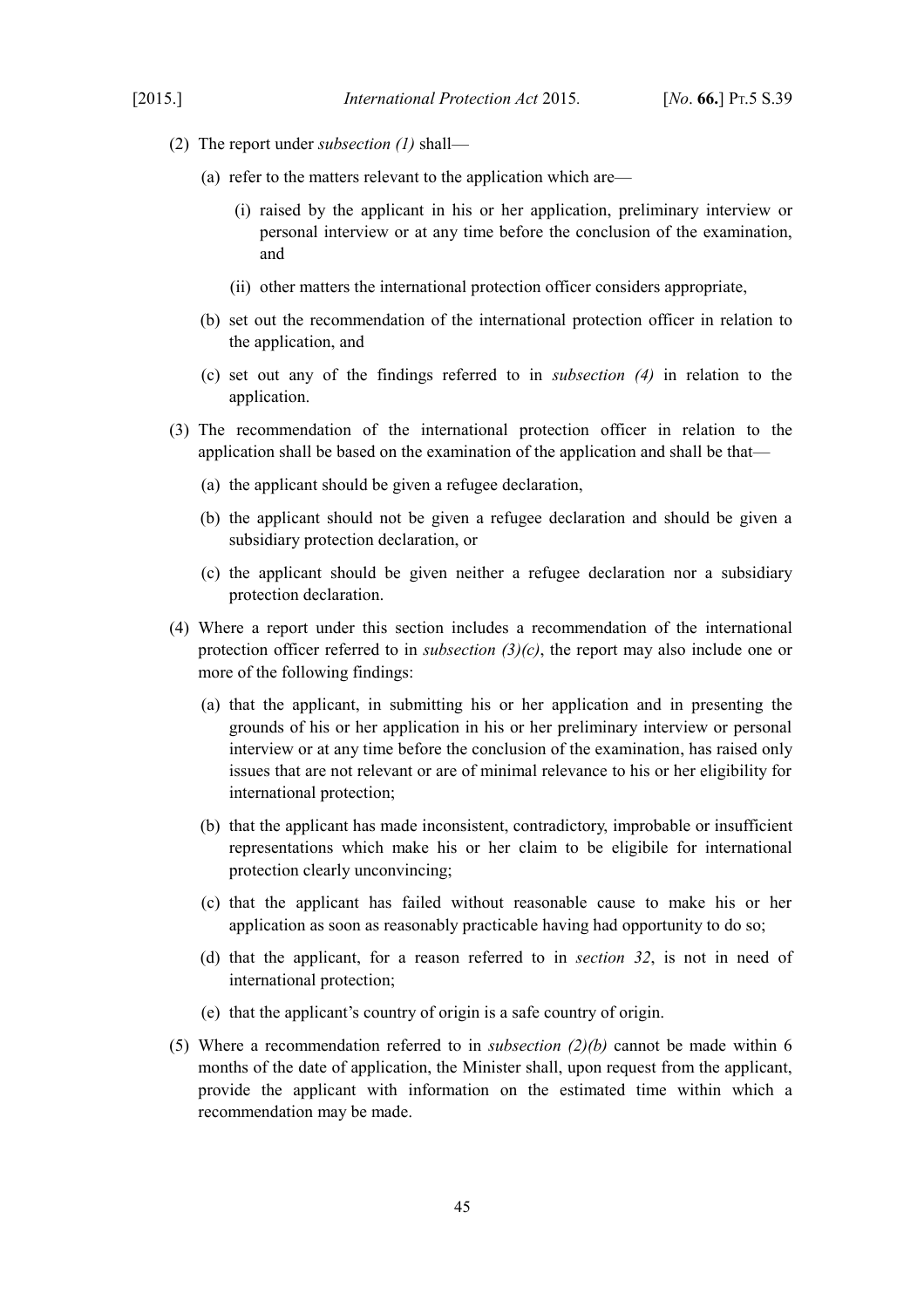(2) The report under *subsection (1)* shall—

(a) refer to the matters relevant to the application which are—

(i) raised by the applicant in his or her application, preliminary interview or personal interview or at any time before the conclusion of the examination, and

(ii) other matters the international protection officer considers appropriate,

(b) set out the recommendation of the international protection officer in relation to the application, and

(c) set out any of the findings referred to in *subsection (4)* in relation to the application.

(3) The recommendation of the international protection officer in relation to the application shall be based on the examination of the application and shall be that—

(a) the applicant should be given a refugee declaration,

(b) the applicant should not be given a refugee declaration and should be given a subsidiary protection declaration, or

(c) the applicant should be given neither a refugee declaration nor a subsidiary protection declaration.

(4) Where a report under this section includes a recommendation of the international protection officer referred to in *subsection (3)(c)*, the report may also include one or more of the following findings:

(a) that the applicant, in submitting his or her application and in presenting the grounds of his or her application in his or her preliminary interview or personal interview or at any time before the conclusion of the examination, has raised only issues that are not relevant or are of minimal relevance to his or her eligibility for international protection;

(b) that the applicant has made inconsistent, contradictory, improbable or insufficient representations which make his or her claim to be eligibile for international protection clearly unconvincing;

(c) that the applicant has failed without reasonable cause to make his or her application as soon as reasonably practicable having had opportunity to do so;

(d) that the applicant, for a reason referred to in *section 32*, is not in need of international protection;

(e) that the applicant's country of origin is a safe country of origin.

(5) Where a recommendation referred to in *subsection (2)(b)* cannot be made within 6 months of the date of application, the Minister shall, upon request from the applicant, provide the applicant with information on the estimated time within which a recommendation may be made.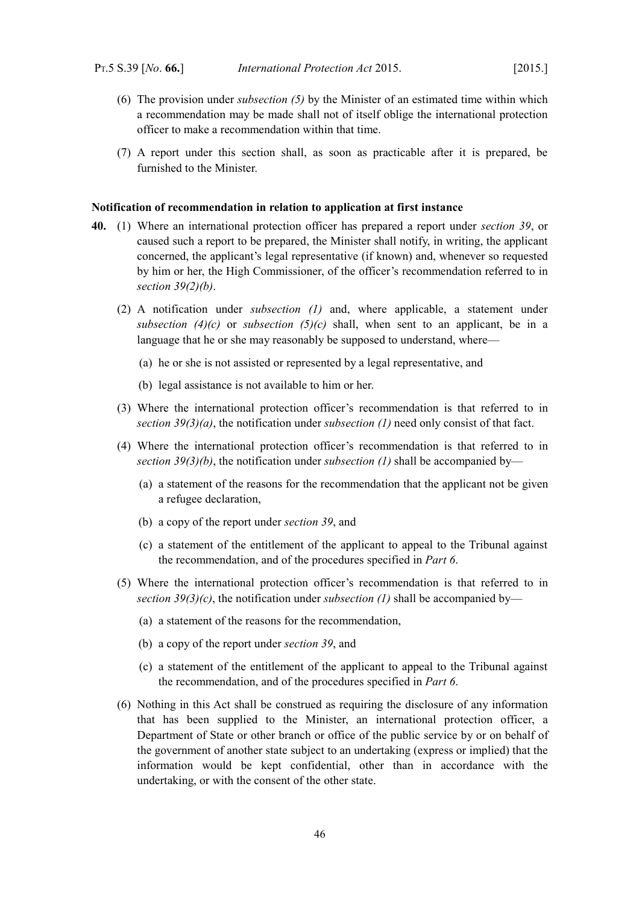(6) The provision under *subsection (5)* by the Minister of an estimated time within which a recommendation may be made shall not of itself oblige the international protection officer to make a recommendation within that time.

(7) A report under this section shall, as soon as practicable after it is prepared, be furnished to the Minister.

**Notification of recommendation in relation to application at first instance**

**40.** (1) Where an international protection officer has prepared a report under *section 39*, or caused such a report to be prepared, the Minister shall notify, in writing, the applicant concerned, the applicant's legal representative (if known) and, whenever so requested by him or her, the High Commissioner, of the officer's recommendation referred to in *section 39(2)(b)*.

(2) A notification under *subsection (1)* and, where applicable, a statement under *subsection (4)(c)* or *subsection (5)(c)* shall, when sent to an applicant, be in a language that he or she may reasonably be supposed to understand, where—

(a) he or she is not assisted or represented by a legal representative, and

(b) legal assistance is not available to him or her.

(3) Where the international protection officer's recommendation is that referred to in *section 39(3)(a)*, the notification under *subsection (1)* need only consist of that fact.

(4) Where the international protection officer's recommendation is that referred to in *section 39(3)(b)*, the notification under *subsection (1)* shall be accompanied by—

(a) a statement of the reasons for the recommendation that the applicant not be given a refugee declaration,

(b) a copy of the report under *section 39*, and

(c) a statement of the entitlement of the applicant to appeal to the Tribunal against the recommendation, and of the procedures specified in *Part 6*.

(5) Where the international protection officer's recommendation is that referred to in *section 39(3)(c)*, the notification under *subsection (1)* shall be accompanied by—

(a) a statement of the reasons for the recommendation,

(b) a copy of the report under *section 39*, and

(c) a statement of the entitlement of the applicant to appeal to the Tribunal against the recommendation, and of the procedures specified in *Part 6*.

(6) Nothing in this Act shall be construed as requiring the disclosure of any information that has been supplied to the Minister, an international protection officer, a Department of State or other branch or office of the public service by or on behalf of the government of another state subject to an undertaking (express or implied) that the information would be kept confidential, other than in accordance with the undertaking, or with the consent of the other state.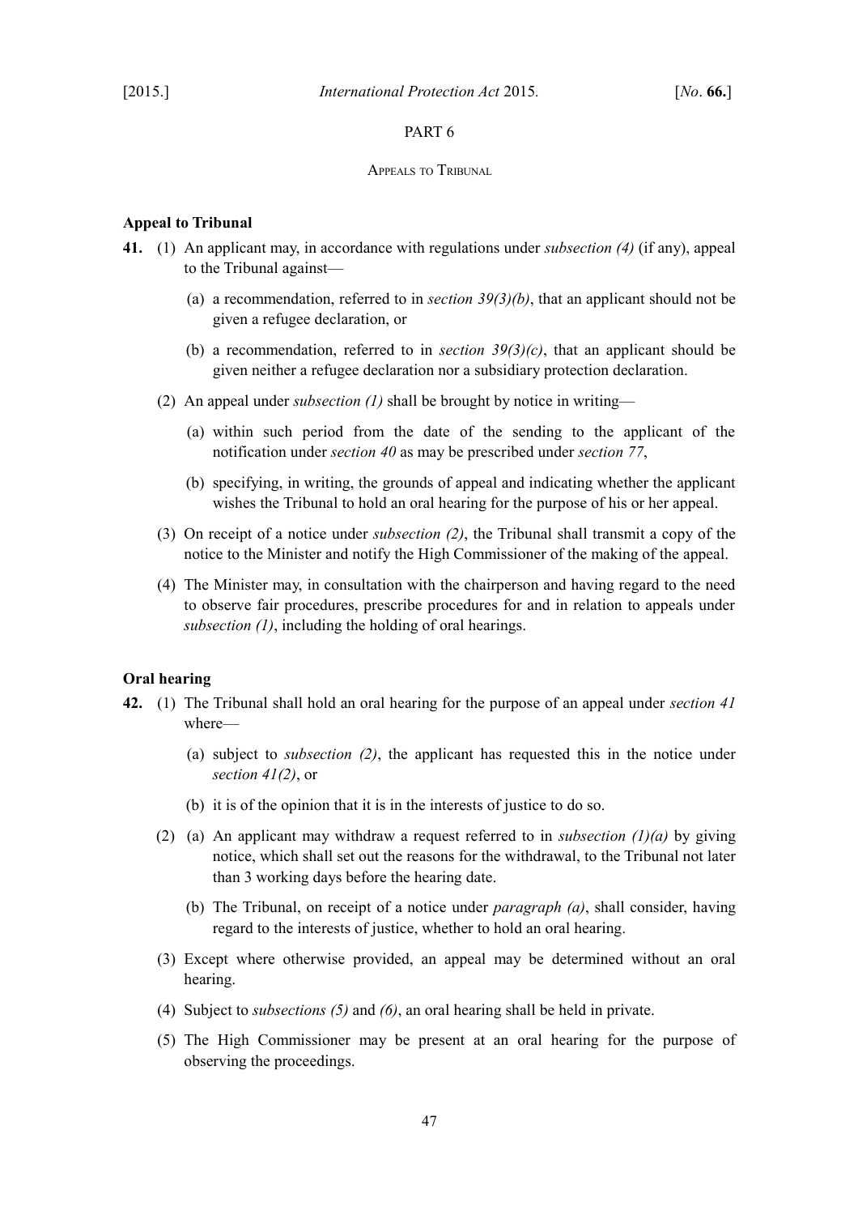PART 6

APPEALS TO TRIBUNAL

**Appeal to Tribunal**

**41.** (1) An applicant may, in accordance with regulations under *subsection (4)* (if any), appeal to the Tribunal against—

(a) a recommendation, referred to in *section 39(3)(b)*, that an applicant should not be given a refugee declaration, or

(b) a recommendation, referred to in *section 39(3)(c)*, that an applicant should be given neither a refugee declaration nor a subsidiary protection declaration.

(2) An appeal under *subsection (1)* shall be brought by notice in writing—

(a) within such period from the date of the sending to the applicant of the notification under *section 40* as may be prescribed under *section 77*,

(b) specifying, in writing, the grounds of appeal and indicating whether the applicant wishes the Tribunal to hold an oral hearing for the purpose of his or her appeal.

(3) On receipt of a notice under *subsection (2)*, the Tribunal shall transmit a copy of the notice to the Minister and notify the High Commissioner of the making of the appeal.

(4) The Minister may, in consultation with the chairperson and having regard to the need to observe fair procedures, prescribe procedures for and in relation to appeals under *subsection (1)*, including the holding of oral hearings.

**Oral hearing**

**42.** (1) The Tribunal shall hold an oral hearing for the purpose of an appeal under *section 41* where—

(a) subject to *subsection (2)*, the applicant has requested this in the notice under *section 41(2)*, or

(b) it is of the opinion that it is in the interests of justice to do so.

(2) (a) An applicant may withdraw a request referred to in *subsection (1)(a)* by giving notice, which shall set out the reasons for the withdrawal, to the Tribunal not later than 3 working days before the hearing date.

(b) The Tribunal, on receipt of a notice under *paragraph (a)*, shall consider, having regard to the interests of justice, whether to hold an oral hearing.

(3) Except where otherwise provided, an appeal may be determined without an oral hearing.

(4) Subject to *subsections (5)* and *(6)*, an oral hearing shall be held in private.

(5) The High Commissioner may be present at an oral hearing for the purpose of observing the proceedings.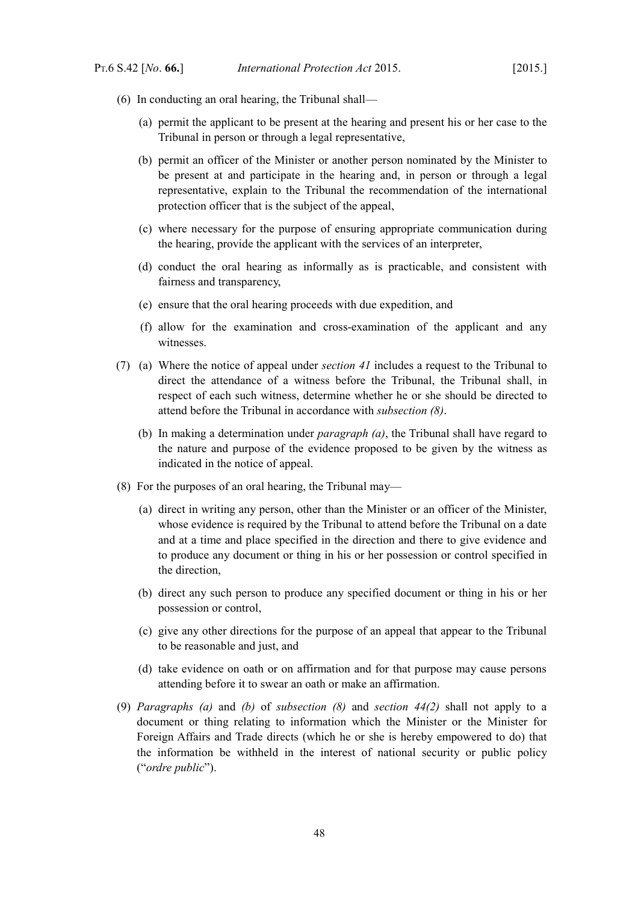(6) In conducting an oral hearing, the Tribunal shall—

(a) permit the applicant to be present at the hearing and present his or her case to the Tribunal in person or through a legal representative,

(b) permit an officer of the Minister or another person nominated by the Minister to be present at and participate in the hearing and, in person or through a legal representative, explain to the Tribunal the recommendation of the international protection officer that is the subject of the appeal,

(c) where necessary for the purpose of ensuring appropriate communication during the hearing, provide the applicant with the services of an interpreter,

(d) conduct the oral hearing as informally as is practicable, and consistent with fairness and transparency,

(e) ensure that the oral hearing proceeds with due expedition, and

(f) allow for the examination and cross-examination of the applicant and any witnesses.

(7) (a) Where the notice of appeal under *section 41* includes a request to the Tribunal to direct the attendance of a witness before the Tribunal, the Tribunal shall, in respect of each such witness, determine whether he or she should be directed to attend before the Tribunal in accordance with *subsection (8)*.

(b) In making a determination under *paragraph (a)*, the Tribunal shall have regard to the nature and purpose of the evidence proposed to be given by the witness as indicated in the notice of appeal.

(8) For the purposes of an oral hearing, the Tribunal may—

(a) direct in writing any person, other than the Minister or an officer of the Minister, whose evidence is required by the Tribunal to attend before the Tribunal on a date and at a time and place specified in the direction and there to give evidence and to produce any document or thing in his or her possession or control specified in the direction,

(b) direct any such person to produce any specified document or thing in his or her possession or control,

(c) give any other directions for the purpose of an appeal that appear to the Tribunal to be reasonable and just, and

(d) take evidence on oath or on affirmation and for that purpose may cause persons attending before it to swear an oath or make an affirmation.

(9) *Paragraphs (a)* and *(b)* of *subsection (8)* and *section 44(2)* shall not apply to a document or thing relating to information which the Minister or the Minister for Foreign Affairs and Trade directs (which he or she is hereby empowered to do) that the information be withheld in the interest of national security or public policy ("*ordre public*").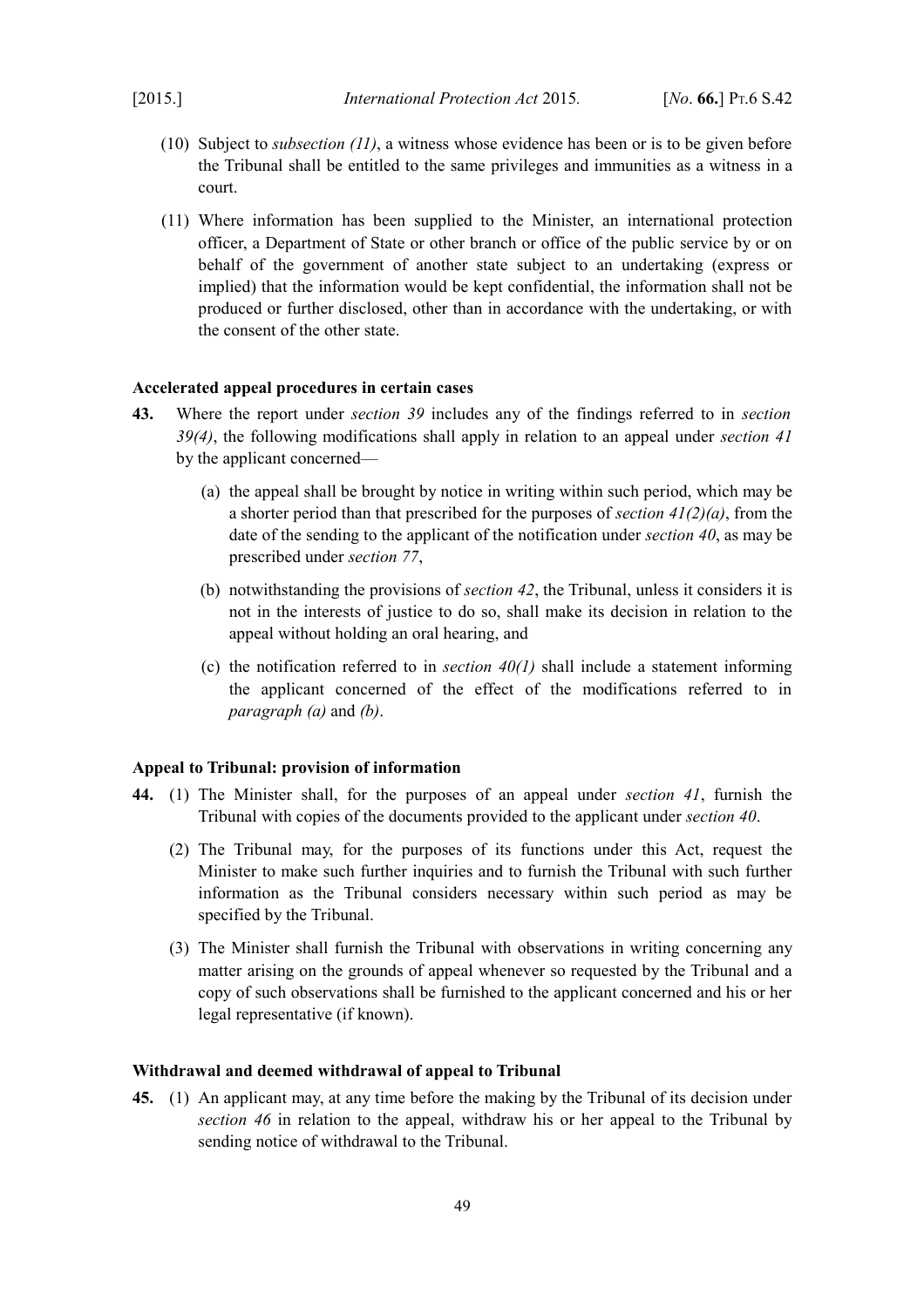(10) Subject to *subsection (11)*, a witness whose evidence has been or is to be given before the Tribunal shall be entitled to the same privileges and immunities as a witness in a court.

(11) Where information has been supplied to the Minister, an international protection officer, a Department of State or other branch or office of the public service by or on behalf of the government of another state subject to an undertaking (express or implied) that the information would be kept confidential, the information shall not be produced or further disclosed, other than in accordance with the undertaking, or with the consent of the other state.

**Accelerated appeal procedures in certain cases**

**43.** Where the report under *section 39* includes any of the findings referred to in *section 39(4)*, the following modifications shall apply in relation to an appeal under *section 41* by the applicant concerned—

(a) the appeal shall be brought by notice in writing within such period, which may be a shorter period than that prescribed for the purposes of *section 41(2)(a)*, from the date of the sending to the applicant of the notification under *section 40*, as may be prescribed under *section 77*,

(b) notwithstanding the provisions of *section 42*, the Tribunal, unless it considers it is not in the interests of justice to do so, shall make its decision in relation to the appeal without holding an oral hearing, and

(c) the notification referred to in *section 40(1)* shall include a statement informing the applicant concerned of the effect of the modifications referred to in *paragraph (a)* and *(b)*.

**Appeal to Tribunal: provision of information**

**44.** (1) The Minister shall, for the purposes of an appeal under *section 41*, furnish the Tribunal with copies of the documents provided to the applicant under *section 40*.

(2) The Tribunal may, for the purposes of its functions under this Act, request the Minister to make such further inquiries and to furnish the Tribunal with such further information as the Tribunal considers necessary within such period as may be specified by the Tribunal.

(3) The Minister shall furnish the Tribunal with observations in writing concerning any matter arising on the grounds of appeal whenever so requested by the Tribunal and a copy of such observations shall be furnished to the applicant concerned and his or her legal representative (if known).

**Withdrawal and deemed withdrawal of appeal to Tribunal**

**45.** (1) An applicant may, at any time before the making by the Tribunal of its decision under *section 46* in relation to the appeal, withdraw his or her appeal to the Tribunal by sending notice of withdrawal to the Tribunal.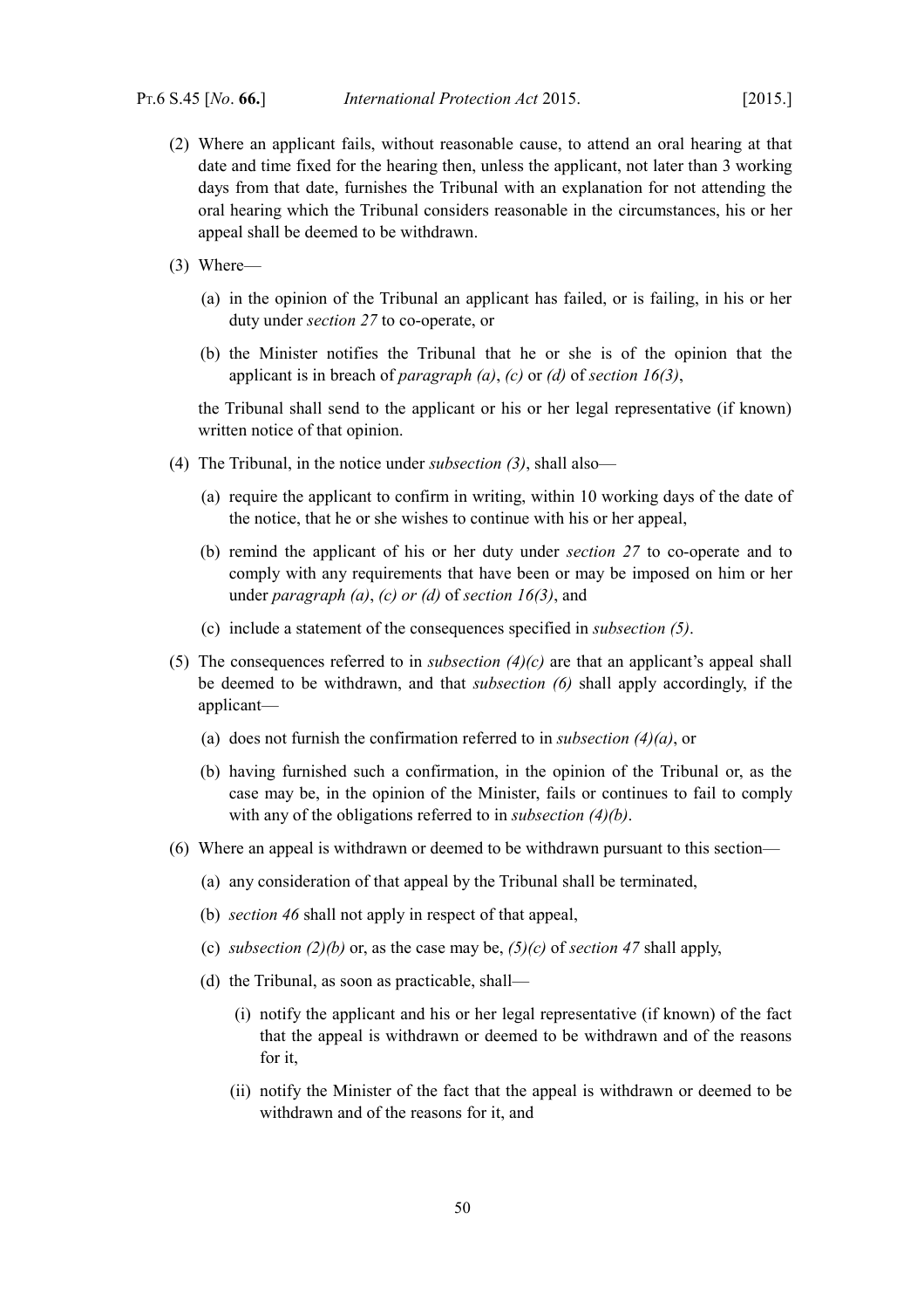(2) Where an applicant fails, without reasonable cause, to attend an oral hearing at that date and time fixed for the hearing then, unless the applicant, not later than 3 working days from that date, furnishes the Tribunal with an explanation for not attending the oral hearing which the Tribunal considers reasonable in the circumstances, his or her appeal shall be deemed to be withdrawn.

(3) Where—

(a) in the opinion of the Tribunal an applicant has failed, or is failing, in his or her duty under *section 27* to co-operate, or

(b) the Minister notifies the Tribunal that he or she is of the opinion that the applicant is in breach of *paragraph (a)*, *(c)* or *(d)* of *section 16(3)*,

the Tribunal shall send to the applicant or his or her legal representative (if known) written notice of that opinion.

(4) The Tribunal, in the notice under *subsection (3)*, shall also—

(a) require the applicant to confirm in writing, within 10 working days of the date of the notice, that he or she wishes to continue with his or her appeal,

(b) remind the applicant of his or her duty under *section 27* to co-operate and to comply with any requirements that have been or may be imposed on him or her under *paragraph (a)*, *(c) or (d)* of *section 16(3)*, and

(c) include a statement of the consequences specified in *subsection (5)*.

(5) The consequences referred to in *subsection (4)(c)* are that an applicant's appeal shall be deemed to be withdrawn, and that *subsection (6)* shall apply accordingly, if the applicant—

(a) does not furnish the confirmation referred to in *subsection (4)(a)*, or

(b) having furnished such a confirmation, in the opinion of the Tribunal or, as the case may be, in the opinion of the Minister, fails or continues to fail to comply with any of the obligations referred to in *subsection (4)(b)*.

(6) Where an appeal is withdrawn or deemed to be withdrawn pursuant to this section—

(a) any consideration of that appeal by the Tribunal shall be terminated,

(b) *section 46* shall not apply in respect of that appeal,

(c) *subsection (2)(b)* or, as the case may be, *(5)(c)* of *section 47* shall apply,

(d) the Tribunal, as soon as practicable, shall—

(i) notify the applicant and his or her legal representative (if known) of the fact that the appeal is withdrawn or deemed to be withdrawn and of the reasons for it,

(ii) notify the Minister of the fact that the appeal is withdrawn or deemed to be withdrawn and of the reasons for it, and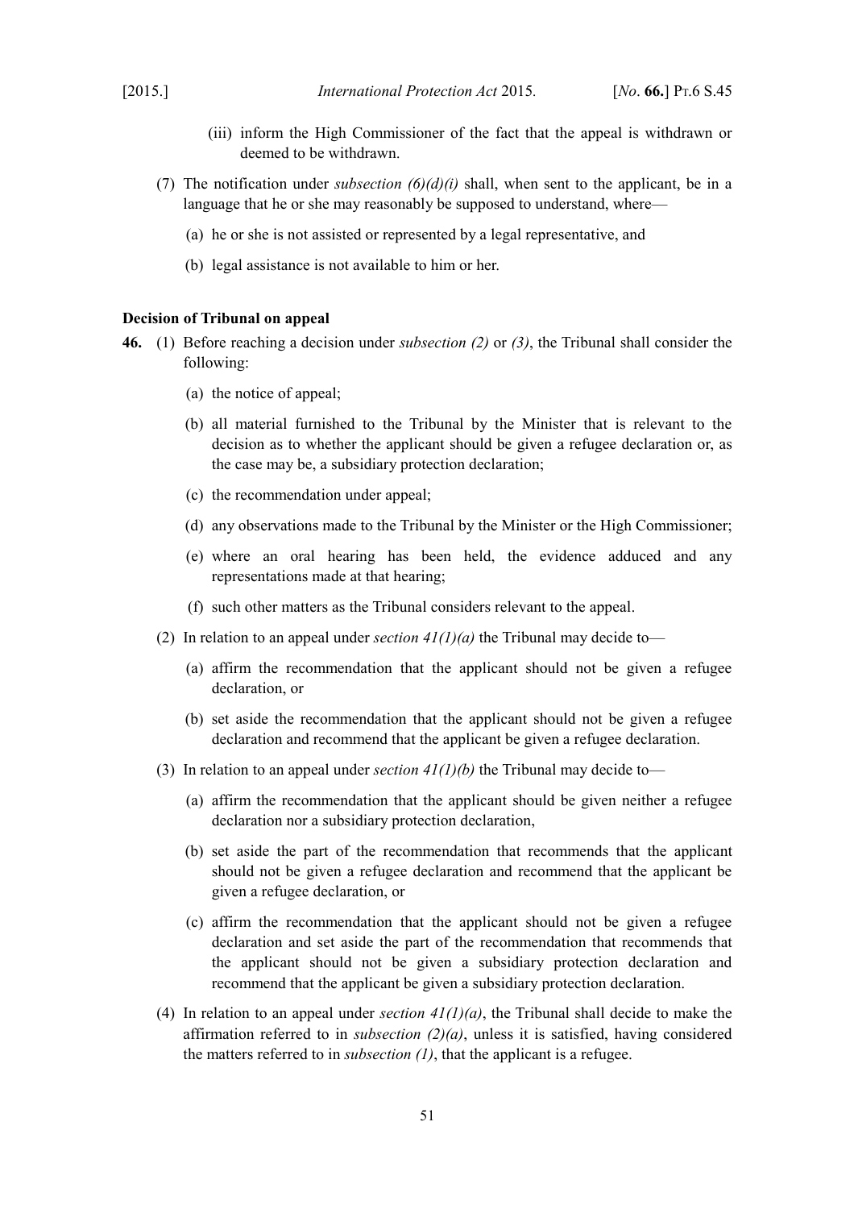(iii) inform the High Commissioner of the fact that the appeal is withdrawn or deemed to be withdrawn.

(7) The notification under *subsection (6)(d)(i)* shall, when sent to the applicant, be in a language that he or she may reasonably be supposed to understand, where—

(a) he or she is not assisted or represented by a legal representative, and

(b) legal assistance is not available to him or her.

**Decision of Tribunal on appeal**

**46.** (1) Before reaching a decision under *subsection (2)* or *(3)*, the Tribunal shall consider the following:

(a) the notice of appeal;

(b) all material furnished to the Tribunal by the Minister that is relevant to the decision as to whether the applicant should be given a refugee declaration or, as the case may be, a subsidiary protection declaration;

(c) the recommendation under appeal;

(d) any observations made to the Tribunal by the Minister or the High Commissioner;

(e) where an oral hearing has been held, the evidence adduced and any representations made at that hearing;

(f) such other matters as the Tribunal considers relevant to the appeal.

(2) In relation to an appeal under *section 41(1)(a)* the Tribunal may decide to—

(a) affirm the recommendation that the applicant should not be given a refugee declaration, or

(b) set aside the recommendation that the applicant should not be given a refugee declaration and recommend that the applicant be given a refugee declaration.

(3) In relation to an appeal under *section 41(1)(b)* the Tribunal may decide to—

(a) affirm the recommendation that the applicant should be given neither a refugee declaration nor a subsidiary protection declaration,

(b) set aside the part of the recommendation that recommends that the applicant should not be given a refugee declaration and recommend that the applicant be given a refugee declaration, or

(c) affirm the recommendation that the applicant should not be given a refugee declaration and set aside the part of the recommendation that recommends that the applicant should not be given a subsidiary protection declaration and recommend that the applicant be given a subsidiary protection declaration.

(4) In relation to an appeal under *section 41(1)(a)*, the Tribunal shall decide to make the affirmation referred to in *subsection (2)(a)*, unless it is satisfied, having considered the matters referred to in *subsection (1)*, that the applicant is a refugee.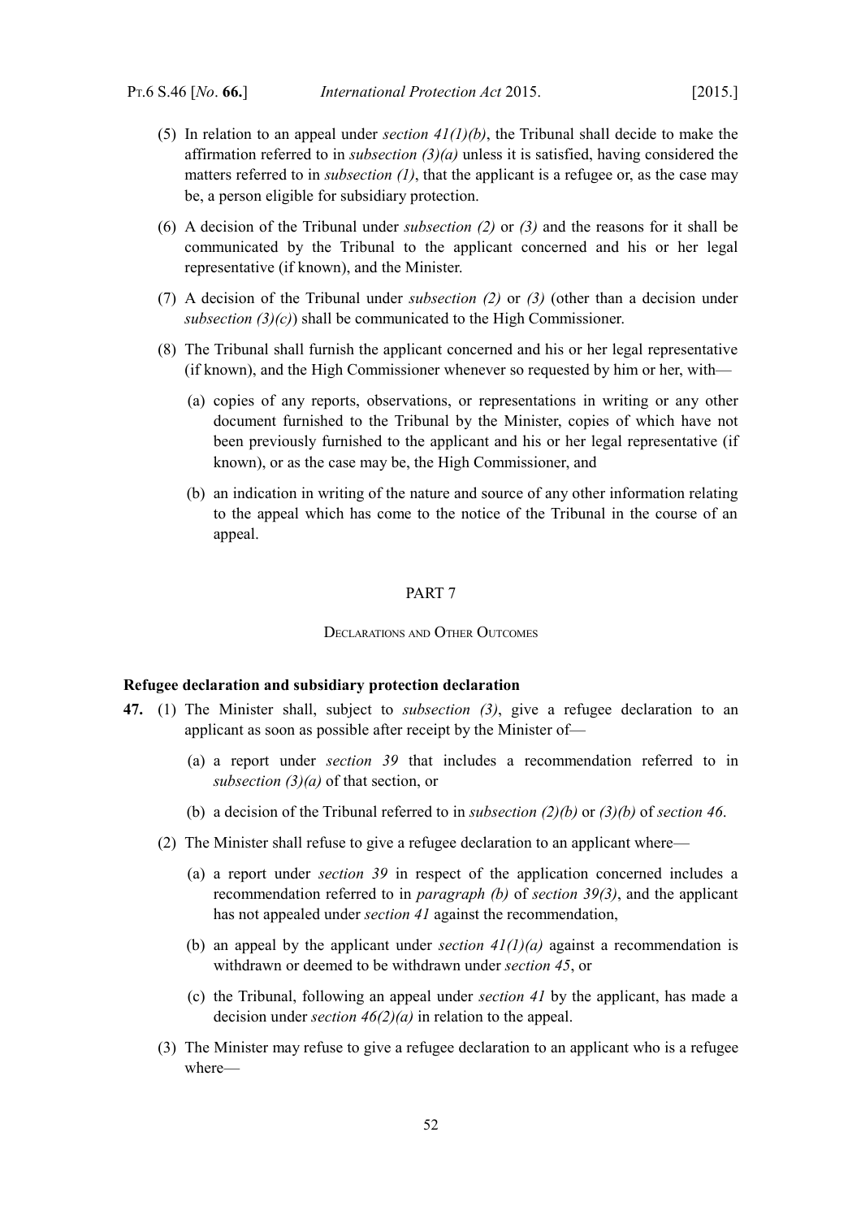(5) In relation to an appeal under *section 41(1)(b)*, the Tribunal shall decide to make the affirmation referred to in *subsection (3)(a)* unless it is satisfied, having considered the matters referred to in *subsection (1)*, that the applicant is a refugee or, as the case may be, a person eligible for subsidiary protection.

(6) A decision of the Tribunal under *subsection (2)* or *(3)* and the reasons for it shall be communicated by the Tribunal to the applicant concerned and his or her legal representative (if known), and the Minister.

(7) A decision of the Tribunal under *subsection (2)* or *(3)* (other than a decision under *subsection (3)(c)*) shall be communicated to the High Commissioner.

(8) The Tribunal shall furnish the applicant concerned and his or her legal representative (if known), and the High Commissioner whenever so requested by him or her, with—

(a) copies of any reports, observations, or representations in writing or any other document furnished to the Tribunal by the Minister, copies of which have not been previously furnished to the applicant and his or her legal representative (if known), or as the case may be, the High Commissioner, and

(b) an indication in writing of the nature and source of any other information relating to the appeal which has come to the notice of the Tribunal in the course of an appeal.

## PART 7

### Declarations and Other Outcomes

**Refugee declaration and subsidiary protection declaration**

**47.** (1) The Minister shall, subject to *subsection (3)*, give a refugee declaration to an applicant as soon as possible after receipt by the Minister of—

(a) a report under *section 39* that includes a recommendation referred to in *subsection (3)(a)* of that section, or

(b) a decision of the Tribunal referred to in *subsection (2)(b)* or *(3)(b)* of *section 46*.

(2) The Minister shall refuse to give a refugee declaration to an applicant where—

(a) a report under *section 39* in respect of the application concerned includes a recommendation referred to in *paragraph (b)* of *section 39(3)*, and the applicant has not appealed under *section 41* against the recommendation,

(b) an appeal by the applicant under *section 41(1)(a)* against a recommendation is withdrawn or deemed to be withdrawn under *section 45*, or

(c) the Tribunal, following an appeal under *section 41* by the applicant, has made a decision under *section 46(2)(a)* in relation to the appeal.

(3) The Minister may refuse to give a refugee declaration to an applicant who is a refugee where—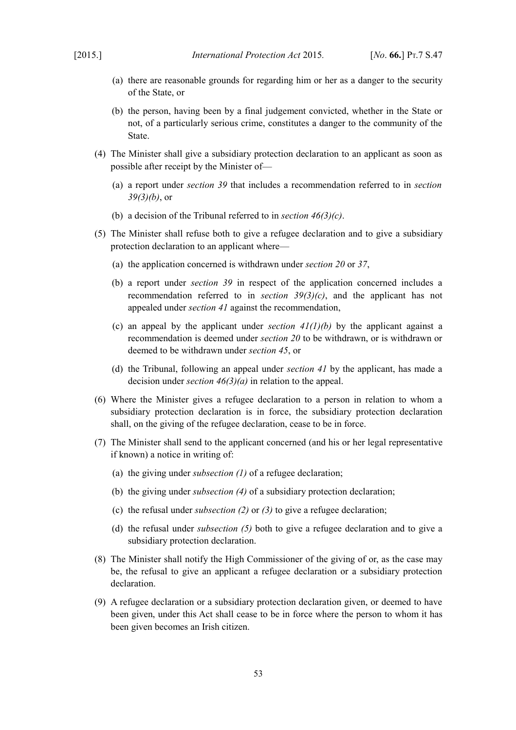(a) there are reasonable grounds for regarding him or her as a danger to the security of the State, or

(b) the person, having been by a final judgement convicted, whether in the State or not, of a particularly serious crime, constitutes a danger to the community of the State.

(4) The Minister shall give a subsidiary protection declaration to an applicant as soon as possible after receipt by the Minister of—

(a) a report under *section 39* that includes a recommendation referred to in *section 39(3)(b)*, or

(b) a decision of the Tribunal referred to in *section 46(3)(c)*.

(5) The Minister shall refuse both to give a refugee declaration and to give a subsidiary protection declaration to an applicant where—

(a) the application concerned is withdrawn under *section 20* or *37*,

(b) a report under *section 39* in respect of the application concerned includes a recommendation referred to in *section 39(3)(c)*, and the applicant has not appealed under *section 41* against the recommendation,

(c) an appeal by the applicant under *section 41(1)(b)* by the applicant against a recommendation is deemed under *section 20* to be withdrawn, or is withdrawn or deemed to be withdrawn under *section 45*, or

(d) the Tribunal, following an appeal under *section 41* by the applicant, has made a decision under *section 46(3)(a)* in relation to the appeal.

(6) Where the Minister gives a refugee declaration to a person in relation to whom a subsidiary protection declaration is in force, the subsidiary protection declaration shall, on the giving of the refugee declaration, cease to be in force.

(7) The Minister shall send to the applicant concerned (and his or her legal representative if known) a notice in writing of:

(a) the giving under *subsection (1)* of a refugee declaration;

(b) the giving under *subsection (4)* of a subsidiary protection declaration;

(c) the refusal under *subsection (2)* or *(3)* to give a refugee declaration;

(d) the refusal under *subsection (5)* both to give a refugee declaration and to give a subsidiary protection declaration.

(8) The Minister shall notify the High Commissioner of the giving of or, as the case may be, the refusal to give an applicant a refugee declaration or a subsidiary protection declaration.

(9) A refugee declaration or a subsidiary protection declaration given, or deemed to have been given, under this Act shall cease to be in force where the person to whom it has been given becomes an Irish citizen.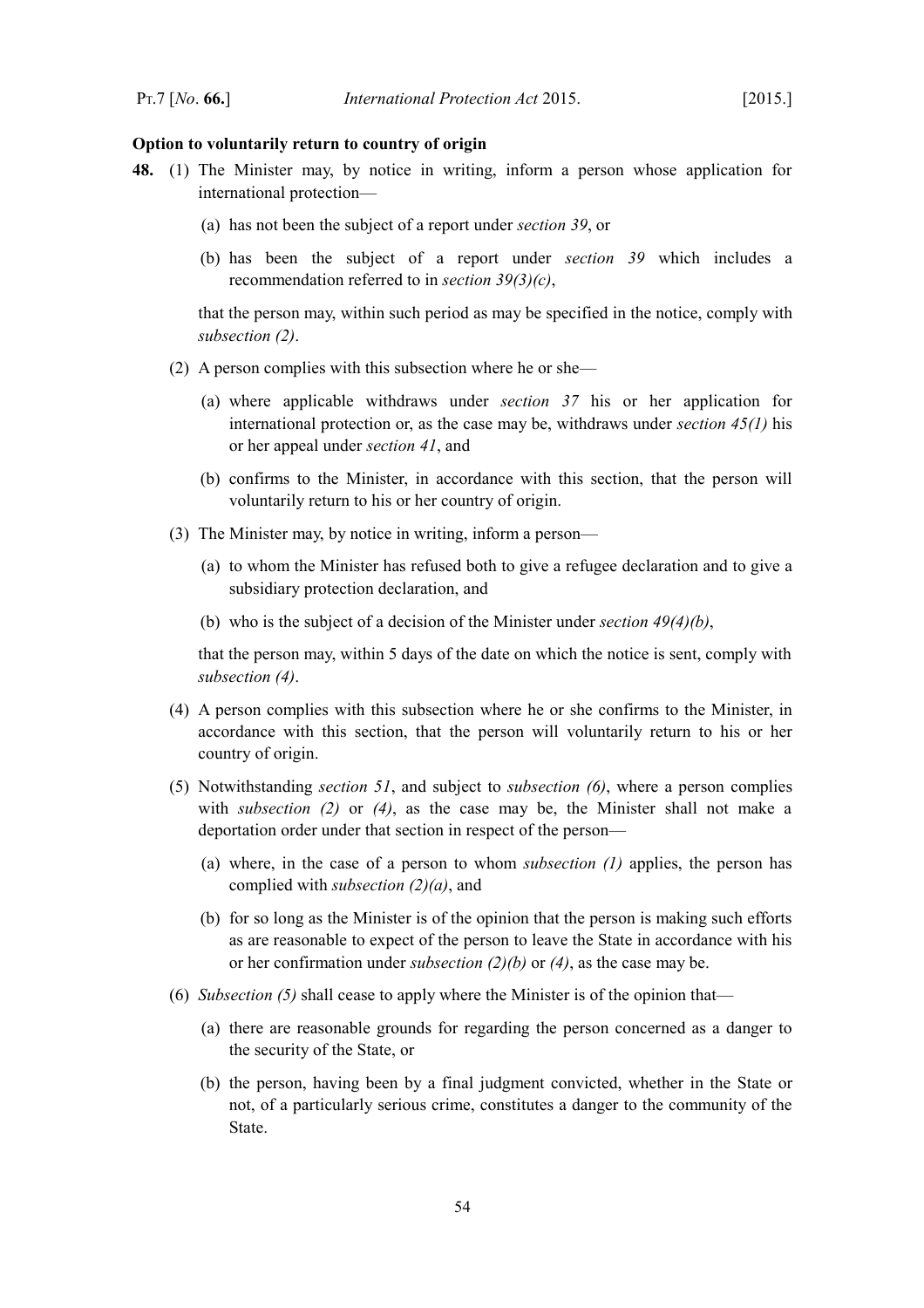**Option to voluntarily return to country of origin**

**48.** (1) The Minister may, by notice in writing, inform a person whose application for international protection—

(a) has not been the subject of a report under *section 39*, or

(b) has been the subject of a report under *section 39* which includes a recommendation referred to in *section 39(3)(c)*,

that the person may, within such period as may be specified in the notice, comply with *subsection (2)*.

(2) A person complies with this subsection where he or she—

(a) where applicable withdraws under *section 37* his or her application for international protection or, as the case may be, withdraws under *section 45(1)* his or her appeal under *section 41*, and

(b) confirms to the Minister, in accordance with this section, that the person will voluntarily return to his or her country of origin.

(3) The Minister may, by notice in writing, inform a person—

(a) to whom the Minister has refused both to give a refugee declaration and to give a subsidiary protection declaration, and

(b) who is the subject of a decision of the Minister under *section 49(4)(b)*,

that the person may, within 5 days of the date on which the notice is sent, comply with *subsection (4)*.

(4) A person complies with this subsection where he or she confirms to the Minister, in accordance with this section, that the person will voluntarily return to his or her country of origin.

(5) Notwithstanding *section 51*, and subject to *subsection (6)*, where a person complies with *subsection (2)* or *(4)*, as the case may be, the Minister shall not make a deportation order under that section in respect of the person—

(a) where, in the case of a person to whom *subsection (1)* applies, the person has complied with *subsection (2)(a)*, and

(b) for so long as the Minister is of the opinion that the person is making such efforts as are reasonable to expect of the person to leave the State in accordance with his or her confirmation under *subsection (2)(b)* or *(4)*, as the case may be.

(6) *Subsection (5)* shall cease to apply where the Minister is of the opinion that—

(a) there are reasonable grounds for regarding the person concerned as a danger to the security of the State, or

(b) the person, having been by a final judgment convicted, whether in the State or not, of a particularly serious crime, constitutes a danger to the community of the State.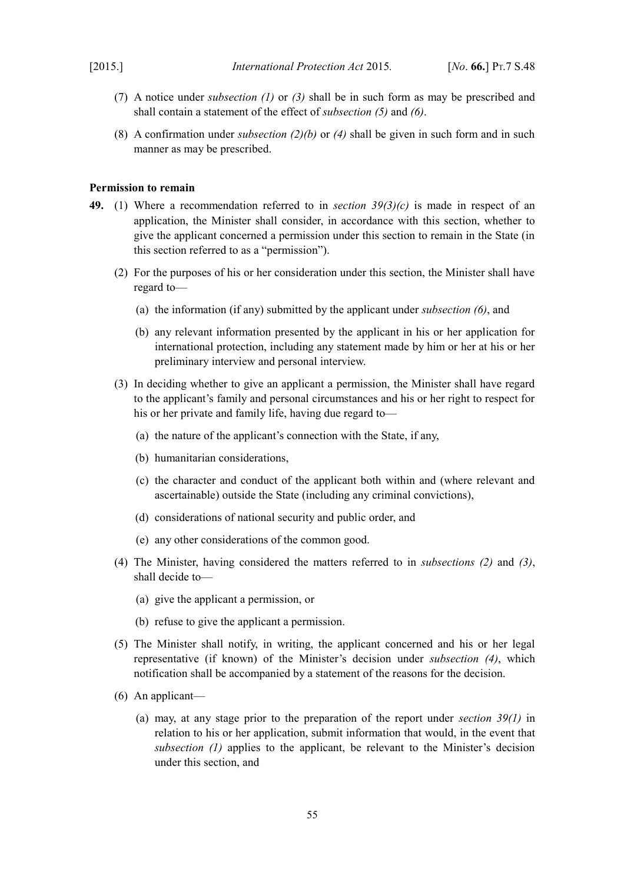(7) A notice under *subsection (1)* or *(3)* shall be in such form as may be prescribed and shall contain a statement of the effect of *subsection (5)* and *(6)*.

(8) A confirmation under *subsection (2)(b)* or *(4)* shall be given in such form and in such manner as may be prescribed.

**Permission to remain**

**49.** (1) Where a recommendation referred to in *section 39(3)(c)* is made in respect of an application, the Minister shall consider, in accordance with this section, whether to give the applicant concerned a permission under this section to remain in the State (in this section referred to as a "permission").

(2) For the purposes of his or her consideration under this section, the Minister shall have regard to—

(a) the information (if any) submitted by the applicant under *subsection (6)*, and

(b) any relevant information presented by the applicant in his or her application for international protection, including any statement made by him or her at his or her preliminary interview and personal interview.

(3) In deciding whether to give an applicant a permission, the Minister shall have regard to the applicant's family and personal circumstances and his or her right to respect for his or her private and family life, having due regard to—

(a) the nature of the applicant's connection with the State, if any,

(b) humanitarian considerations,

(c) the character and conduct of the applicant both within and (where relevant and ascertainable) outside the State (including any criminal convictions),

(d) considerations of national security and public order, and

(e) any other considerations of the common good.

(4) The Minister, having considered the matters referred to in *subsections (2)* and *(3)*, shall decide to—

(a) give the applicant a permission, or

(b) refuse to give the applicant a permission.

(5) The Minister shall notify, in writing, the applicant concerned and his or her legal representative (if known) of the Minister's decision under *subsection (4)*, which notification shall be accompanied by a statement of the reasons for the decision.

(6) An applicant—

(a) may, at any stage prior to the preparation of the report under *section 39(1)* in relation to his or her application, submit information that would, in the event that *subsection (1)* applies to the applicant, be relevant to the Minister's decision under this section, and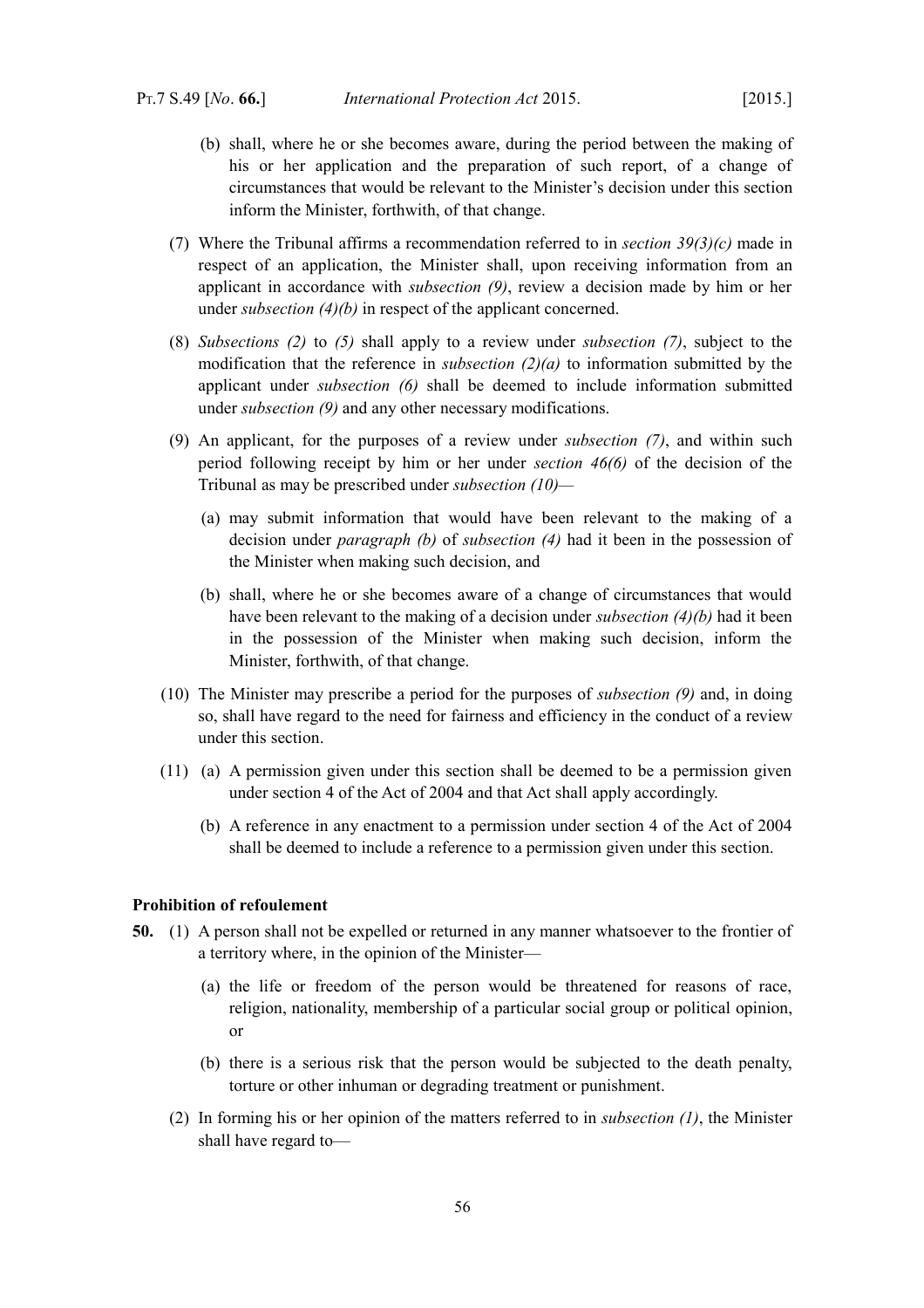(b) shall, where he or she becomes aware, during the period between the making of his or her application and the preparation of such report, of a change of circumstances that would be relevant to the Minister's decision under this section inform the Minister, forthwith, of that change.

(7) Where the Tribunal affirms a recommendation referred to in *section 39(3)(c)* made in respect of an application, the Minister shall, upon receiving information from an applicant in accordance with *subsection (9)*, review a decision made by him or her under *subsection (4)(b)* in respect of the applicant concerned.

(8) *Subsections (2)* to *(5)* shall apply to a review under *subsection (7)*, subject to the modification that the reference in *subsection (2)(a)* to information submitted by the applicant under *subsection (6)* shall be deemed to include information submitted under *subsection (9)* and any other necessary modifications.

(9) An applicant, for the purposes of a review under *subsection (7)*, and within such period following receipt by him or her under *section 46(6)* of the decision of the Tribunal as may be prescribed under *subsection (10)*—

(a) may submit information that would have been relevant to the making of a decision under *paragraph (b)* of *subsection (4)* had it been in the possession of the Minister when making such decision, and

(b) shall, where he or she becomes aware of a change of circumstances that would have been relevant to the making of a decision under *subsection (4)(b)* had it been in the possession of the Minister when making such decision, inform the Minister, forthwith, of that change.

(10) The Minister may prescribe a period for the purposes of *subsection (9)* and, in doing so, shall have regard to the need for fairness and efficiency in the conduct of a review under this section.

(11) (a) A permission given under this section shall be deemed to be a permission given under section 4 of the Act of 2004 and that Act shall apply accordingly.

(b) A reference in any enactment to a permission under section 4 of the Act of 2004 shall be deemed to include a reference to a permission given under this section.

**Prohibition of refoulement**

**50.** (1) A person shall not be expelled or returned in any manner whatsoever to the frontier of a territory where, in the opinion of the Minister—

(a) the life or freedom of the person would be threatened for reasons of race, religion, nationality, membership of a particular social group or political opinion, or

(b) there is a serious risk that the person would be subjected to the death penalty, torture or other inhuman or degrading treatment or punishment.

(2) In forming his or her opinion of the matters referred to in *subsection (1)*, the Minister shall have regard to—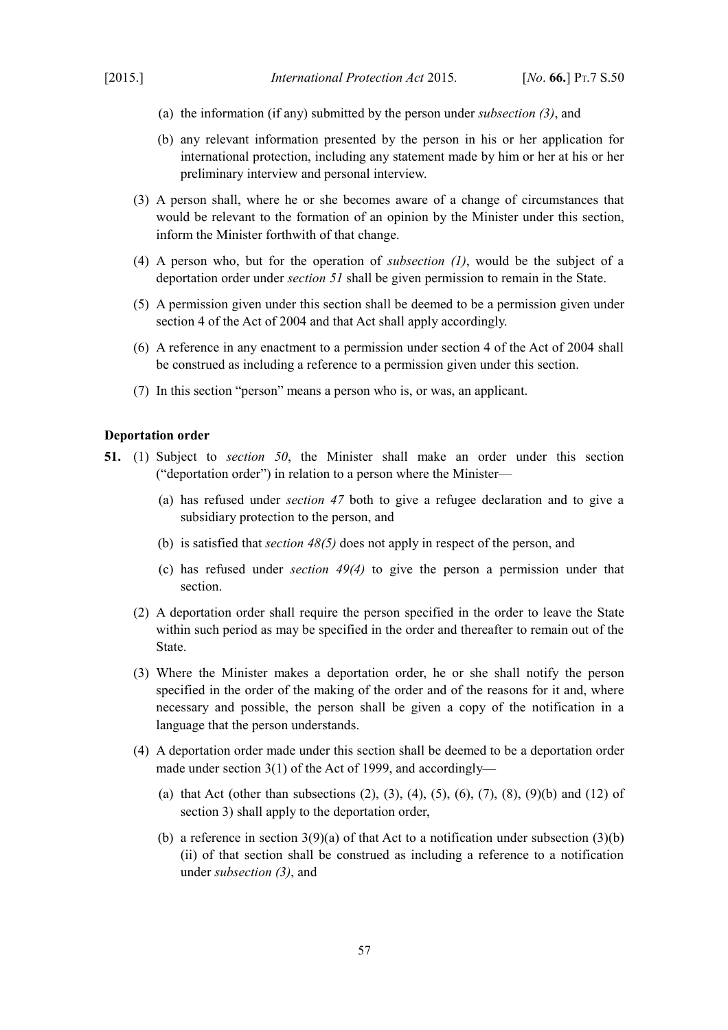(a) the information (if any) submitted by the person under *subsection (3)*, and

(b) any relevant information presented by the person in his or her application for international protection, including any statement made by him or her at his or her preliminary interview and personal interview.

(3) A person shall, where he or she becomes aware of a change of circumstances that would be relevant to the formation of an opinion by the Minister under this section, inform the Minister forthwith of that change.

(4) A person who, but for the operation of *subsection (1)*, would be the subject of a deportation order under *section 51* shall be given permission to remain in the State.

(5) A permission given under this section shall be deemed to be a permission given under section 4 of the Act of 2004 and that Act shall apply accordingly.

(6) A reference in any enactment to a permission under section 4 of the Act of 2004 shall be construed as including a reference to a permission given under this section.

(7) In this section "person" means a person who is, or was, an applicant.

**Deportation order**

**51.** (1) Subject to *section 50*, the Minister shall make an order under this section ("deportation order") in relation to a person where the Minister—

(a) has refused under *section 47* both to give a refugee declaration and to give a subsidiary protection to the person, and

(b) is satisfied that *section 48(5)* does not apply in respect of the person, and

(c) has refused under *section 49(4)* to give the person a permission under that section.

(2) A deportation order shall require the person specified in the order to leave the State within such period as may be specified in the order and thereafter to remain out of the State.

(3) Where the Minister makes a deportation order, he or she shall notify the person specified in the order of the making of the order and of the reasons for it and, where necessary and possible, the person shall be given a copy of the notification in a language that the person understands.

(4) A deportation order made under this section shall be deemed to be a deportation order made under section 3(1) of the Act of 1999, and accordingly—

(a) that Act (other than subsections (2), (3), (4), (5), (6), (7), (8), (9)(b) and (12) of section 3) shall apply to the deportation order,

(b) a reference in section 3(9)(a) of that Act to a notification under subsection (3)(b)(ii) of that section shall be construed as including a reference to a notification under *subsection (3)*, and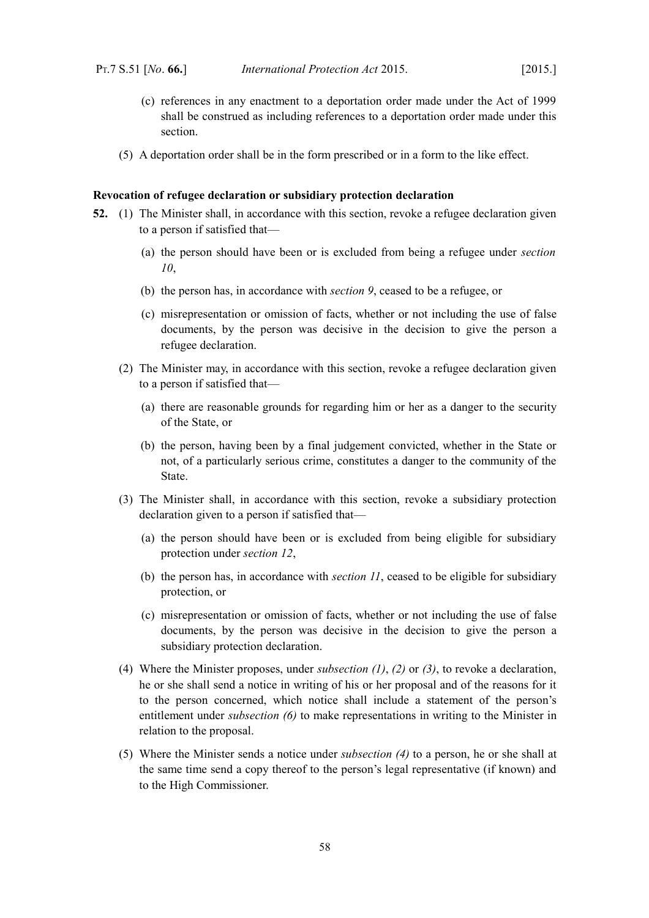(c) references in any enactment to a deportation order made under the Act of 1999 shall be construed as including references to a deportation order made under this section.

(5) A deportation order shall be in the form prescribed or in a form to the like effect.

**Revocation of refugee declaration or subsidiary protection declaration**

**52.** (1) The Minister shall, in accordance with this section, revoke a refugee declaration given to a person if satisfied that—

(a) the person should have been or is excluded from being a refugee under *section 10*,

(b) the person has, in accordance with *section 9*, ceased to be a refugee, or

(c) misrepresentation or omission of facts, whether or not including the use of false documents, by the person was decisive in the decision to give the person a refugee declaration.

(2) The Minister may, in accordance with this section, revoke a refugee declaration given to a person if satisfied that—

(a) there are reasonable grounds for regarding him or her as a danger to the security of the State, or

(b) the person, having been by a final judgement convicted, whether in the State or not, of a particularly serious crime, constitutes a danger to the community of the State.

(3) The Minister shall, in accordance with this section, revoke a subsidiary protection declaration given to a person if satisfied that—

(a) the person should have been or is excluded from being eligible for subsidiary protection under *section 12*,

(b) the person has, in accordance with *section 11*, ceased to be eligible for subsidiary protection, or

(c) misrepresentation or omission of facts, whether or not including the use of false documents, by the person was decisive in the decision to give the person a subsidiary protection declaration.

(4) Where the Minister proposes, under *subsection (1)*, *(2)* or *(3)*, to revoke a declaration, he or she shall send a notice in writing of his or her proposal and of the reasons for it to the person concerned, which notice shall include a statement of the person's entitlement under *subsection (6)* to make representations in writing to the Minister in relation to the proposal.

(5) Where the Minister sends a notice under *subsection (4)* to a person, he or she shall at the same time send a copy thereof to the person's legal representative (if known) and to the High Commissioner.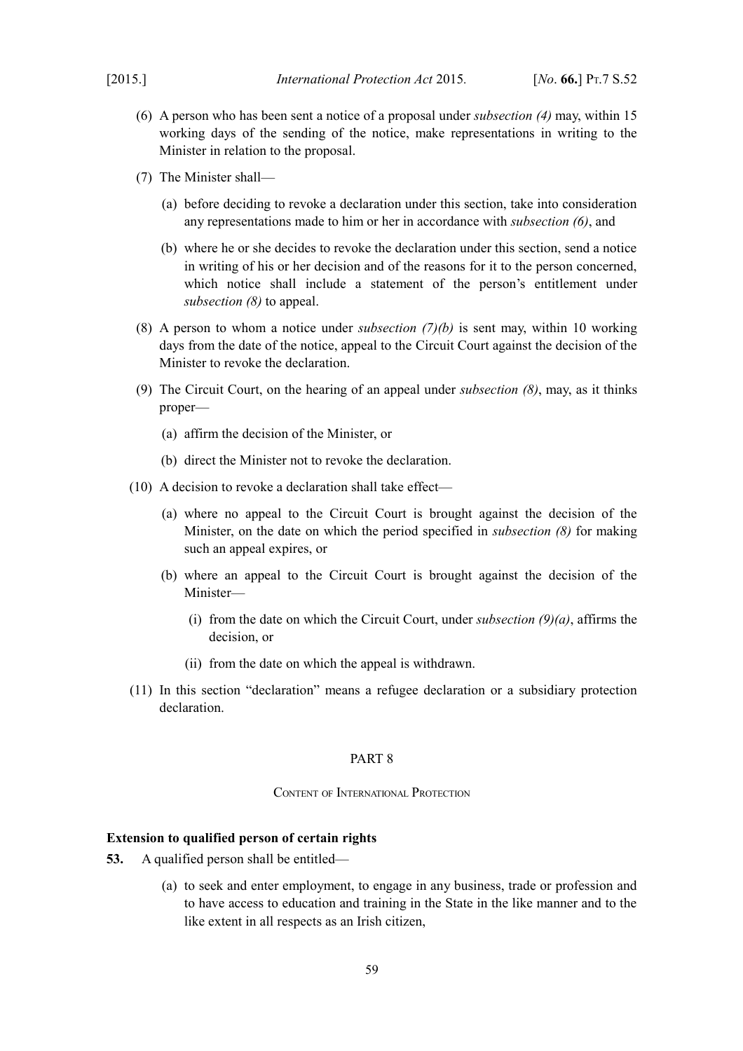(6) A person who has been sent a notice of a proposal under *subsection (4)* may, within 15 working days of the sending of the notice, make representations in writing to the Minister in relation to the proposal.

(7) The Minister shall—

(a) before deciding to revoke a declaration under this section, take into consideration any representations made to him or her in accordance with *subsection (6)*, and

(b) where he or she decides to revoke the declaration under this section, send a notice in writing of his or her decision and of the reasons for it to the person concerned, which notice shall include a statement of the person's entitlement under *subsection (8)* to appeal.

(8) A person to whom a notice under *subsection (7)(b)* is sent may, within 10 working days from the date of the notice, appeal to the Circuit Court against the decision of the Minister to revoke the declaration.

(9) The Circuit Court, on the hearing of an appeal under *subsection (8)*, may, as it thinks proper—

(a) affirm the decision of the Minister, or

(b) direct the Minister not to revoke the declaration.

(10) A decision to revoke a declaration shall take effect—

(a) where no appeal to the Circuit Court is brought against the decision of the Minister, on the date on which the period specified in *subsection (8)* for making such an appeal expires, or

(b) where an appeal to the Circuit Court is brought against the decision of the Minister—

(i) from the date on which the Circuit Court, under *subsection (9)(a)*, affirms the decision, or

(ii) from the date on which the appeal is withdrawn.

(11) In this section "declaration" means a refugee declaration or a subsidiary protection declaration.

## PART 8

### Content of International Protection

**Extension to qualified person of certain rights**

**53.** A qualified person shall be entitled—

(a) to seek and enter employment, to engage in any business, trade or profession and to have access to education and training in the State in the like manner and to the like extent in all respects as an Irish citizen,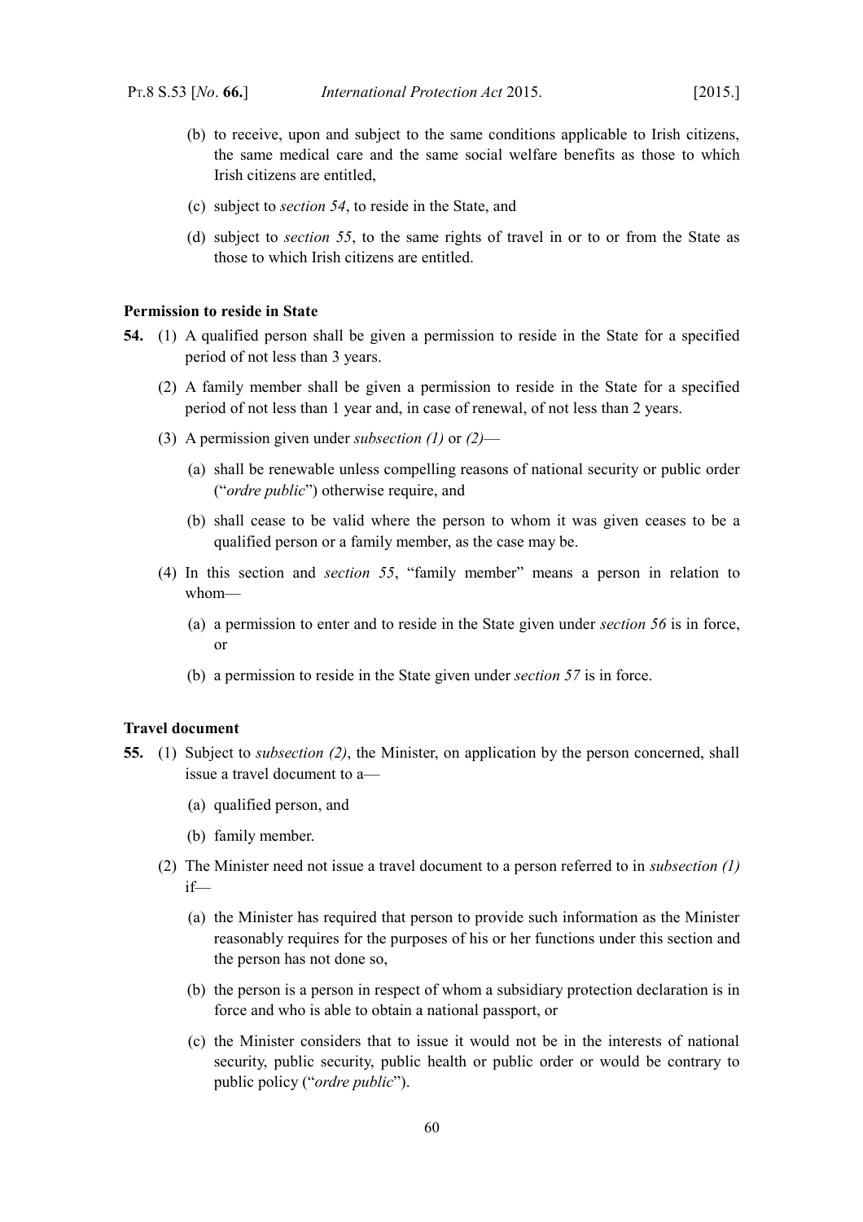(b) to receive, upon and subject to the same conditions applicable to Irish citizens, the same medical care and the same social welfare benefits as those to which Irish citizens are entitled,

(c) subject to *section 54*, to reside in the State, and

(d) subject to *section 55*, to the same rights of travel in or to or from the State as those to which Irish citizens are entitled.

**Permission to reside in State**

**54.** (1) A qualified person shall be given a permission to reside in the State for a specified period of not less than 3 years.

(2) A family member shall be given a permission to reside in the State for a specified period of not less than 1 year and, in case of renewal, of not less than 2 years.

(3) A permission given under *subsection (1)* or *(2)*—

(a) shall be renewable unless compelling reasons of national security or public order ("*ordre public*") otherwise require, and

(b) shall cease to be valid where the person to whom it was given ceases to be a qualified person or a family member, as the case may be.

(4) In this section and *section 55*, "family member" means a person in relation to whom—

(a) a permission to enter and to reside in the State given under *section 56* is in force, or

(b) a permission to reside in the State given under *section 57* is in force.

**Travel document**

**55.** (1) Subject to *subsection (2)*, the Minister, on application by the person concerned, shall issue a travel document to a—

(a) qualified person, and

(b) family member.

(2) The Minister need not issue a travel document to a person referred to in *subsection (1)* if—

(a) the Minister has required that person to provide such information as the Minister reasonably requires for the purposes of his or her functions under this section and the person has not done so,

(b) the person is a person in respect of whom a subsidiary protection declaration is in force and who is able to obtain a national passport, or

(c) the Minister considers that to issue it would not be in the interests of national security, public security, public health or public order or would be contrary to public policy ("*ordre public*").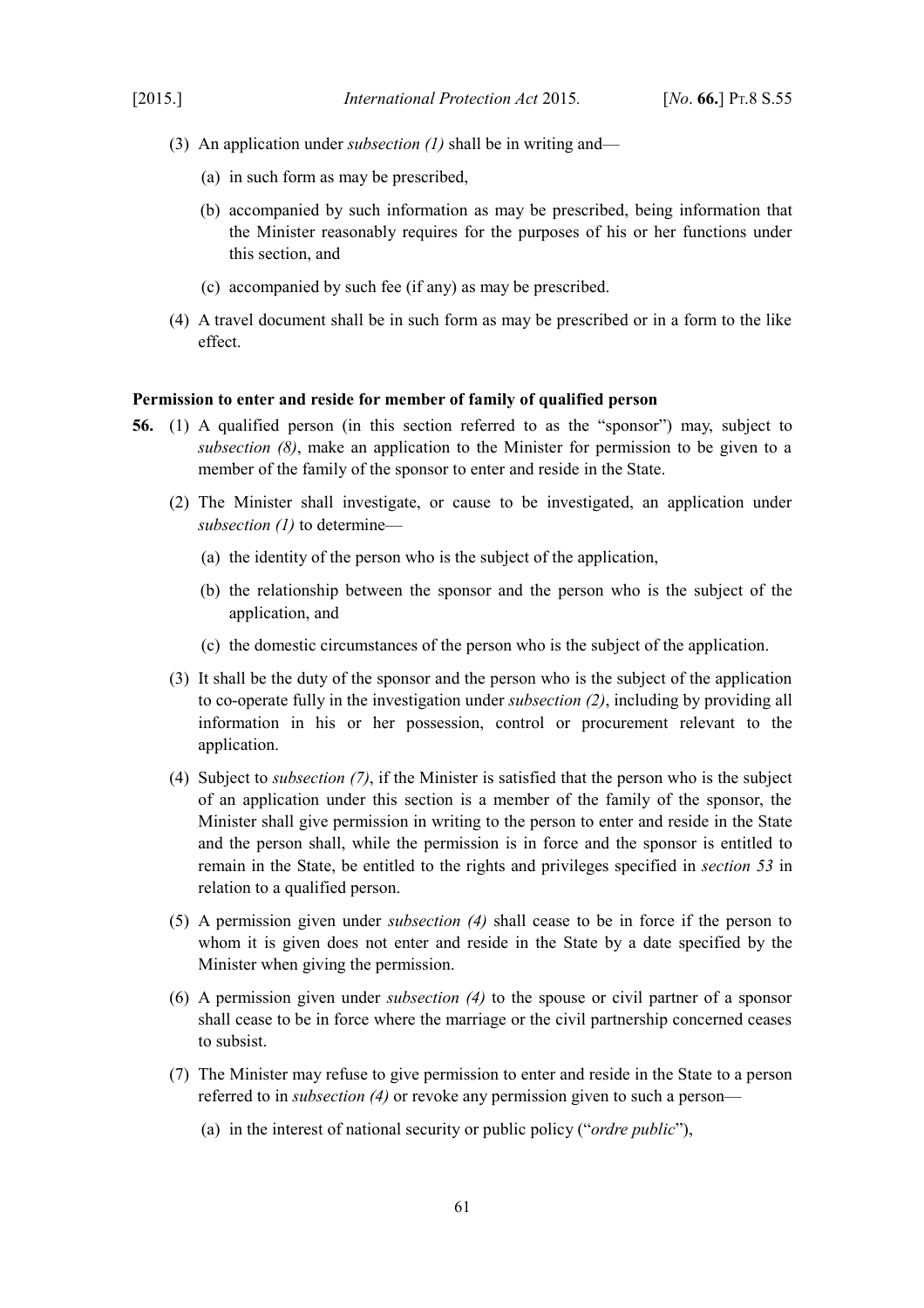(3) An application under *subsection (1)* shall be in writing and—

(a) in such form as may be prescribed,

(b) accompanied by such information as may be prescribed, being information that the Minister reasonably requires for the purposes of his or her functions under this section, and

(c) accompanied by such fee (if any) as may be prescribed.

(4) A travel document shall be in such form as may be prescribed or in a form to the like effect.

**Permission to enter and reside for member of family of qualified person**

**56.** (1) A qualified person (in this section referred to as the "sponsor") may, subject to *subsection (8)*, make an application to the Minister for permission to be given to a member of the family of the sponsor to enter and reside in the State.

(2) The Minister shall investigate, or cause to be investigated, an application under *subsection (1)* to determine—

(a) the identity of the person who is the subject of the application,

(b) the relationship between the sponsor and the person who is the subject of the application, and

(c) the domestic circumstances of the person who is the subject of the application.

(3) It shall be the duty of the sponsor and the person who is the subject of the application to co-operate fully in the investigation under *subsection (2)*, including by providing all information in his or her possession, control or procurement relevant to the application.

(4) Subject to *subsection (7)*, if the Minister is satisfied that the person who is the subject of an application under this section is a member of the family of the sponsor, the Minister shall give permission in writing to the person to enter and reside in the State and the person shall, while the permission is in force and the sponsor is entitled to remain in the State, be entitled to the rights and privileges specified in *section 53* in relation to a qualified person.

(5) A permission given under *subsection (4)* shall cease to be in force if the person to whom it is given does not enter and reside in the State by a date specified by the Minister when giving the permission.

(6) A permission given under *subsection (4)* to the spouse or civil partner of a sponsor shall cease to be in force where the marriage or the civil partnership concerned ceases to subsist.

(7) The Minister may refuse to give permission to enter and reside in the State to a person referred to in *subsection (4)* or revoke any permission given to such a person—

(a) in the interest of national security or public policy ("*ordre public*"),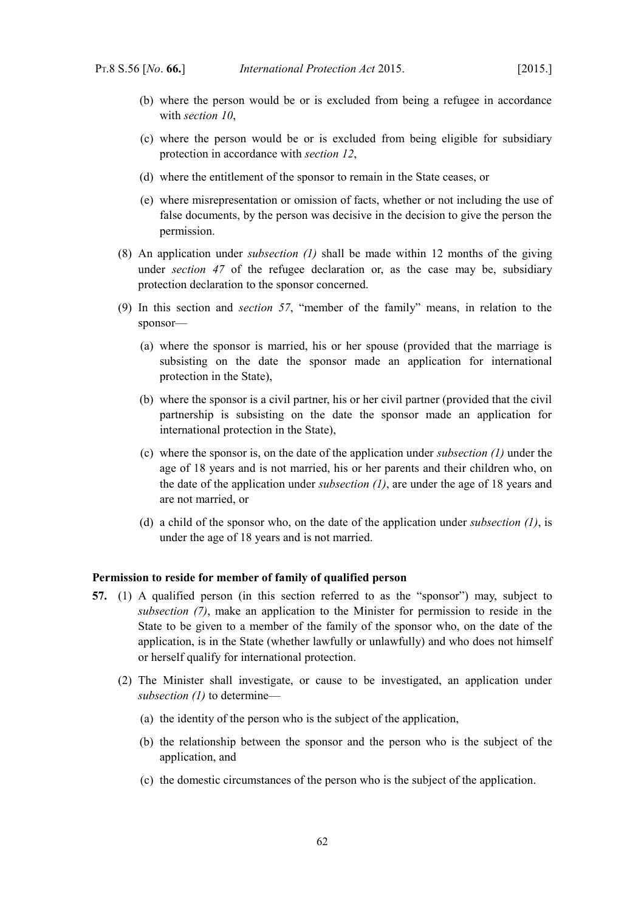(b) where the person would be or is excluded from being a refugee in accordance with *section 10*,

(c) where the person would be or is excluded from being eligible for subsidiary protection in accordance with *section 12*,

(d) where the entitlement of the sponsor to remain in the State ceases, or

(e) where misrepresentation or omission of facts, whether or not including the use of false documents, by the person was decisive in the decision to give the person the permission.

(8) An application under *subsection (1)* shall be made within 12 months of the giving under *section 47* of the refugee declaration or, as the case may be, subsidiary protection declaration to the sponsor concerned.

(9) In this section and *section 57*, "member of the family" means, in relation to the sponsor—

(a) where the sponsor is married, his or her spouse (provided that the marriage is subsisting on the date the sponsor made an application for international protection in the State),

(b) where the sponsor is a civil partner, his or her civil partner (provided that the civil partnership is subsisting on the date the sponsor made an application for international protection in the State),

(c) where the sponsor is, on the date of the application under *subsection (1)* under the age of 18 years and is not married, his or her parents and their children who, on the date of the application under *subsection (1)*, are under the age of 18 years and are not married, or

(d) a child of the sponsor who, on the date of the application under *subsection (1)*, is under the age of 18 years and is not married.

**Permission to reside for member of family of qualified person**

**57.** (1) A qualified person (in this section referred to as the "sponsor") may, subject to *subsection (7)*, make an application to the Minister for permission to reside in the State to be given to a member of the family of the sponsor who, on the date of the application, is in the State (whether lawfully or unlawfully) and who does not himself or herself qualify for international protection.

(2) The Minister shall investigate, or cause to be investigated, an application under *subsection (1)* to determine—

(a) the identity of the person who is the subject of the application,

(b) the relationship between the sponsor and the person who is the subject of the application, and

(c) the domestic circumstances of the person who is the subject of the application.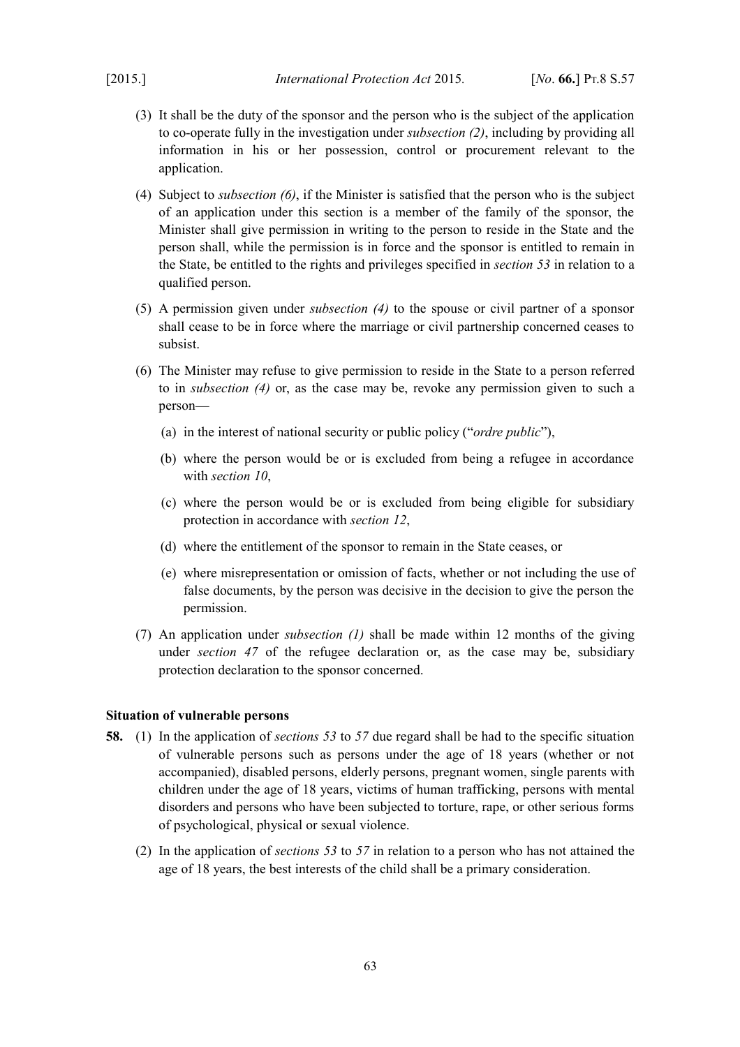(3) It shall be the duty of the sponsor and the person who is the subject of the application to co-operate fully in the investigation under *subsection (2)*, including by providing all information in his or her possession, control or procurement relevant to the application.

(4) Subject to *subsection (6)*, if the Minister is satisfied that the person who is the subject of an application under this section is a member of the family of the sponsor, the Minister shall give permission in writing to the person to reside in the State and the person shall, while the permission is in force and the sponsor is entitled to remain in the State, be entitled to the rights and privileges specified in *section 53* in relation to a qualified person.

(5) A permission given under *subsection (4)* to the spouse or civil partner of a sponsor shall cease to be in force where the marriage or civil partnership concerned ceases to subsist.

(6) The Minister may refuse to give permission to reside in the State to a person referred to in *subsection (4)* or, as the case may be, revoke any permission given to such a person—

- (a) in the interest of national security or public policy ("*ordre public*"),
- (b) where the person would be or is excluded from being a refugee in accordance with *section 10*,
- (c) where the person would be or is excluded from being eligible for subsidiary protection in accordance with *section 12*,
- (d) where the entitlement of the sponsor to remain in the State ceases, or
- (e) where misrepresentation or omission of facts, whether or not including the use of false documents, by the person was decisive in the decision to give the person the permission.

(7) An application under *subsection (1)* shall be made within 12 months of the giving under *section 47* of the refugee declaration or, as the case may be, subsidiary protection declaration to the sponsor concerned.

**Situation of vulnerable persons**

**58.** (1) In the application of *sections 53* to *57* due regard shall be had to the specific situation of vulnerable persons such as persons under the age of 18 years (whether or not accompanied), disabled persons, elderly persons, pregnant women, single parents with children under the age of 18 years, victims of human trafficking, persons with mental disorders and persons who have been subjected to torture, rape, or other serious forms of psychological, physical or sexual violence.

(2) In the application of *sections 53* to *57* in relation to a person who has not attained the age of 18 years, the best interests of the child shall be a primary consideration.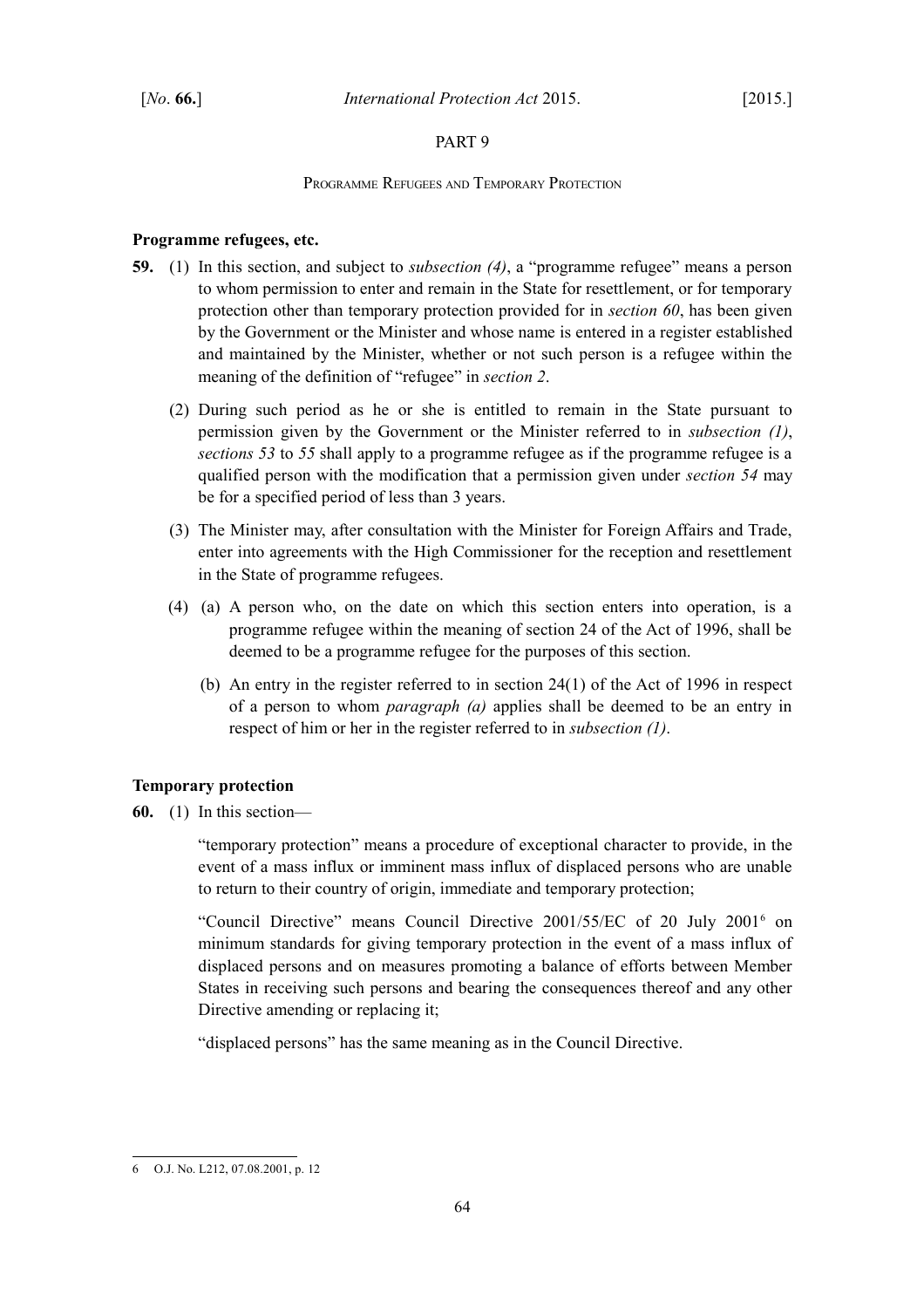PART 9

Programme Refugees and Temporary Protection

**Programme refugees, etc.**

**59.** (1) In this section, and subject to *subsection (4)*, a "programme refugee" means a person to whom permission to enter and remain in the State for resettlement, or for temporary protection other than temporary protection provided for in *section 60*, has been given by the Government or the Minister and whose name is entered in a register established and maintained by the Minister, whether or not such person is a refugee within the meaning of the definition of "refugee" in *section 2*.

(2) During such period as he or she is entitled to remain in the State pursuant to permission given by the Government or the Minister referred to in *subsection (1)*, *sections 53* to *55* shall apply to a programme refugee as if the programme refugee is a qualified person with the modification that a permission given under *section 54* may be for a specified period of less than 3 years.

(3) The Minister may, after consultation with the Minister for Foreign Affairs and Trade, enter into agreements with the High Commissioner for the reception and resettlement in the State of programme refugees.

(4) (a) A person who, on the date on which this section enters into operation, is a programme refugee within the meaning of section 24 of the Act of 1996, shall be deemed to be a programme refugee for the purposes of this section.

(b) An entry in the register referred to in section 24(1) of the Act of 1996 in respect of a person to whom *paragraph (a)* applies shall be deemed to be an entry in respect of him or her in the register referred to in *subsection (1)*.

**Temporary protection**

**60.** (1) In this section—

"temporary protection" means a procedure of exceptional character to provide, in the event of a mass influx or imminent mass influx of displaced persons who are unable to return to their country of origin, immediate and temporary protection;

"Council Directive" means Council Directive 2001/55/EC of 20 July 2001[6] on minimum standards for giving temporary protection in the event of a mass influx of displaced persons and on measures promoting a balance of efforts between Member States in receiving such persons and bearing the consequences thereof and any other Directive amending or replacing it;

"displaced persons" has the same meaning as in the Council Directive.

---

6 O.J. No. L212, 07.08.2001, p. 12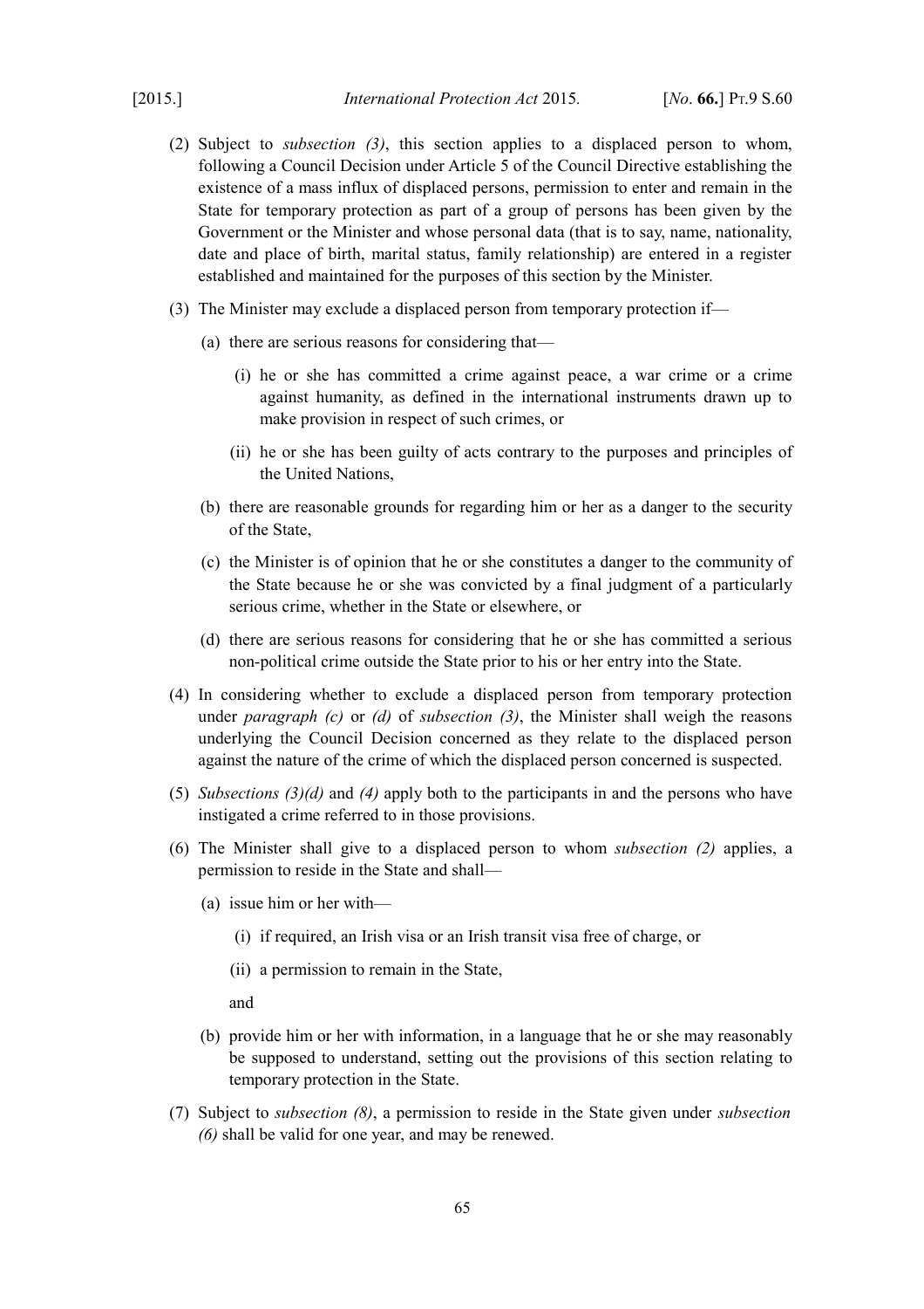(2) Subject to *subsection (3)*, this section applies to a displaced person to whom, following a Council Decision under Article 5 of the Council Directive establishing the existence of a mass influx of displaced persons, permission to enter and remain in the State for temporary protection as part of a group of persons has been given by the Government or the Minister and whose personal data (that is to say, name, nationality, date and place of birth, marital status, family relationship) are entered in a register established and maintained for the purposes of this section by the Minister.

(3) The Minister may exclude a displaced person from temporary protection if—

(a) there are serious reasons for considering that—

(i) he or she has committed a crime against peace, a war crime or a crime against humanity, as defined in the international instruments drawn up to make provision in respect of such crimes, or

(ii) he or she has been guilty of acts contrary to the purposes and principles of the United Nations,

(b) there are reasonable grounds for regarding him or her as a danger to the security of the State,

(c) the Minister is of opinion that he or she constitutes a danger to the community of the State because he or she was convicted by a final judgment of a particularly serious crime, whether in the State or elsewhere, or

(d) there are serious reasons for considering that he or she has committed a serious non-political crime outside the State prior to his or her entry into the State.

(4) In considering whether to exclude a displaced person from temporary protection under *paragraph (c)* or *(d)* of *subsection (3)*, the Minister shall weigh the reasons underlying the Council Decision concerned as they relate to the displaced person against the nature of the crime of which the displaced person concerned is suspected.

(5) *Subsections (3)(d)* and *(4)* apply both to the participants in and the persons who have instigated a crime referred to in those provisions.

(6) The Minister shall give to a displaced person to whom *subsection (2)* applies, a permission to reside in the State and shall—

(a) issue him or her with—

(i) if required, an Irish visa or an Irish transit visa free of charge, or

(ii) a permission to remain in the State,

and

(b) provide him or her with information, in a language that he or she may reasonably be supposed to understand, setting out the provisions of this section relating to temporary protection in the State.

(7) Subject to *subsection (8)*, a permission to reside in the State given under *subsection (6)* shall be valid for one year, and may be renewed.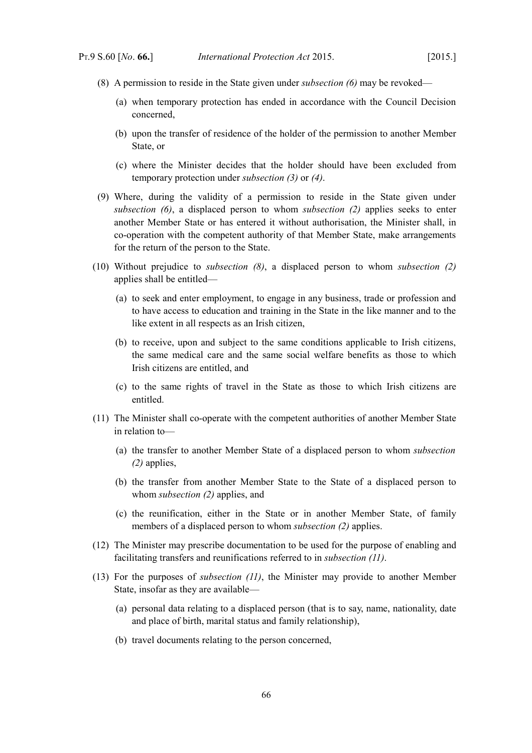(8) A permission to reside in the State given under *subsection (6)* may be revoked—

(a) when temporary protection has ended in accordance with the Council Decision concerned,

(b) upon the transfer of residence of the holder of the permission to another Member State, or

(c) where the Minister decides that the holder should have been excluded from temporary protection under *subsection (3)* or *(4)*.

(9) Where, during the validity of a permission to reside in the State given under *subsection (6)*, a displaced person to whom *subsection (2)* applies seeks to enter another Member State or has entered it without authorisation, the Minister shall, in co-operation with the competent authority of that Member State, make arrangements for the return of the person to the State.

(10) Without prejudice to *subsection (8)*, a displaced person to whom *subsection (2)* applies shall be entitled—

(a) to seek and enter employment, to engage in any business, trade or profession and to have access to education and training in the State in the like manner and to the like extent in all respects as an Irish citizen,

(b) to receive, upon and subject to the same conditions applicable to Irish citizens, the same medical care and the same social welfare benefits as those to which Irish citizens are entitled, and

(c) to the same rights of travel in the State as those to which Irish citizens are entitled.

(11) The Minister shall co-operate with the competent authorities of another Member State in relation to—

(a) the transfer to another Member State of a displaced person to whom *subsection (2)* applies,

(b) the transfer from another Member State to the State of a displaced person to whom *subsection (2)* applies, and

(c) the reunification, either in the State or in another Member State, of family members of a displaced person to whom *subsection (2)* applies.

(12) The Minister may prescribe documentation to be used for the purpose of enabling and facilitating transfers and reunifications referred to in *subsection (11)*.

(13) For the purposes of *subsection (11)*, the Minister may provide to another Member State, insofar as they are available—

(a) personal data relating to a displaced person (that is to say, name, nationality, date and place of birth, marital status and family relationship),

(b) travel documents relating to the person concerned,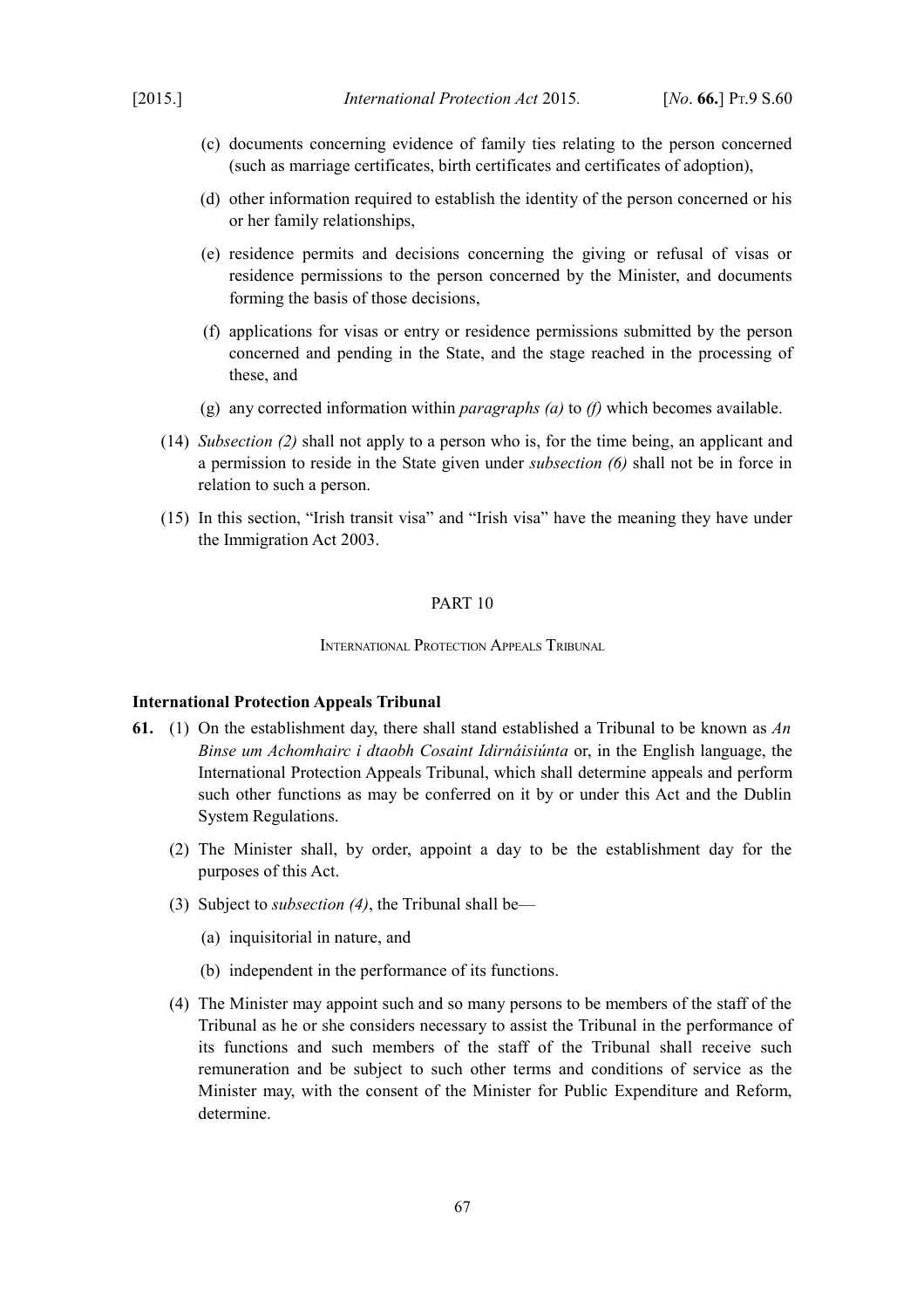(c) documents concerning evidence of family ties relating to the person concerned (such as marriage certificates, birth certificates and certificates of adoption),

(d) other information required to establish the identity of the person concerned or his or her family relationships,

(e) residence permits and decisions concerning the giving or refusal of visas or residence permissions to the person concerned by the Minister, and documents forming the basis of those decisions,

(f) applications for visas or entry or residence permissions submitted by the person concerned and pending in the State, and the stage reached in the processing of these, and

(g) any corrected information within *paragraphs (a)* to *(f)* which becomes available.

(14) *Subsection (2)* shall not apply to a person who is, for the time being, an applicant and a permission to reside in the State given under *subsection (6)* shall not be in force in relation to such a person.

(15) In this section, "Irish transit visa" and "Irish visa" have the meaning they have under the Immigration Act 2003.

## PART 10

### International Protection Appeals Tribunal

**International Protection Appeals Tribunal**

**61.** (1) On the establishment day, there shall stand established a Tribunal to be known as *An Binse um Achomhairc i dtaobh Cosaint Idirnáisiúnta* or, in the English language, the International Protection Appeals Tribunal, which shall determine appeals and perform such other functions as may be conferred on it by or under this Act and the Dublin System Regulations.

(2) The Minister shall, by order, appoint a day to be the establishment day for the purposes of this Act.

(3) Subject to *subsection (4)*, the Tribunal shall be—

(a) inquisitorial in nature, and

(b) independent in the performance of its functions.

(4) The Minister may appoint such and so many persons to be members of the staff of the Tribunal as he or she considers necessary to assist the Tribunal in the performance of its functions and such members of the staff of the Tribunal shall receive such remuneration and be subject to such other terms and conditions of service as the Minister may, with the consent of the Minister for Public Expenditure and Reform, determine.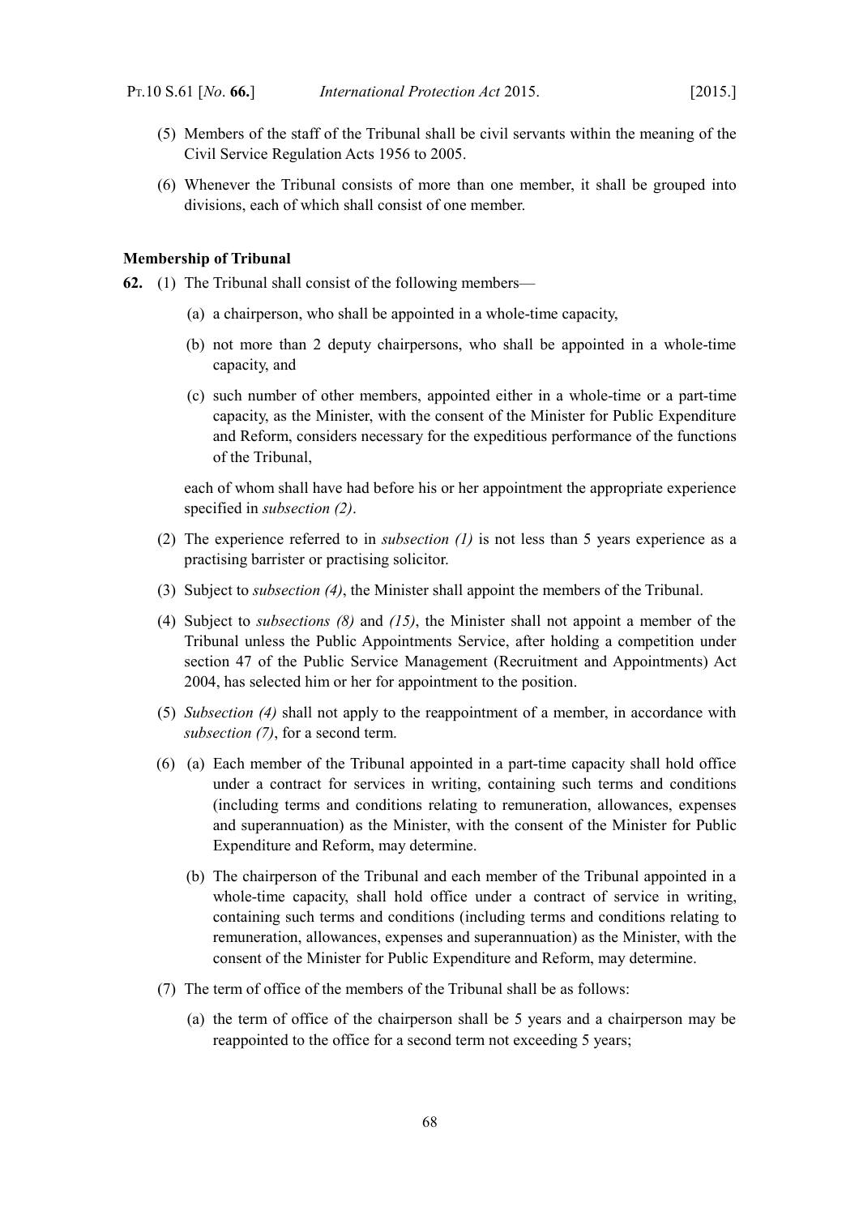(5) Members of the staff of the Tribunal shall be civil servants within the meaning of the Civil Service Regulation Acts 1956 to 2005.

(6) Whenever the Tribunal consists of more than one member, it shall be grouped into divisions, each of which shall consist of one member.

**Membership of Tribunal**

**62.** (1) The Tribunal shall consist of the following members—

(a) a chairperson, who shall be appointed in a whole-time capacity,

(b) not more than 2 deputy chairpersons, who shall be appointed in a whole-time capacity, and

(c) such number of other members, appointed either in a whole-time or a part-time capacity, as the Minister, with the consent of the Minister for Public Expenditure and Reform, considers necessary for the expeditious performance of the functions of the Tribunal,

each of whom shall have had before his or her appointment the appropriate experience specified in *subsection (2)*.

(2) The experience referred to in *subsection (1)* is not less than 5 years experience as a practising barrister or practising solicitor.

(3) Subject to *subsection (4)*, the Minister shall appoint the members of the Tribunal.

(4) Subject to *subsections (8)* and *(15)*, the Minister shall not appoint a member of the Tribunal unless the Public Appointments Service, after holding a competition under section 47 of the Public Service Management (Recruitment and Appointments) Act 2004, has selected him or her for appointment to the position.

(5) *Subsection (4)* shall not apply to the reappointment of a member, in accordance with *subsection (7)*, for a second term.

(6) (a) Each member of the Tribunal appointed in a part-time capacity shall hold office under a contract for services in writing, containing such terms and conditions (including terms and conditions relating to remuneration, allowances, expenses and superannuation) as the Minister, with the consent of the Minister for Public Expenditure and Reform, may determine.

(b) The chairperson of the Tribunal and each member of the Tribunal appointed in a whole-time capacity, shall hold office under a contract of service in writing, containing such terms and conditions (including terms and conditions relating to remuneration, allowances, expenses and superannuation) as the Minister, with the consent of the Minister for Public Expenditure and Reform, may determine.

(7) The term of office of the members of the Tribunal shall be as follows:

(a) the term of office of the chairperson shall be 5 years and a chairperson may be reappointed to the office for a second term not exceeding 5 years;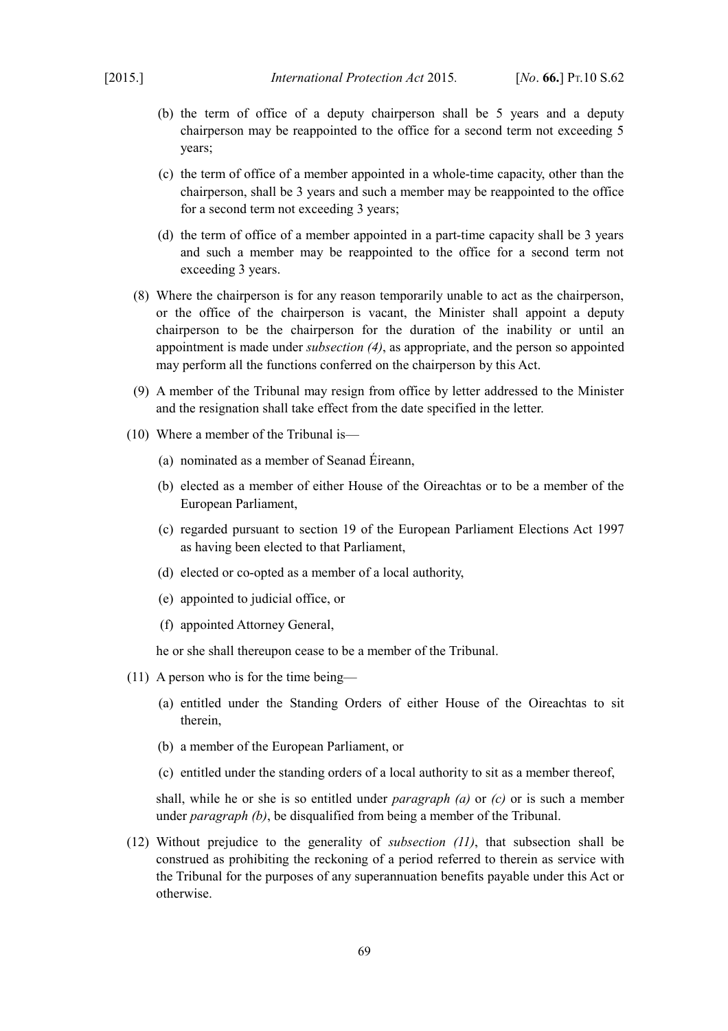(b) the term of office of a deputy chairperson shall be 5 years and a deputy chairperson may be reappointed to the office for a second term not exceeding 5 years;

(c) the term of office of a member appointed in a whole-time capacity, other than the chairperson, shall be 3 years and such a member may be reappointed to the office for a second term not exceeding 3 years;

(d) the term of office of a member appointed in a part-time capacity shall be 3 years and such a member may be reappointed to the office for a second term not exceeding 3 years.

(8) Where the chairperson is for any reason temporarily unable to act as the chairperson, or the office of the chairperson is vacant, the Minister shall appoint a deputy chairperson to be the chairperson for the duration of the inability or until an appointment is made under *subsection (4)*, as appropriate, and the person so appointed may perform all the functions conferred on the chairperson by this Act.

(9) A member of the Tribunal may resign from office by letter addressed to the Minister and the resignation shall take effect from the date specified in the letter.

(10) Where a member of the Tribunal is—

(a) nominated as a member of Seanad Éireann,

(b) elected as a member of either House of the Oireachtas or to be a member of the European Parliament,

(c) regarded pursuant to section 19 of the European Parliament Elections Act 1997 as having been elected to that Parliament,

(d) elected or co-opted as a member of a local authority,

(e) appointed to judicial office, or

(f) appointed Attorney General,

he or she shall thereupon cease to be a member of the Tribunal.

(11) A person who is for the time being—

(a) entitled under the Standing Orders of either House of the Oireachtas to sit therein,

(b) a member of the European Parliament, or

(c) entitled under the standing orders of a local authority to sit as a member thereof,

shall, while he or she is so entitled under *paragraph (a)* or *(c)* or is such a member under *paragraph (b)*, be disqualified from being a member of the Tribunal.

(12) Without prejudice to the generality of *subsection (11)*, that subsection shall be construed as prohibiting the reckoning of a period referred to therein as service with the Tribunal for the purposes of any superannuation benefits payable under this Act or otherwise.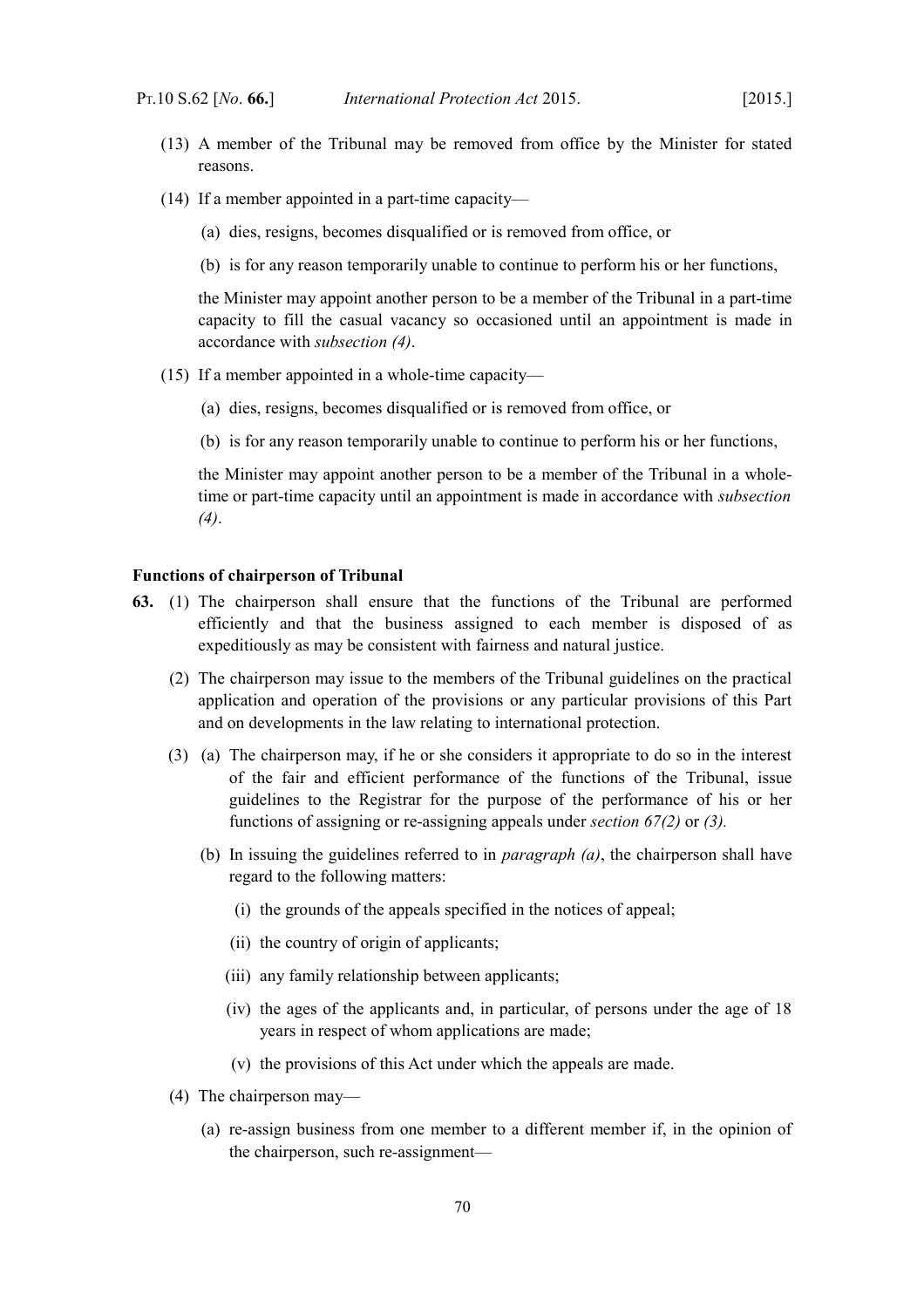(13) A member of the Tribunal may be removed from office by the Minister for stated reasons.

(14) If a member appointed in a part-time capacity—

(a) dies, resigns, becomes disqualified or is removed from office, or

(b) is for any reason temporarily unable to continue to perform his or her functions,

the Minister may appoint another person to be a member of the Tribunal in a part-time capacity to fill the casual vacancy so occasioned until an appointment is made in accordance with *subsection (4)*.

(15) If a member appointed in a whole-time capacity—

(a) dies, resigns, becomes disqualified or is removed from office, or

(b) is for any reason temporarily unable to continue to perform his or her functions,

the Minister may appoint another person to be a member of the Tribunal in a whole-time or part-time capacity until an appointment is made in accordance with *subsection (4)*.

**Functions of chairperson of Tribunal**

**63.** (1) The chairperson shall ensure that the functions of the Tribunal are performed efficiently and that the business assigned to each member is disposed of as expeditiously as may be consistent with fairness and natural justice.

(2) The chairperson may issue to the members of the Tribunal guidelines on the practical application and operation of the provisions or any particular provisions of this Part and on developments in the law relating to international protection.

(3) (a) The chairperson may, if he or she considers it appropriate to do so in the interest of the fair and efficient performance of the functions of the Tribunal, issue guidelines to the Registrar for the purpose of the performance of his or her functions of assigning or re-assigning appeals under *section 67(2)* or *(3).*

(b) In issuing the guidelines referred to in *paragraph (a)*, the chairperson shall have regard to the following matters:

(i) the grounds of the appeals specified in the notices of appeal;

(ii) the country of origin of applicants;

(iii) any family relationship between applicants;

(iv) the ages of the applicants and, in particular, of persons under the age of 18 years in respect of whom applications are made;

(v) the provisions of this Act under which the appeals are made.

(4) The chairperson may—

(a) re-assign business from one member to a different member if, in the opinion of the chairperson, such re-assignment—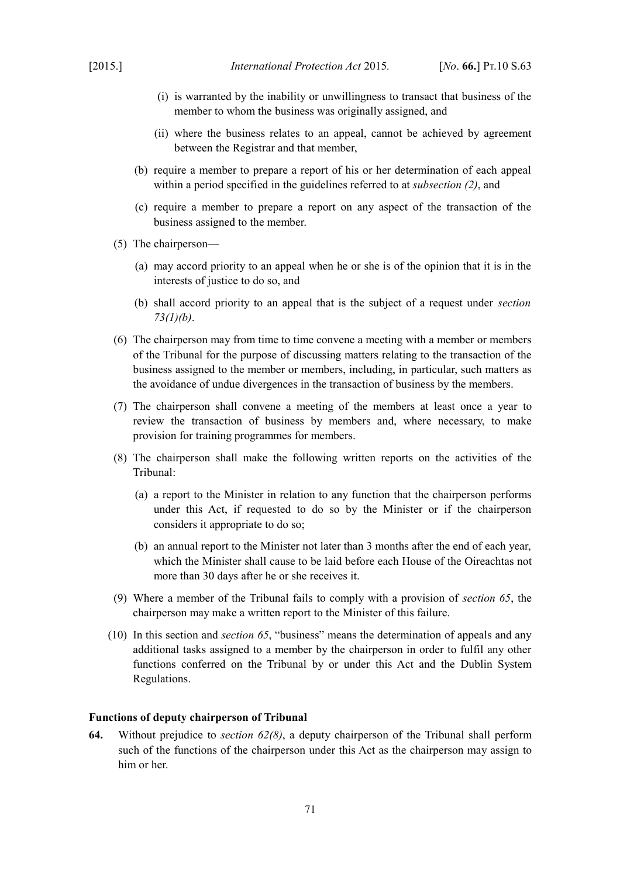(i) is warranted by the inability or unwillingness to transact that business of the member to whom the business was originally assigned, and

(ii) where the business relates to an appeal, cannot be achieved by agreement between the Registrar and that member,

(b) require a member to prepare a report of his or her determination of each appeal within a period specified in the guidelines referred to at *subsection (2)*, and

(c) require a member to prepare a report on any aspect of the transaction of the business assigned to the member.

(5) The chairperson—

(a) may accord priority to an appeal when he or she is of the opinion that it is in the interests of justice to do so, and

(b) shall accord priority to an appeal that is the subject of a request under *section 73(1)(b)*.

(6) The chairperson may from time to time convene a meeting with a member or members of the Tribunal for the purpose of discussing matters relating to the transaction of the business assigned to the member or members, including, in particular, such matters as the avoidance of undue divergences in the transaction of business by the members.

(7) The chairperson shall convene a meeting of the members at least once a year to review the transaction of business by members and, where necessary, to make provision for training programmes for members.

(8) The chairperson shall make the following written reports on the activities of the Tribunal:

(a) a report to the Minister in relation to any function that the chairperson performs under this Act, if requested to do so by the Minister or if the chairperson considers it appropriate to do so;

(b) an annual report to the Minister not later than 3 months after the end of each year, which the Minister shall cause to be laid before each House of the Oireachtas not more than 30 days after he or she receives it.

(9) Where a member of the Tribunal fails to comply with a provision of *section 65*, the chairperson may make a written report to the Minister of this failure.

(10) In this section and *section 65*, "business" means the determination of appeals and any additional tasks assigned to a member by the chairperson in order to fulfil any other functions conferred on the Tribunal by or under this Act and the Dublin System Regulations.

**Functions of deputy chairperson of Tribunal**

**64.** Without prejudice to *section 62(8)*, a deputy chairperson of the Tribunal shall perform such of the functions of the chairperson under this Act as the chairperson may assign to him or her.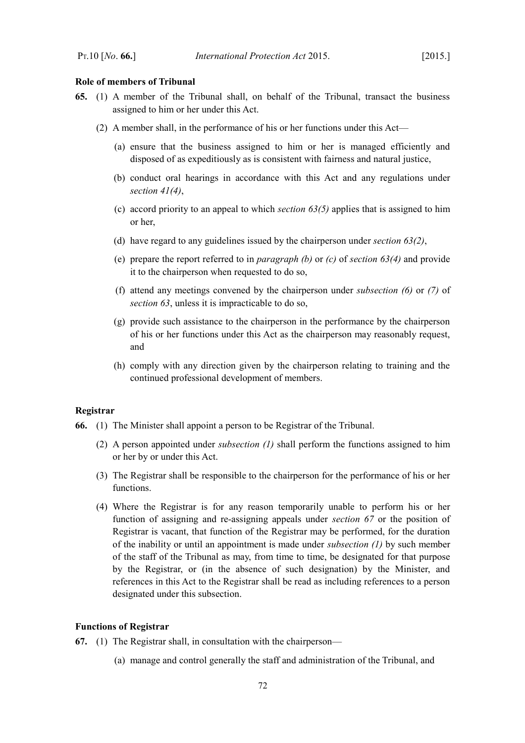**Role of members of Tribunal**

**65.** (1) A member of the Tribunal shall, on behalf of the Tribunal, transact the business assigned to him or her under this Act.

(2) A member shall, in the performance of his or her functions under this Act—

(a) ensure that the business assigned to him or her is managed efficiently and disposed of as expeditiously as is consistent with fairness and natural justice,

(b) conduct oral hearings in accordance with this Act and any regulations under *section 41(4)*,

(c) accord priority to an appeal to which *section 63(5)* applies that is assigned to him or her,

(d) have regard to any guidelines issued by the chairperson under *section 63(2)*,

(e) prepare the report referred to in *paragraph (b)* or *(c)* of *section 63(4)* and provide it to the chairperson when requested to do so,

(f) attend any meetings convened by the chairperson under *subsection (6)* or *(7)* of *section 63*, unless it is impracticable to do so,

(g) provide such assistance to the chairperson in the performance by the chairperson of his or her functions under this Act as the chairperson may reasonably request, and

(h) comply with any direction given by the chairperson relating to training and the continued professional development of members.

**Registrar**

**66.** (1) The Minister shall appoint a person to be Registrar of the Tribunal.

(2) A person appointed under *subsection (1)* shall perform the functions assigned to him or her by or under this Act.

(3) The Registrar shall be responsible to the chairperson for the performance of his or her functions.

(4) Where the Registrar is for any reason temporarily unable to perform his or her function of assigning and re-assigning appeals under *section 67* or the position of Registrar is vacant, that function of the Registrar may be performed, for the duration of the inability or until an appointment is made under *subsection (1)* by such member of the staff of the Tribunal as may, from time to time, be designated for that purpose by the Registrar, or (in the absence of such designation) by the Minister, and references in this Act to the Registrar shall be read as including references to a person designated under this subsection.

**Functions of Registrar**

**67.** (1) The Registrar shall, in consultation with the chairperson—

(a) manage and control generally the staff and administration of the Tribunal, and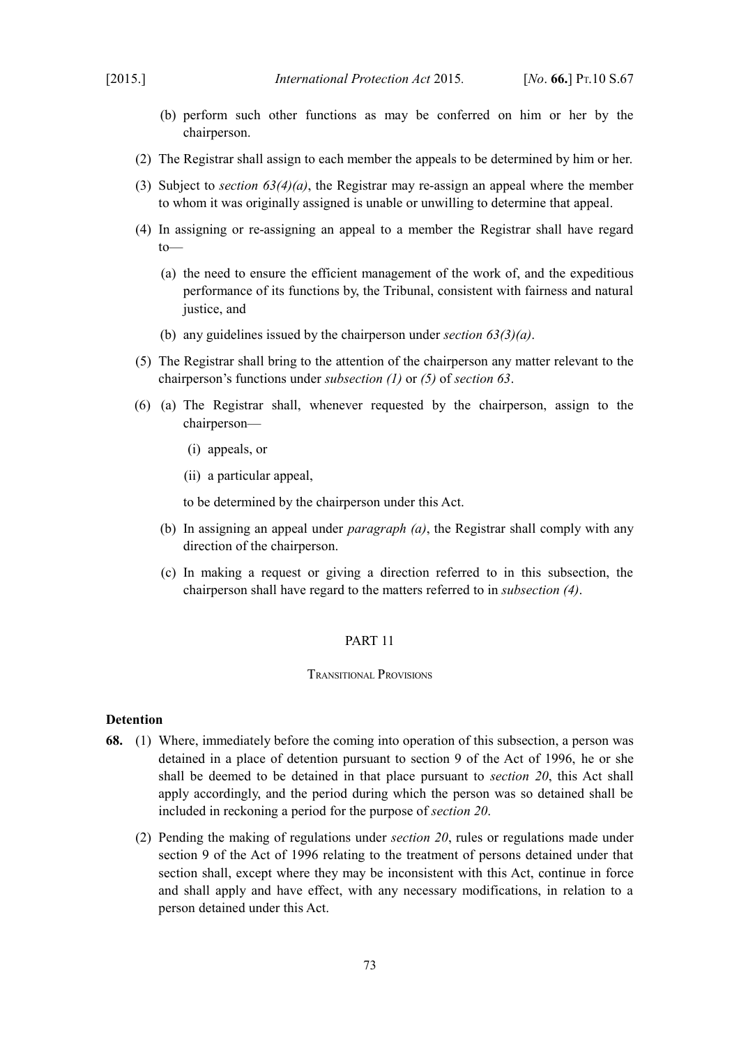(b) perform such other functions as may be conferred on him or her by the chairperson.

(2) The Registrar shall assign to each member the appeals to be determined by him or her.

(3) Subject to *section 63(4)(a)*, the Registrar may re-assign an appeal where the member to whom it was originally assigned is unable or unwilling to determine that appeal.

(4) In assigning or re-assigning an appeal to a member the Registrar shall have regard to—

(a) the need to ensure the efficient management of the work of, and the expeditious performance of its functions by, the Tribunal, consistent with fairness and natural justice, and

(b) any guidelines issued by the chairperson under *section 63(3)(a)*.

(5) The Registrar shall bring to the attention of the chairperson any matter relevant to the chairperson's functions under *subsection (1)* or *(5)* of *section 63*.

(6) (a) The Registrar shall, whenever requested by the chairperson, assign to the chairperson—

(i) appeals, or

(ii) a particular appeal,

to be determined by the chairperson under this Act.

(b) In assigning an appeal under *paragraph (a)*, the Registrar shall comply with any direction of the chairperson.

(c) In making a request or giving a direction referred to in this subsection, the chairperson shall have regard to the matters referred to in *subsection (4)*.

## PART 11

### Transitional Provisions

**Detention**

**68.** (1) Where, immediately before the coming into operation of this subsection, a person was detained in a place of detention pursuant to section 9 of the Act of 1996, he or she shall be deemed to be detained in that place pursuant to *section 20*, this Act shall apply accordingly, and the period during which the person was so detained shall be included in reckoning a period for the purpose of *section 20*.

(2) Pending the making of regulations under *section 20*, rules or regulations made under section 9 of the Act of 1996 relating to the treatment of persons detained under that section shall, except where they may be inconsistent with this Act, continue in force and shall apply and have effect, with any necessary modifications, in relation to a person detained under this Act.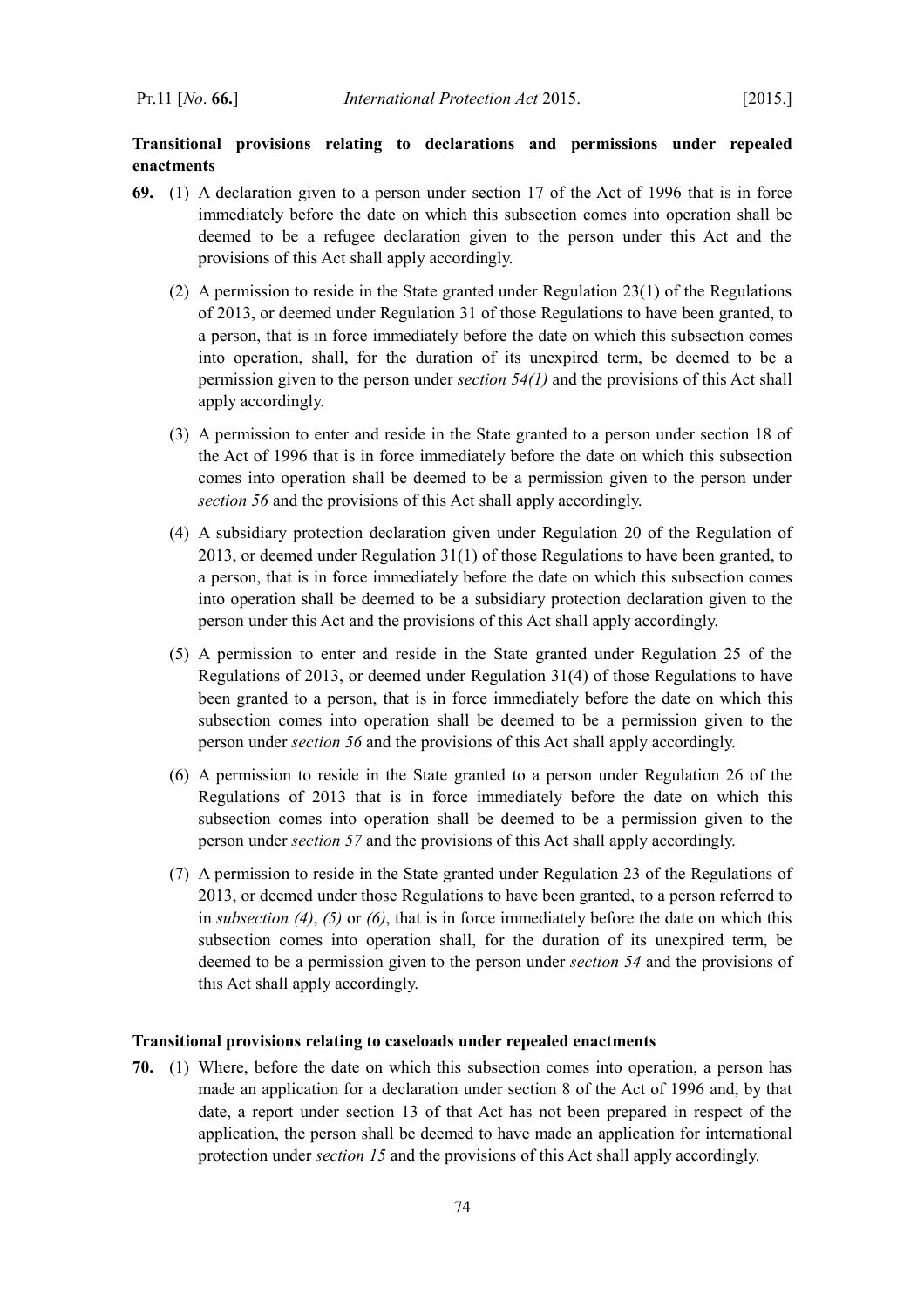**Transitional provisions relating to declarations and permissions under repealed enactments**

**69.** (1) A declaration given to a person under section 17 of the Act of 1996 that is in force immediately before the date on which this subsection comes into operation shall be deemed to be a refugee declaration given to the person under this Act and the provisions of this Act shall apply accordingly.

(2) A permission to reside in the State granted under Regulation 23(1) of the Regulations of 2013, or deemed under Regulation 31 of those Regulations to have been granted, to a person, that is in force immediately before the date on which this subsection comes into operation, shall, for the duration of its unexpired term, be deemed to be a permission given to the person under *section 54(1)* and the provisions of this Act shall apply accordingly.

(3) A permission to enter and reside in the State granted to a person under section 18 of the Act of 1996 that is in force immediately before the date on which this subsection comes into operation shall be deemed to be a permission given to the person under *section 56* and the provisions of this Act shall apply accordingly.

(4) A subsidiary protection declaration given under Regulation 20 of the Regulation of 2013, or deemed under Regulation 31(1) of those Regulations to have been granted, to a person, that is in force immediately before the date on which this subsection comes into operation shall be deemed to be a subsidiary protection declaration given to the person under this Act and the provisions of this Act shall apply accordingly.

(5) A permission to enter and reside in the State granted under Regulation 25 of the Regulations of 2013, or deemed under Regulation 31(4) of those Regulations to have been granted to a person, that is in force immediately before the date on which this subsection comes into operation shall be deemed to be a permission given to the person under *section 56* and the provisions of this Act shall apply accordingly.

(6) A permission to reside in the State granted to a person under Regulation 26 of the Regulations of 2013 that is in force immediately before the date on which this subsection comes into operation shall be deemed to be a permission given to the person under *section 57* and the provisions of this Act shall apply accordingly.

(7) A permission to reside in the State granted under Regulation 23 of the Regulations of 2013, or deemed under those Regulations to have been granted, to a person referred to in *subsection (4)*, *(5)* or *(6)*, that is in force immediately before the date on which this subsection comes into operation shall, for the duration of its unexpired term, be deemed to be a permission given to the person under *section 54* and the provisions of this Act shall apply accordingly.

**Transitional provisions relating to caseloads under repealed enactments**

**70.** (1) Where, before the date on which this subsection comes into operation, a person has made an application for a declaration under section 8 of the Act of 1996 and, by that date, a report under section 13 of that Act has not been prepared in respect of the application, the person shall be deemed to have made an application for international protection under *section 15* and the provisions of this Act shall apply accordingly.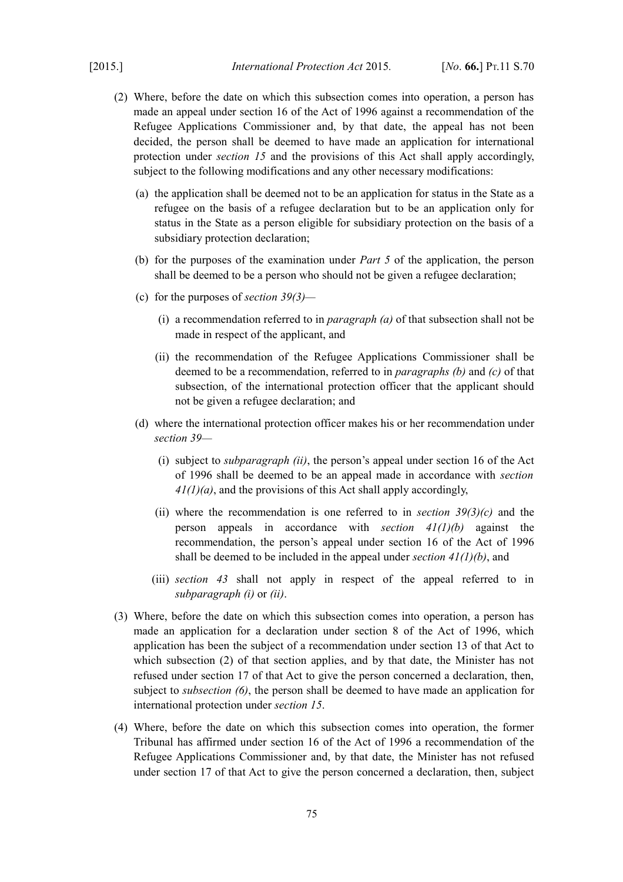(2) Where, before the date on which this subsection comes into operation, a person has made an appeal under section 16 of the Act of 1996 against a recommendation of the Refugee Applications Commissioner and, by that date, the appeal has not been decided, the person shall be deemed to have made an application for international protection under *section 15* and the provisions of this Act shall apply accordingly, subject to the following modifications and any other necessary modifications:

(a) the application shall be deemed not to be an application for status in the State as a refugee on the basis of a refugee declaration but to be an application only for status in the State as a person eligible for subsidiary protection on the basis of a subsidiary protection declaration;

(b) for the purposes of the examination under *Part 5* of the application, the person shall be deemed to be a person who should not be given a refugee declaration;

(c) for the purposes of *section 39(3)*—

(i) a recommendation referred to in *paragraph (a)* of that subsection shall not be made in respect of the applicant, and

(ii) the recommendation of the Refugee Applications Commissioner shall be deemed to be a recommendation, referred to in *paragraphs (b)* and *(c)* of that subsection, of the international protection officer that the applicant should not be given a refugee declaration; and

(d) where the international protection officer makes his or her recommendation under *section 39*—

(i) subject to *subparagraph (ii)*, the person's appeal under section 16 of the Act of 1996 shall be deemed to be an appeal made in accordance with *section 41(1)(a)*, and the provisions of this Act shall apply accordingly,

(ii) where the recommendation is one referred to in *section 39(3)(c)* and the person appeals in accordance with *section 41(1)(b)* against the recommendation, the person's appeal under section 16 of the Act of 1996 shall be deemed to be included in the appeal under *section 41(1)(b)*, and

(iii) *section 43* shall not apply in respect of the appeal referred to in *subparagraph (i)* or *(ii)*.

(3) Where, before the date on which this subsection comes into operation, a person has made an application for a declaration under section 8 of the Act of 1996, which application has been the subject of a recommendation under section 13 of that Act to which subsection (2) of that section applies, and by that date, the Minister has not refused under section 17 of that Act to give the person concerned a declaration, then, subject to *subsection (6)*, the person shall be deemed to have made an application for international protection under *section 15*.

(4) Where, before the date on which this subsection comes into operation, the former Tribunal has affirmed under section 16 of the Act of 1996 a recommendation of the Refugee Applications Commissioner and, by that date, the Minister has not refused under section 17 of that Act to give the person concerned a declaration, then, subject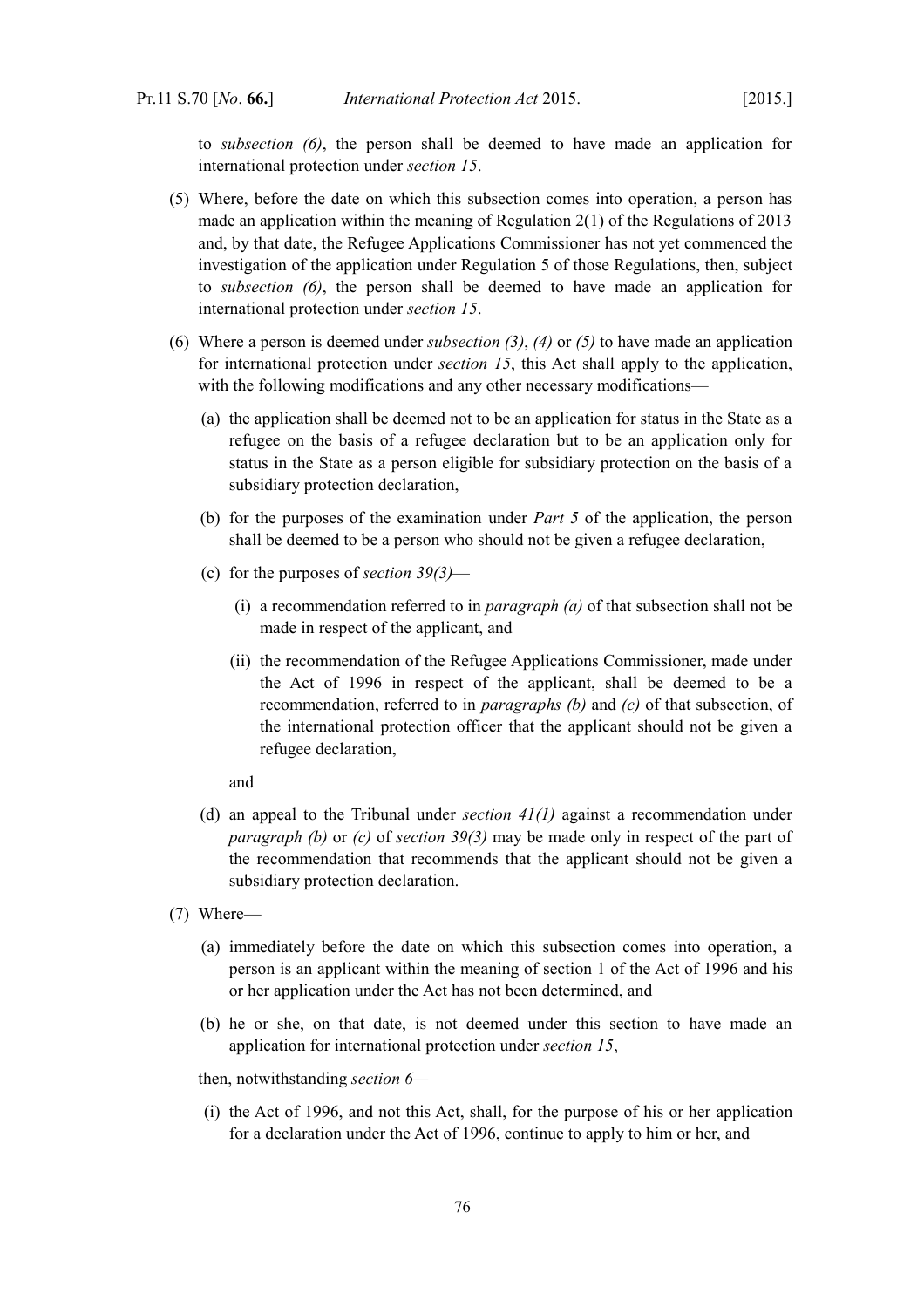to *subsection (6)*, the person shall be deemed to have made an application for international protection under *section 15*.

(5) Where, before the date on which this subsection comes into operation, a person has made an application within the meaning of Regulation 2(1) of the Regulations of 2013 and, by that date, the Refugee Applications Commissioner has not yet commenced the investigation of the application under Regulation 5 of those Regulations, then, subject to *subsection (6)*, the person shall be deemed to have made an application for international protection under *section 15*.

(6) Where a person is deemed under *subsection (3)*, *(4)* or *(5)* to have made an application for international protection under *section 15*, this Act shall apply to the application, with the following modifications and any other necessary modifications—

(a) the application shall be deemed not to be an application for status in the State as a refugee on the basis of a refugee declaration but to be an application only for status in the State as a person eligible for subsidiary protection on the basis of a subsidiary protection declaration,

(b) for the purposes of the examination under *Part 5* of the application, the person shall be deemed to be a person who should not be given a refugee declaration,

(c) for the purposes of *section 39(3)*—

(i) a recommendation referred to in *paragraph (a)* of that subsection shall not be made in respect of the applicant, and

(ii) the recommendation of the Refugee Applications Commissioner, made under the Act of 1996 in respect of the applicant, shall be deemed to be a recommendation, referred to in *paragraphs (b)* and *(c)* of that subsection, of the international protection officer that the applicant should not be given a refugee declaration,

and

(d) an appeal to the Tribunal under *section 41(1)* against a recommendation under *paragraph (b)* or *(c)* of *section 39(3)* may be made only in respect of the part of the recommendation that recommends that the applicant should not be given a subsidiary protection declaration.

(7) Where—

(a) immediately before the date on which this subsection comes into operation, a person is an applicant within the meaning of section 1 of the Act of 1996 and his or her application under the Act has not been determined, and

(b) he or she, on that date, is not deemed under this section to have made an application for international protection under *section 15*,

then, notwithstanding *section 6*—

(i) the Act of 1996, and not this Act, shall, for the purpose of his or her application for a declaration under the Act of 1996, continue to apply to him or her, and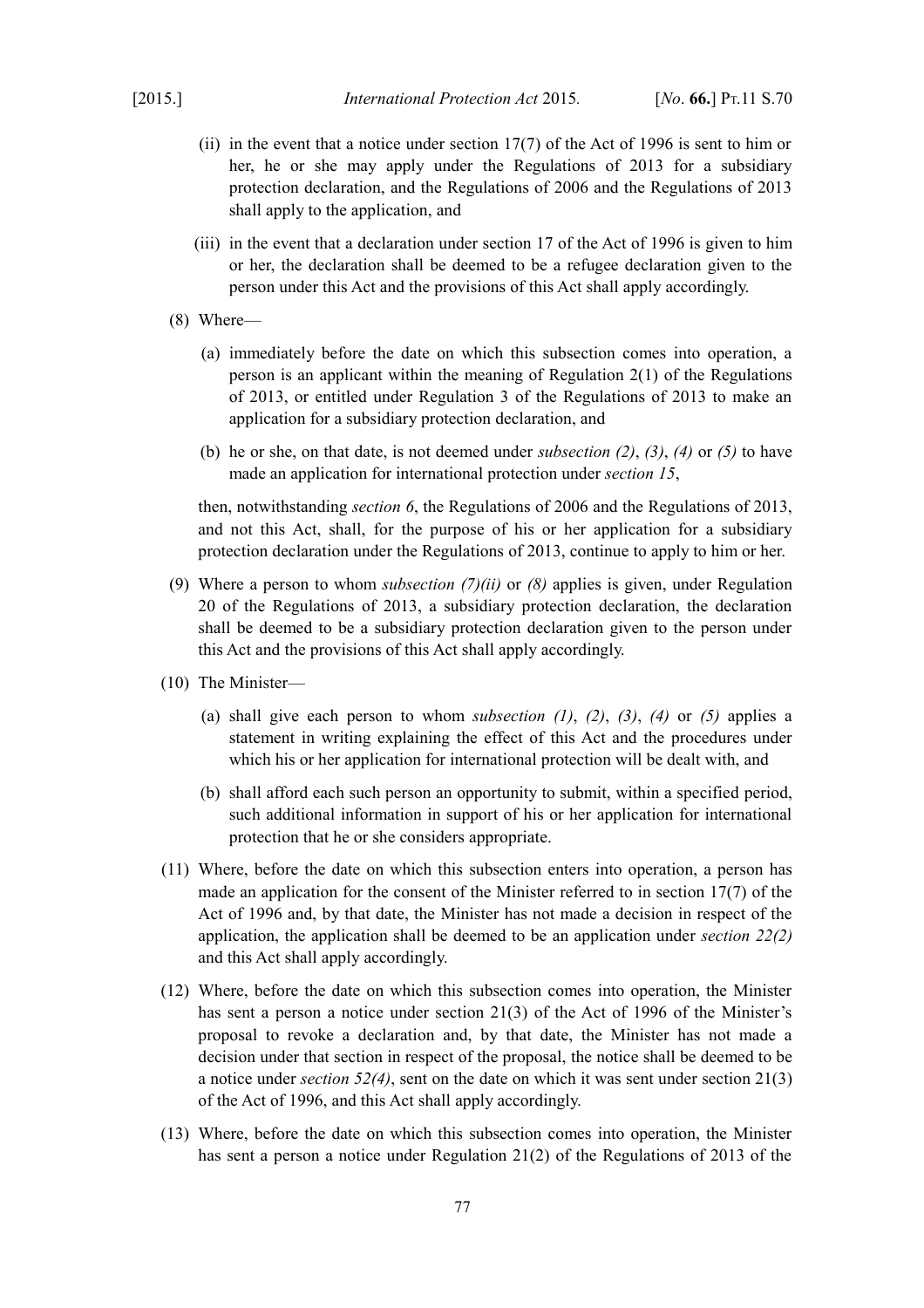(ii) in the event that a notice under section 17(7) of the Act of 1996 is sent to him or her, he or she may apply under the Regulations of 2013 for a subsidiary protection declaration, and the Regulations of 2006 and the Regulations of 2013 shall apply to the application, and

(iii) in the event that a declaration under section 17 of the Act of 1996 is given to him or her, the declaration shall be deemed to be a refugee declaration given to the person under this Act and the provisions of this Act shall apply accordingly.

(8) Where—

(a) immediately before the date on which this subsection comes into operation, a person is an applicant within the meaning of Regulation 2(1) of the Regulations of 2013, or entitled under Regulation 3 of the Regulations of 2013 to make an application for a subsidiary protection declaration, and

(b) he or she, on that date, is not deemed under *subsection (2)*, *(3)*, *(4)* or *(5)* to have made an application for international protection under *section 15*,

then, notwithstanding *section 6*, the Regulations of 2006 and the Regulations of 2013, and not this Act, shall, for the purpose of his or her application for a subsidiary protection declaration under the Regulations of 2013, continue to apply to him or her.

(9) Where a person to whom *subsection (7)(ii)* or *(8)* applies is given, under Regulation 20 of the Regulations of 2013, a subsidiary protection declaration, the declaration shall be deemed to be a subsidiary protection declaration given to the person under this Act and the provisions of this Act shall apply accordingly.

(10) The Minister—

(a) shall give each person to whom *subsection (1)*, *(2)*, *(3)*, *(4)* or *(5)* applies a statement in writing explaining the effect of this Act and the procedures under which his or her application for international protection will be dealt with, and

(b) shall afford each such person an opportunity to submit, within a specified period, such additional information in support of his or her application for international protection that he or she considers appropriate.

(11) Where, before the date on which this subsection enters into operation, a person has made an application for the consent of the Minister referred to in section 17(7) of the Act of 1996 and, by that date, the Minister has not made a decision in respect of the application, the application shall be deemed to be an application under *section 22(2)* and this Act shall apply accordingly.

(12) Where, before the date on which this subsection comes into operation, the Minister has sent a person a notice under section 21(3) of the Act of 1996 of the Minister's proposal to revoke a declaration and, by that date, the Minister has not made a decision under that section in respect of the proposal, the notice shall be deemed to be a notice under *section 52(4)*, sent on the date on which it was sent under section 21(3) of the Act of 1996, and this Act shall apply accordingly.

(13) Where, before the date on which this subsection comes into operation, the Minister has sent a person a notice under Regulation 21(2) of the Regulations of 2013 of the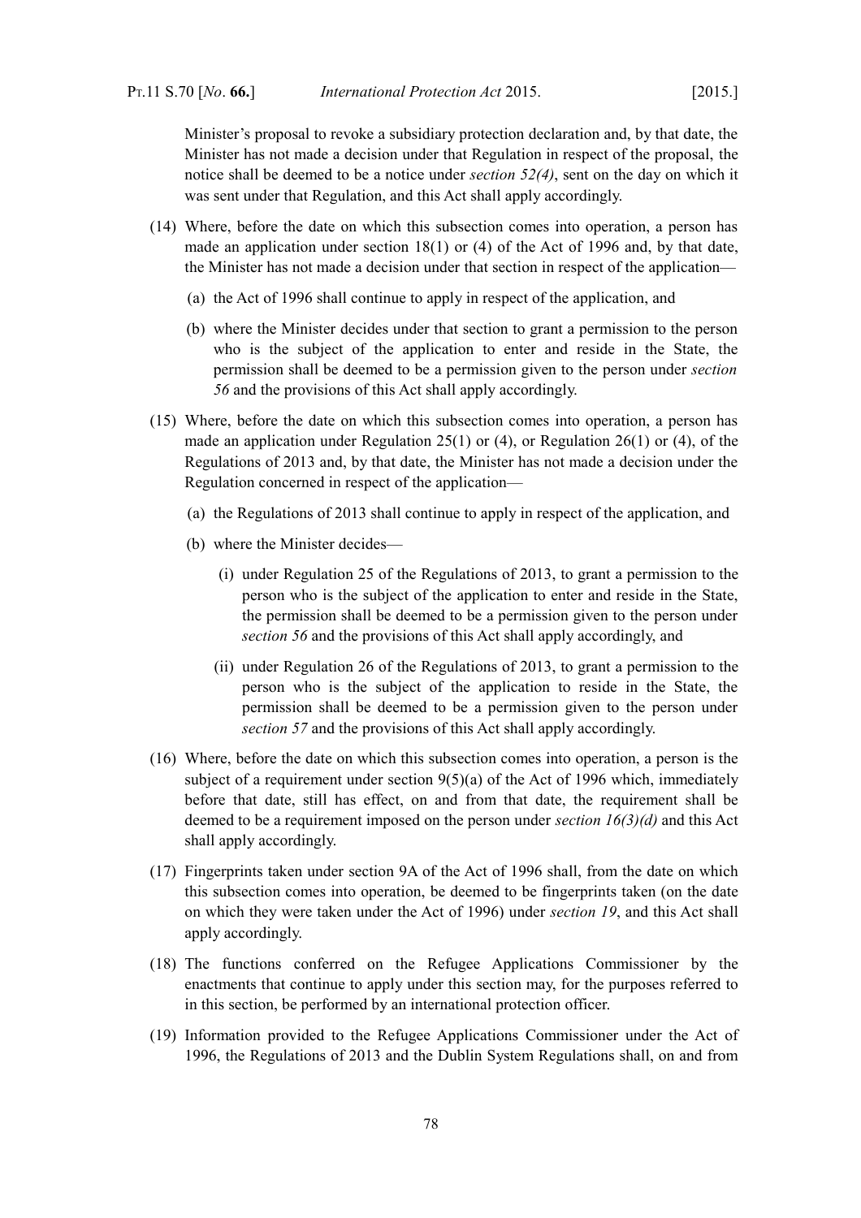Minister’s proposal to revoke a subsidiary protection declaration and, by that date, the Minister has not made a decision under that Regulation in respect of the proposal, the notice shall be deemed to be a notice under *section 52(4)*, sent on the day on which it was sent under that Regulation, and this Act shall apply accordingly.

(14) Where, before the date on which this subsection comes into operation, a person has made an application under section 18(1) or (4) of the Act of 1996 and, by that date, the Minister has not made a decision under that section in respect of the application—

(a) the Act of 1996 shall continue to apply in respect of the application, and

(b) where the Minister decides under that section to grant a permission to the person who is the subject of the application to enter and reside in the State, the permission shall be deemed to be a permission given to the person under *section 56* and the provisions of this Act shall apply accordingly.

(15) Where, before the date on which this subsection comes into operation, a person has made an application under Regulation 25(1) or (4), or Regulation 26(1) or (4), of the Regulations of 2013 and, by that date, the Minister has not made a decision under the Regulation concerned in respect of the application—

(a) the Regulations of 2013 shall continue to apply in respect of the application, and

(b) where the Minister decides—

(i) under Regulation 25 of the Regulations of 2013, to grant a permission to the person who is the subject of the application to enter and reside in the State, the permission shall be deemed to be a permission given to the person under *section 56* and the provisions of this Act shall apply accordingly, and

(ii) under Regulation 26 of the Regulations of 2013, to grant a permission to the person who is the subject of the application to reside in the State, the permission shall be deemed to be a permission given to the person under *section 57* and the provisions of this Act shall apply accordingly.

(16) Where, before the date on which this subsection comes into operation, a person is the subject of a requirement under section 9(5)(a) of the Act of 1996 which, immediately before that date, still has effect, on and from that date, the requirement shall be deemed to be a requirement imposed on the person under *section 16(3)(d)* and this Act shall apply accordingly.

(17) Fingerprints taken under section 9A of the Act of 1996 shall, from the date on which this subsection comes into operation, be deemed to be fingerprints taken (on the date on which they were taken under the Act of 1996) under *section 19*, and this Act shall apply accordingly.

(18) The functions conferred on the Refugee Applications Commissioner by the enactments that continue to apply under this section may, for the purposes referred to in this section, be performed by an international protection officer.

(19) Information provided to the Refugee Applications Commissioner under the Act of 1996, the Regulations of 2013 and the Dublin System Regulations shall, on and from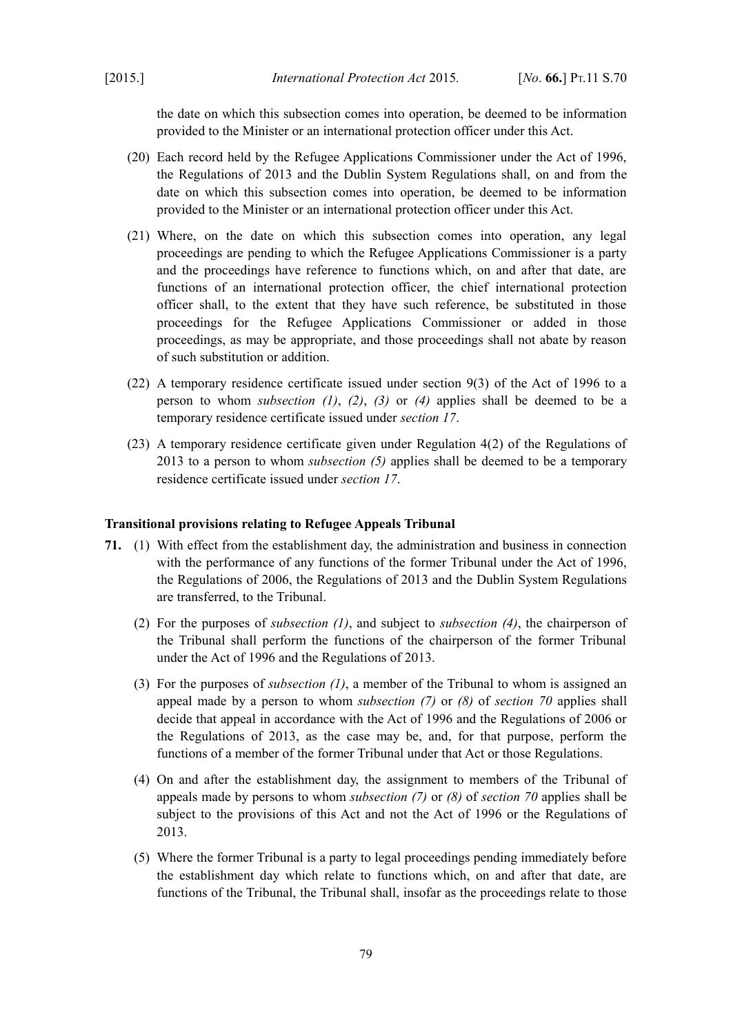the date on which this subsection comes into operation, be deemed to be information provided to the Minister or an international protection officer under this Act.

(20) Each record held by the Refugee Applications Commissioner under the Act of 1996, the Regulations of 2013 and the Dublin System Regulations shall, on and from the date on which this subsection comes into operation, be deemed to be information provided to the Minister or an international protection officer under this Act.

(21) Where, on the date on which this subsection comes into operation, any legal proceedings are pending to which the Refugee Applications Commissioner is a party and the proceedings have reference to functions which, on and after that date, are functions of an international protection officer, the chief international protection officer shall, to the extent that they have such reference, be substituted in those proceedings for the Refugee Applications Commissioner or added in those proceedings, as may be appropriate, and those proceedings shall not abate by reason of such substitution or addition.

(22) A temporary residence certificate issued under section 9(3) of the Act of 1996 to a person to whom *subsection (1)*, *(2)*, *(3)* or *(4)* applies shall be deemed to be a temporary residence certificate issued under *section 17*.

(23) A temporary residence certificate given under Regulation 4(2) of the Regulations of 2013 to a person to whom *subsection (5)* applies shall be deemed to be a temporary residence certificate issued under *section 17*.

**Transitional provisions relating to Refugee Appeals Tribunal**

**71.** (1) With effect from the establishment day, the administration and business in connection with the performance of any functions of the former Tribunal under the Act of 1996, the Regulations of 2006, the Regulations of 2013 and the Dublin System Regulations are transferred, to the Tribunal.

(2) For the purposes of *subsection (1)*, and subject to *subsection (4)*, the chairperson of the Tribunal shall perform the functions of the chairperson of the former Tribunal under the Act of 1996 and the Regulations of 2013.

(3) For the purposes of *subsection (1)*, a member of the Tribunal to whom is assigned an appeal made by a person to whom *subsection (7)* or *(8)* of *section 70* applies shall decide that appeal in accordance with the Act of 1996 and the Regulations of 2006 or the Regulations of 2013, as the case may be, and, for that purpose, perform the functions of a member of the former Tribunal under that Act or those Regulations.

(4) On and after the establishment day, the assignment to members of the Tribunal of appeals made by persons to whom *subsection (7)* or *(8)* of *section 70* applies shall be subject to the provisions of this Act and not the Act of 1996 or the Regulations of 2013.

(5) Where the former Tribunal is a party to legal proceedings pending immediately before the establishment day which relate to functions which, on and after that date, are functions of the Tribunal, the Tribunal shall, insofar as the proceedings relate to those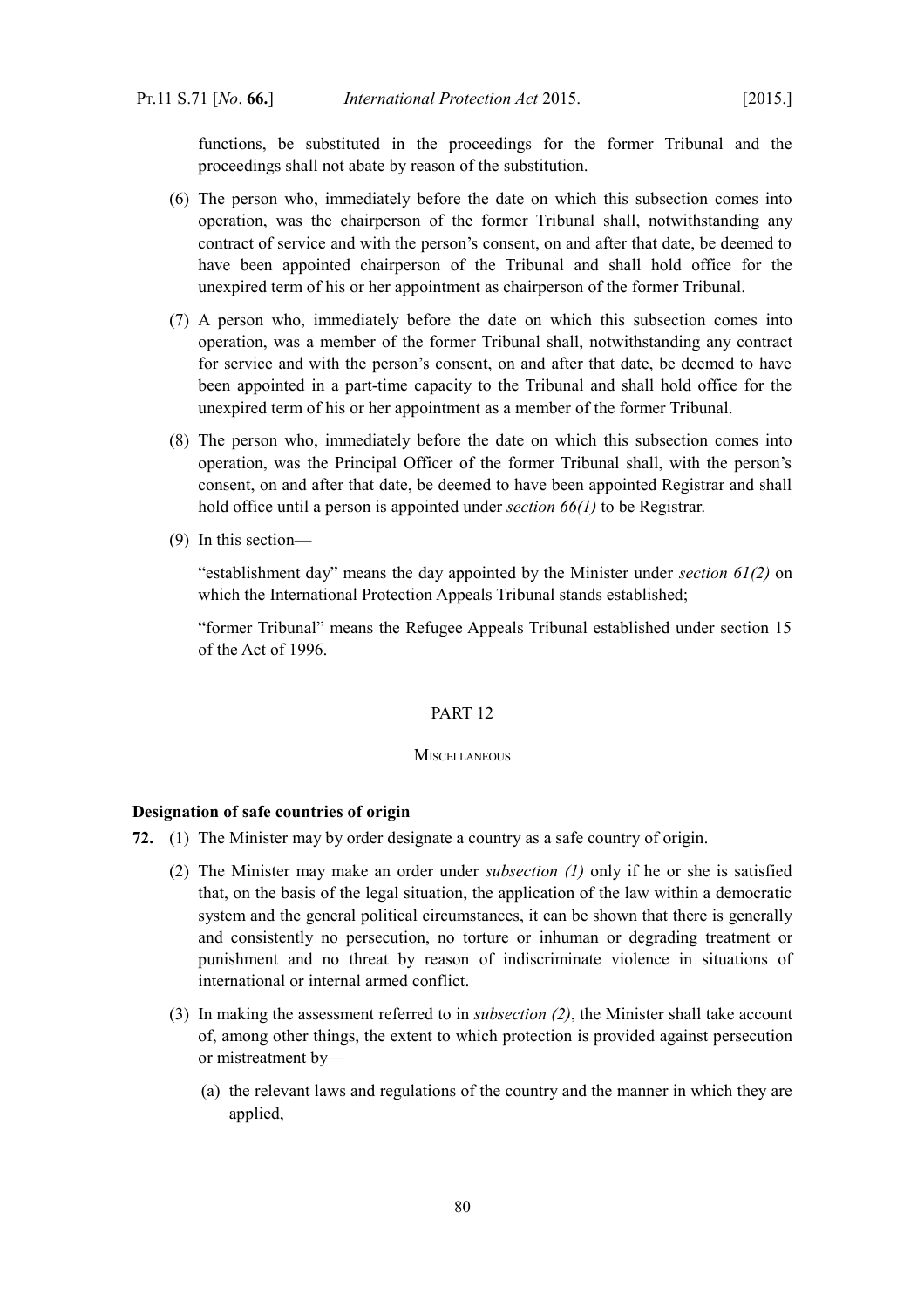functions, be substituted in the proceedings for the former Tribunal and the proceedings shall not abate by reason of the substitution.

(6) The person who, immediately before the date on which this subsection comes into operation, was the chairperson of the former Tribunal shall, notwithstanding any contract of service and with the person's consent, on and after that date, be deemed to have been appointed chairperson of the Tribunal and shall hold office for the unexpired term of his or her appointment as chairperson of the former Tribunal.

(7) A person who, immediately before the date on which this subsection comes into operation, was a member of the former Tribunal shall, notwithstanding any contract for service and with the person's consent, on and after that date, be deemed to have been appointed in a part-time capacity to the Tribunal and shall hold office for the unexpired term of his or her appointment as a member of the former Tribunal.

(8) The person who, immediately before the date on which this subsection comes into operation, was the Principal Officer of the former Tribunal shall, with the person's consent, on and after that date, be deemed to have been appointed Registrar and shall hold office until a person is appointed under *section 66(1)* to be Registrar.

(9) In this section—

"establishment day" means the day appointed by the Minister under *section 61(2)* on which the International Protection Appeals Tribunal stands established;

"former Tribunal" means the Refugee Appeals Tribunal established under section 15 of the Act of 1996.

## PART 12

## MISCELLANEOUS

### Designation of safe countries of origin

**72.** (1) The Minister may by order designate a country as a safe country of origin.

(2) The Minister may make an order under *subsection (1)* only if he or she is satisfied that, on the basis of the legal situation, the application of the law within a democratic system and the general political circumstances, it can be shown that there is generally and consistently no persecution, no torture or inhuman or degrading treatment or punishment and no threat by reason of indiscriminate violence in situations of international or internal armed conflict.

(3) In making the assessment referred to in *subsection (2)*, the Minister shall take account of, among other things, the extent to which protection is provided against persecution or mistreatment by—

(a) the relevant laws and regulations of the country and the manner in which they are applied,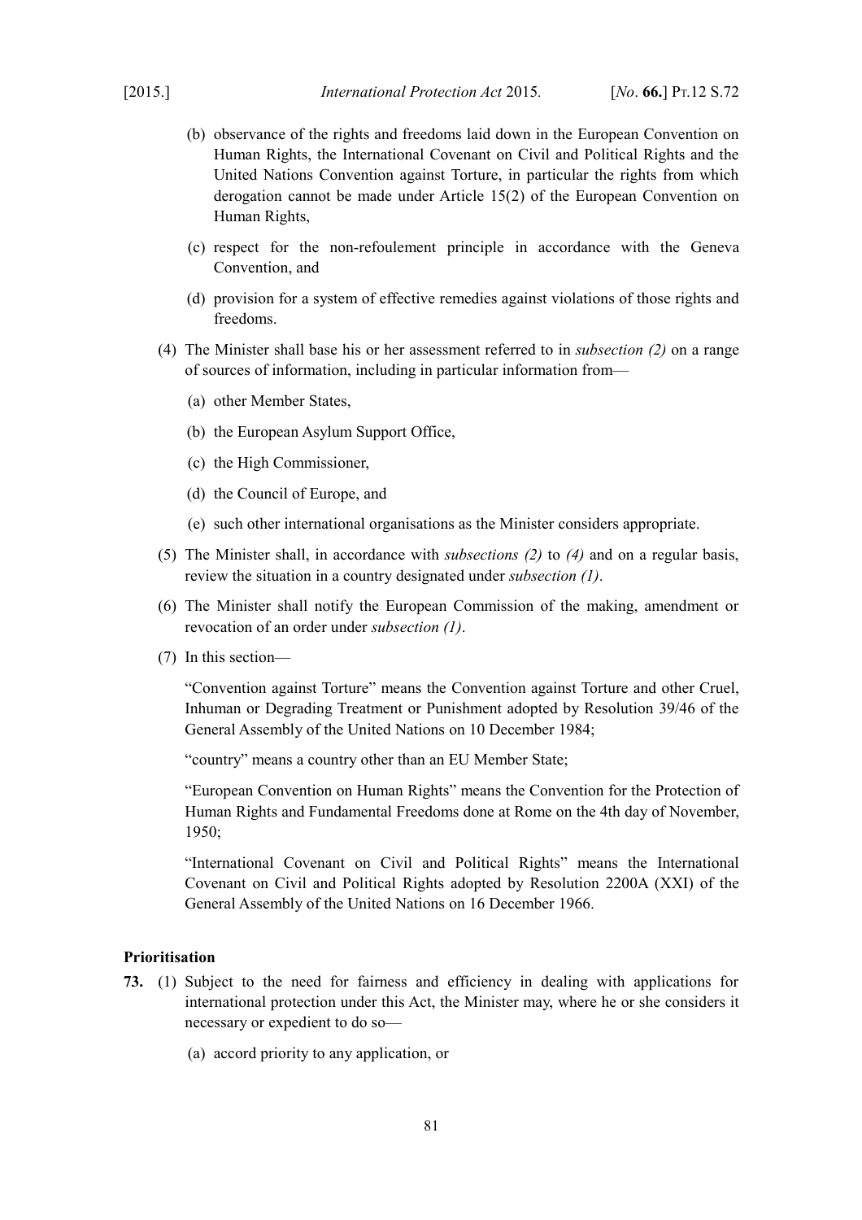(b) observance of the rights and freedoms laid down in the European Convention on Human Rights, the International Covenant on Civil and Political Rights and the United Nations Convention against Torture, in particular the rights from which derogation cannot be made under Article 15(2) of the European Convention on Human Rights,

(c) respect for the non-refoulement principle in accordance with the Geneva Convention, and

(d) provision for a system of effective remedies against violations of those rights and freedoms.

(4) The Minister shall base his or her assessment referred to in *subsection (2)* on a range of sources of information, including in particular information from—

(a) other Member States,

(b) the European Asylum Support Office,

(c) the High Commissioner,

(d) the Council of Europe, and

(e) such other international organisations as the Minister considers appropriate.

(5) The Minister shall, in accordance with *subsections (2)* to *(4)* and on a regular basis, review the situation in a country designated under *subsection (1)*.

(6) The Minister shall notify the European Commission of the making, amendment or revocation of an order under *subsection (1)*.

(7) In this section—

"Convention against Torture" means the Convention against Torture and other Cruel, Inhuman or Degrading Treatment or Punishment adopted by Resolution 39/46 of the General Assembly of the United Nations on 10 December 1984;

"country" means a country other than an EU Member State;

"European Convention on Human Rights" means the Convention for the Protection of Human Rights and Fundamental Freedoms done at Rome on the 4th day of November, 1950;

"International Covenant on Civil and Political Rights" means the International Covenant on Civil and Political Rights adopted by Resolution 2200A (XXI) of the General Assembly of the United Nations on 16 December 1966.

**Prioritisation**

**73.** (1) Subject to the need for fairness and efficiency in dealing with applications for international protection under this Act, the Minister may, where he or she considers it necessary or expedient to do so—

(a) accord priority to any application, or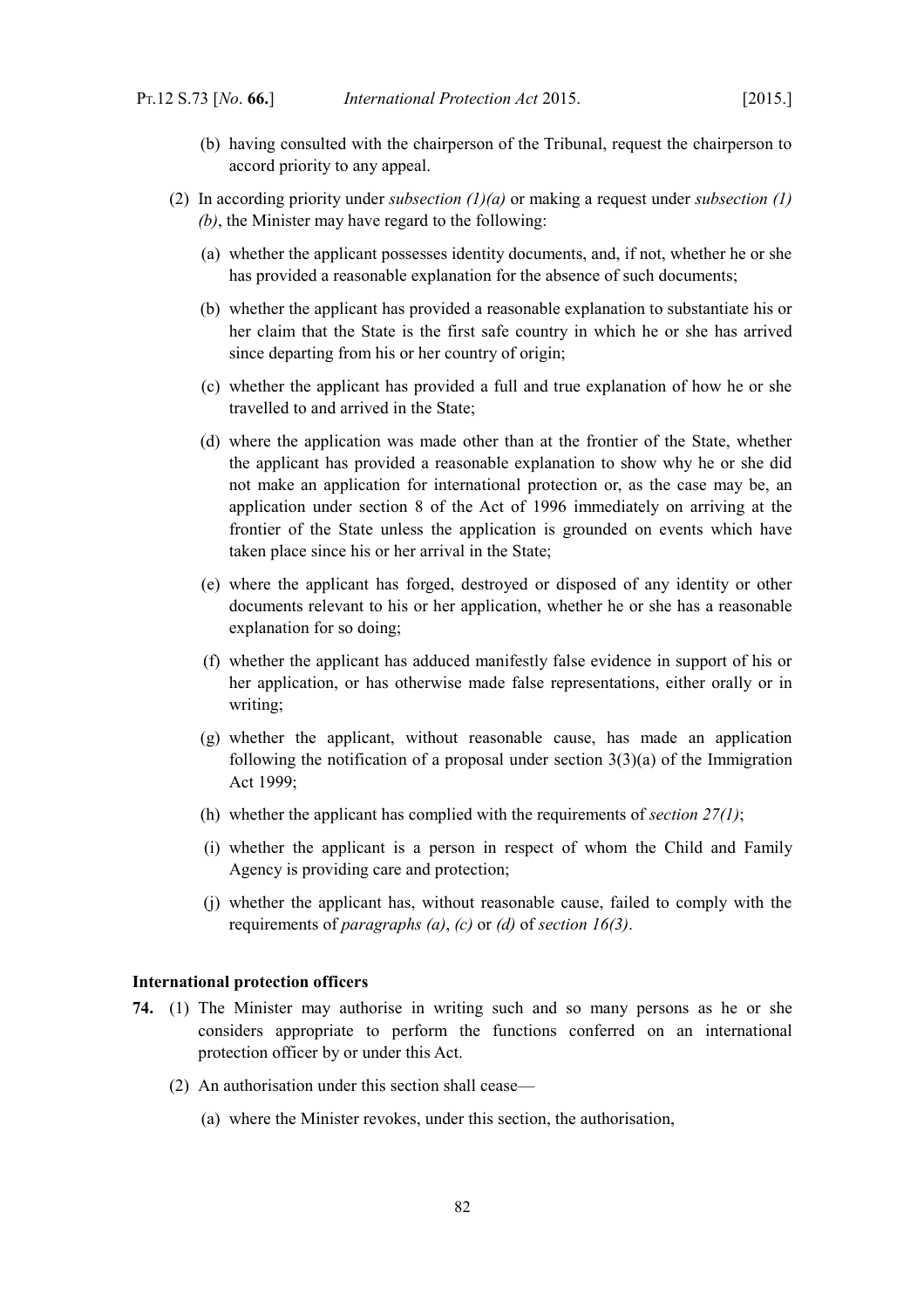(b) having consulted with the chairperson of the Tribunal, request the chairperson to accord priority to any appeal.

(2) In according priority under *subsection (1)(a)* or making a request under *subsection (1) (b)*, the Minister may have regard to the following:

(a) whether the applicant possesses identity documents, and, if not, whether he or she has provided a reasonable explanation for the absence of such documents;

(b) whether the applicant has provided a reasonable explanation to substantiate his or her claim that the State is the first safe country in which he or she has arrived since departing from his or her country of origin;

(c) whether the applicant has provided a full and true explanation of how he or she travelled to and arrived in the State;

(d) where the application was made other than at the frontier of the State, whether the applicant has provided a reasonable explanation to show why he or she did not make an application for international protection or, as the case may be, an application under section 8 of the Act of 1996 immediately on arriving at the frontier of the State unless the application is grounded on events which have taken place since his or her arrival in the State;

(e) where the applicant has forged, destroyed or disposed of any identity or other documents relevant to his or her application, whether he or she has a reasonable explanation for so doing;

(f) whether the applicant has adduced manifestly false evidence in support of his or her application, or has otherwise made false representations, either orally or in writing;

(g) whether the applicant, without reasonable cause, has made an application following the notification of a proposal under section 3(3)(a) of the Immigration Act 1999;

(h) whether the applicant has complied with the requirements of *section 27(1)*;

(i) whether the applicant is a person in respect of whom the Child and Family Agency is providing care and protection;

(j) whether the applicant has, without reasonable cause, failed to comply with the requirements of *paragraphs (a)*, *(c)* or *(d)* of *section 16(3)*.

**International protection officers**

**74.** (1) The Minister may authorise in writing such and so many persons as he or she considers appropriate to perform the functions conferred on an international protection officer by or under this Act.

(2) An authorisation under this section shall cease—

(a) where the Minister revokes, under this section, the authorisation,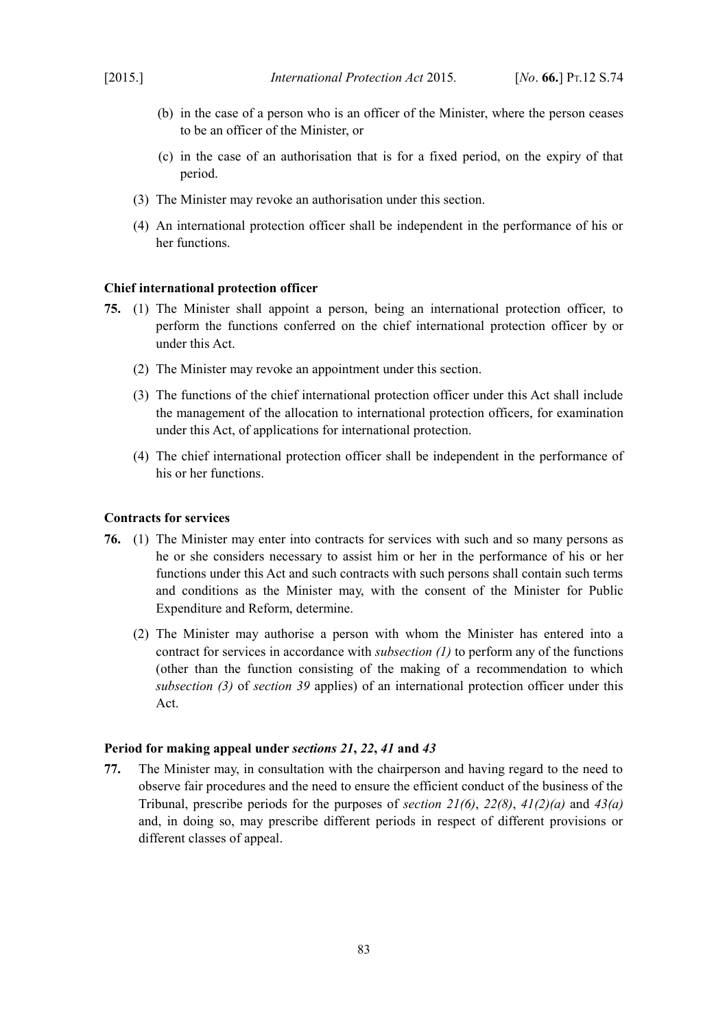(b) in the case of a person who is an officer of the Minister, where the person ceases to be an officer of the Minister, or

(c) in the case of an authorisation that is for a fixed period, on the expiry of that period.

(3) The Minister may revoke an authorisation under this section.

(4) An international protection officer shall be independent in the performance of his or her functions.

**Chief international protection officer**

**75.** (1) The Minister shall appoint a person, being an international protection officer, to perform the functions conferred on the chief international protection officer by or under this Act.

(2) The Minister may revoke an appointment under this section.

(3) The functions of the chief international protection officer under this Act shall include the management of the allocation to international protection officers, for examination under this Act, of applications for international protection.

(4) The chief international protection officer shall be independent in the performance of his or her functions.

**Contracts for services**

**76.** (1) The Minister may enter into contracts for services with such and so many persons as he or she considers necessary to assist him or her in the performance of his or her functions under this Act and such contracts with such persons shall contain such terms and conditions as the Minister may, with the consent of the Minister for Public Expenditure and Reform, determine.

(2) The Minister may authorise a person with whom the Minister has entered into a contract for services in accordance with *subsection (1)* to perform any of the functions (other than the function consisting of the making of a recommendation to which *subsection (3)* of *section 39* applies) of an international protection officer under this Act.

**Period for making appeal under *sections 21*, *22*, *41* and *43***

**77.** The Minister may, in consultation with the chairperson and having regard to the need to observe fair procedures and the need to ensure the efficient conduct of the business of the Tribunal, prescribe periods for the purposes of *section 21(6)*, *22(8)*, *41(2)(a)* and *43(a)* and, in doing so, may prescribe different periods in respect of different provisions or different classes of appeal.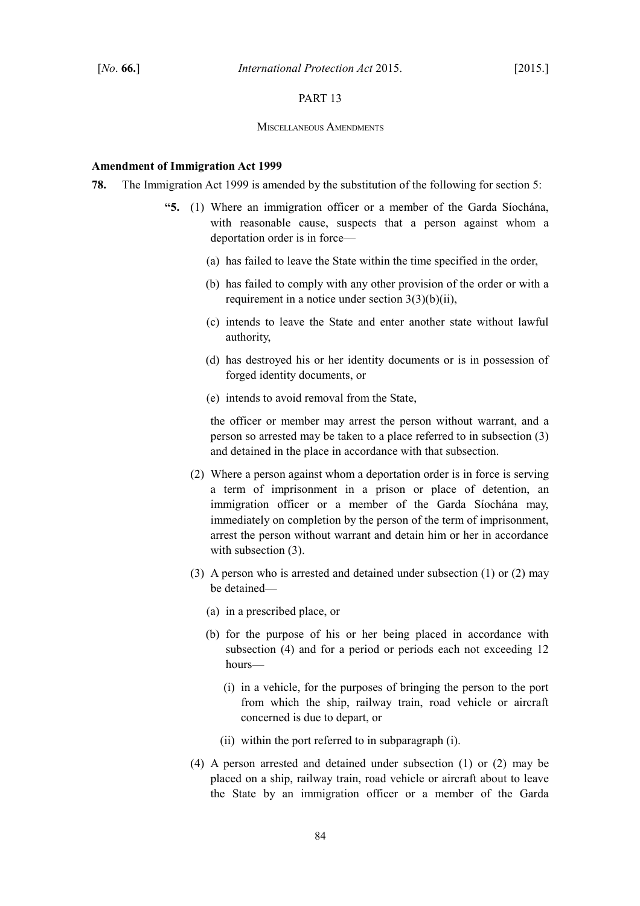PART 13

MISCELLANEOUS AMENDMENTS

**Amendment of Immigration Act 1999**

**78.** The Immigration Act 1999 is amended by the substitution of the following for section 5:

> "**5.** (1) Where an immigration officer or a member of the Garda Síochána, with reasonable cause, suspects that a person against whom a deportation order is in force—
>
> (a) has failed to leave the State within the time specified in the order,
>
> (b) has failed to comply with any other provision of the order or with a requirement in a notice under section 3(3)(b)(ii),
>
> (c) intends to leave the State and enter another state without lawful authority,
>
> (d) has destroyed his or her identity documents or is in possession of forged identity documents, or
>
> (e) intends to avoid removal from the State,
>
> the officer or member may arrest the person without warrant, and a person so arrested may be taken to a place referred to in subsection (3) and detained in the place in accordance with that subsection.
>
> (2) Where a person against whom a deportation order is in force is serving a term of imprisonment in a prison or place of detention, an immigration officer or a member of the Garda Síochána may, immediately on completion by the person of the term of imprisonment, arrest the person without warrant and detain him or her in accordance with subsection (3).
>
> (3) A person who is arrested and detained under subsection (1) or (2) may be detained—
>
> (a) in a prescribed place, or
>
> (b) for the purpose of his or her being placed in accordance with subsection (4) and for a period or periods each not exceeding 12 hours—
>
> (i) in a vehicle, for the purposes of bringing the person to the port from which the ship, railway train, road vehicle or aircraft concerned is due to depart, or
>
> (ii) within the port referred to in subparagraph (i).
>
> (4) A person arrested and detained under subsection (1) or (2) may be placed on a ship, railway train, road vehicle or aircraft about to leave the State by an immigration officer or a member of the Garda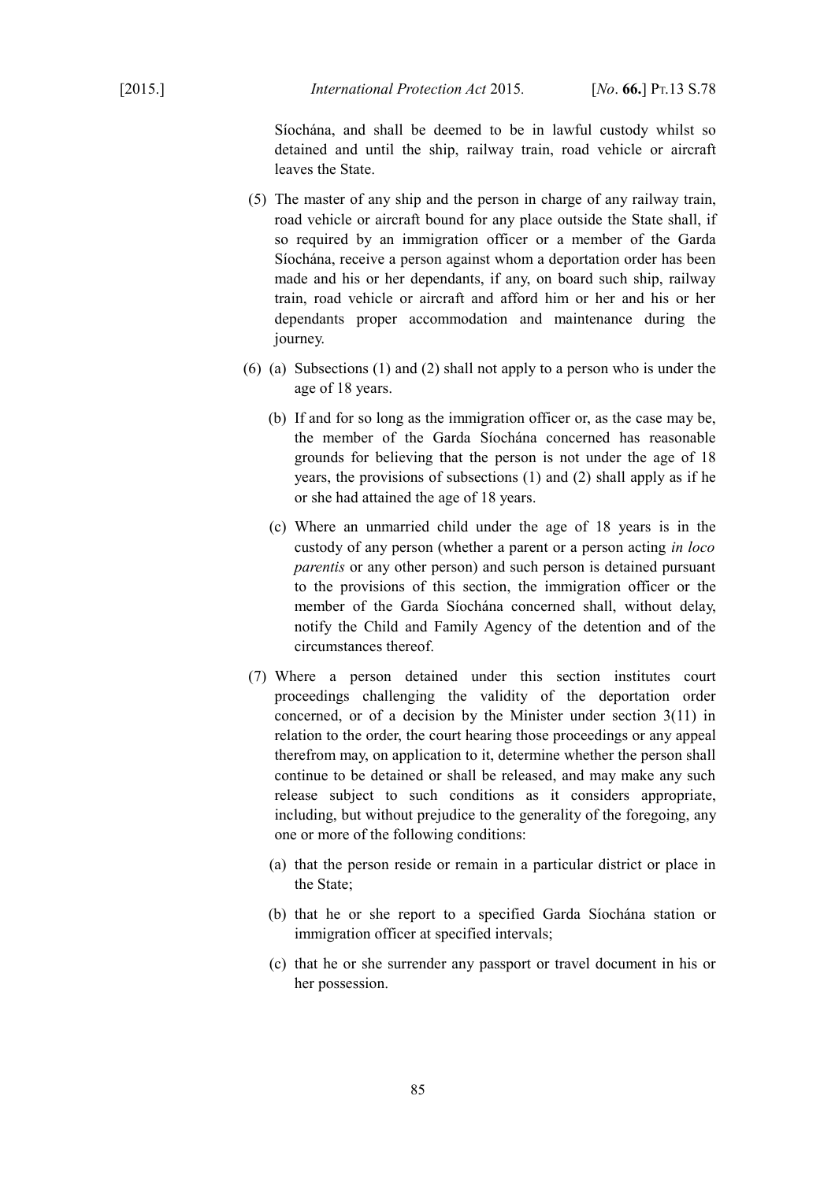Síochána, and shall be deemed to be in lawful custody whilst so detained and until the ship, railway train, road vehicle or aircraft leaves the State.

(5) The master of any ship and the person in charge of any railway train, road vehicle or aircraft bound for any place outside the State shall, if so required by an immigration officer or a member of the Garda Síochána, receive a person against whom a deportation order has been made and his or her dependants, if any, on board such ship, railway train, road vehicle or aircraft and afford him or her and his or her dependants proper accommodation and maintenance during the journey.

(6) (a) Subsections (1) and (2) shall not apply to a person who is under the age of 18 years.

(b) If and for so long as the immigration officer or, as the case may be, the member of the Garda Síochána concerned has reasonable grounds for believing that the person is not under the age of 18 years, the provisions of subsections (1) and (2) shall apply as if he or she had attained the age of 18 years.

(c) Where an unmarried child under the age of 18 years is in the custody of any person (whether a parent or a person acting *in loco parentis* or any other person) and such person is detained pursuant to the provisions of this section, the immigration officer or the member of the Garda Síochána concerned shall, without delay, notify the Child and Family Agency of the detention and of the circumstances thereof.

(7) Where a person detained under this section institutes court proceedings challenging the validity of the deportation order concerned, or of a decision by the Minister under section 3(11) in relation to the order, the court hearing those proceedings or any appeal therefrom may, on application to it, determine whether the person shall continue to be detained or shall be released, and may make any such release subject to such conditions as it considers appropriate, including, but without prejudice to the generality of the foregoing, any one or more of the following conditions:

(a) that the person reside or remain in a particular district or place in the State;

(b) that he or she report to a specified Garda Síochána station or immigration officer at specified intervals;

(c) that he or she surrender any passport or travel document in his or her possession.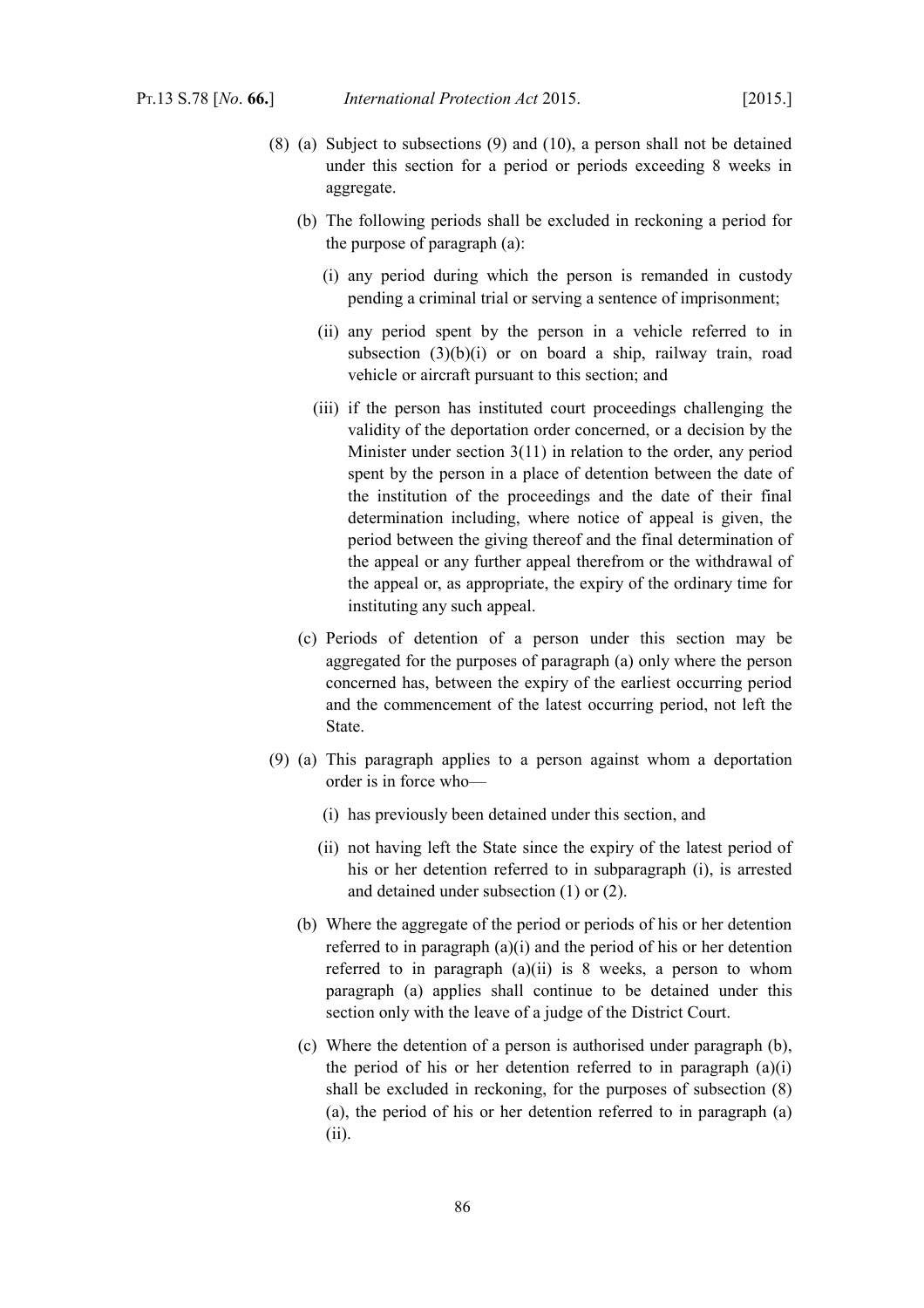(8) (a) Subject to subsections (9) and (10), a person shall not be detained under this section for a period or periods exceeding 8 weeks in aggregate.

(b) The following periods shall be excluded in reckoning a period for the purpose of paragraph (a):

(i) any period during which the person is remanded in custody pending a criminal trial or serving a sentence of imprisonment;

(ii) any period spent by the person in a vehicle referred to in subsection (3)(b)(i) or on board a ship, railway train, road vehicle or aircraft pursuant to this section; and

(iii) if the person has instituted court proceedings challenging the validity of the deportation order concerned, or a decision by the Minister under section 3(11) in relation to the order, any period spent by the person in a place of detention between the date of the institution of the proceedings and the date of their final determination including, where notice of appeal is given, the period between the giving thereof and the final determination of the appeal or any further appeal therefrom or the withdrawal of the appeal or, as appropriate, the expiry of the ordinary time for instituting any such appeal.

(c) Periods of detention of a person under this section may be aggregated for the purposes of paragraph (a) only where the person concerned has, between the expiry of the earliest occurring period and the commencement of the latest occurring period, not left the State.

(9) (a) This paragraph applies to a person against whom a deportation order is in force who—

(i) has previously been detained under this section, and

(ii) not having left the State since the expiry of the latest period of his or her detention referred to in subparagraph (i), is arrested and detained under subsection (1) or (2).

(b) Where the aggregate of the period or periods of his or her detention referred to in paragraph (a)(i) and the period of his or her detention referred to in paragraph (a)(ii) is 8 weeks, a person to whom paragraph (a) applies shall continue to be detained under this section only with the leave of a judge of the District Court.

(c) Where the detention of a person is authorised under paragraph (b), the period of his or her detention referred to in paragraph (a)(i) shall be excluded in reckoning, for the purposes of subsection (8)(a), the period of his or her detention referred to in paragraph (a)(ii).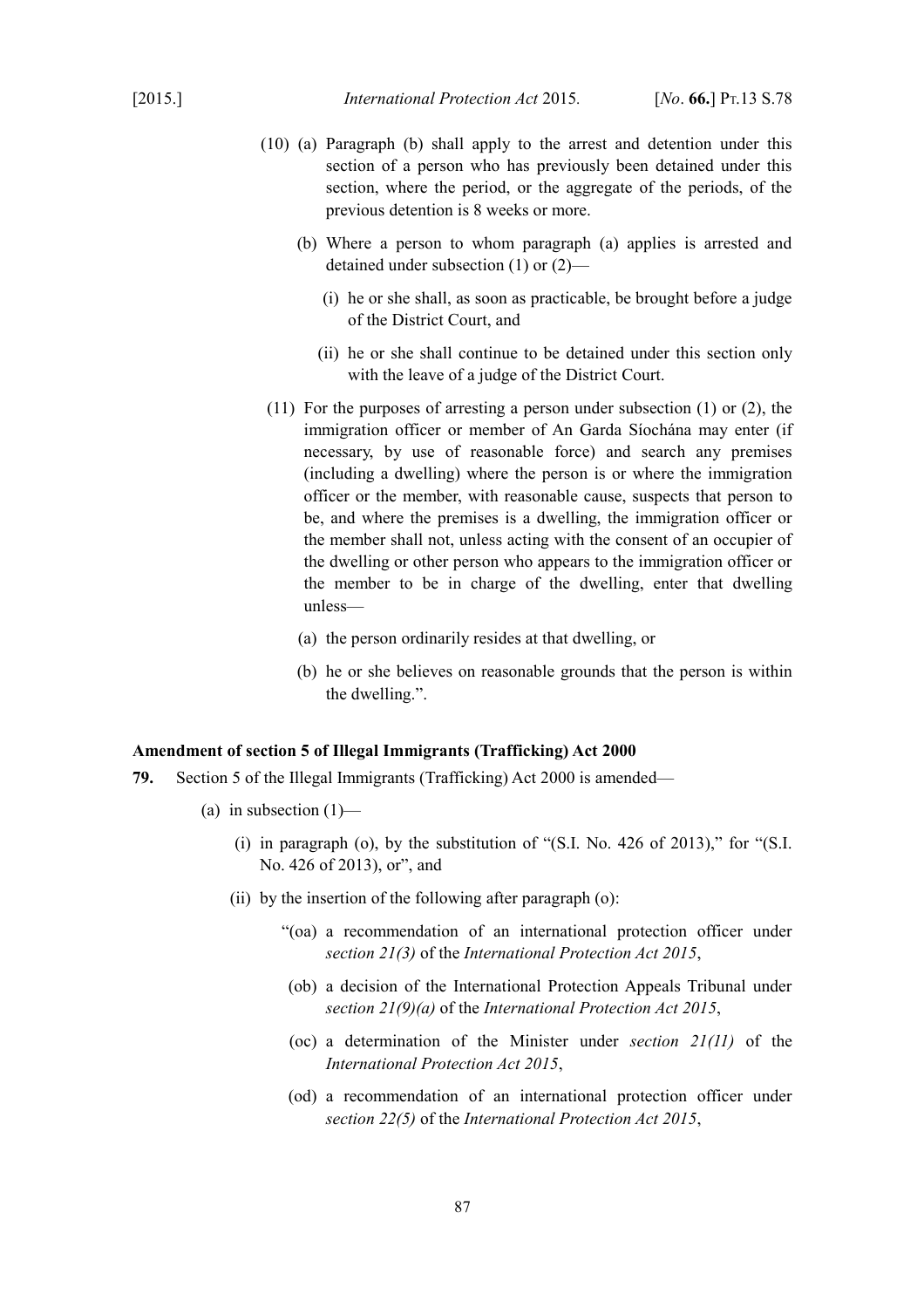(10) (a) Paragraph (b) shall apply to the arrest and detention under this section of a person who has previously been detained under this section, where the period, or the aggregate of the periods, of the previous detention is 8 weeks or more.

(b) Where a person to whom paragraph (a) applies is arrested and detained under subsection (1) or (2)—

(i) he or she shall, as soon as practicable, be brought before a judge of the District Court, and

(ii) he or she shall continue to be detained under this section only with the leave of a judge of the District Court.

(11) For the purposes of arresting a person under subsection (1) or (2), the immigration officer or member of An Garda Síochána may enter (if necessary, by use of reasonable force) and search any premises (including a dwelling) where the person is or where the immigration officer or the member, with reasonable cause, suspects that person to be, and where the premises is a dwelling, the immigration officer or the member shall not, unless acting with the consent of an occupier of the dwelling or other person who appears to the immigration officer or the member to be in charge of the dwelling, enter that dwelling unless—

(a) the person ordinarily resides at that dwelling, or

(b) he or she believes on reasonable grounds that the person is within the dwelling.".

**Amendment of section 5 of Illegal Immigrants (Trafficking) Act 2000**

**79.** Section 5 of the Illegal Immigrants (Trafficking) Act 2000 is amended—

(a) in subsection (1)—

(i) in paragraph (o), by the substitution of "(S.I. No. 426 of 2013)," for "(S.I. No. 426 of 2013), or", and

(ii) by the insertion of the following after paragraph (o):

"(oa) a recommendation of an international protection officer under *section 21(3)* of the *International Protection Act 2015*,

(ob) a decision of the International Protection Appeals Tribunal under *section 21(9)(a)* of the *International Protection Act 2015*,

(oc) a determination of the Minister under *section 21(11)* of the *International Protection Act 2015*,

(od) a recommendation of an international protection officer under *section 22(5)* of the *International Protection Act 2015*,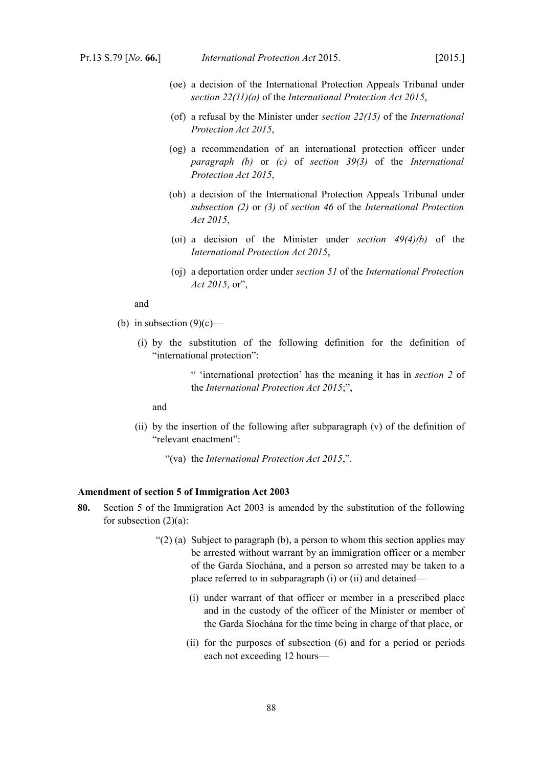(oe) a decision of the International Protection Appeals Tribunal under *section 22(11)(a)* of the *International Protection Act 2015*,

(of) a refusal by the Minister under *section 22(15)* of the *International Protection Act 2015*,

(og) a recommendation of an international protection officer under *paragraph (b)* or *(c)* of *section 39(3)* of the *International Protection Act 2015*,

(oh) a decision of the International Protection Appeals Tribunal under *subsection (2)* or *(3)* of *section 46* of the *International Protection Act 2015*,

(oi) a decision of the Minister under *section 49(4)(b)* of the *International Protection Act 2015*,

(oj) a deportation order under *section 51* of the *International Protection Act 2015*, or",

and

(b) in subsection (9)(c)—

(i) by the substitution of the following definition for the definition of "international protection":

" 'international protection' has the meaning it has in *section 2* of the *International Protection Act 2015*;",

and

(ii) by the insertion of the following after subparagraph (v) of the definition of "relevant enactment":

"(va) the *International Protection Act 2015*,".

**Amendment of section 5 of Immigration Act 2003**

**80.** Section 5 of the Immigration Act 2003 is amended by the substitution of the following for subsection (2)(a):

"(2) (a) Subject to paragraph (b), a person to whom this section applies may be arrested without warrant by an immigration officer or a member of the Garda Síochána, and a person so arrested may be taken to a place referred to in subparagraph (i) or (ii) and detained—

(i) under warrant of that officer or member in a prescribed place and in the custody of the officer of the Minister or member of the Garda Síochána for the time being in charge of that place, or

(ii) for the purposes of subsection (6) and for a period or periods each not exceeding 12 hours—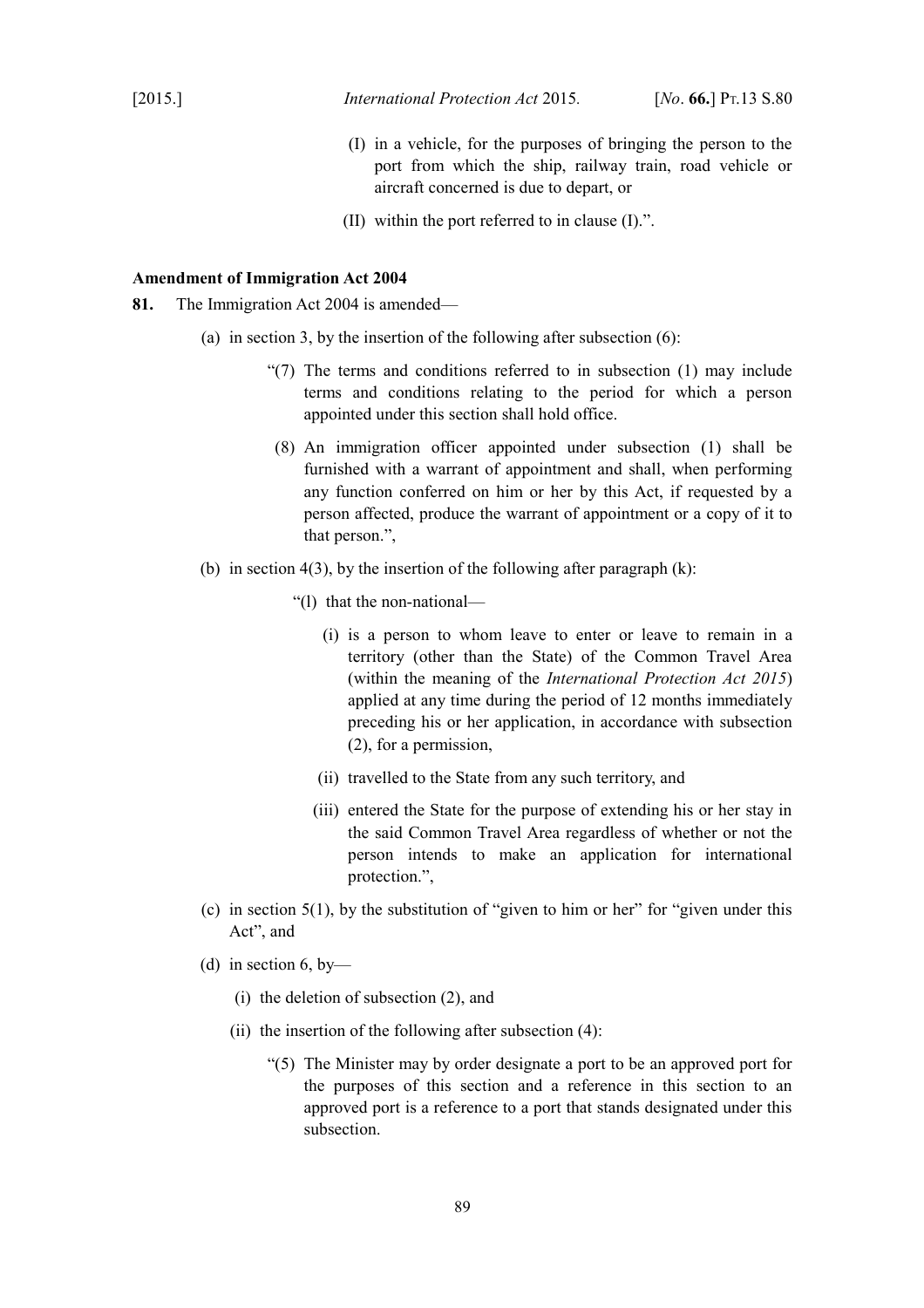(I) in a vehicle, for the purposes of bringing the person to the port from which the ship, railway train, road vehicle or aircraft concerned is due to depart, or

(II) within the port referred to in clause (I).”.

**Amendment of Immigration Act 2004**

**81.** The Immigration Act 2004 is amended—

(a) in section 3, by the insertion of the following after subsection (6):

“(7) The terms and conditions referred to in subsection (1) may include terms and conditions relating to the period for which a person appointed under this section shall hold office.

(8) An immigration officer appointed under subsection (1) shall be furnished with a warrant of appointment and shall, when performing any function conferred on him or her by this Act, if requested by a person affected, produce the warrant of appointment or a copy of it to that person.”,

(b) in section 4(3), by the insertion of the following after paragraph (k):

“(l) that the non-national—

(i) is a person to whom leave to enter or leave to remain in a territory (other than the State) of the Common Travel Area (within the meaning of the *International Protection Act 2015*) applied at any time during the period of 12 months immediately preceding his or her application, in accordance with subsection (2), for a permission,

(ii) travelled to the State from any such territory, and

(iii) entered the State for the purpose of extending his or her stay in the said Common Travel Area regardless of whether or not the person intends to make an application for international protection.”,

(c) in section 5(1), by the substitution of “given to him or her” for “given under this Act”, and

(d) in section 6, by—

(i) the deletion of subsection (2), and

(ii) the insertion of the following after subsection (4):

“(5) The Minister may by order designate a port to be an approved port for the purposes of this section and a reference in this section to an approved port is a reference to a port that stands designated under this subsection.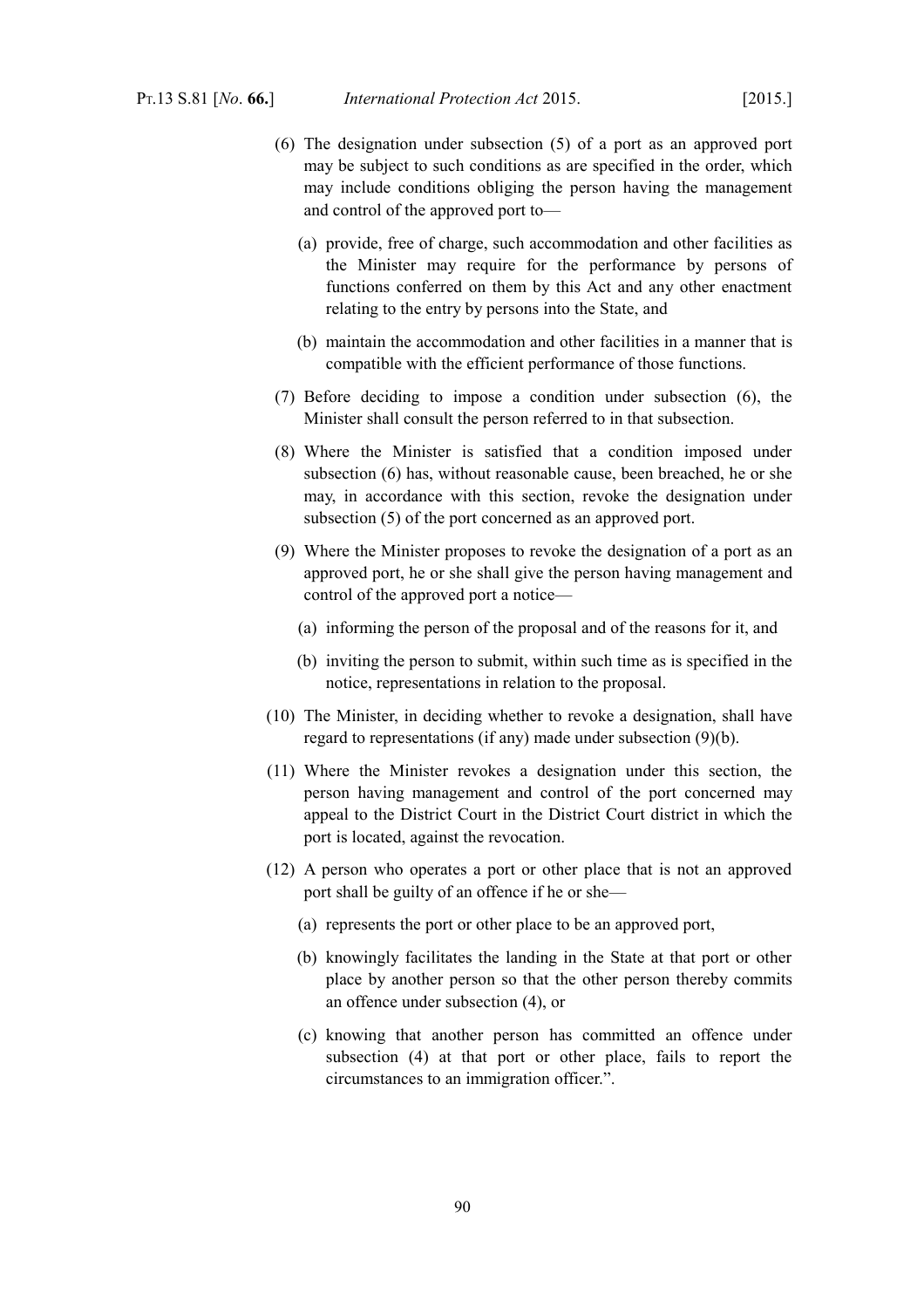(6) The designation under subsection (5) of a port as an approved port may be subject to such conditions as are specified in the order, which may include conditions obliging the person having the management and control of the approved port to—

(a) provide, free of charge, such accommodation and other facilities as the Minister may require for the performance by persons of functions conferred on them by this Act and any other enactment relating to the entry by persons into the State, and

(b) maintain the accommodation and other facilities in a manner that is compatible with the efficient performance of those functions.

(7) Before deciding to impose a condition under subsection (6), the Minister shall consult the person referred to in that subsection.

(8) Where the Minister is satisfied that a condition imposed under subsection (6) has, without reasonable cause, been breached, he or she may, in accordance with this section, revoke the designation under subsection (5) of the port concerned as an approved port.

(9) Where the Minister proposes to revoke the designation of a port as an approved port, he or she shall give the person having management and control of the approved port a notice—

(a) informing the person of the proposal and of the reasons for it, and

(b) inviting the person to submit, within such time as is specified in the notice, representations in relation to the proposal.

(10) The Minister, in deciding whether to revoke a designation, shall have regard to representations (if any) made under subsection (9)(b).

(11) Where the Minister revokes a designation under this section, the person having management and control of the port concerned may appeal to the District Court in the District Court district in which the port is located, against the revocation.

(12) A person who operates a port or other place that is not an approved port shall be guilty of an offence if he or she—

(a) represents the port or other place to be an approved port,

(b) knowingly facilitates the landing in the State at that port or other place by another person so that the other person thereby commits an offence under subsection (4), or

(c) knowing that another person has committed an offence under subsection (4) at that port or other place, fails to report the circumstances to an immigration officer.”.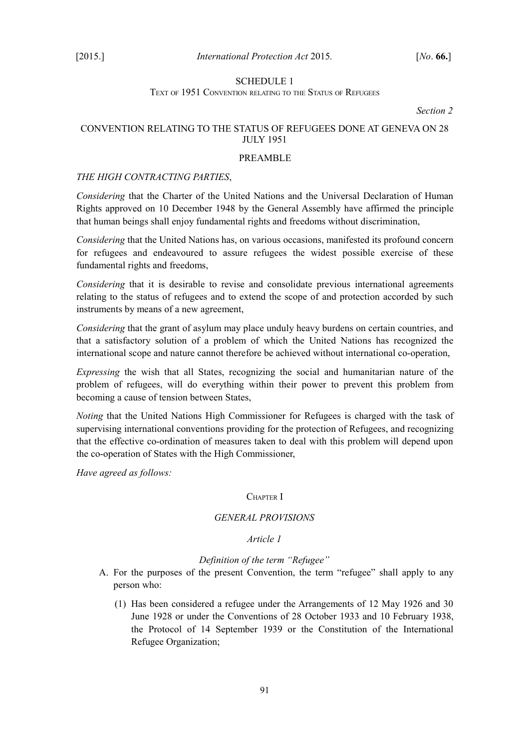## SCHEDULE 1

TEXT OF 1951 CONVENTION RELATING TO THE STATUS OF REFUGEES

*Section 2*

### CONVENTION RELATING TO THE STATUS OF REFUGEES DONE AT GENEVA ON 28 JULY 1951

### PREAMBLE

*THE HIGH CONTRACTING PARTIES*,

*Considering* that the Charter of the United Nations and the Universal Declaration of Human Rights approved on 10 December 1948 by the General Assembly have affirmed the principle that human beings shall enjoy fundamental rights and freedoms without discrimination,

*Considering* that the United Nations has, on various occasions, manifested its profound concern for refugees and endeavoured to assure refugees the widest possible exercise of these fundamental rights and freedoms,

*Considering* that it is desirable to revise and consolidate previous international agreements relating to the status of refugees and to extend the scope of and protection accorded by such instruments by means of a new agreement,

*Considering* that the grant of asylum may place unduly heavy burdens on certain countries, and that a satisfactory solution of a problem of which the United Nations has recognized the international scope and nature cannot therefore be achieved without international co-operation,

*Expressing* the wish that all States, recognizing the social and humanitarian nature of the problem of refugees, will do everything within their power to prevent this problem from becoming a cause of tension between States,

*Noting* that the United Nations High Commissioner for Refugees is charged with the task of supervising international conventions providing for the protection of Refugees, and recognizing that the effective co-ordination of measures taken to deal with this problem will depend upon the co-operation of States with the High Commissioner,

*Have agreed as follows:*

### CHAPTER I

### *GENERAL PROVISIONS*

#### *Article 1*

#### *Definition of the term "Refugee"*

A. For the purposes of the present Convention, the term "refugee" shall apply to any person who:

   (1) Has been considered a refugee under the Arrangements of 12 May 1926 and 30 June 1928 or under the Conventions of 28 October 1933 and 10 February 1938, the Protocol of 14 September 1939 or the Constitution of the International Refugee Organization;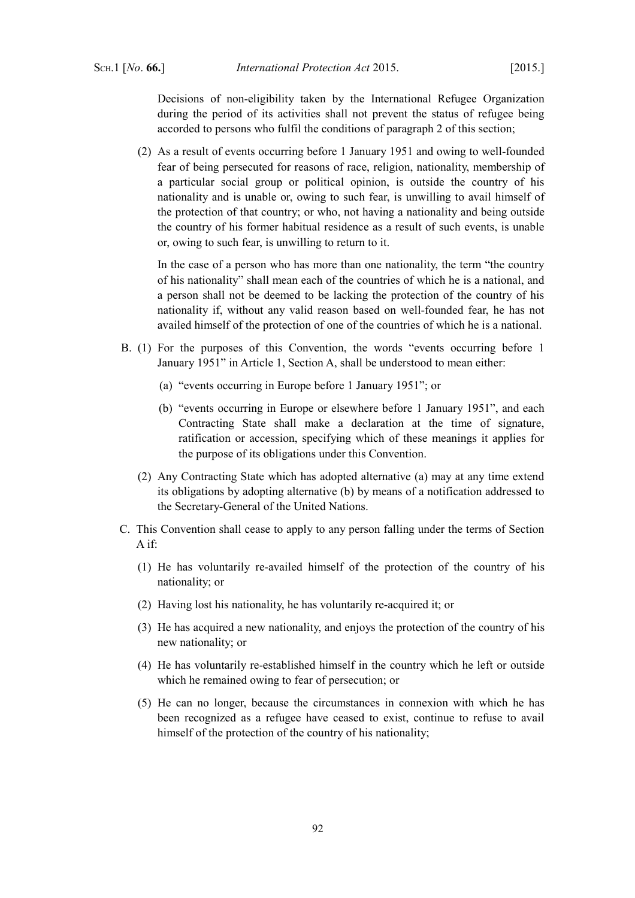Decisions of non-eligibility taken by the International Refugee Organization during the period of its activities shall not prevent the status of refugee being accorded to persons who fulfil the conditions of paragraph 2 of this section;

(2) As a result of events occurring before 1 January 1951 and owing to well-founded fear of being persecuted for reasons of race, religion, nationality, membership of a particular social group or political opinion, is outside the country of his nationality and is unable or, owing to such fear, is unwilling to avail himself of the protection of that country; or who, not having a nationality and being outside the country of his former habitual residence as a result of such events, is unable or, owing to such fear, is unwilling to return to it.

In the case of a person who has more than one nationality, the term "the country of his nationality" shall mean each of the countries of which he is a national, and a person shall not be deemed to be lacking the protection of the country of his nationality if, without any valid reason based on well-founded fear, he has not availed himself of the protection of one of the countries of which he is a national.

B. (1) For the purposes of this Convention, the words "events occurring before 1 January 1951" in Article 1, Section A, shall be understood to mean either:

(a) "events occurring in Europe before 1 January 1951"; or

(b) "events occurring in Europe or elsewhere before 1 January 1951", and each Contracting State shall make a declaration at the time of signature, ratification or accession, specifying which of these meanings it applies for the purpose of its obligations under this Convention.

(2) Any Contracting State which has adopted alternative (a) may at any time extend its obligations by adopting alternative (b) by means of a notification addressed to the Secretary-General of the United Nations.

C. This Convention shall cease to apply to any person falling under the terms of Section A if:

(1) He has voluntarily re-availed himself of the protection of the country of his nationality; or

(2) Having lost his nationality, he has voluntarily re-acquired it; or

(3) He has acquired a new nationality, and enjoys the protection of the country of his new nationality; or

(4) He has voluntarily re-established himself in the country which he left or outside which he remained owing to fear of persecution; or

(5) He can no longer, because the circumstances in connexion with which he has been recognized as a refugee have ceased to exist, continue to refuse to avail himself of the protection of the country of his nationality;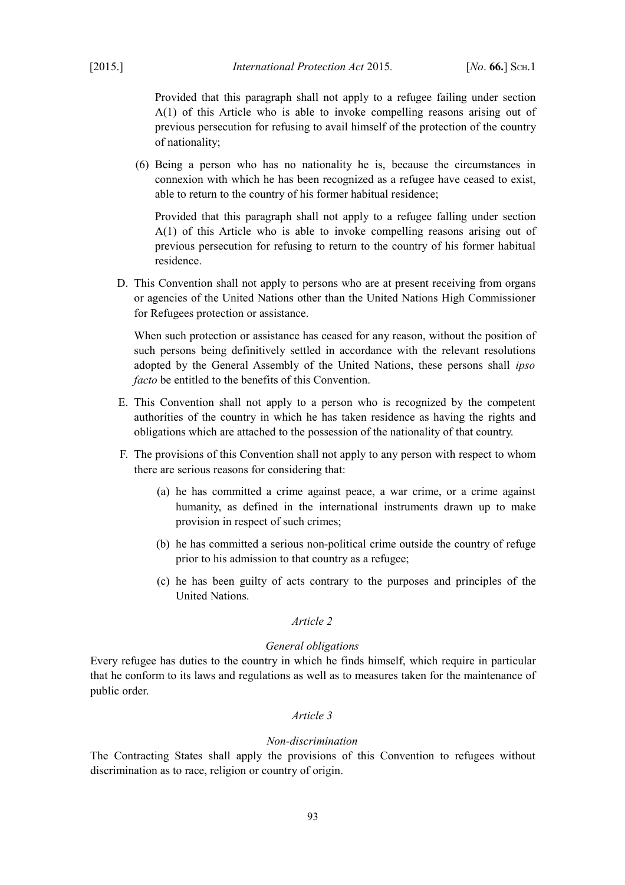Provided that this paragraph shall not apply to a refugee failing under section A(1) of this Article who is able to invoke compelling reasons arising out of previous persecution for refusing to avail himself of the protection of the country of nationality;

(6) Being a person who has no nationality he is, because the circumstances in connexion with which he has been recognized as a refugee have ceased to exist, able to return to the country of his former habitual residence;

Provided that this paragraph shall not apply to a refugee falling under section A(1) of this Article who is able to invoke compelling reasons arising out of previous persecution for refusing to return to the country of his former habitual residence.

D. This Convention shall not apply to persons who are at present receiving from organs or agencies of the United Nations other than the United Nations High Commissioner for Refugees protection or assistance.

When such protection or assistance has ceased for any reason, without the position of such persons being definitively settled in accordance with the relevant resolutions adopted by the General Assembly of the United Nations, these persons shall *ipso facto* be entitled to the benefits of this Convention.

E. This Convention shall not apply to a person who is recognized by the competent authorities of the country in which he has taken residence as having the rights and obligations which are attached to the possession of the nationality of that country.

F. The provisions of this Convention shall not apply to any person with respect to whom there are serious reasons for considering that:

(a) he has committed a crime against peace, a war crime, or a crime against humanity, as defined in the international instruments drawn up to make provision in respect of such crimes;

(b) he has committed a serious non-political crime outside the country of refuge prior to his admission to that country as a refugee;

(c) he has been guilty of acts contrary to the purposes and principles of the United Nations.

*Article 2*

*General obligations*

Every refugee has duties to the country in which he finds himself, which require in particular that he conform to its laws and regulations as well as to measures taken for the maintenance of public order.

*Article 3*

*Non-discrimination*

The Contracting States shall apply the provisions of this Convention to refugees without discrimination as to race, religion or country of origin.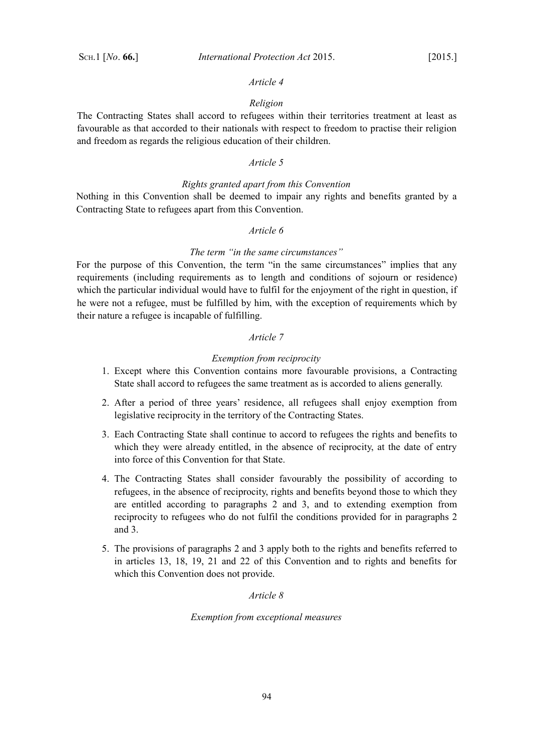*Article 4*

*Religion*

The Contracting States shall accord to refugees within their territories treatment at least as favourable as that accorded to their nationals with respect to freedom to practise their religion and freedom as regards the religious education of their children.

*Article 5*

*Rights granted apart from this Convention*

Nothing in this Convention shall be deemed to impair any rights and benefits granted by a Contracting State to refugees apart from this Convention.

*Article 6*

*The term "in the same circumstances"*

For the purpose of this Convention, the term "in the same circumstances" implies that any requirements (including requirements as to length and conditions of sojourn or residence) which the particular individual would have to fulfil for the enjoyment of the right in question, if he were not a refugee, must be fulfilled by him, with the exception of requirements which by their nature a refugee is incapable of fulfilling.

*Article 7*

*Exemption from reciprocity*

1. Except where this Convention contains more favourable provisions, a Contracting State shall accord to refugees the same treatment as is accorded to aliens generally.

2. After a period of three years' residence, all refugees shall enjoy exemption from legislative reciprocity in the territory of the Contracting States.

3. Each Contracting State shall continue to accord to refugees the rights and benefits to which they were already entitled, in the absence of reciprocity, at the date of entry into force of this Convention for that State.

4. The Contracting States shall consider favourably the possibility of according to refugees, in the absence of reciprocity, rights and benefits beyond those to which they are entitled according to paragraphs 2 and 3, and to extending exemption from reciprocity to refugees who do not fulfil the conditions provided for in paragraphs 2 and 3.

5. The provisions of paragraphs 2 and 3 apply both to the rights and benefits referred to in articles 13, 18, 19, 21 and 22 of this Convention and to rights and benefits for which this Convention does not provide.

*Article 8*

*Exemption from exceptional measures*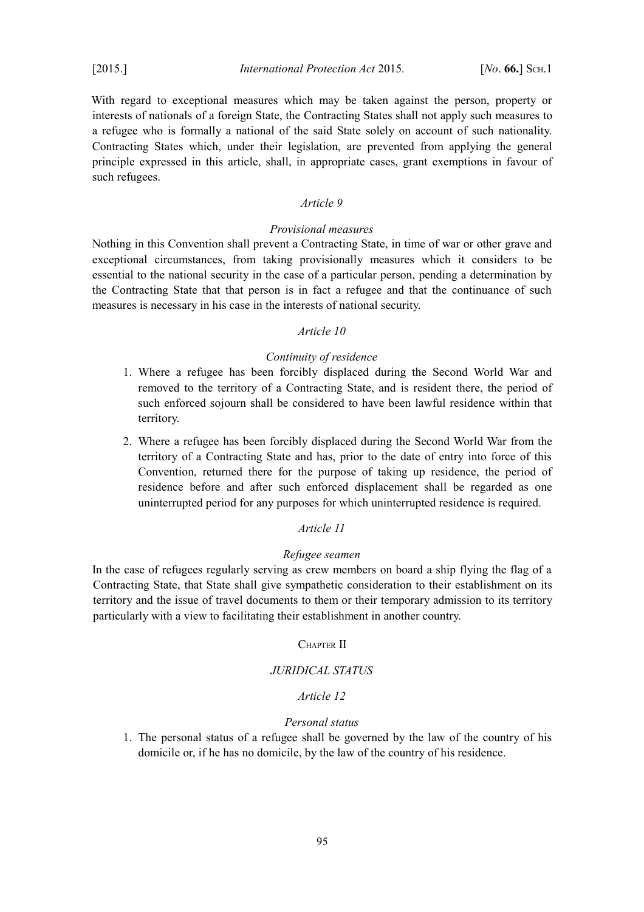With regard to exceptional measures which may be taken against the person, property or interests of nationals of a foreign State, the Contracting States shall not apply such measures to a refugee who is formally a national of the said State solely on account of such nationality. Contracting States which, under their legislation, are prevented from applying the general principle expressed in this article, shall, in appropriate cases, grant exemptions in favour of such refugees.

*Article 9*

*Provisional measures*

Nothing in this Convention shall prevent a Contracting State, in time of war or other grave and exceptional circumstances, from taking provisionally measures which it considers to be essential to the national security in the case of a particular person, pending a determination by the Contracting State that that person is in fact a refugee and that the continuance of such measures is necessary in his case in the interests of national security.

*Article 10*

*Continuity of residence*

1. Where a refugee has been forcibly displaced during the Second World War and removed to the territory of a Contracting State, and is resident there, the period of such enforced sojourn shall be considered to have been lawful residence within that territory.

2. Where a refugee has been forcibly displaced during the Second World War from the territory of a Contracting State and has, prior to the date of entry into force of this Convention, returned there for the purpose of taking up residence, the period of residence before and after such enforced displacement shall be regarded as one uninterrupted period for any purposes for which uninterrupted residence is required.

*Article 11*

*Refugee seamen*

In the case of refugees regularly serving as crew members on board a ship flying the flag of a Contracting State, that State shall give sympathetic consideration to their establishment on its territory and the issue of travel documents to them or their temporary admission to its territory particularly with a view to facilitating their establishment in another country.

CHAPTER II

*JURIDICAL STATUS*

*Article 12*

*Personal status*

1. The personal status of a refugee shall be governed by the law of the country of his domicile or, if he has no domicile, by the law of the country of his residence.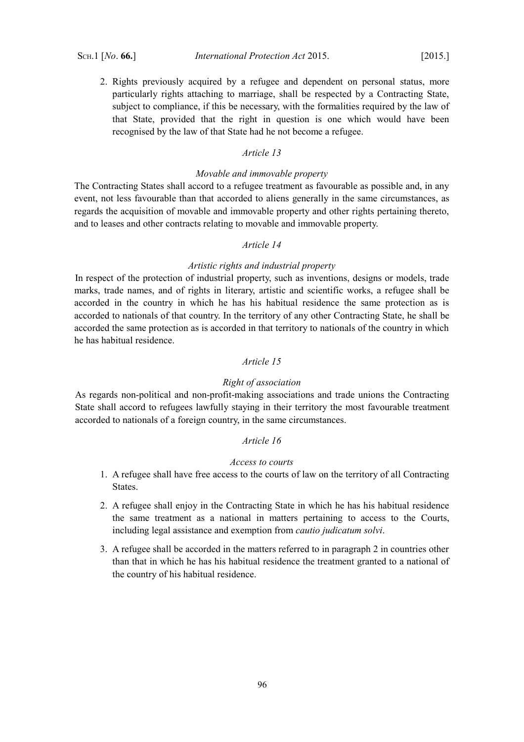2. Rights previously acquired by a refugee and dependent on personal status, more particularly rights attaching to marriage, shall be respected by a Contracting State, subject to compliance, if this be necessary, with the formalities required by the law of that State, provided that the right in question is one which would have been recognised by the law of that State had he not become a refugee.

*Article 13*

*Movable and immovable property*

The Contracting States shall accord to a refugee treatment as favourable as possible and, in any event, not less favourable than that accorded to aliens generally in the same circumstances, as regards the acquisition of movable and immovable property and other rights pertaining thereto, and to leases and other contracts relating to movable and immovable property.

*Article 14*

*Artistic rights and industrial property*

In respect of the protection of industrial property, such as inventions, designs or models, trade marks, trade names, and of rights in literary, artistic and scientific works, a refugee shall be accorded in the country in which he has his habitual residence the same protection as is accorded to nationals of that country. In the territory of any other Contracting State, he shall be accorded the same protection as is accorded in that territory to nationals of the country in which he has habitual residence.

*Article 15*

*Right of association*

As regards non-political and non-profit-making associations and trade unions the Contracting State shall accord to refugees lawfully staying in their territory the most favourable treatment accorded to nationals of a foreign country, in the same circumstances.

*Article 16*

*Access to courts*

1. A refugee shall have free access to the courts of law on the territory of all Contracting States.

2. A refugee shall enjoy in the Contracting State in which he has his habitual residence the same treatment as a national in matters pertaining to access to the Courts, including legal assistance and exemption from *cautio judicatum solvi*.

3. A refugee shall be accorded in the matters referred to in paragraph 2 in countries other than that in which he has his habitual residence the treatment granted to a national of the country of his habitual residence.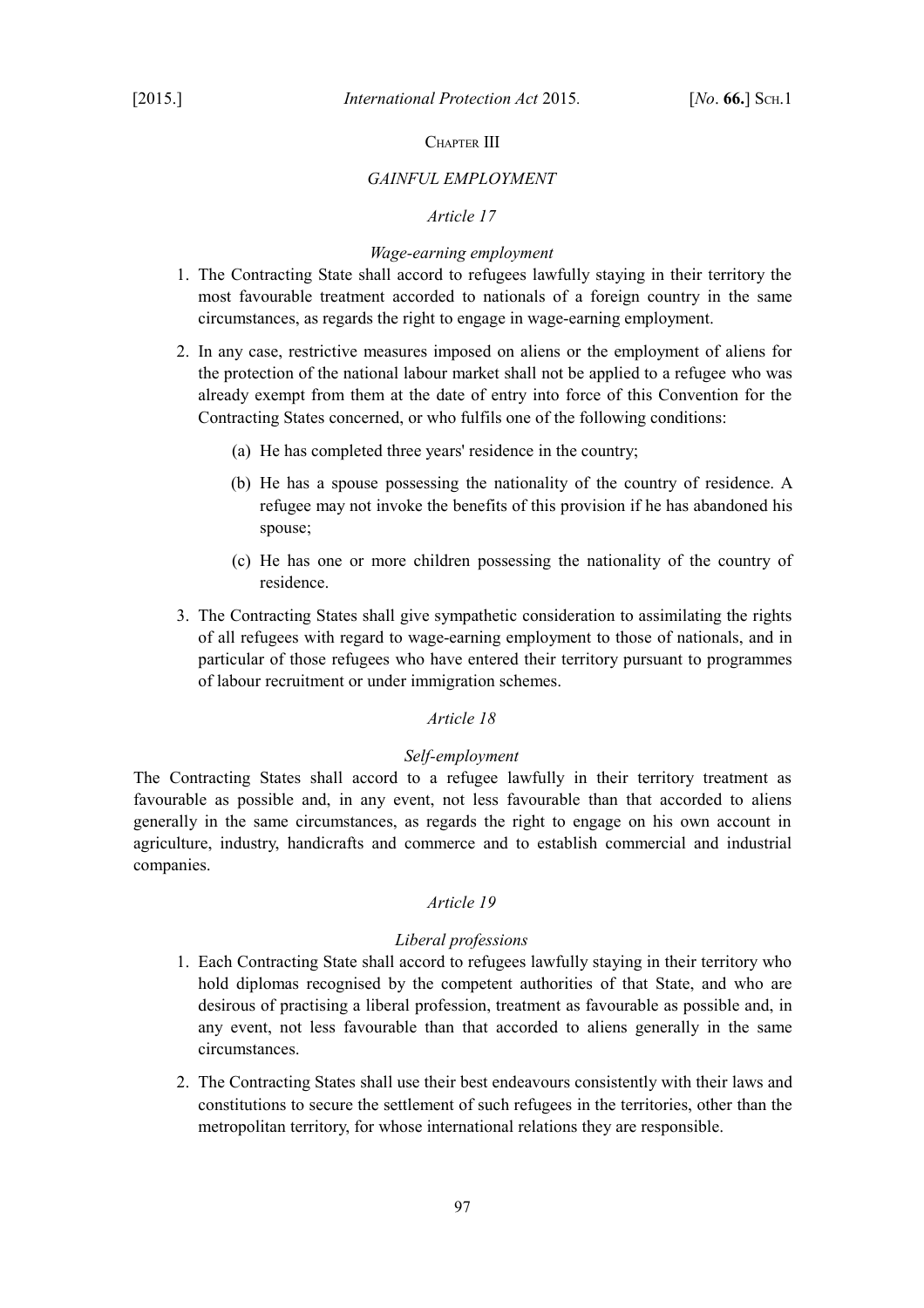## CHAPTER III

### *GAINFUL EMPLOYMENT*

#### *Article 17*

*Wage-earning employment*

1. The Contracting State shall accord to refugees lawfully staying in their territory the most favourable treatment accorded to nationals of a foreign country in the same circumstances, as regards the right to engage in wage-earning employment.

2. In any case, restrictive measures imposed on aliens or the employment of aliens for the protection of the national labour market shall not be applied to a refugee who was already exempt from them at the date of entry into force of this Convention for the Contracting States concerned, or who fulfils one of the following conditions:

   (a) He has completed three years' residence in the country;

   (b) He has a spouse possessing the nationality of the country of residence. A refugee may not invoke the benefits of this provision if he has abandoned his spouse;

   (c) He has one or more children possessing the nationality of the country of residence.

3. The Contracting States shall give sympathetic consideration to assimilating the rights of all refugees with regard to wage-earning employment to those of nationals, and in particular of those refugees who have entered their territory pursuant to programmes of labour recruitment or under immigration schemes.

#### *Article 18*

*Self-employment*

The Contracting States shall accord to a refugee lawfully in their territory treatment as favourable as possible and, in any event, not less favourable than that accorded to aliens generally in the same circumstances, as regards the right to engage on his own account in agriculture, industry, handicrafts and commerce and to establish commercial and industrial companies.

#### *Article 19*

*Liberal professions*

1. Each Contracting State shall accord to refugees lawfully staying in their territory who hold diplomas recognised by the competent authorities of that State, and who are desirous of practising a liberal profession, treatment as favourable as possible and, in any event, not less favourable than that accorded to aliens generally in the same circumstances.

2. The Contracting States shall use their best endeavours consistently with their laws and constitutions to secure the settlement of such refugees in the territories, other than the metropolitan territory, for whose international relations they are responsible.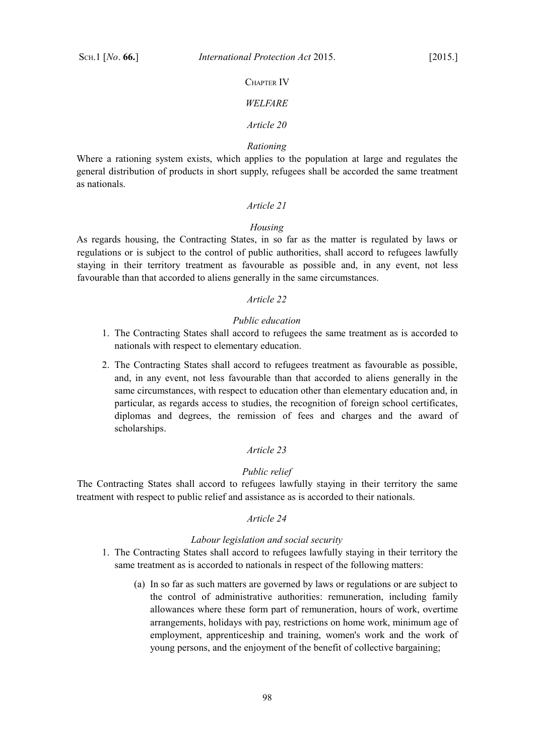## CHAPTER IV

### *WELFARE*

#### *Article 20*

#### *Rationing*

Where a rationing system exists, which applies to the population at large and regulates the general distribution of products in short supply, refugees shall be accorded the same treatment as nationals.

#### *Article 21*

#### *Housing*

As regards housing, the Contracting States, in so far as the matter is regulated by laws or regulations or is subject to the control of public authorities, shall accord to refugees lawfully staying in their territory treatment as favourable as possible and, in any event, not less favourable than that accorded to aliens generally in the same circumstances.

#### *Article 22*

#### *Public education*

1. The Contracting States shall accord to refugees the same treatment as is accorded to nationals with respect to elementary education.

2. The Contracting States shall accord to refugees treatment as favourable as possible, and, in any event, not less favourable than that accorded to aliens generally in the same circumstances, with respect to education other than elementary education and, in particular, as regards access to studies, the recognition of foreign school certificates, diplomas and degrees, the remission of fees and charges and the award of scholarships.

#### *Article 23*

#### *Public relief*

The Contracting States shall accord to refugees lawfully staying in their territory the same treatment with respect to public relief and assistance as is accorded to their nationals.

#### *Article 24*

#### *Labour legislation and social security*

1. The Contracting States shall accord to refugees lawfully staying in their territory the same treatment as is accorded to nationals in respect of the following matters:

   (a) In so far as such matters are governed by laws or regulations or are subject to the control of administrative authorities: remuneration, including family allowances where these form part of remuneration, hours of work, overtime arrangements, holidays with pay, restrictions on home work, minimum age of employment, apprenticeship and training, women's work and the work of young persons, and the enjoyment of the benefit of collective bargaining;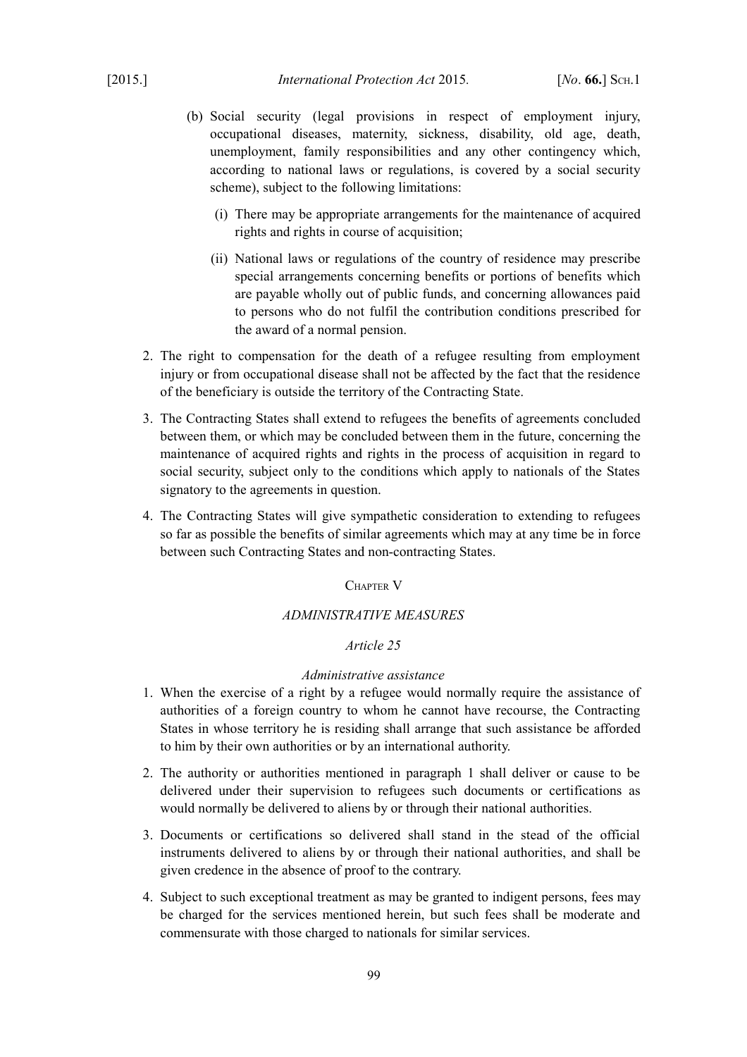(b) Social security (legal provisions in respect of employment injury, occupational diseases, maternity, sickness, disability, old age, death, unemployment, family responsibilities and any other contingency which, according to national laws or regulations, is covered by a social security scheme), subject to the following limitations:

   (i) There may be appropriate arrangements for the maintenance of acquired rights and rights in course of acquisition;

   (ii) National laws or regulations of the country of residence may prescribe special arrangements concerning benefits or portions of benefits which are payable wholly out of public funds, and concerning allowances paid to persons who do not fulfil the contribution conditions prescribed for the award of a normal pension.

2. The right to compensation for the death of a refugee resulting from employment injury or from occupational disease shall not be affected by the fact that the residence of the beneficiary is outside the territory of the Contracting State.

3. The Contracting States shall extend to refugees the benefits of agreements concluded between them, or which may be concluded between them in the future, concerning the maintenance of acquired rights and rights in the process of acquisition in regard to social security, subject only to the conditions which apply to nationals of the States signatory to the agreements in question.

4. The Contracting States will give sympathetic consideration to extending to refugees so far as possible the benefits of similar agreements which may at any time be in force between such Contracting States and non-contracting States.

### Chapter V

### *ADMINISTRATIVE MEASURES*

#### *Article 25*

#### *Administrative assistance*

1. When the exercise of a right by a refugee would normally require the assistance of authorities of a foreign country to whom he cannot have recourse, the Contracting States in whose territory he is residing shall arrange that such assistance be afforded to him by their own authorities or by an international authority.

2. The authority or authorities mentioned in paragraph 1 shall deliver or cause to be delivered under their supervision to refugees such documents or certifications as would normally be delivered to aliens by or through their national authorities.

3. Documents or certifications so delivered shall stand in the stead of the official instruments delivered to aliens by or through their national authorities, and shall be given credence in the absence of proof to the contrary.

4. Subject to such exceptional treatment as may be granted to indigent persons, fees may be charged for the services mentioned herein, but such fees shall be moderate and commensurate with those charged to nationals for similar services.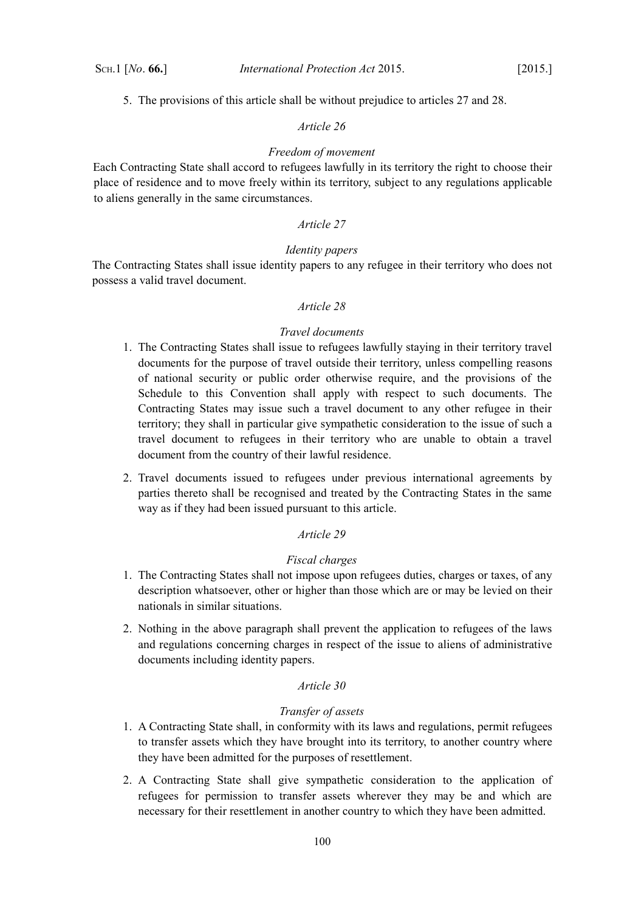5. The provisions of this article shall be without prejudice to articles 27 and 28.

*Article 26*

*Freedom of movement*

Each Contracting State shall accord to refugees lawfully in its territory the right to choose their place of residence and to move freely within its territory, subject to any regulations applicable to aliens generally in the same circumstances.

*Article 27*

*Identity papers*

The Contracting States shall issue identity papers to any refugee in their territory who does not possess a valid travel document.

*Article 28*

*Travel documents*

1. The Contracting States shall issue to refugees lawfully staying in their territory travel documents for the purpose of travel outside their territory, unless compelling reasons of national security or public order otherwise require, and the provisions of the Schedule to this Convention shall apply with respect to such documents. The Contracting States may issue such a travel document to any other refugee in their territory; they shall in particular give sympathetic consideration to the issue of such a travel document to refugees in their territory who are unable to obtain a travel document from the country of their lawful residence.

2. Travel documents issued to refugees under previous international agreements by parties thereto shall be recognised and treated by the Contracting States in the same way as if they had been issued pursuant to this article.

*Article 29*

*Fiscal charges*

1. The Contracting States shall not impose upon refugees duties, charges or taxes, of any description whatsoever, other or higher than those which are or may be levied on their nationals in similar situations.

2. Nothing in the above paragraph shall prevent the application to refugees of the laws and regulations concerning charges in respect of the issue to aliens of administrative documents including identity papers.

*Article 30*

*Transfer of assets*

1. A Contracting State shall, in conformity with its laws and regulations, permit refugees to transfer assets which they have brought into its territory, to another country where they have been admitted for the purposes of resettlement.

2. A Contracting State shall give sympathetic consideration to the application of refugees for permission to transfer assets wherever they may be and which are necessary for their resettlement in another country to which they have been admitted.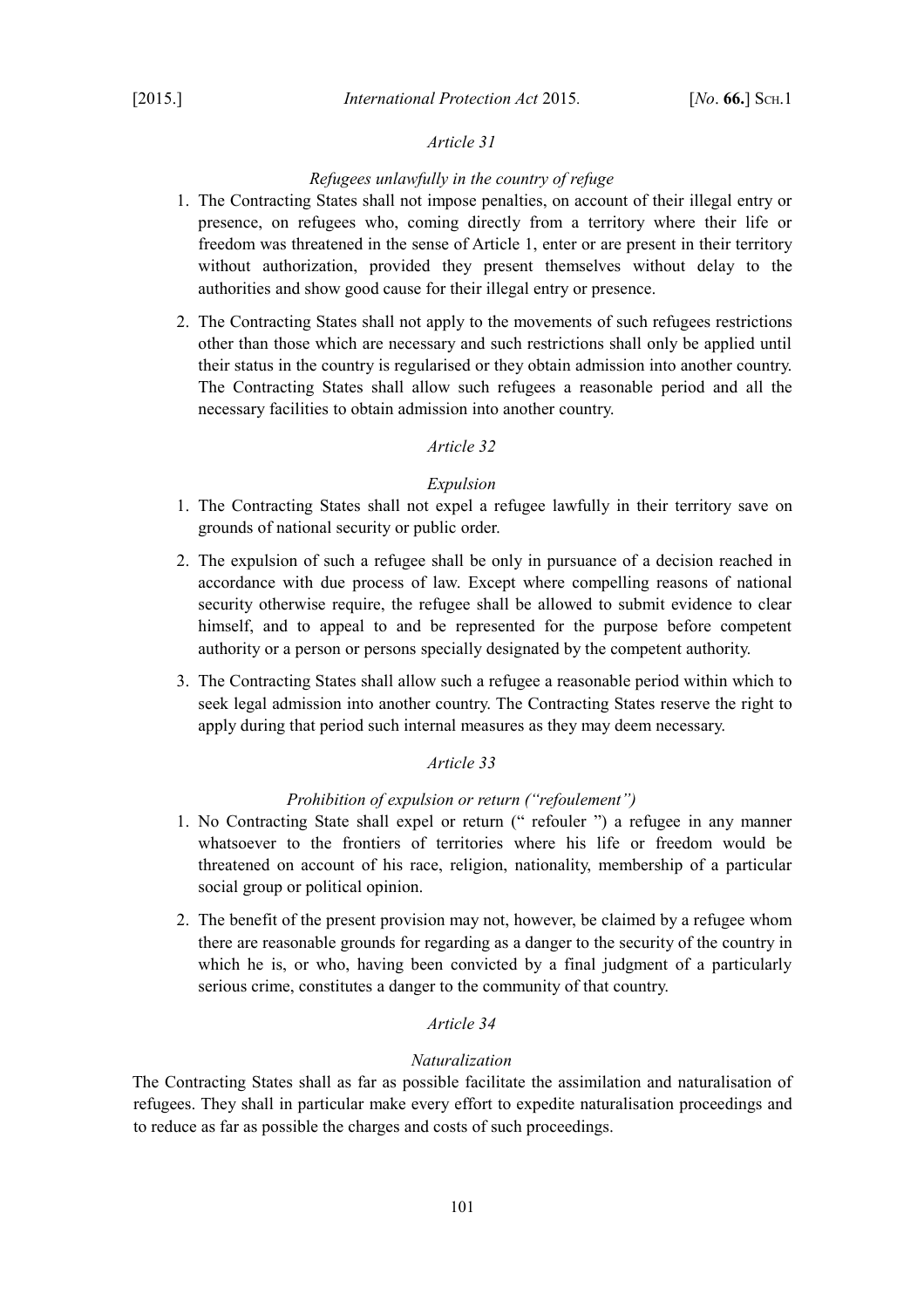*Article 31*

*Refugees unlawfully in the country of refuge*

1. The Contracting States shall not impose penalties, on account of their illegal entry or presence, on refugees who, coming directly from a territory where their life or freedom was threatened in the sense of Article 1, enter or are present in their territory without authorization, provided they present themselves without delay to the authorities and show good cause for their illegal entry or presence.

2. The Contracting States shall not apply to the movements of such refugees restrictions other than those which are necessary and such restrictions shall only be applied until their status in the country is regularised or they obtain admission into another country. The Contracting States shall allow such refugees a reasonable period and all the necessary facilities to obtain admission into another country.

*Article 32*

*Expulsion*

1. The Contracting States shall not expel a refugee lawfully in their territory save on grounds of national security or public order.

2. The expulsion of such a refugee shall be only in pursuance of a decision reached in accordance with due process of law. Except where compelling reasons of national security otherwise require, the refugee shall be allowed to submit evidence to clear himself, and to appeal to and be represented for the purpose before competent authority or a person or persons specially designated by the competent authority.

3. The Contracting States shall allow such a refugee a reasonable period within which to seek legal admission into another country. The Contracting States reserve the right to apply during that period such internal measures as they may deem necessary.

*Article 33*

*Prohibition of expulsion or return ("refoulement")*

1. No Contracting State shall expel or return (" refouler ") a refugee in any manner whatsoever to the frontiers of territories where his life or freedom would be threatened on account of his race, religion, nationality, membership of a particular social group or political opinion.

2. The benefit of the present provision may not, however, be claimed by a refugee whom there are reasonable grounds for regarding as a danger to the security of the country in which he is, or who, having been convicted by a final judgment of a particularly serious crime, constitutes a danger to the community of that country.

*Article 34*

*Naturalization*

The Contracting States shall as far as possible facilitate the assimilation and naturalisation of refugees. They shall in particular make every effort to expedite naturalisation proceedings and to reduce as far as possible the charges and costs of such proceedings.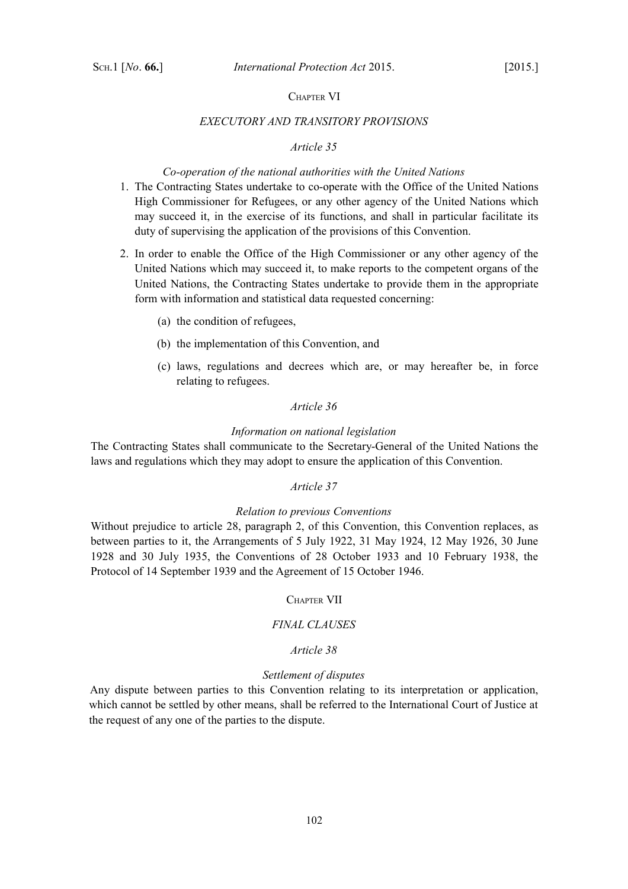## CHAPTER VI

### *EXECUTORY AND TRANSITORY PROVISIONS*

#### *Article 35*

*Co-operation of the national authorities with the United Nations*

1. The Contracting States undertake to co-operate with the Office of the United Nations High Commissioner for Refugees, or any other agency of the United Nations which may succeed it, in the exercise of its functions, and shall in particular facilitate its duty of supervising the application of the provisions of this Convention.

2. In order to enable the Office of the High Commissioner or any other agency of the United Nations which may succeed it, to make reports to the competent organs of the United Nations, the Contracting States undertake to provide them in the appropriate form with information and statistical data requested concerning:

   (a) the condition of refugees,

   (b) the implementation of this Convention, and

   (c) laws, regulations and decrees which are, or may hereafter be, in force relating to refugees.

#### *Article 36*

*Information on national legislation*

The Contracting States shall communicate to the Secretary-General of the United Nations the laws and regulations which they may adopt to ensure the application of this Convention.

#### *Article 37*

*Relation to previous Conventions*

Without prejudice to article 28, paragraph 2, of this Convention, this Convention replaces, as between parties to it, the Arrangements of 5 July 1922, 31 May 1924, 12 May 1926, 30 June 1928 and 30 July 1935, the Conventions of 28 October 1933 and 10 February 1938, the Protocol of 14 September 1939 and the Agreement of 15 October 1946.

## CHAPTER VII

### *FINAL CLAUSES*

#### *Article 38*

*Settlement of disputes*

Any dispute between parties to this Convention relating to its interpretation or application, which cannot be settled by other means, shall be referred to the International Court of Justice at the request of any one of the parties to the dispute.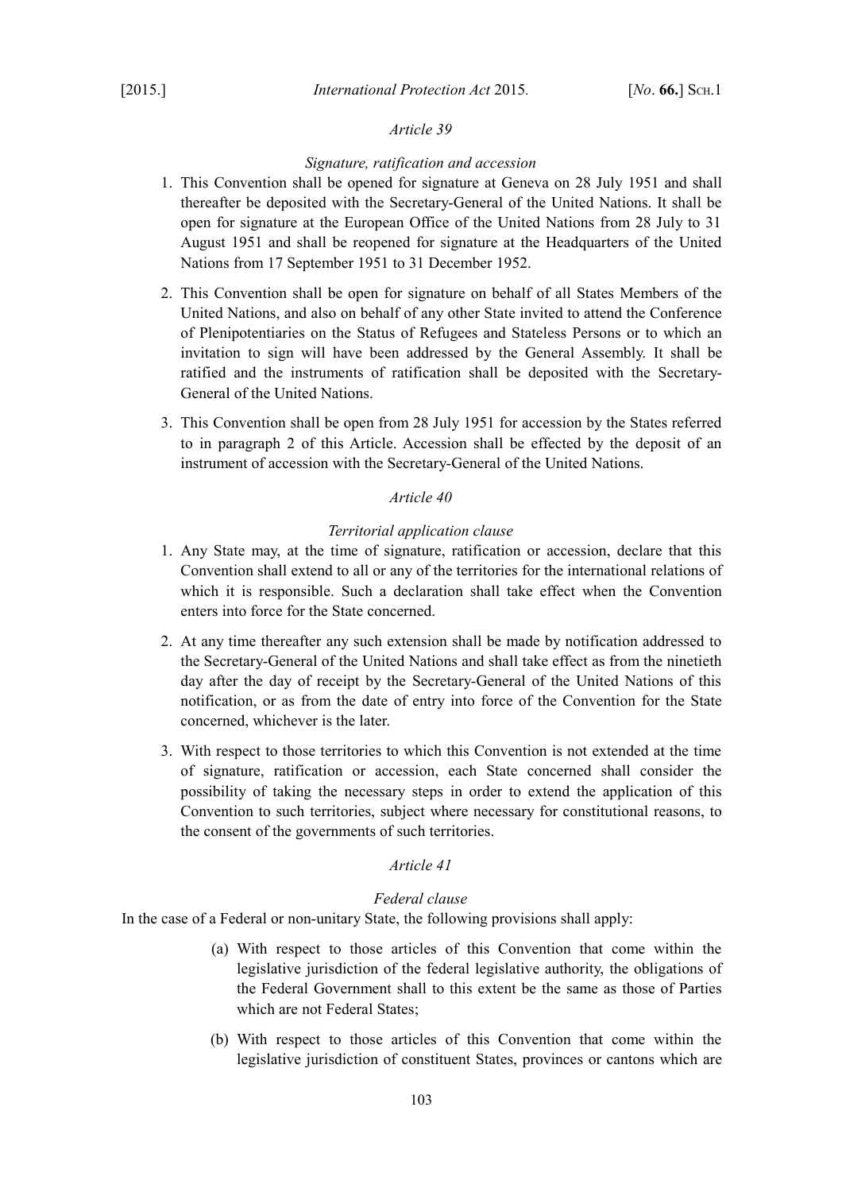*Article 39*

*Signature, ratification and accession*

1. This Convention shall be opened for signature at Geneva on 28 July 1951 and shall thereafter be deposited with the Secretary-General of the United Nations. It shall be open for signature at the European Office of the United Nations from 28 July to 31 August 1951 and shall be reopened for signature at the Headquarters of the United Nations from 17 September 1951 to 31 December 1952.

2. This Convention shall be open for signature on behalf of all States Members of the United Nations, and also on behalf of any other State invited to attend the Conference of Plenipotentiaries on the Status of Refugees and Stateless Persons or to which an invitation to sign will have been addressed by the General Assembly. It shall be ratified and the instruments of ratification shall be deposited with the Secretary-General of the United Nations.

3. This Convention shall be open from 28 July 1951 for accession by the States referred to in paragraph 2 of this Article. Accession shall be effected by the deposit of an instrument of accession with the Secretary-General of the United Nations.

*Article 40*

*Territorial application clause*

1. Any State may, at the time of signature, ratification or accession, declare that this Convention shall extend to all or any of the territories for the international relations of which it is responsible. Such a declaration shall take effect when the Convention enters into force for the State concerned.

2. At any time thereafter any such extension shall be made by notification addressed to the Secretary-General of the United Nations and shall take effect as from the ninetieth day after the day of receipt by the Secretary-General of the United Nations of this notification, or as from the date of entry into force of the Convention for the State concerned, whichever is the later.

3. With respect to those territories to which this Convention is not extended at the time of signature, ratification or accession, each State concerned shall consider the possibility of taking the necessary steps in order to extend the application of this Convention to such territories, subject where necessary for constitutional reasons, to the consent of the governments of such territories.

*Article 41*

*Federal clause*

In the case of a Federal or non-unitary State, the following provisions shall apply:

(a) With respect to those articles of this Convention that come within the legislative jurisdiction of the federal legislative authority, the obligations of the Federal Government shall to this extent be the same as those of Parties which are not Federal States;

(b) With respect to those articles of this Convention that come within the legislative jurisdiction of constituent States, provinces or cantons which are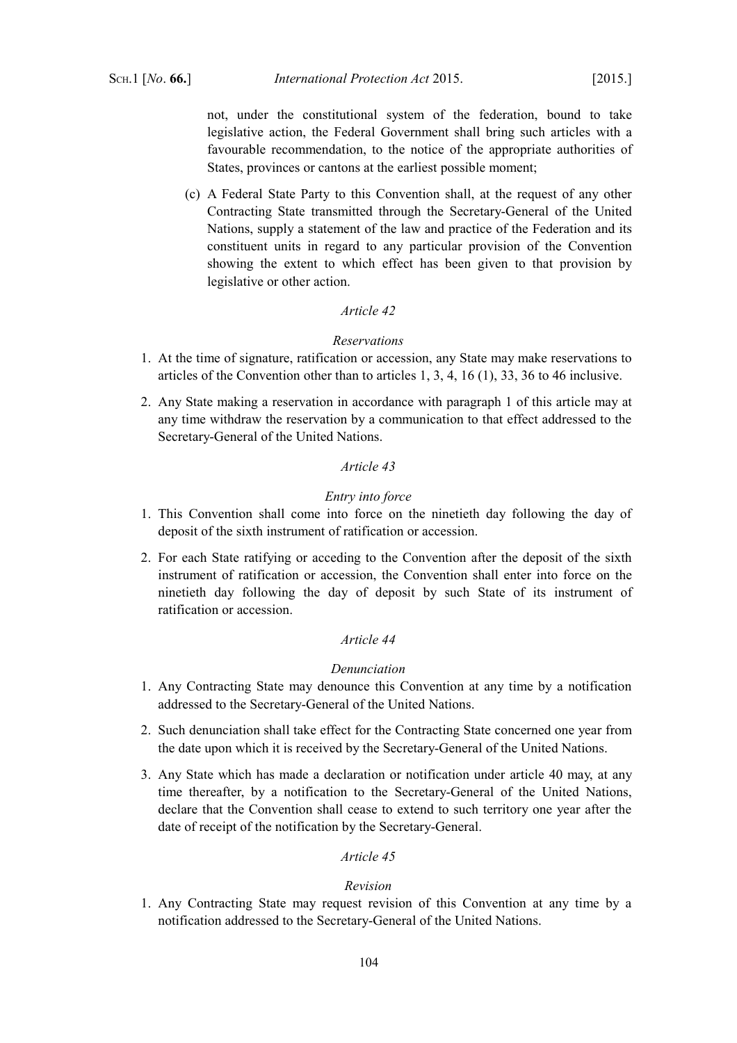not, under the constitutional system of the federation, bound to take legislative action, the Federal Government shall bring such articles with a favourable recommendation, to the notice of the appropriate authorities of States, provinces or cantons at the earliest possible moment;

(c) A Federal State Party to this Convention shall, at the request of any other Contracting State transmitted through the Secretary-General of the United Nations, supply a statement of the law and practice of the Federation and its constituent units in regard to any particular provision of the Convention showing the extent to which effect has been given to that provision by legislative or other action.

*Article 42*

*Reservations*

1. At the time of signature, ratification or accession, any State may make reservations to articles of the Convention other than to articles 1, 3, 4, 16 (1), 33, 36 to 46 inclusive.

2. Any State making a reservation in accordance with paragraph 1 of this article may at any time withdraw the reservation by a communication to that effect addressed to the Secretary-General of the United Nations.

*Article 43*

*Entry into force*

1. This Convention shall come into force on the ninetieth day following the day of deposit of the sixth instrument of ratification or accession.

2. For each State ratifying or acceding to the Convention after the deposit of the sixth instrument of ratification or accession, the Convention shall enter into force on the ninetieth day following the day of deposit by such State of its instrument of ratification or accession.

*Article 44*

*Denunciation*

1. Any Contracting State may denounce this Convention at any time by a notification addressed to the Secretary-General of the United Nations.

2. Such denunciation shall take effect for the Contracting State concerned one year from the date upon which it is received by the Secretary-General of the United Nations.

3. Any State which has made a declaration or notification under article 40 may, at any time thereafter, by a notification to the Secretary-General of the United Nations, declare that the Convention shall cease to extend to such territory one year after the date of receipt of the notification by the Secretary-General.

*Article 45*

*Revision*

1. Any Contracting State may request revision of this Convention at any time by a notification addressed to the Secretary-General of the United Nations.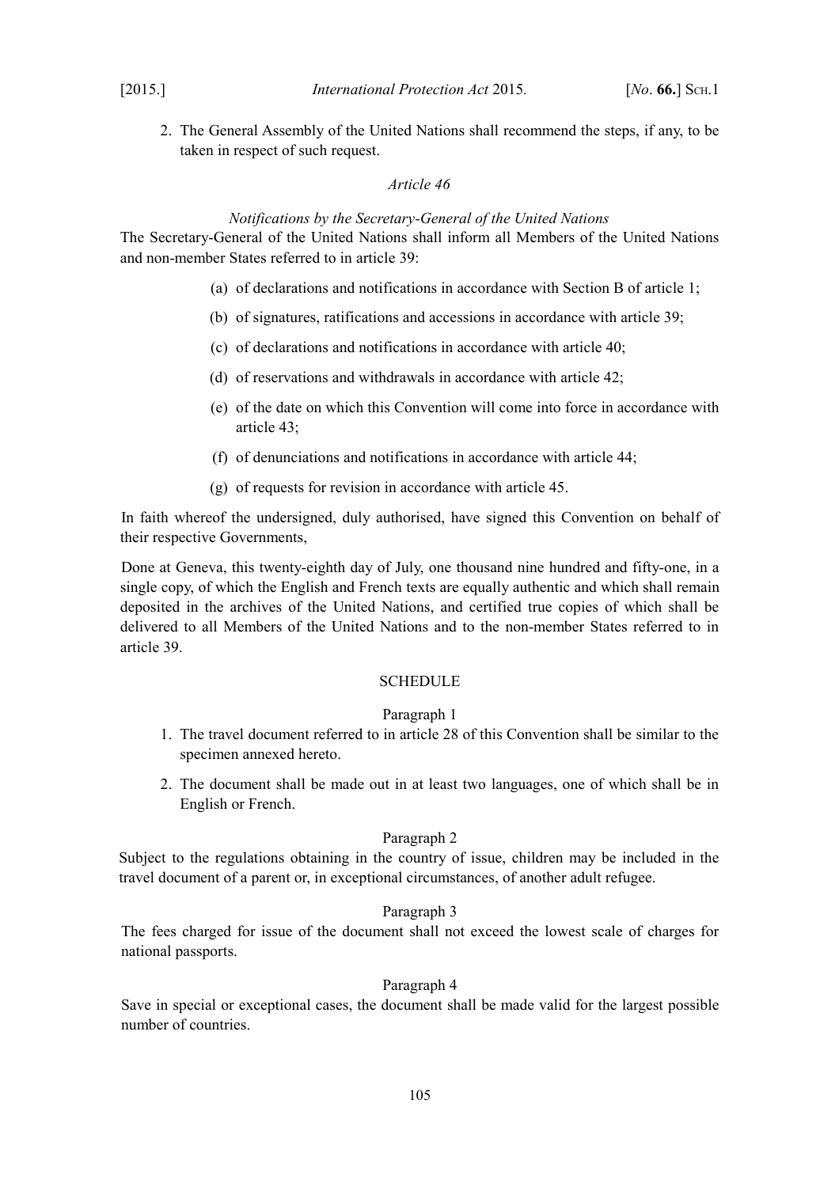2. The General Assembly of the United Nations shall recommend the steps, if any, to be taken in respect of such request.

*Article 46*

*Notifications by the Secretary-General of the United Nations*

The Secretary-General of the United Nations shall inform all Members of the United Nations and non-member States referred to in article 39:

(a) of declarations and notifications in accordance with Section B of article 1;

(b) of signatures, ratifications and accessions in accordance with article 39;

(c) of declarations and notifications in accordance with article 40;

(d) of reservations and withdrawals in accordance with article 42;

(e) of the date on which this Convention will come into force in accordance with article 43;

(f) of denunciations and notifications in accordance with article 44;

(g) of requests for revision in accordance with article 45.

In faith whereof the undersigned, duly authorised, have signed this Convention on behalf of their respective Governments,

Done at Geneva, this twenty-eighth day of July, one thousand nine hundred and fifty-one, in a single copy, of which the English and French texts are equally authentic and which shall remain deposited in the archives of the United Nations, and certified true copies of which shall be delivered to all Members of the United Nations and to the non-member States referred to in article 39.

SCHEDULE

Paragraph 1

1. The travel document referred to in article 28 of this Convention shall be similar to the specimen annexed hereto.

2. The document shall be made out in at least two languages, one of which shall be in English or French.

Paragraph 2

Subject to the regulations obtaining in the country of issue, children may be included in the travel document of a parent or, in exceptional circumstances, of another adult refugee.

Paragraph 3

The fees charged for issue of the document shall not exceed the lowest scale of charges for national passports.

Paragraph 4

Save in special or exceptional cases, the document shall be made valid for the largest possible number of countries.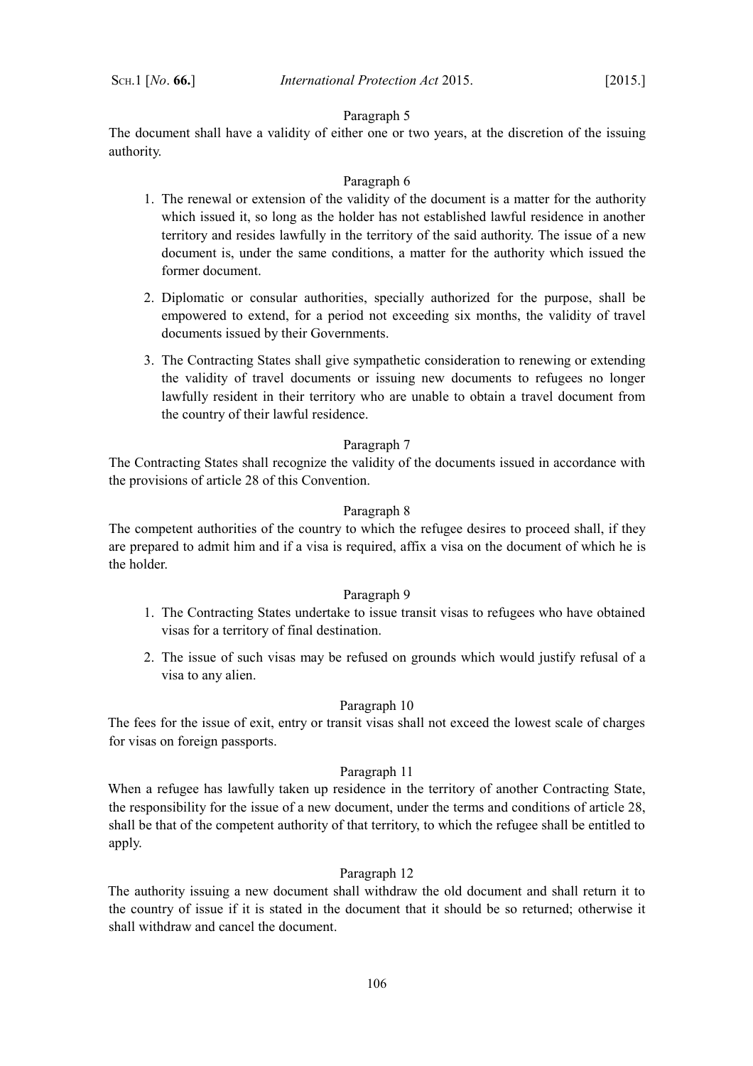Paragraph 5

The document shall have a validity of either one or two years, at the discretion of the issuing authority.

Paragraph 6

1. The renewal or extension of the validity of the document is a matter for the authority which issued it, so long as the holder has not established lawful residence in another territory and resides lawfully in the territory of the said authority. The issue of a new document is, under the same conditions, a matter for the authority which issued the former document.

2. Diplomatic or consular authorities, specially authorized for the purpose, shall be empowered to extend, for a period not exceeding six months, the validity of travel documents issued by their Governments.

3. The Contracting States shall give sympathetic consideration to renewing or extending the validity of travel documents or issuing new documents to refugees no longer lawfully resident in their territory who are unable to obtain a travel document from the country of their lawful residence.

Paragraph 7

The Contracting States shall recognize the validity of the documents issued in accordance with the provisions of article 28 of this Convention.

Paragraph 8

The competent authorities of the country to which the refugee desires to proceed shall, if they are prepared to admit him and if a visa is required, affix a visa on the document of which he is the holder.

Paragraph 9

1. The Contracting States undertake to issue transit visas to refugees who have obtained visas for a territory of final destination.

2. The issue of such visas may be refused on grounds which would justify refusal of a visa to any alien.

Paragraph 10

The fees for the issue of exit, entry or transit visas shall not exceed the lowest scale of charges for visas on foreign passports.

Paragraph 11

When a refugee has lawfully taken up residence in the territory of another Contracting State, the responsibility for the issue of a new document, under the terms and conditions of article 28, shall be that of the competent authority of that territory, to which the refugee shall be entitled to apply.

Paragraph 12

The authority issuing a new document shall withdraw the old document and shall return it to the country of issue if it is stated in the document that it should be so returned; otherwise it shall withdraw and cancel the document.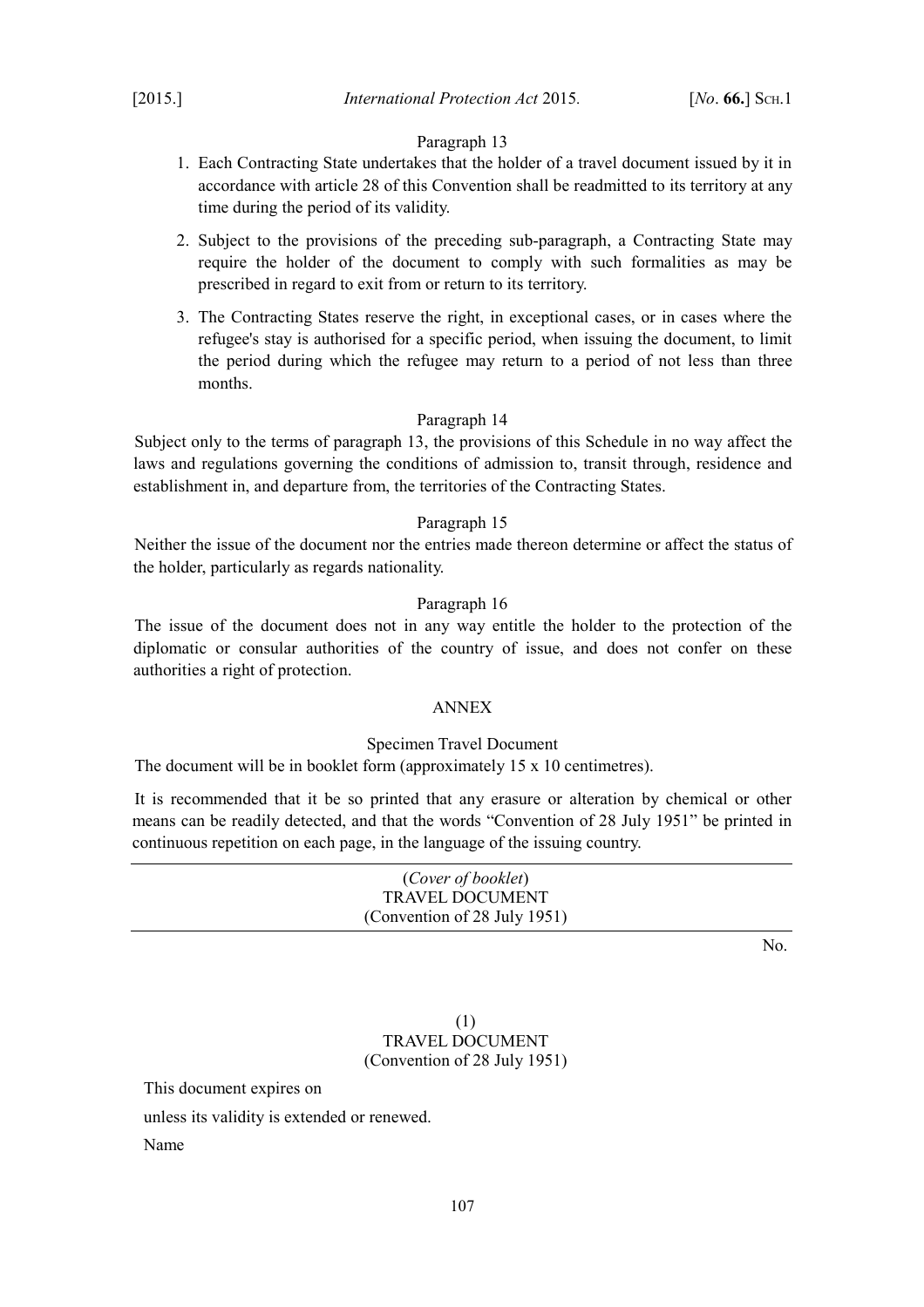Paragraph 13

1. Each Contracting State undertakes that the holder of a travel document issued by it in accordance with article 28 of this Convention shall be readmitted to its territory at any time during the period of its validity.
2. Subject to the provisions of the preceding sub-paragraph, a Contracting State may require the holder of the document to comply with such formalities as may be prescribed in regard to exit from or return to its territory.
3. The Contracting States reserve the right, in exceptional cases, or in cases where the refugee's stay is authorised for a specific period, when issuing the document, to limit the period during which the refugee may return to a period of not less than three months.

Paragraph 14

Subject only to the terms of paragraph 13, the provisions of this Schedule in no way affect the laws and regulations governing the conditions of admission to, transit through, residence and establishment in, and departure from, the territories of the Contracting States.

Paragraph 15

Neither the issue of the document nor the entries made thereon determine or affect the status of the holder, particularly as regards nationality.

Paragraph 16

The issue of the document does not in any way entitle the holder to the protection of the diplomatic or consular authorities of the country of issue, and does not confer on these authorities a right of protection.

ANNEX

Specimen Travel Document

The document will be in booklet form (approximately 15 x 10 centimetres).

It is recommended that it be so printed that any erasure or alteration by chemical or other means can be readily detected, and that the words "Convention of 28 July 1951" be printed in continuous repetition on each page, in the language of the issuing country.

---

(*Cover of booklet*)
TRAVEL DOCUMENT
(Convention of 28 July 1951)

---

No.

(1)
TRAVEL DOCUMENT
(Convention of 28 July 1951)

This document expires on

unless its validity is extended or renewed.

Name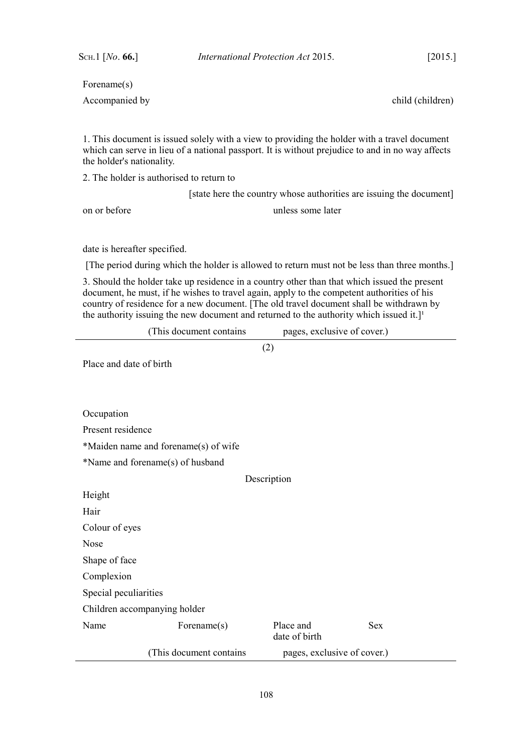Forename(s)

Accompanied by child (children)

1. This document is issued solely with a view to providing the holder with a travel document which can serve in lieu of a national passport. It is without prejudice to and in no way affects the holder's nationality.

2. The holder is authorised to return to

[state here the country whose authorities are issuing the document]

on or before unless some later

date is hereafter specified.

[The period during which the holder is allowed to return must not be less than three months.]

3. Should the holder take up residence in a country other than that which issued the present document, he must, if he wishes to travel again, apply to the competent authorities of his country of residence for a new document. [The old travel document shall be withdrawn by the authority issuing the new document and returned to the authority which issued it.][1]

(This document contains pages, exclusive of cover.)

---

(2)

Place and date of birth

Occupation

Present residence

*Maiden name and forename(s) of wife

*Name and forename(s) of husband

Description

Height

Hair

Colour of eyes

Nose

Shape of face

Complexion

Special peculiarities

Children accompanying holder

| Name | Forename(s) | Place and date of birth | Sex |
|---|---|---|---|

(This document contains pages, exclusive of cover.)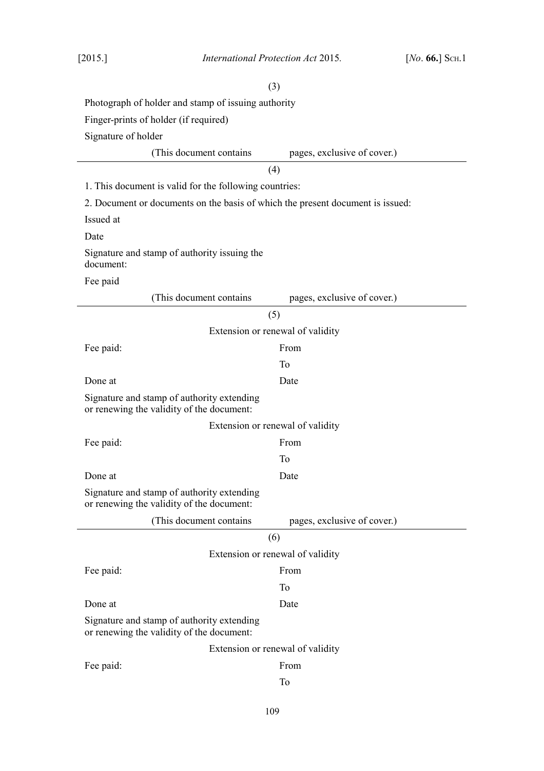(3)

Photograph of holder and stamp of issuing authority

Finger-prints of holder (if required)

Signature of holder

(This document contains pages, exclusive of cover.)

---

(4)

1. This document is valid for the following countries:

2. Document or documents on the basis of which the present document is issued:

Issued at

Date

Signature and stamp of authority issuing the document:

Fee paid

(This document contains pages, exclusive of cover.)

---

(5)

Extension or renewal of validity

| | |
|---|---|
| Fee paid: | From |
| | To |
| Done at | Date |

Signature and stamp of authority extending or renewing the validity of the document:

Extension or renewal of validity

| | |
|---|---|
| Fee paid: | From |
| | To |
| Done at | Date |

Signature and stamp of authority extending or renewing the validity of the document:

(This document contains pages, exclusive of cover.)

---

(6)

Extension or renewal of validity

| | |
|---|---|
| Fee paid: | From |
| | To |
| Done at | Date |

Signature and stamp of authority extending or renewing the validity of the document:

Extension or renewal of validity

| | |
|---|---|
| Fee paid: | From |
| | To |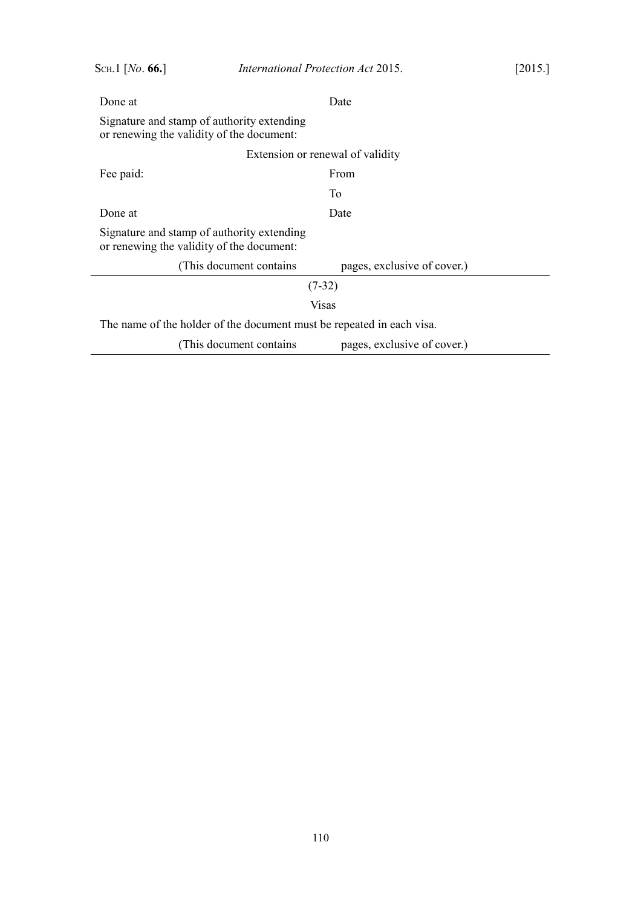| | |
|---|---|
| Done at | Date |

Signature and stamp of authority extending or renewing the validity of the document:

Extension or renewal of validity

| | |
|---|---|
| Fee paid: | From |
| | To |
| Done at | Date |

Signature and stamp of authority extending or renewing the validity of the document:

(This document contains pages, exclusive of cover.)

---

(7-32)

Visas

The name of the holder of the document must be repeated in each visa.

(This document contains pages, exclusive of cover.)

---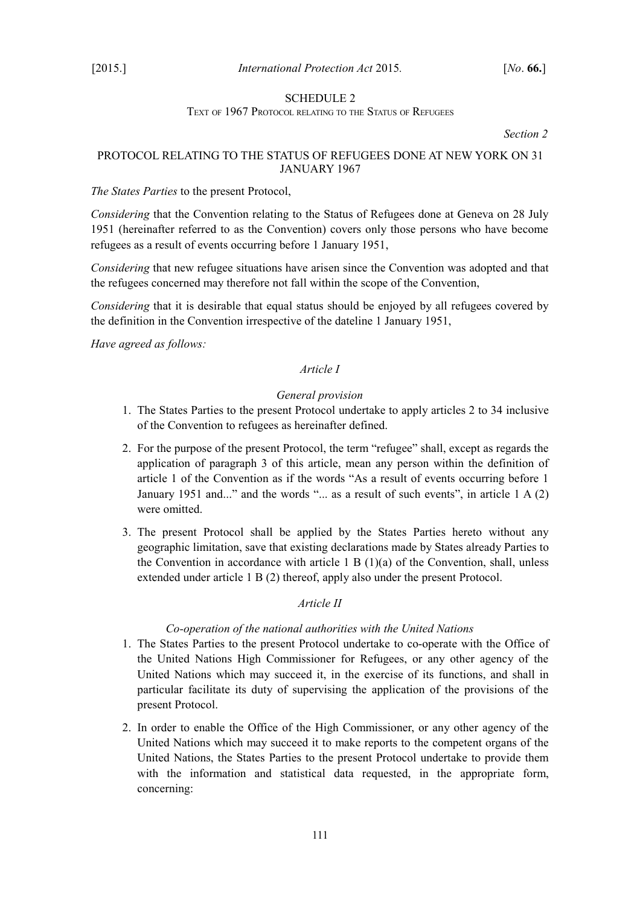SCHEDULE 2

Text of 1967 Protocol relating to the Status of Refugees

*Section 2*

## PROTOCOL RELATING TO THE STATUS OF REFUGEES DONE AT NEW YORK ON 31 JANUARY 1967

*The States Parties* to the present Protocol,

*Considering* that the Convention relating to the Status of Refugees done at Geneva on 28 July 1951 (hereinafter referred to as the Convention) covers only those persons who have become refugees as a result of events occurring before 1 January 1951,

*Considering* that new refugee situations have arisen since the Convention was adopted and that the refugees concerned may therefore not fall within the scope of the Convention,

*Considering* that it is desirable that equal status should be enjoyed by all refugees covered by the definition in the Convention irrespective of the dateline 1 January 1951,

*Have agreed as follows:*

### *Article I*

*General provision*

1. The States Parties to the present Protocol undertake to apply articles 2 to 34 inclusive of the Convention to refugees as hereinafter defined.
2. For the purpose of the present Protocol, the term "refugee" shall, except as regards the application of paragraph 3 of this article, mean any person within the definition of article 1 of the Convention as if the words "As a result of events occurring before 1 January 1951 and..." and the words "... as a result of such events", in article 1 A (2) were omitted.
3. The present Protocol shall be applied by the States Parties hereto without any geographic limitation, save that existing declarations made by States already Parties to the Convention in accordance with article 1 B (1)(a) of the Convention, shall, unless extended under article 1 B (2) thereof, apply also under the present Protocol.

### *Article II*

*Co-operation of the national authorities with the United Nations*

1. The States Parties to the present Protocol undertake to co-operate with the Office of the United Nations High Commissioner for Refugees, or any other agency of the United Nations which may succeed it, in the exercise of its functions, and shall in particular facilitate its duty of supervising the application of the provisions of the present Protocol.
2. In order to enable the Office of the High Commissioner, or any other agency of the United Nations which may succeed it to make reports to the competent organs of the United Nations, the States Parties to the present Protocol undertake to provide them with the information and statistical data requested, in the appropriate form, concerning: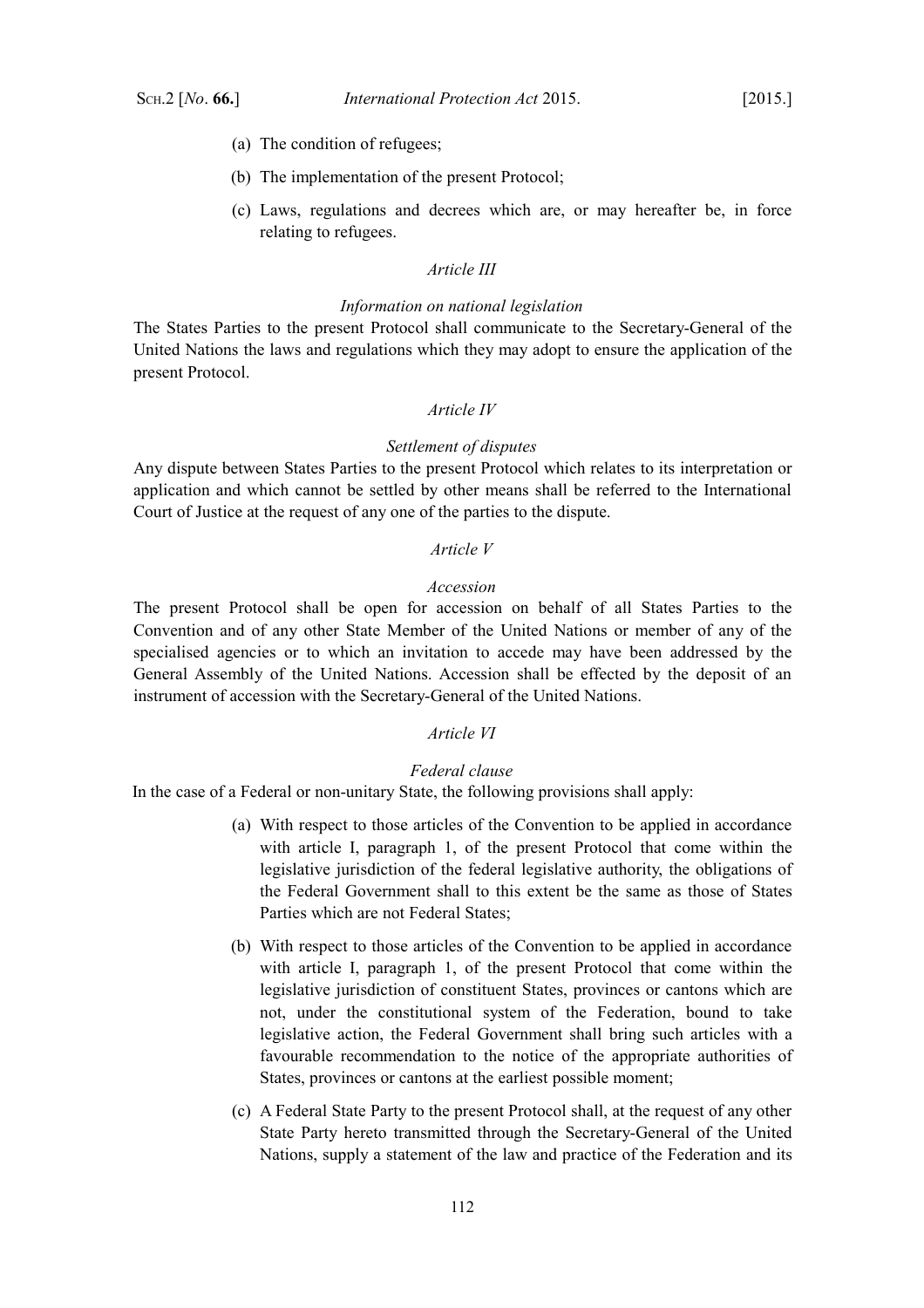(a) The condition of refugees;

(b) The implementation of the present Protocol;

(c) Laws, regulations and decrees which are, or may hereafter be, in force relating to refugees.

*Article III*

*Information on national legislation*

The States Parties to the present Protocol shall communicate to the Secretary-General of the United Nations the laws and regulations which they may adopt to ensure the application of the present Protocol.

*Article IV*

*Settlement of disputes*

Any dispute between States Parties to the present Protocol which relates to its interpretation or application and which cannot be settled by other means shall be referred to the International Court of Justice at the request of any one of the parties to the dispute.

*Article V*

*Accession*

The present Protocol shall be open for accession on behalf of all States Parties to the Convention and of any other State Member of the United Nations or member of any of the specialised agencies or to which an invitation to accede may have been addressed by the General Assembly of the United Nations. Accession shall be effected by the deposit of an instrument of accession with the Secretary-General of the United Nations.

*Article VI*

*Federal clause*

In the case of a Federal or non-unitary State, the following provisions shall apply:

(a) With respect to those articles of the Convention to be applied in accordance with article I, paragraph 1, of the present Protocol that come within the legislative jurisdiction of the federal legislative authority, the obligations of the Federal Government shall to this extent be the same as those of States Parties which are not Federal States;

(b) With respect to those articles of the Convention to be applied in accordance with article I, paragraph 1, of the present Protocol that come within the legislative jurisdiction of constituent States, provinces or cantons which are not, under the constitutional system of the Federation, bound to take legislative action, the Federal Government shall bring such articles with a favourable recommendation to the notice of the appropriate authorities of States, provinces or cantons at the earliest possible moment;

(c) A Federal State Party to the present Protocol shall, at the request of any other State Party hereto transmitted through the Secretary-General of the United Nations, supply a statement of the law and practice of the Federation and its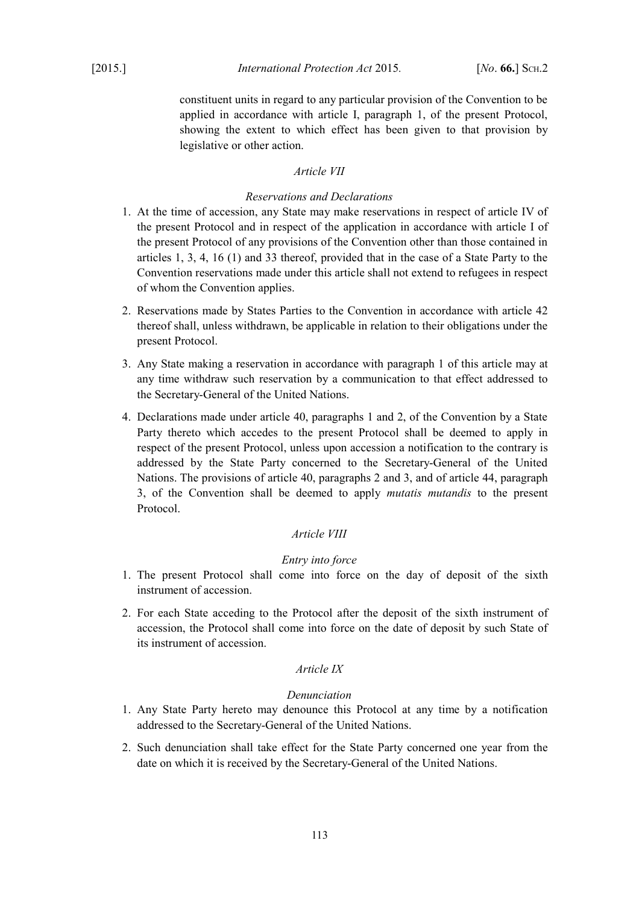constituent units in regard to any particular provision of the Convention to be applied in accordance with article I, paragraph 1, of the present Protocol, showing the extent to which effect has been given to that provision by legislative or other action.

*Article VII*

*Reservations and Declarations*

1. At the time of accession, any State may make reservations in respect of article IV of the present Protocol and in respect of the application in accordance with article I of the present Protocol of any provisions of the Convention other than those contained in articles 1, 3, 4, 16 (1) and 33 thereof, provided that in the case of a State Party to the Convention reservations made under this article shall not extend to refugees in respect of whom the Convention applies.

2. Reservations made by States Parties to the Convention in accordance with article 42 thereof shall, unless withdrawn, be applicable in relation to their obligations under the present Protocol.

3. Any State making a reservation in accordance with paragraph 1 of this article may at any time withdraw such reservation by a communication to that effect addressed to the Secretary-General of the United Nations.

4. Declarations made under article 40, paragraphs 1 and 2, of the Convention by a State Party thereto which accedes to the present Protocol shall be deemed to apply in respect of the present Protocol, unless upon accession a notification to the contrary is addressed by the State Party concerned to the Secretary-General of the United Nations. The provisions of article 40, paragraphs 2 and 3, and of article 44, paragraph 3, of the Convention shall be deemed to apply *mutatis mutandis* to the present Protocol.

*Article VIII*

*Entry into force*

1. The present Protocol shall come into force on the day of deposit of the sixth instrument of accession.

2. For each State acceding to the Protocol after the deposit of the sixth instrument of accession, the Protocol shall come into force on the date of deposit by such State of its instrument of accession.

*Article IX*

*Denunciation*

1. Any State Party hereto may denounce this Protocol at any time by a notification addressed to the Secretary-General of the United Nations.

2. Such denunciation shall take effect for the State Party concerned one year from the date on which it is received by the Secretary-General of the United Nations.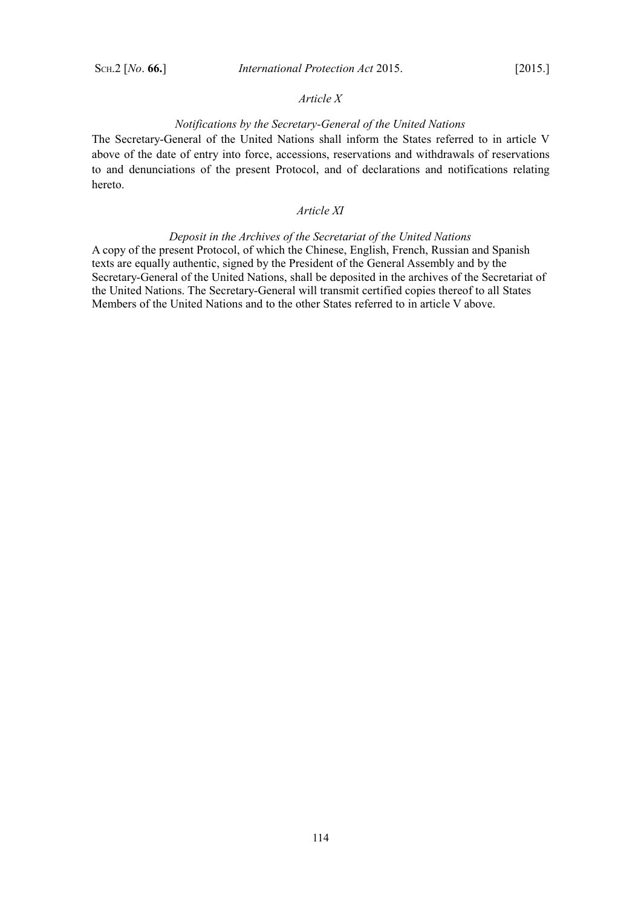*Article X*

*Notifications by the Secretary-General of the United Nations*

The Secretary-General of the United Nations shall inform the States referred to in article V above of the date of entry into force, accessions, reservations and withdrawals of reservations to and denunciations of the present Protocol, and of declarations and notifications relating hereto.

*Article XI*

*Deposit in the Archives of the Secretariat of the United Nations*

A copy of the present Protocol, of which the Chinese, English, French, Russian and Spanish texts are equally authentic, signed by the President of the General Assembly and by the Secretary-General of the United Nations, shall be deposited in the archives of the Secretariat of the United Nations. The Secretary-General will transmit certified copies thereof to all States Members of the United Nations and to the other States referred to in article V above.